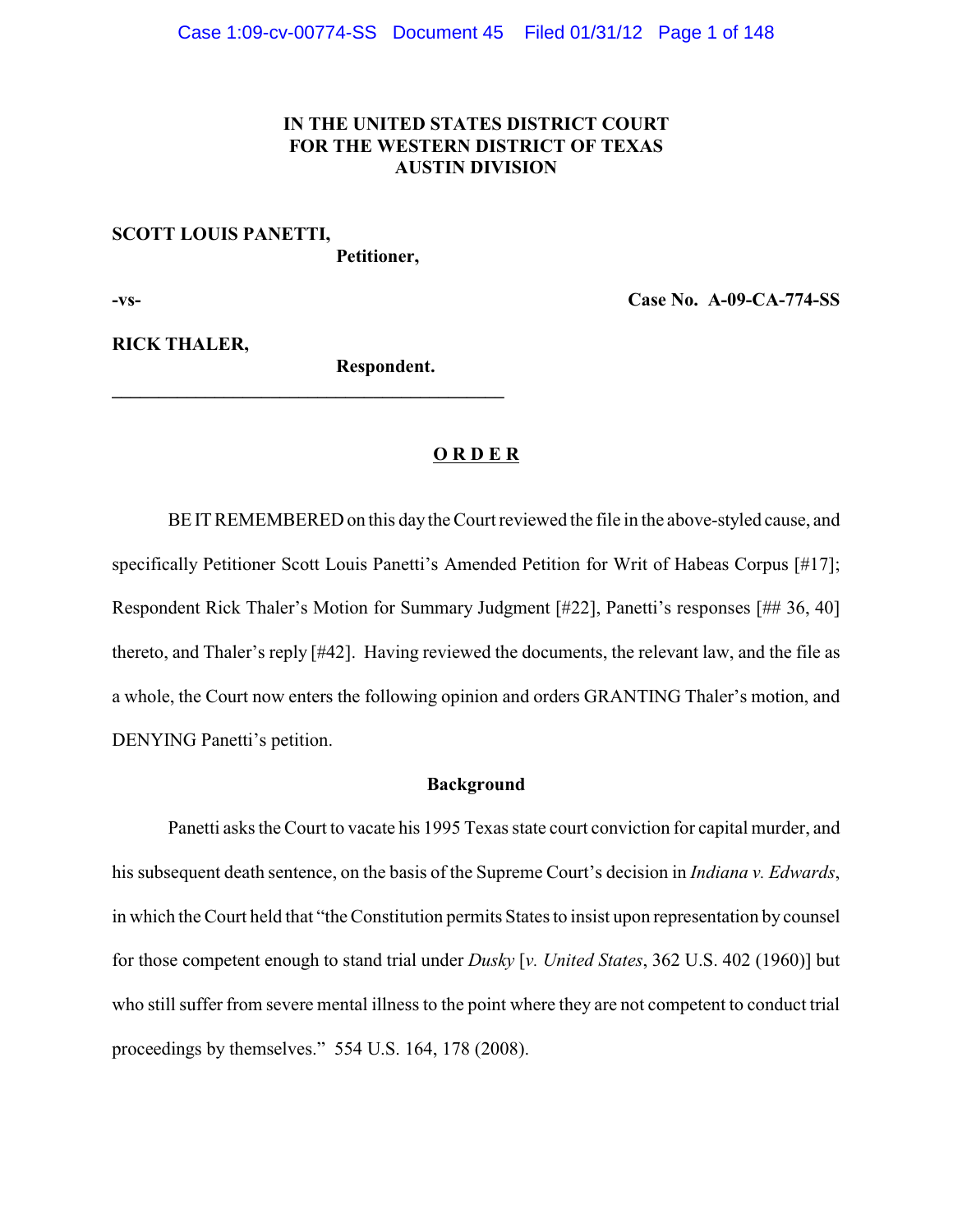**IN THE UNITED STATES DISTRICT COURT**
**FOR THE WESTERN DISTRICT OF TEXAS**
**AUSTIN DIVISION**

**SCOTT LOUIS PANETTI,**
**Petitioner,**

**-vs-** **Case No. A-09-CA-774-SS**

**RICK THALER,**
**Respondent.**

---

# O R D E R

BE IT REMEMBERED on this day the Court reviewed the file in the above-styled cause, and specifically Petitioner Scott Louis Panetti's Amended Petition for Writ of Habeas Corpus [#17]; Respondent Rick Thaler's Motion for Summary Judgment [#22], Panetti's responses [## 36, 40] thereto, and Thaler's reply [#42]. Having reviewed the documents, the relevant law, and the file as a whole, the Court now enters the following opinion and orders GRANTING Thaler's motion, and DENYING Panetti's petition.

## Background

Panetti asks the Court to vacate his 1995 Texas state court conviction for capital murder, and his subsequent death sentence, on the basis of the Supreme Court's decision in *Indiana v. Edwards*, in which the Court held that "the Constitution permits States to insist upon representation by counsel for those competent enough to stand trial under *Dusky* [*v. United States*, 362 U.S. 402 (1960)] but who still suffer from severe mental illness to the point where they are not competent to conduct trial proceedings by themselves." 554 U.S. 164, 178 (2008).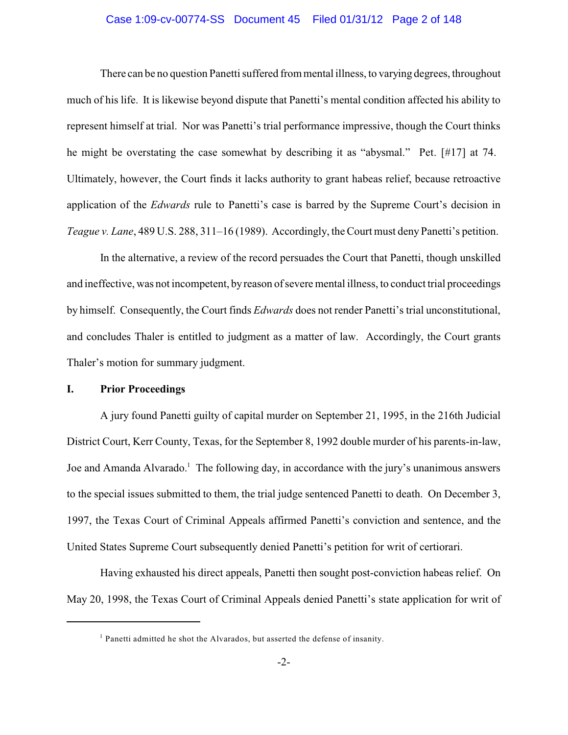There can be no question Panetti suffered from mental illness, to varying degrees, throughout much of his life. It is likewise beyond dispute that Panetti's mental condition affected his ability to represent himself at trial. Nor was Panetti's trial performance impressive, though the Court thinks he might be overstating the case somewhat by describing it as "abysmal." Pet. [#17] at 74. Ultimately, however, the Court finds it lacks authority to grant habeas relief, because retroactive application of the *Edwards* rule to Panetti's case is barred by the Supreme Court's decision in *Teague v. Lane*, 489 U.S. 288, 311–16 (1989). Accordingly, the Court must deny Panetti's petition.

In the alternative, a review of the record persuades the Court that Panetti, though unskilled and ineffective, was not incompetent, by reason of severe mental illness, to conduct trial proceedings by himself. Consequently, the Court finds *Edwards* does not render Panetti's trial unconstitutional, and concludes Thaler is entitled to judgment as a matter of law. Accordingly, the Court grants Thaler's motion for summary judgment.

## I. Prior Proceedings

A jury found Panetti guilty of capital murder on September 21, 1995, in the 216th Judicial District Court, Kerr County, Texas, for the September 8, 1992 double murder of his parents-in-law, Joe and Amanda Alvarado.[1] The following day, in accordance with the jury's unanimous answers to the special issues submitted to them, the trial judge sentenced Panetti to death. On December 3, 1997, the Texas Court of Criminal Appeals affirmed Panetti's conviction and sentence, and the United States Supreme Court subsequently denied Panetti's petition for writ of certiorari.

Having exhausted his direct appeals, Panetti then sought post-conviction habeas relief. On May 20, 1998, the Texas Court of Criminal Appeals denied Panetti's state application for writ of

---

[1] Panetti admitted he shot the Alvarados, but asserted the defense of insanity.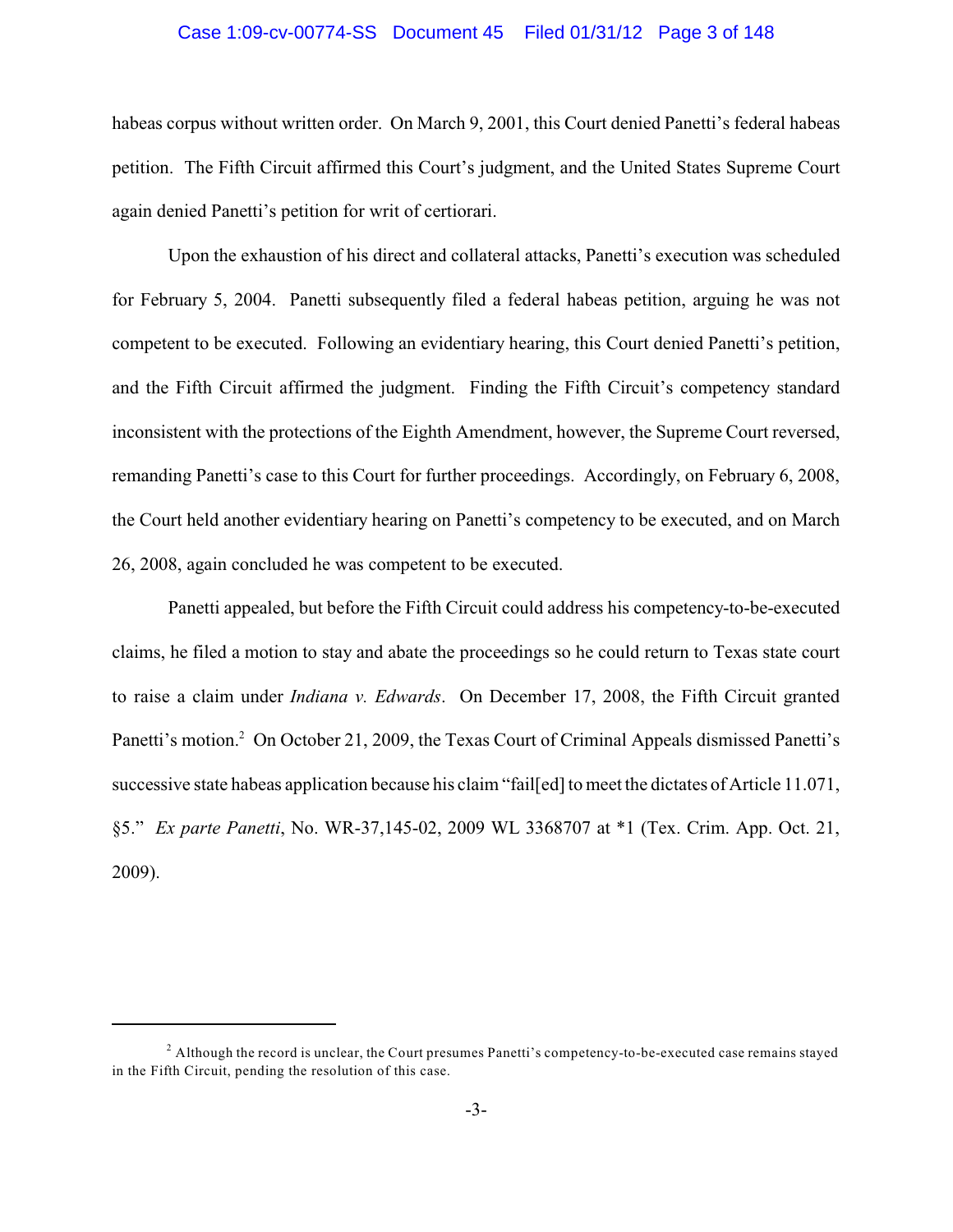habeas corpus without written order. On March 9, 2001, this Court denied Panetti's federal habeas petition. The Fifth Circuit affirmed this Court's judgment, and the United States Supreme Court again denied Panetti's petition for writ of certiorari.

Upon the exhaustion of his direct and collateral attacks, Panetti's execution was scheduled for February 5, 2004. Panetti subsequently filed a federal habeas petition, arguing he was not competent to be executed. Following an evidentiary hearing, this Court denied Panetti's petition, and the Fifth Circuit affirmed the judgment. Finding the Fifth Circuit's competency standard inconsistent with the protections of the Eighth Amendment, however, the Supreme Court reversed, remanding Panetti's case to this Court for further proceedings. Accordingly, on February 6, 2008, the Court held another evidentiary hearing on Panetti's competency to be executed, and on March 26, 2008, again concluded he was competent to be executed.

Panetti appealed, but before the Fifth Circuit could address his competency-to-be-executed claims, he filed a motion to stay and abate the proceedings so he could return to Texas state court to raise a claim under *Indiana v. Edwards*. On December 17, 2008, the Fifth Circuit granted Panetti's motion.[2] On October 21, 2009, the Texas Court of Criminal Appeals dismissed Panetti's successive state habeas application because his claim "fail[ed] to meet the dictates of Article 11.071, §5." *Ex parte Panetti*, No. WR-37,145-02, 2009 WL 3368707 at *1 (Tex. Crim. App. Oct. 21, 2009).

---

[2] Although the record is unclear, the Court presumes Panetti's competency-to-be-executed case remains stayed in the Fifth Circuit, pending the resolution of this case.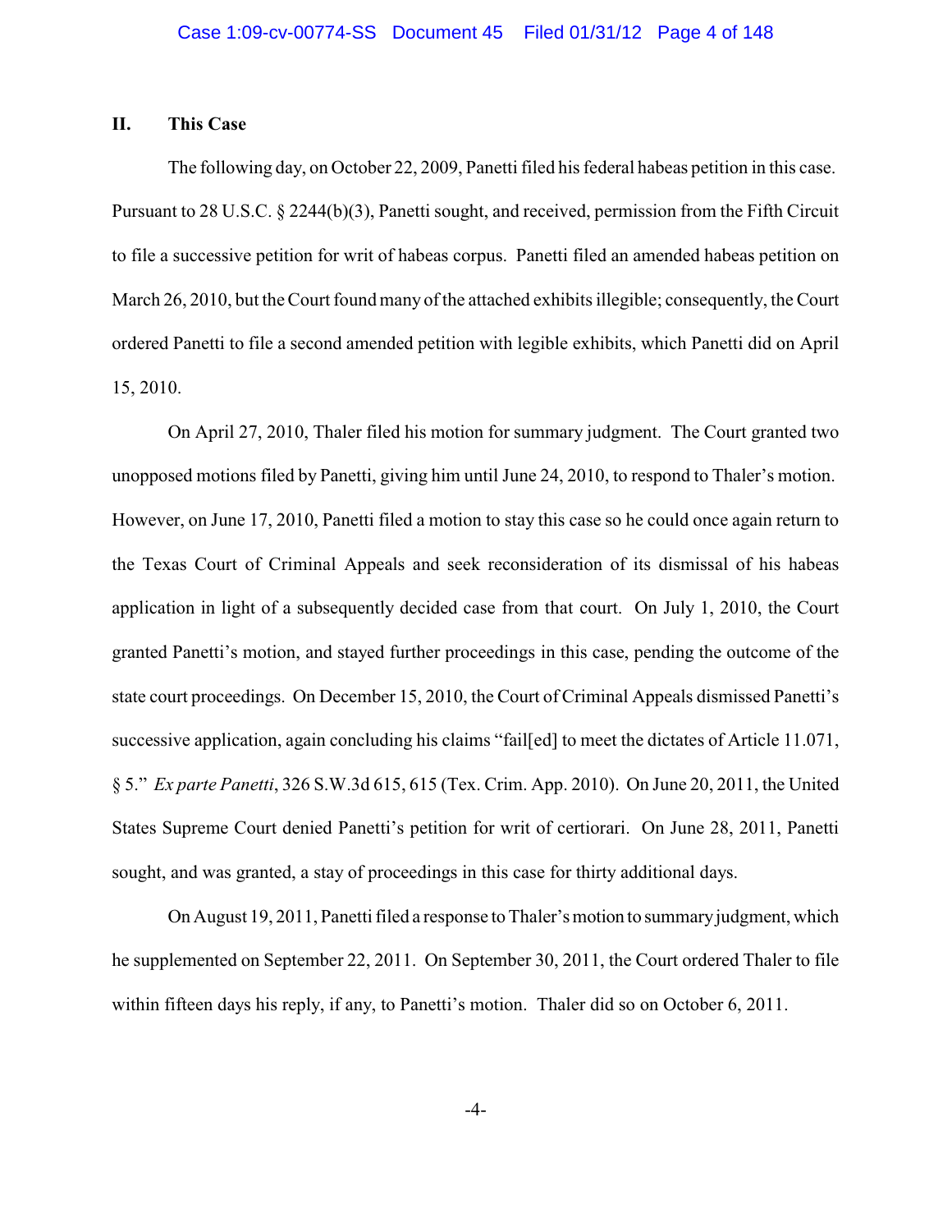## II. This Case

The following day, on October 22, 2009, Panetti filed his federal habeas petition in this case. Pursuant to 28 U.S.C. § 2244(b)(3), Panetti sought, and received, permission from the Fifth Circuit to file a successive petition for writ of habeas corpus. Panetti filed an amended habeas petition on March 26, 2010, but the Court found many of the attached exhibits illegible; consequently, the Court ordered Panetti to file a second amended petition with legible exhibits, which Panetti did on April 15, 2010.

On April 27, 2010, Thaler filed his motion for summary judgment. The Court granted two unopposed motions filed by Panetti, giving him until June 24, 2010, to respond to Thaler's motion. However, on June 17, 2010, Panetti filed a motion to stay this case so he could once again return to the Texas Court of Criminal Appeals and seek reconsideration of its dismissal of his habeas application in light of a subsequently decided case from that court. On July 1, 2010, the Court granted Panetti's motion, and stayed further proceedings in this case, pending the outcome of the state court proceedings. On December 15, 2010, the Court of Criminal Appeals dismissed Panetti's successive application, again concluding his claims "fail[ed] to meet the dictates of Article 11.071, § 5." *Ex parte Panetti*, 326 S.W.3d 615, 615 (Tex. Crim. App. 2010). On June 20, 2011, the United States Supreme Court denied Panetti's petition for writ of certiorari. On June 28, 2011, Panetti sought, and was granted, a stay of proceedings in this case for thirty additional days.

On August 19, 2011, Panetti filed a response to Thaler's motion to summary judgment, which he supplemented on September 22, 2011. On September 30, 2011, the Court ordered Thaler to file within fifteen days his reply, if any, to Panetti's motion. Thaler did so on October 6, 2011.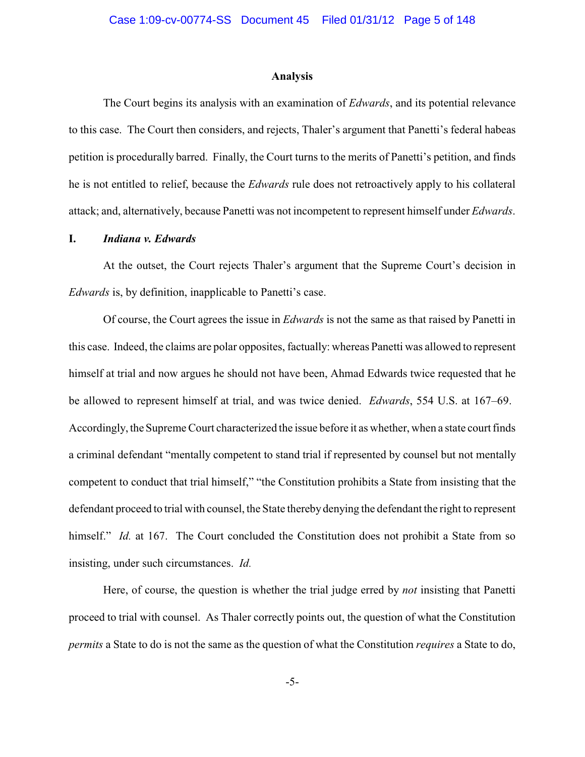## Analysis

The Court begins its analysis with an examination of *Edwards*, and its potential relevance to this case. The Court then considers, and rejects, Thaler's argument that Panetti's federal habeas petition is procedurally barred. Finally, the Court turns to the merits of Panetti's petition, and finds he is not entitled to relief, because the *Edwards* rule does not retroactively apply to his collateral attack; and, alternatively, because Panetti was not incompetent to represent himself under *Edwards*.

### I. *Indiana v. Edwards*

At the outset, the Court rejects Thaler's argument that the Supreme Court's decision in *Edwards* is, by definition, inapplicable to Panetti's case.

Of course, the Court agrees the issue in *Edwards* is not the same as that raised by Panetti in this case. Indeed, the claims are polar opposites, factually: whereas Panetti was allowed to represent himself at trial and now argues he should not have been, Ahmad Edwards twice requested that he be allowed to represent himself at trial, and was twice denied. *Edwards*, 554 U.S. at 167–69. Accordingly, the Supreme Court characterized the issue before it as whether, when a state court finds a criminal defendant "mentally competent to stand trial if represented by counsel but not mentally competent to conduct that trial himself," "the Constitution prohibits a State from insisting that the defendant proceed to trial with counsel, the State thereby denying the defendant the right to represent himself." *Id.* at 167. The Court concluded the Constitution does not prohibit a State from so insisting, under such circumstances. *Id.*

Here, of course, the question is whether the trial judge erred by *not* insisting that Panetti proceed to trial with counsel. As Thaler correctly points out, the question of what the Constitution *permits* a State to do is not the same as the question of what the Constitution *requires* a State to do,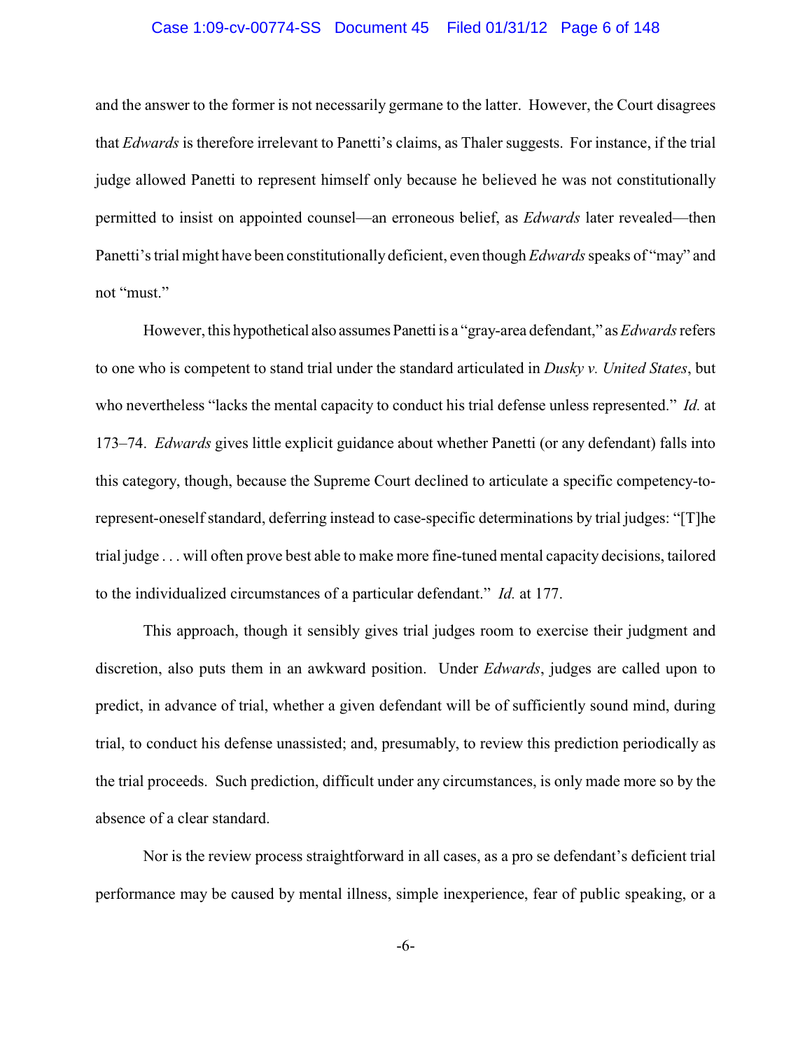and the answer to the former is not necessarily germane to the latter. However, the Court disagrees that *Edwards* is therefore irrelevant to Panetti's claims, as Thaler suggests. For instance, if the trial judge allowed Panetti to represent himself only because he believed he was not constitutionally permitted to insist on appointed counsel—an erroneous belief, as *Edwards* later revealed—then Panetti's trial might have been constitutionally deficient, even though *Edwards* speaks of "may" and not "must."

However, this hypothetical also assumes Panetti is a "gray-area defendant," as *Edwards* refers to one who is competent to stand trial under the standard articulated in *Dusky v. United States*, but who nevertheless "lacks the mental capacity to conduct his trial defense unless represented." *Id.* at 173–74. *Edwards* gives little explicit guidance about whether Panetti (or any defendant) falls into this category, though, because the Supreme Court declined to articulate a specific competency-to-represent-oneself standard, deferring instead to case-specific determinations by trial judges: "[T]he trial judge . . . will often prove best able to make more fine-tuned mental capacity decisions, tailored to the individualized circumstances of a particular defendant." *Id.* at 177.

This approach, though it sensibly gives trial judges room to exercise their judgment and discretion, also puts them in an awkward position. Under *Edwards*, judges are called upon to predict, in advance of trial, whether a given defendant will be of sufficiently sound mind, during trial, to conduct his defense unassisted; and, presumably, to review this prediction periodically as the trial proceeds. Such prediction, difficult under any circumstances, is only made more so by the absence of a clear standard.

Nor is the review process straightforward in all cases, as a pro se defendant's deficient trial performance may be caused by mental illness, simple inexperience, fear of public speaking, or a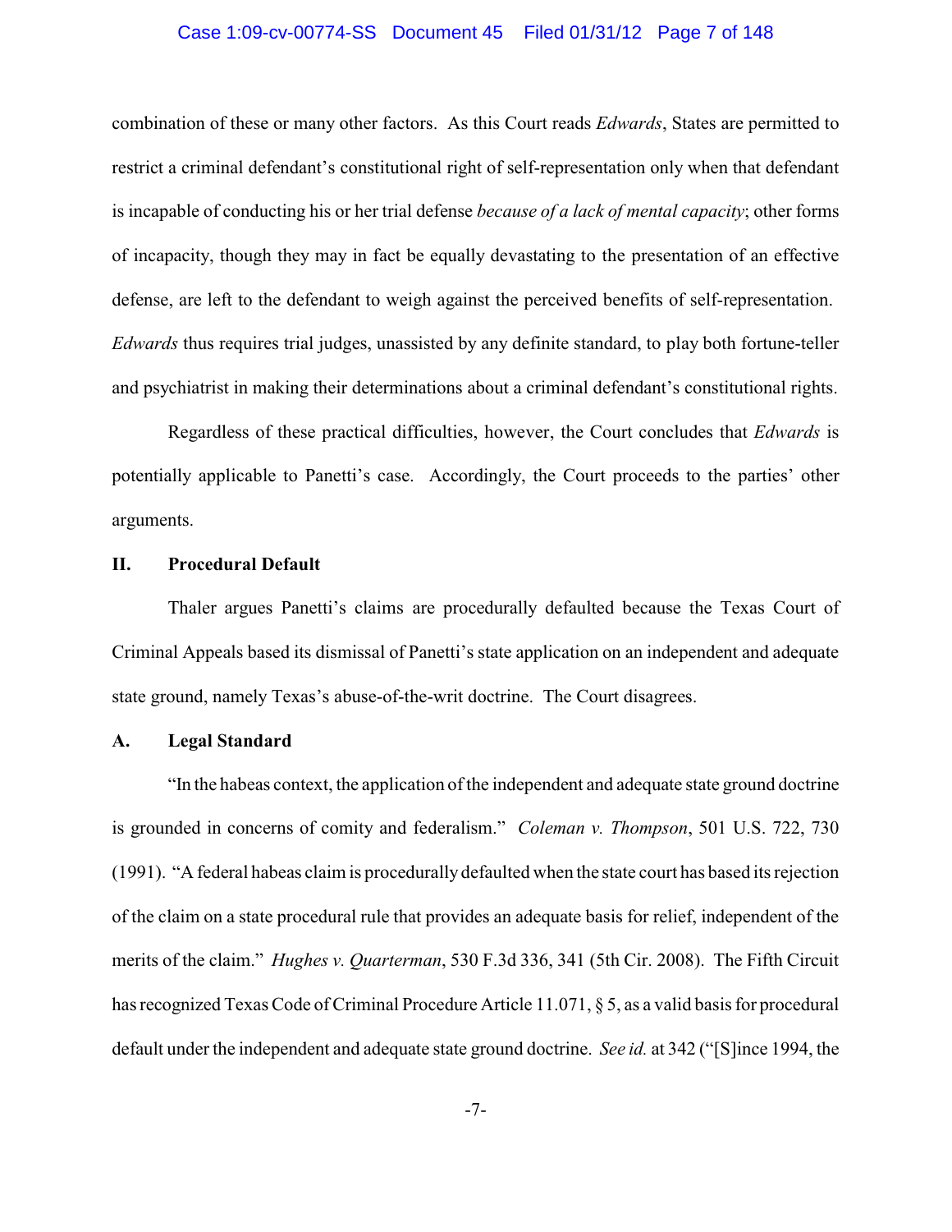combination of these or many other factors. As this Court reads *Edwards*, States are permitted to restrict a criminal defendant's constitutional right of self-representation only when that defendant is incapable of conducting his or her trial defense *because of a lack of mental capacity*; other forms of incapacity, though they may in fact be equally devastating to the presentation of an effective defense, are left to the defendant to weigh against the perceived benefits of self-representation. *Edwards* thus requires trial judges, unassisted by any definite standard, to play both fortune-teller and psychiatrist in making their determinations about a criminal defendant's constitutional rights.

Regardless of these practical difficulties, however, the Court concludes that *Edwards* is potentially applicable to Panetti's case. Accordingly, the Court proceeds to the parties' other arguments.

## II. Procedural Default

Thaler argues Panetti's claims are procedurally defaulted because the Texas Court of Criminal Appeals based its dismissal of Panetti's state application on an independent and adequate state ground, namely Texas's abuse-of-the-writ doctrine. The Court disagrees.

### A. Legal Standard

"In the habeas context, the application of the independent and adequate state ground doctrine is grounded in concerns of comity and federalism." *Coleman v. Thompson*, 501 U.S. 722, 730 (1991). "A federal habeas claim is procedurally defaulted when the state court has based its rejection of the claim on a state procedural rule that provides an adequate basis for relief, independent of the merits of the claim." *Hughes v. Quarterman*, 530 F.3d 336, 341 (5th Cir. 2008). The Fifth Circuit has recognized Texas Code of Criminal Procedure Article 11.071, § 5, as a valid basis for procedural default under the independent and adequate state ground doctrine. *See id.* at 342 ("[S]ince 1994, the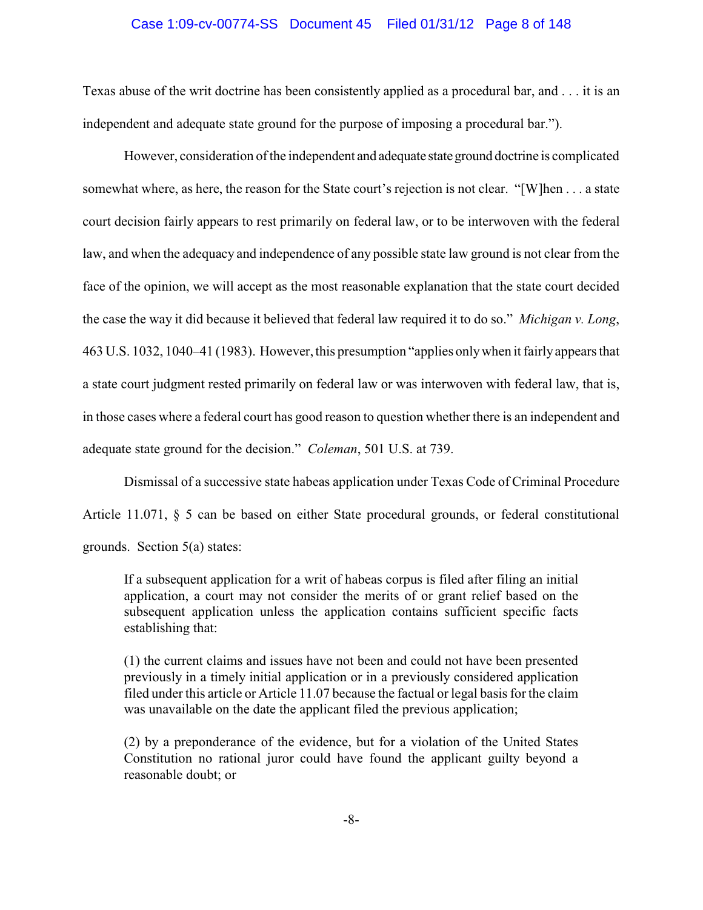Texas abuse of the writ doctrine has been consistently applied as a procedural bar, and . . . it is an independent and adequate state ground for the purpose of imposing a procedural bar.").

However, consideration of the independent and adequate state ground doctrine is complicated somewhat where, as here, the reason for the State court's rejection is not clear. "[W]hen . . . a state court decision fairly appears to rest primarily on federal law, or to be interwoven with the federal law, and when the adequacy and independence of any possible state law ground is not clear from the face of the opinion, we will accept as the most reasonable explanation that the state court decided the case the way it did because it believed that federal law required it to do so." *Michigan v. Long*, 463 U.S. 1032, 1040–41 (1983). However, this presumption "applies only when it fairly appears that a state court judgment rested primarily on federal law or was interwoven with federal law, that is, in those cases where a federal court has good reason to question whether there is an independent and adequate state ground for the decision." *Coleman*, 501 U.S. at 739.

Dismissal of a successive state habeas application under Texas Code of Criminal Procedure Article 11.071, § 5 can be based on either State procedural grounds, or federal constitutional grounds. Section 5(a) states:

> If a subsequent application for a writ of habeas corpus is filed after filing an initial application, a court may not consider the merits of or grant relief based on the subsequent application unless the application contains sufficient specific facts establishing that:
>
> (1) the current claims and issues have not been and could not have been presented previously in a timely initial application or in a previously considered application filed under this article or Article 11.07 because the factual or legal basis for the claim was unavailable on the date the applicant filed the previous application;
>
> (2) by a preponderance of the evidence, but for a violation of the United States Constitution no rational juror could have found the applicant guilty beyond a reasonable doubt; or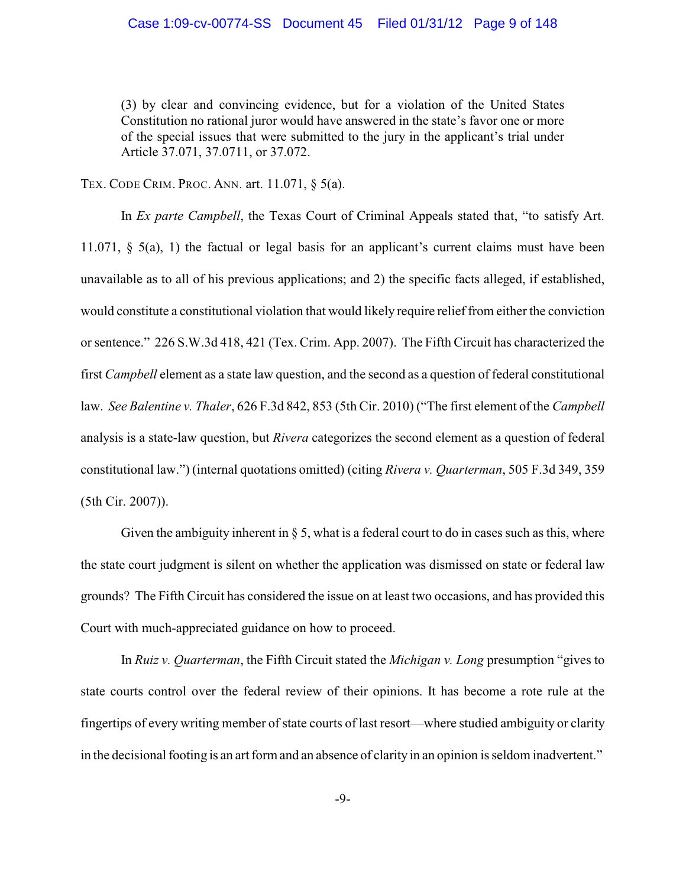> (3) by clear and convincing evidence, but for a violation of the United States Constitution no rational juror would have answered in the state's favor one or more of the special issues that were submitted to the jury in the applicant's trial under Article 37.071, 37.0711, or 37.072.

TEX. CODE CRIM. PROC. ANN. art. 11.071, § 5(a).

In *Ex parte Campbell*, the Texas Court of Criminal Appeals stated that, "to satisfy Art. 11.071, § 5(a), 1) the factual or legal basis for an applicant's current claims must have been unavailable as to all of his previous applications; and 2) the specific facts alleged, if established, would constitute a constitutional violation that would likely require relief from either the conviction or sentence." 226 S.W.3d 418, 421 (Tex. Crim. App. 2007). The Fifth Circuit has characterized the first *Campbell* element as a state law question, and the second as a question of federal constitutional law. *See Balentine v. Thaler*, 626 F.3d 842, 853 (5th Cir. 2010) ("The first element of the *Campbell* analysis is a state-law question, but *Rivera* categorizes the second element as a question of federal constitutional law.") (internal quotations omitted) (citing *Rivera v. Quarterman*, 505 F.3d 349, 359 (5th Cir. 2007)).

Given the ambiguity inherent in § 5, what is a federal court to do in cases such as this, where the state court judgment is silent on whether the application was dismissed on state or federal law grounds? The Fifth Circuit has considered the issue on at least two occasions, and has provided this Court with much-appreciated guidance on how to proceed.

In *Ruiz v. Quarterman*, the Fifth Circuit stated the *Michigan v. Long* presumption "gives to state courts control over the federal review of their opinions. It has become a rote rule at the fingertips of every writing member of state courts of last resort—where studied ambiguity or clarity in the decisional footing is an art form and an absence of clarity in an opinion is seldom inadvertent."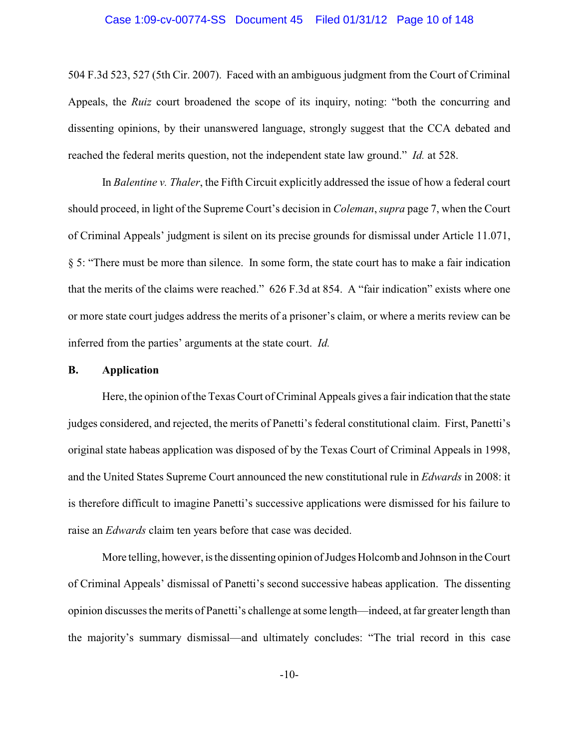504 F.3d 523, 527 (5th Cir. 2007). Faced with an ambiguous judgment from the Court of Criminal Appeals, the *Ruiz* court broadened the scope of its inquiry, noting: "both the concurring and dissenting opinions, by their unanswered language, strongly suggest that the CCA debated and reached the federal merits question, not the independent state law ground." *Id.* at 528.

In *Balentine v. Thaler*, the Fifth Circuit explicitly addressed the issue of how a federal court should proceed, in light of the Supreme Court's decision in *Coleman*, *supra* page 7, when the Court of Criminal Appeals' judgment is silent on its precise grounds for dismissal under Article 11.071, § 5: "There must be more than silence. In some form, the state court has to make a fair indication that the merits of the claims were reached." 626 F.3d at 854. A "fair indication" exists where one or more state court judges address the merits of a prisoner's claim, or where a merits review can be inferred from the parties' arguments at the state court. *Id.*

**B. Application**

Here, the opinion of the Texas Court of Criminal Appeals gives a fair indication that the state judges considered, and rejected, the merits of Panetti's federal constitutional claim. First, Panetti's original state habeas application was disposed of by the Texas Court of Criminal Appeals in 1998, and the United States Supreme Court announced the new constitutional rule in *Edwards* in 2008: it is therefore difficult to imagine Panetti's successive applications were dismissed for his failure to raise an *Edwards* claim ten years before that case was decided.

More telling, however, is the dissenting opinion of Judges Holcomb and Johnson in the Court of Criminal Appeals' dismissal of Panetti's second successive habeas application. The dissenting opinion discusses the merits of Panetti's challenge at some length—indeed, at far greater length than the majority's summary dismissal—and ultimately concludes: "The trial record in this case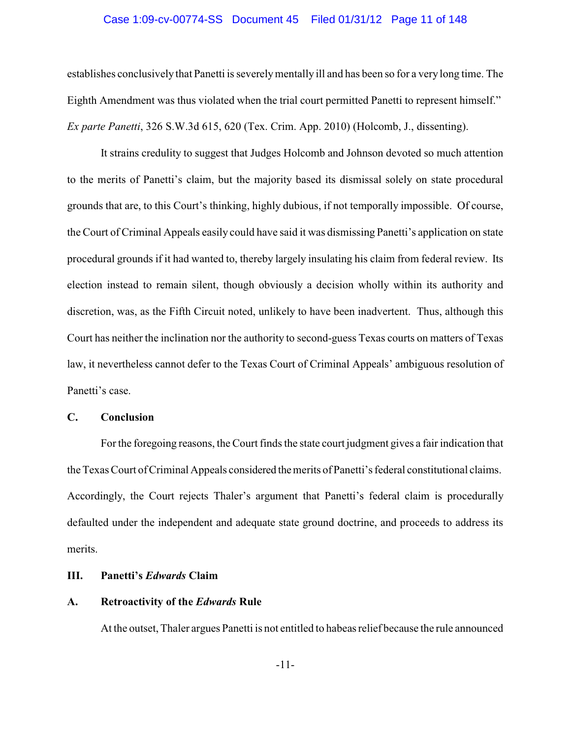establishes conclusively that Panetti is severely mentally ill and has been so for a very long time. The Eighth Amendment was thus violated when the trial court permitted Panetti to represent himself." *Ex parte Panetti*, 326 S.W.3d 615, 620 (Tex. Crim. App. 2010) (Holcomb, J., dissenting).

It strains credulity to suggest that Judges Holcomb and Johnson devoted so much attention to the merits of Panetti's claim, but the majority based its dismissal solely on state procedural grounds that are, to this Court's thinking, highly dubious, if not temporally impossible. Of course, the Court of Criminal Appeals easily could have said it was dismissing Panetti's application on state procedural grounds if it had wanted to, thereby largely insulating his claim from federal review. Its election instead to remain silent, though obviously a decision wholly within its authority and discretion, was, as the Fifth Circuit noted, unlikely to have been inadvertent. Thus, although this Court has neither the inclination nor the authority to second-guess Texas courts on matters of Texas law, it nevertheless cannot defer to the Texas Court of Criminal Appeals' ambiguous resolution of Panetti's case.

### C. Conclusion

For the foregoing reasons, the Court finds the state court judgment gives a fair indication that the Texas Court of Criminal Appeals considered the merits of Panetti's federal constitutional claims. Accordingly, the Court rejects Thaler's argument that Panetti's federal claim is procedurally defaulted under the independent and adequate state ground doctrine, and proceeds to address its merits.

## III. Panetti's *Edwards* Claim

### A. Retroactivity of the *Edwards* Rule

At the outset, Thaler argues Panetti is not entitled to habeas relief because the rule announced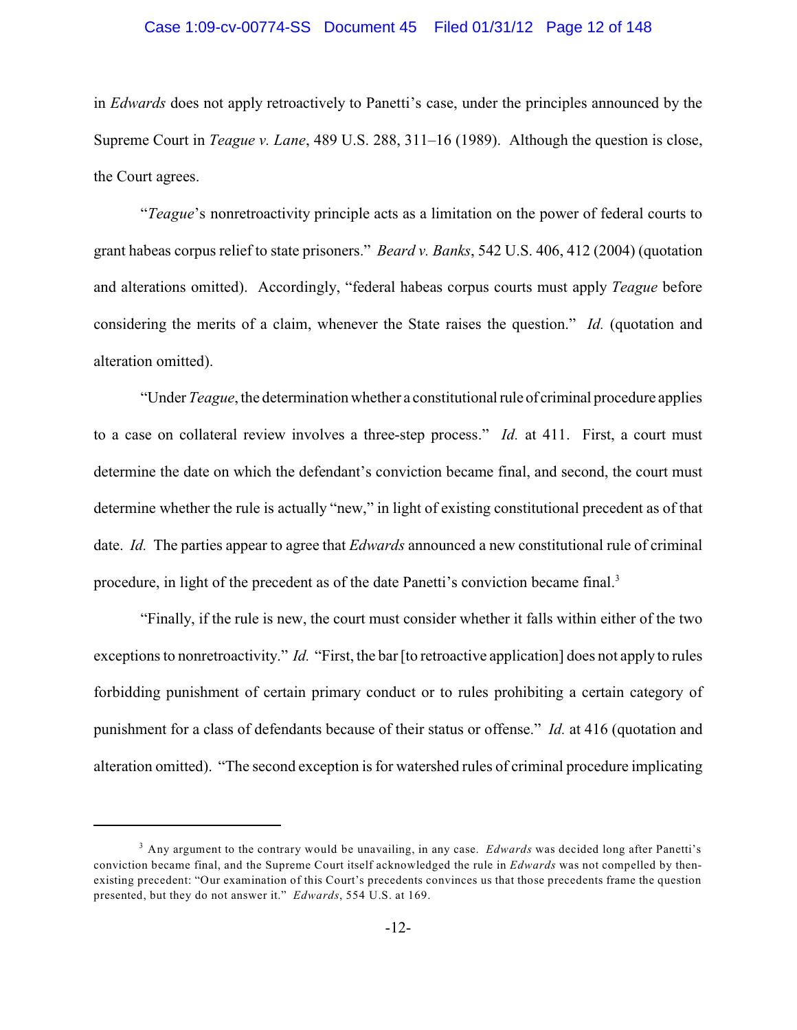in *Edwards* does not apply retroactively to Panetti's case, under the principles announced by the Supreme Court in *Teague v. Lane*, 489 U.S. 288, 311–16 (1989). Although the question is close, the Court agrees.

"*Teague*'s nonretroactivity principle acts as a limitation on the power of federal courts to grant habeas corpus relief to state prisoners." *Beard v. Banks*, 542 U.S. 406, 412 (2004) (quotation and alterations omitted). Accordingly, "federal habeas corpus courts must apply *Teague* before considering the merits of a claim, whenever the State raises the question." *Id.* (quotation and alteration omitted).

"Under *Teague*, the determination whether a constitutional rule of criminal procedure applies to a case on collateral review involves a three-step process." *Id.* at 411. First, a court must determine the date on which the defendant's conviction became final, and second, the court must determine whether the rule is actually "new," in light of existing constitutional precedent as of that date. *Id.* The parties appear to agree that *Edwards* announced a new constitutional rule of criminal procedure, in light of the precedent as of the date Panetti's conviction became final.[3]

"Finally, if the rule is new, the court must consider whether it falls within either of the two exceptions to nonretroactivity." *Id.* "First, the bar [to retroactive application] does not apply to rules forbidding punishment of certain primary conduct or to rules prohibiting a certain category of punishment for a class of defendants because of their status or offense." *Id.* at 416 (quotation and alteration omitted). "The second exception is for watershed rules of criminal procedure implicating

---

[3] Any argument to the contrary would be unavailing, in any case. *Edwards* was decided long after Panetti's conviction became final, and the Supreme Court itself acknowledged the rule in *Edwards* was not compelled by then-existing precedent: "Our examination of this Court's precedents convinces us that those precedents frame the question presented, but they do not answer it." *Edwards*, 554 U.S. at 169.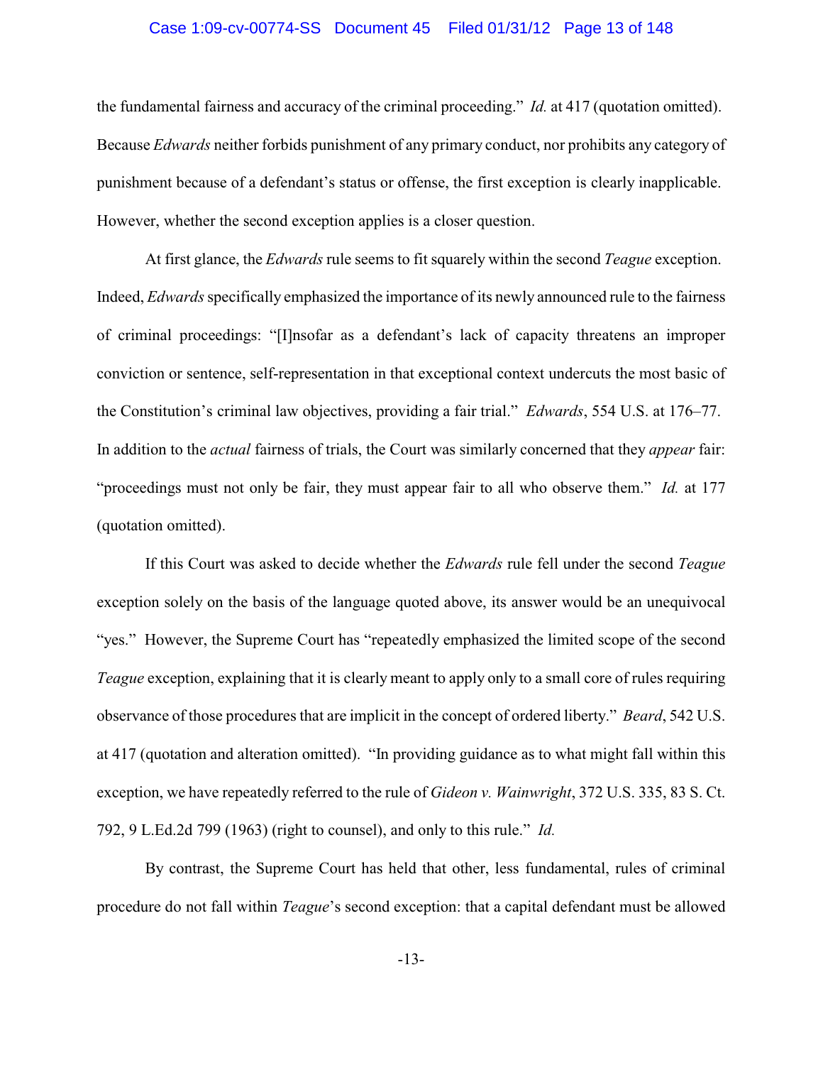the fundamental fairness and accuracy of the criminal proceeding." *Id.* at 417 (quotation omitted). Because *Edwards* neither forbids punishment of any primary conduct, nor prohibits any category of punishment because of a defendant's status or offense, the first exception is clearly inapplicable. However, whether the second exception applies is a closer question.

At first glance, the *Edwards* rule seems to fit squarely within the second *Teague* exception. Indeed, *Edwards* specifically emphasized the importance of its newly announced rule to the fairness of criminal proceedings: "[I]nsofar as a defendant's lack of capacity threatens an improper conviction or sentence, self-representation in that exceptional context undercuts the most basic of the Constitution's criminal law objectives, providing a fair trial." *Edwards*, 554 U.S. at 176–77. In addition to the *actual* fairness of trials, the Court was similarly concerned that they *appear* fair: "proceedings must not only be fair, they must appear fair to all who observe them." *Id.* at 177 (quotation omitted).

If this Court was asked to decide whether the *Edwards* rule fell under the second *Teague* exception solely on the basis of the language quoted above, its answer would be an unequivocal "yes." However, the Supreme Court has "repeatedly emphasized the limited scope of the second *Teague* exception, explaining that it is clearly meant to apply only to a small core of rules requiring observance of those procedures that are implicit in the concept of ordered liberty." *Beard*, 542 U.S. at 417 (quotation and alteration omitted). "In providing guidance as to what might fall within this exception, we have repeatedly referred to the rule of *Gideon v. Wainwright*, 372 U.S. 335, 83 S. Ct. 792, 9 L.Ed.2d 799 (1963) (right to counsel), and only to this rule." *Id.*

By contrast, the Supreme Court has held that other, less fundamental, rules of criminal procedure do not fall within *Teague*'s second exception: that a capital defendant must be allowed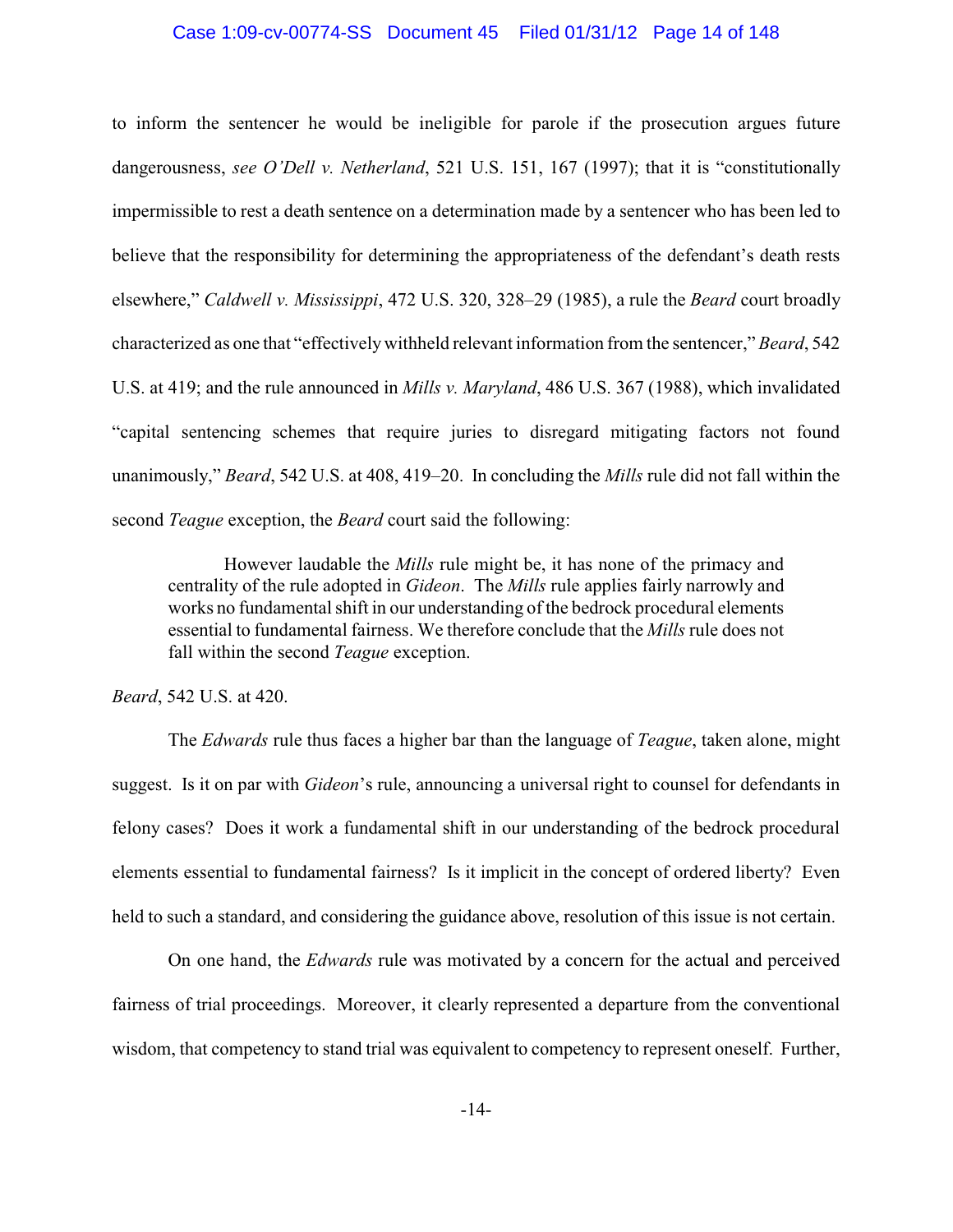to inform the sentencer he would be ineligible for parole if the prosecution argues future dangerousness, *see O'Dell v. Netherland*, 521 U.S. 151, 167 (1997); that it is "constitutionally impermissible to rest a death sentence on a determination made by a sentencer who has been led to believe that the responsibility for determining the appropriateness of the defendant's death rests elsewhere," *Caldwell v. Mississippi*, 472 U.S. 320, 328–29 (1985), a rule the *Beard* court broadly characterized as one that "effectively withheld relevant information from the sentencer," *Beard*, 542 U.S. at 419; and the rule announced in *Mills v. Maryland*, 486 U.S. 367 (1988), which invalidated "capital sentencing schemes that require juries to disregard mitigating factors not found unanimously," *Beard*, 542 U.S. at 408, 419–20. In concluding the *Mills* rule did not fall within the second *Teague* exception, the *Beard* court said the following:

> However laudable the *Mills* rule might be, it has none of the primacy and centrality of the rule adopted in *Gideon*. The *Mills* rule applies fairly narrowly and works no fundamental shift in our understanding of the bedrock procedural elements essential to fundamental fairness. We therefore conclude that the *Mills* rule does not fall within the second *Teague* exception.

*Beard*, 542 U.S. at 420.

The *Edwards* rule thus faces a higher bar than the language of *Teague*, taken alone, might suggest. Is it on par with *Gideon*'s rule, announcing a universal right to counsel for defendants in felony cases? Does it work a fundamental shift in our understanding of the bedrock procedural elements essential to fundamental fairness? Is it implicit in the concept of ordered liberty? Even held to such a standard, and considering the guidance above, resolution of this issue is not certain.

On one hand, the *Edwards* rule was motivated by a concern for the actual and perceived fairness of trial proceedings. Moreover, it clearly represented a departure from the conventional wisdom, that competency to stand trial was equivalent to competency to represent oneself. Further,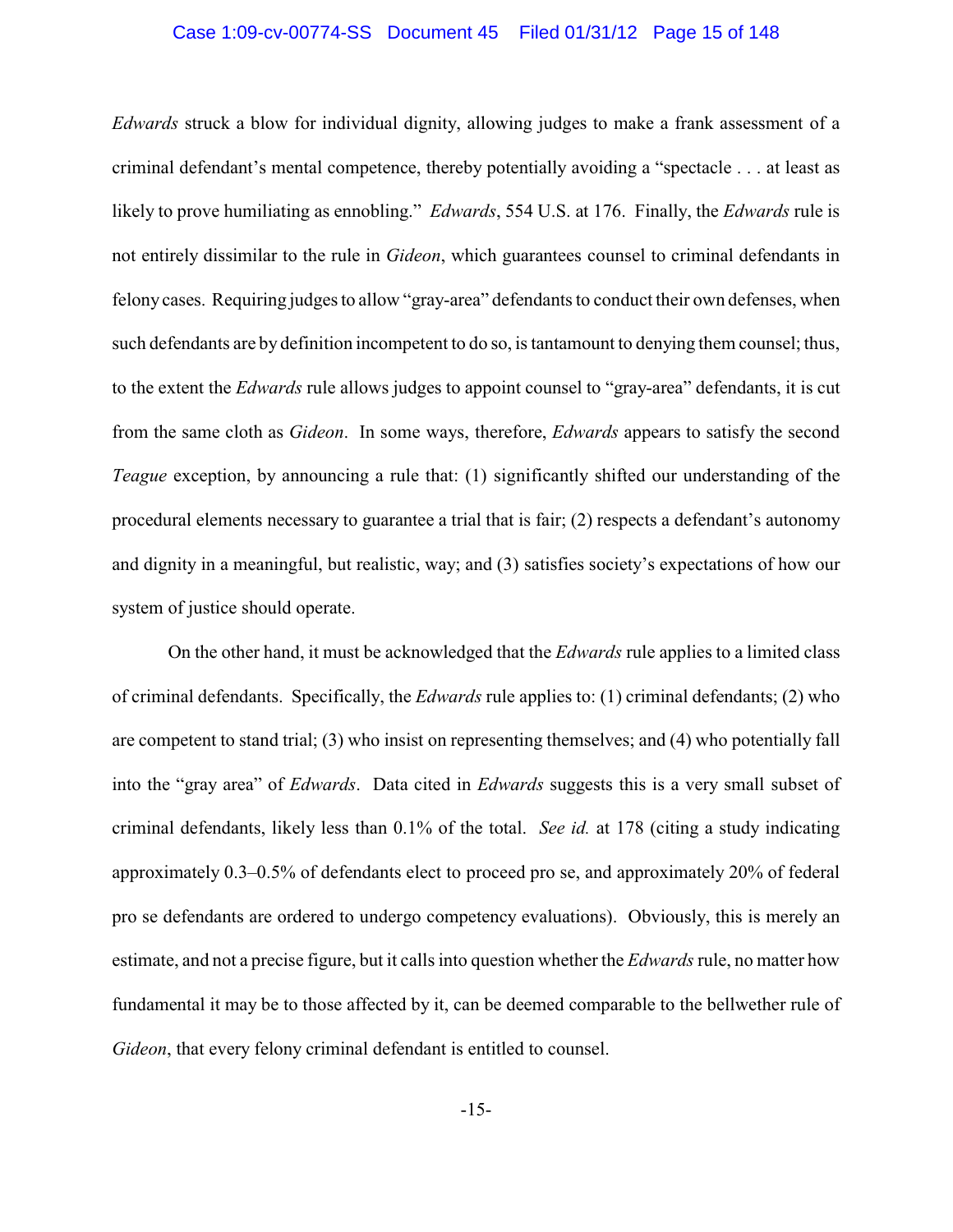*Edwards* struck a blow for individual dignity, allowing judges to make a frank assessment of a criminal defendant's mental competence, thereby potentially avoiding a "spectacle . . . at least as likely to prove humiliating as ennobling." *Edwards*, 554 U.S. at 176. Finally, the *Edwards* rule is not entirely dissimilar to the rule in *Gideon*, which guarantees counsel to criminal defendants in felony cases. Requiring judges to allow "gray-area" defendants to conduct their own defenses, when such defendants are by definition incompetent to do so, is tantamount to denying them counsel; thus, to the extent the *Edwards* rule allows judges to appoint counsel to "gray-area" defendants, it is cut from the same cloth as *Gideon*. In some ways, therefore, *Edwards* appears to satisfy the second *Teague* exception, by announcing a rule that: (1) significantly shifted our understanding of the procedural elements necessary to guarantee a trial that is fair; (2) respects a defendant's autonomy and dignity in a meaningful, but realistic, way; and (3) satisfies society's expectations of how our system of justice should operate.

On the other hand, it must be acknowledged that the *Edwards* rule applies to a limited class of criminal defendants. Specifically, the *Edwards* rule applies to: (1) criminal defendants; (2) who are competent to stand trial; (3) who insist on representing themselves; and (4) who potentially fall into the "gray area" of *Edwards*. Data cited in *Edwards* suggests this is a very small subset of criminal defendants, likely less than 0.1% of the total. *See id.* at 178 (citing a study indicating approximately 0.3–0.5% of defendants elect to proceed pro se, and approximately 20% of federal pro se defendants are ordered to undergo competency evaluations). Obviously, this is merely an estimate, and not a precise figure, but it calls into question whether the *Edwards* rule, no matter how fundamental it may be to those affected by it, can be deemed comparable to the bellwether rule of *Gideon*, that every felony criminal defendant is entitled to counsel.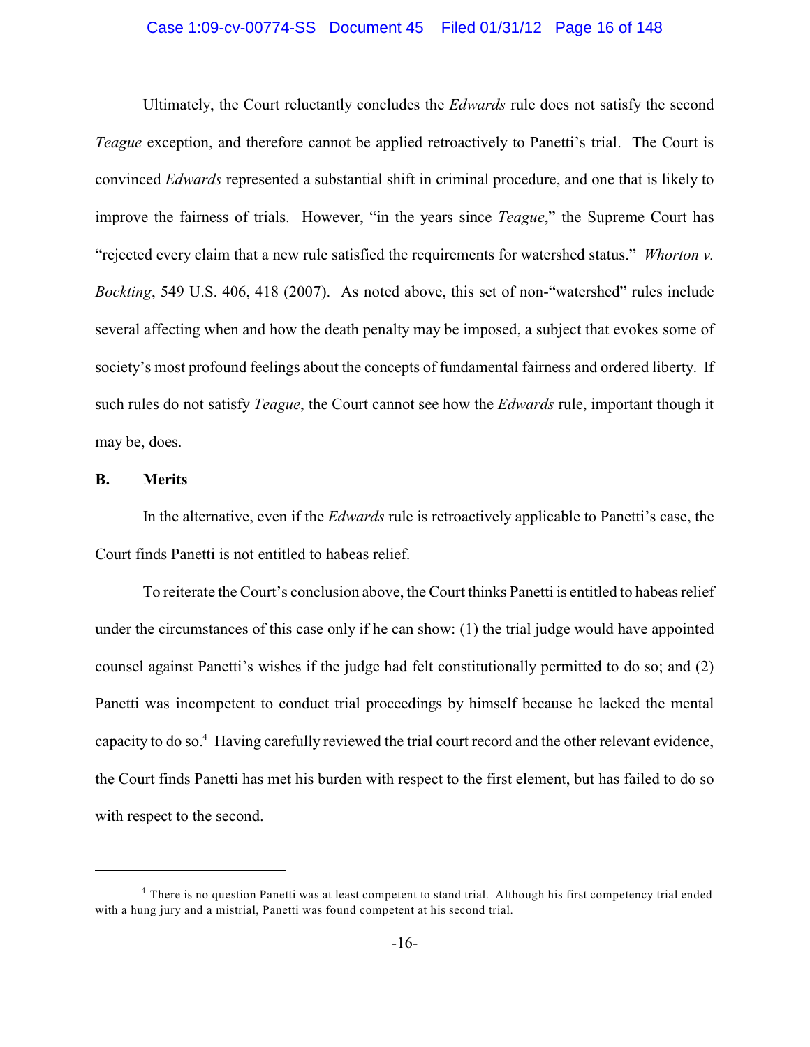Ultimately, the Court reluctantly concludes the *Edwards* rule does not satisfy the second *Teague* exception, and therefore cannot be applied retroactively to Panetti's trial. The Court is convinced *Edwards* represented a substantial shift in criminal procedure, and one that is likely to improve the fairness of trials. However, "in the years since *Teague*," the Supreme Court has "rejected every claim that a new rule satisfied the requirements for watershed status." *Whorton v. Bockting*, 549 U.S. 406, 418 (2007). As noted above, this set of non-"watershed" rules include several affecting when and how the death penalty may be imposed, a subject that evokes some of society's most profound feelings about the concepts of fundamental fairness and ordered liberty. If such rules do not satisfy *Teague*, the Court cannot see how the *Edwards* rule, important though it may be, does.

**B. Merits**

In the alternative, even if the *Edwards* rule is retroactively applicable to Panetti's case, the Court finds Panetti is not entitled to habeas relief.

To reiterate the Court's conclusion above, the Court thinks Panetti is entitled to habeas relief under the circumstances of this case only if he can show: (1) the trial judge would have appointed counsel against Panetti's wishes if the judge had felt constitutionally permitted to do so; and (2) Panetti was incompetent to conduct trial proceedings by himself because he lacked the mental capacity to do so.[4] Having carefully reviewed the trial court record and the other relevant evidence, the Court finds Panetti has met his burden with respect to the first element, but has failed to do so with respect to the second.

---

[4] There is no question Panetti was at least competent to stand trial. Although his first competency trial ended with a hung jury and a mistrial, Panetti was found competent at his second trial.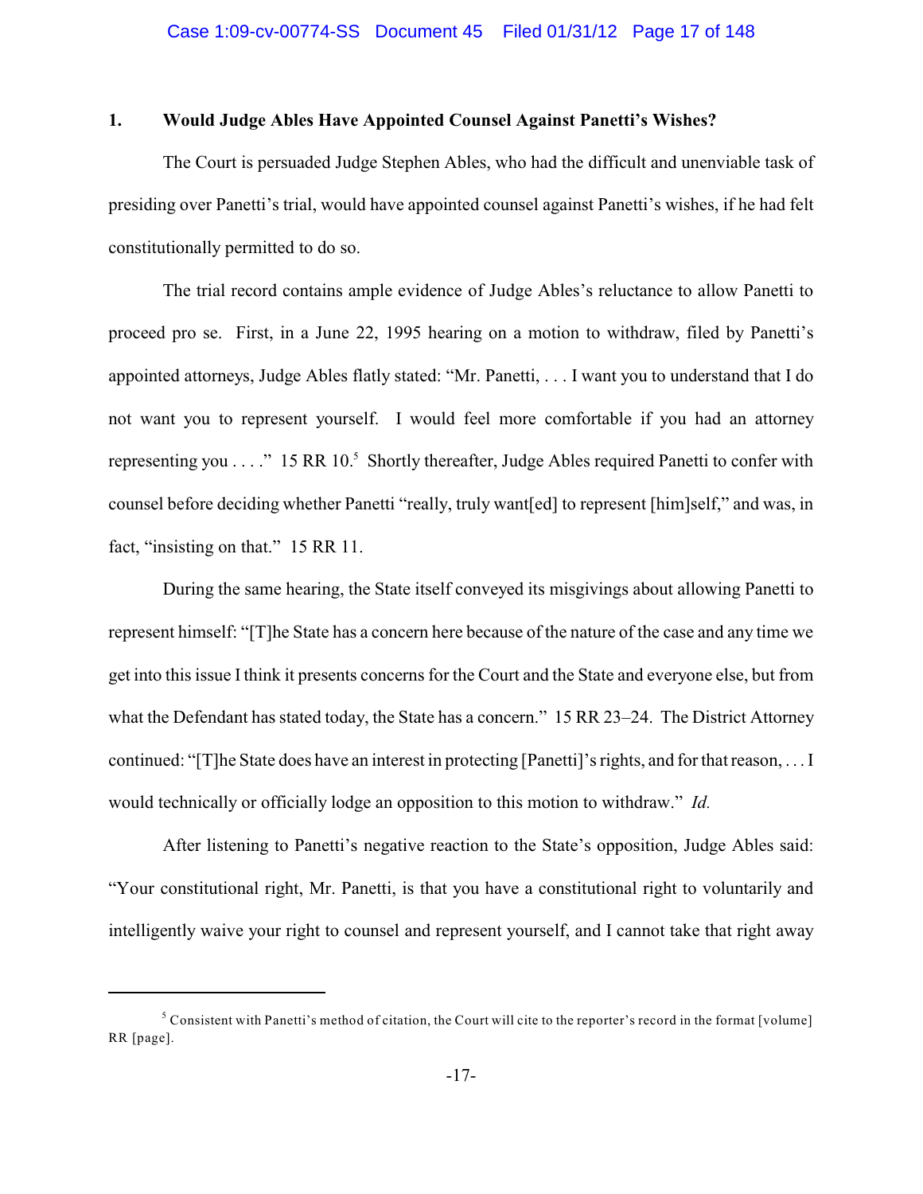### 1. Would Judge Ables Have Appointed Counsel Against Panetti's Wishes?

The Court is persuaded Judge Stephen Ables, who had the difficult and unenviable task of presiding over Panetti's trial, would have appointed counsel against Panetti's wishes, if he had felt constitutionally permitted to do so.

The trial record contains ample evidence of Judge Ables's reluctance to allow Panetti to proceed pro se. First, in a June 22, 1995 hearing on a motion to withdraw, filed by Panetti's appointed attorneys, Judge Ables flatly stated: "Mr. Panetti, . . . I want you to understand that I do not want you to represent yourself. I would feel more comfortable if you had an attorney representing you . . . ." 15 RR 10.[5] Shortly thereafter, Judge Ables required Panetti to confer with counsel before deciding whether Panetti "really, truly want[ed] to represent [him]self," and was, in fact, "insisting on that." 15 RR 11.

During the same hearing, the State itself conveyed its misgivings about allowing Panetti to represent himself: "[T]he State has a concern here because of the nature of the case and any time we get into this issue I think it presents concerns for the Court and the State and everyone else, but from what the Defendant has stated today, the State has a concern." 15 RR 23–24. The District Attorney continued: "[T]he State does have an interest in protecting [Panetti]'s rights, and for that reason, . . . I would technically or officially lodge an opposition to this motion to withdraw." *Id.*

After listening to Panetti's negative reaction to the State's opposition, Judge Ables said: "Your constitutional right, Mr. Panetti, is that you have a constitutional right to voluntarily and intelligently waive your right to counsel and represent yourself, and I cannot take that right away

---

[5] Consistent with Panetti's method of citation, the Court will cite to the reporter's record in the format [volume] RR [page].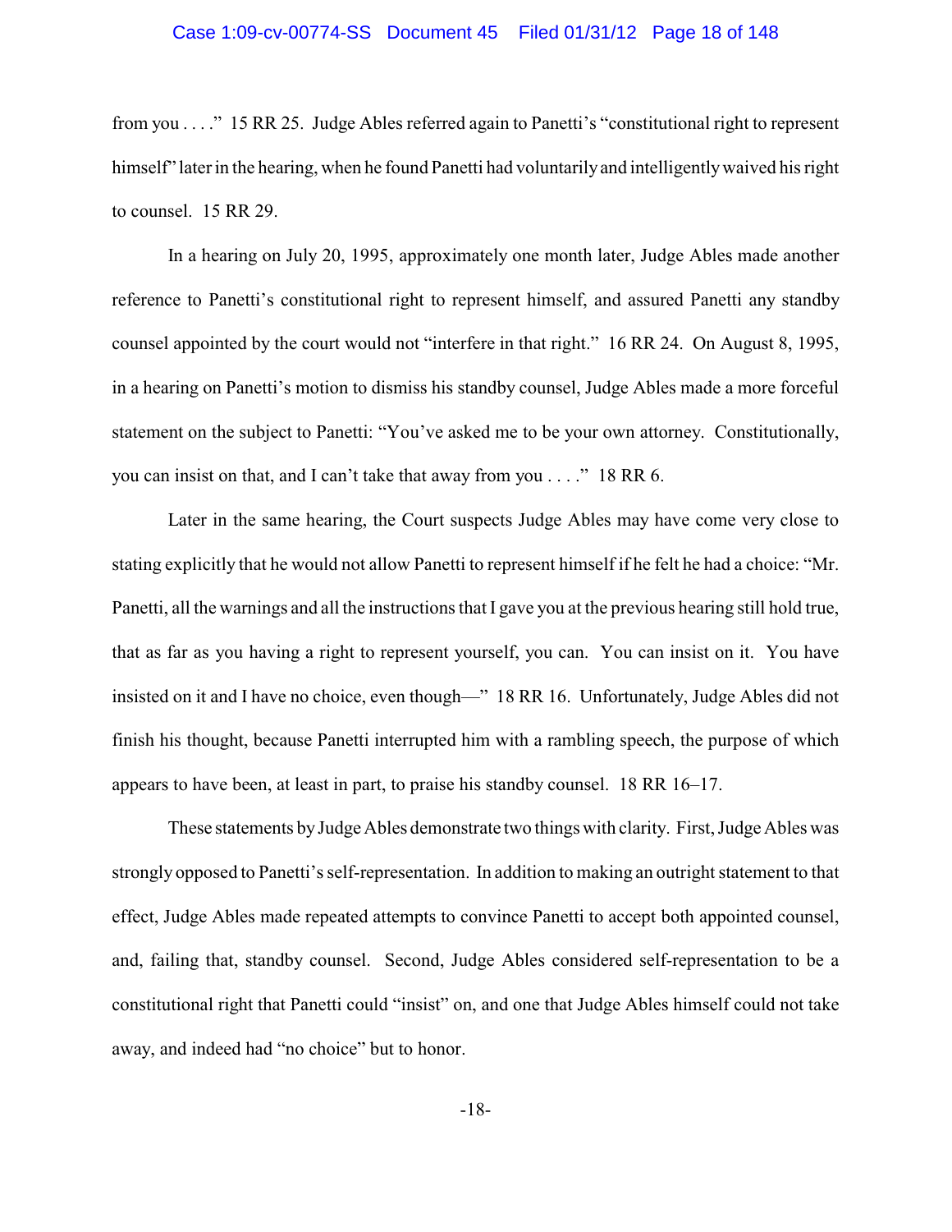from you . . . ." 15 RR 25. Judge Ables referred again to Panetti's "constitutional right to represent himself" later in the hearing, when he found Panetti had voluntarily and intelligently waived his right to counsel. 15 RR 29.

In a hearing on July 20, 1995, approximately one month later, Judge Ables made another reference to Panetti's constitutional right to represent himself, and assured Panetti any standby counsel appointed by the court would not "interfere in that right." 16 RR 24. On August 8, 1995, in a hearing on Panetti's motion to dismiss his standby counsel, Judge Ables made a more forceful statement on the subject to Panetti: "You've asked me to be your own attorney. Constitutionally, you can insist on that, and I can't take that away from you . . . ." 18 RR 6.

Later in the same hearing, the Court suspects Judge Ables may have come very close to stating explicitly that he would not allow Panetti to represent himself if he felt he had a choice: "Mr. Panetti, all the warnings and all the instructions that I gave you at the previous hearing still hold true, that as far as you having a right to represent yourself, you can. You can insist on it. You have insisted on it and I have no choice, even though—" 18 RR 16. Unfortunately, Judge Ables did not finish his thought, because Panetti interrupted him with a rambling speech, the purpose of which appears to have been, at least in part, to praise his standby counsel. 18 RR 16–17.

These statements by Judge Ables demonstrate two things with clarity. First, Judge Ables was strongly opposed to Panetti's self-representation. In addition to making an outright statement to that effect, Judge Ables made repeated attempts to convince Panetti to accept both appointed counsel, and, failing that, standby counsel. Second, Judge Ables considered self-representation to be a constitutional right that Panetti could "insist" on, and one that Judge Ables himself could not take away, and indeed had "no choice" but to honor.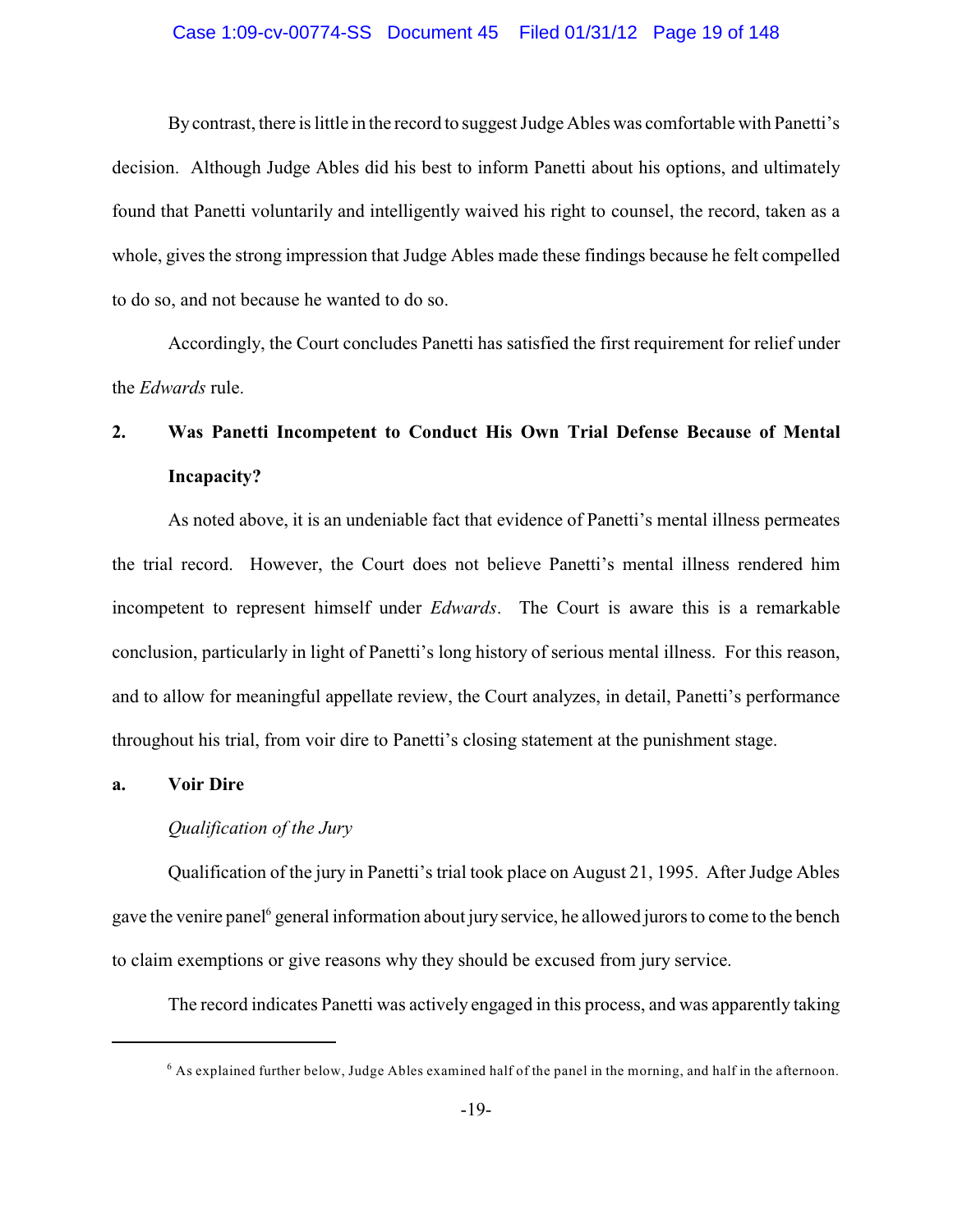By contrast, there is little in the record to suggest Judge Ables was comfortable with Panetti's decision. Although Judge Ables did his best to inform Panetti about his options, and ultimately found that Panetti voluntarily and intelligently waived his right to counsel, the record, taken as a whole, gives the strong impression that Judge Ables made these findings because he felt compelled to do so, and not because he wanted to do so.

Accordingly, the Court concludes Panetti has satisfied the first requirement for relief under the *Edwards* rule.

## 2. Was Panetti Incompetent to Conduct His Own Trial Defense Because of Mental Incapacity?

As noted above, it is an undeniable fact that evidence of Panetti's mental illness permeates the trial record. However, the Court does not believe Panetti's mental illness rendered him incompetent to represent himself under *Edwards*. The Court is aware this is a remarkable conclusion, particularly in light of Panetti's long history of serious mental illness. For this reason, and to allow for meaningful appellate review, the Court analyzes, in detail, Panetti's performance throughout his trial, from voir dire to Panetti's closing statement at the punishment stage.

### a. Voir Dire

*Qualification of the Jury*

Qualification of the jury in Panetti's trial took place on August 21, 1995. After Judge Ables gave the venire panel[6] general information about jury service, he allowed jurors to come to the bench to claim exemptions or give reasons why they should be excused from jury service.

The record indicates Panetti was actively engaged in this process, and was apparently taking

---

[6] As explained further below, Judge Ables examined half of the panel in the morning, and half in the afternoon.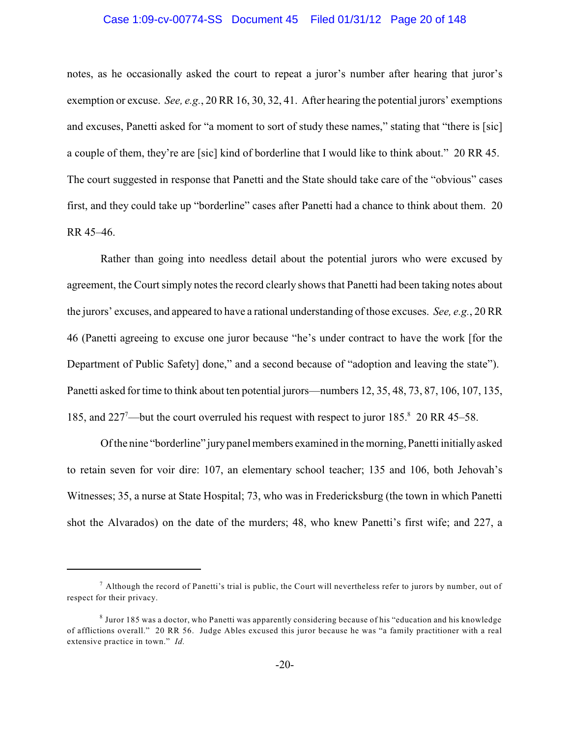notes, as he occasionally asked the court to repeat a juror's number after hearing that juror's exemption or excuse. *See, e.g.*, 20 RR 16, 30, 32, 41. After hearing the potential jurors' exemptions and excuses, Panetti asked for "a moment to sort of study these names," stating that "there is [sic] a couple of them, they're are [sic] kind of borderline that I would like to think about." 20 RR 45. The court suggested in response that Panetti and the State should take care of the "obvious" cases first, and they could take up "borderline" cases after Panetti had a chance to think about them. 20 RR 45–46.

Rather than going into needless detail about the potential jurors who were excused by agreement, the Court simply notes the record clearly shows that Panetti had been taking notes about the jurors' excuses, and appeared to have a rational understanding of those excuses. *See, e.g.*, 20 RR 46 (Panetti agreeing to excuse one juror because "he's under contract to have the work [for the Department of Public Safety] done," and a second because of "adoption and leaving the state"). Panetti asked for time to think about ten potential jurors—numbers 12, 35, 48, 73, 87, 106, 107, 135, 185, and 227[7]—but the court overruled his request with respect to juror 185.[8] 20 RR 45–58.

Of the nine "borderline" jury panel members examined in the morning, Panetti initially asked to retain seven for voir dire: 107, an elementary school teacher; 135 and 106, both Jehovah's Witnesses; 35, a nurse at State Hospital; 73, who was in Fredericksburg (the town in which Panetti shot the Alvarados) on the date of the murders; 48, who knew Panetti's first wife; and 227, a

---

[7] Although the record of Panetti's trial is public, the Court will nevertheless refer to jurors by number, out of respect for their privacy.

[8] Juror 185 was a doctor, who Panetti was apparently considering because of his "education and his knowledge of afflictions overall." 20 RR 56. Judge Ables excused this juror because he was "a family practitioner with a real extensive practice in town." *Id.*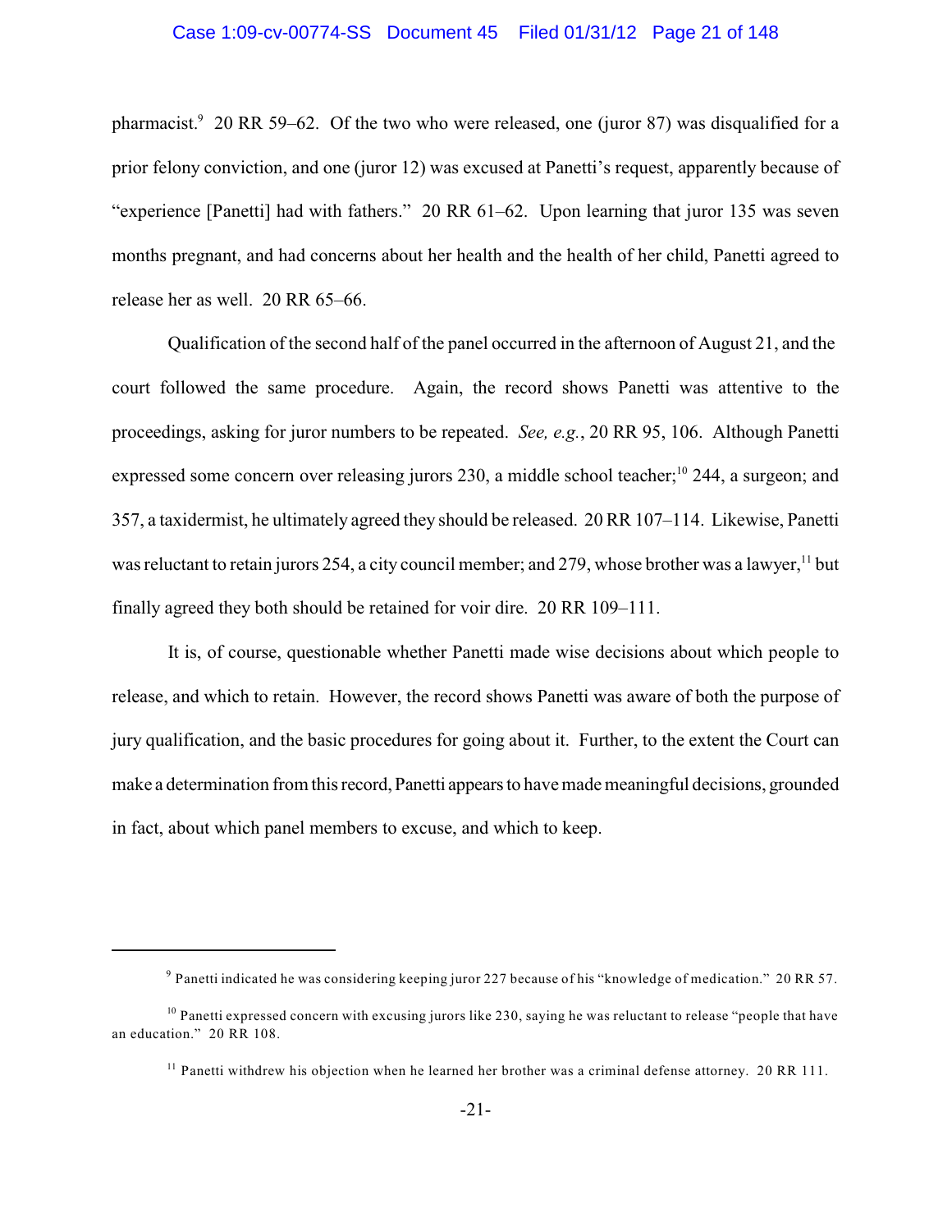pharmacist.[9] 20 RR 59–62. Of the two who were released, one (juror 87) was disqualified for a prior felony conviction, and one (juror 12) was excused at Panetti's request, apparently because of "experience [Panetti] had with fathers." 20 RR 61–62. Upon learning that juror 135 was seven months pregnant, and had concerns about her health and the health of her child, Panetti agreed to release her as well. 20 RR 65–66.

Qualification of the second half of the panel occurred in the afternoon of August 21, and the court followed the same procedure. Again, the record shows Panetti was attentive to the proceedings, asking for juror numbers to be repeated. *See, e.g.*, 20 RR 95, 106. Although Panetti expressed some concern over releasing jurors 230, a middle school teacher;[10] 244, a surgeon; and 357, a taxidermist, he ultimately agreed they should be released. 20 RR 107–114. Likewise, Panetti was reluctant to retain jurors 254, a city council member; and 279, whose brother was a lawyer,[11] but finally agreed they both should be retained for voir dire. 20 RR 109–111.

It is, of course, questionable whether Panetti made wise decisions about which people to release, and which to retain. However, the record shows Panetti was aware of both the purpose of jury qualification, and the basic procedures for going about it. Further, to the extent the Court can make a determination from this record, Panetti appears to have made meaningful decisions, grounded in fact, about which panel members to excuse, and which to keep.

---

[9] Panetti indicated he was considering keeping juror 227 because of his "knowledge of medication." 20 RR 57.

[10] Panetti expressed concern with excusing jurors like 230, saying he was reluctant to release "people that have an education." 20 RR 108.

[11] Panetti withdrew his objection when he learned her brother was a criminal defense attorney. 20 RR 111.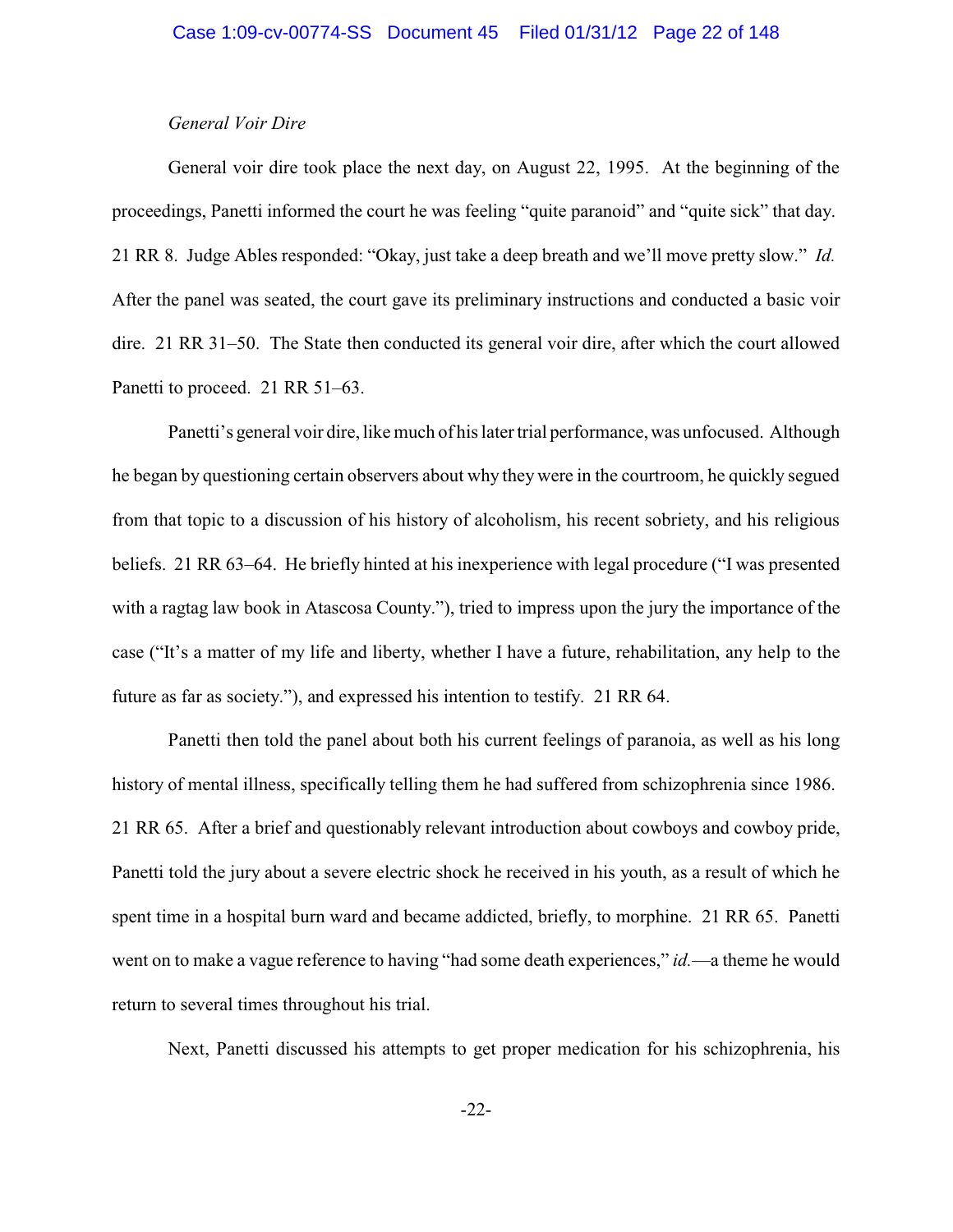*General Voir Dire*

General voir dire took place the next day, on August 22, 1995. At the beginning of the proceedings, Panetti informed the court he was feeling "quite paranoid" and "quite sick" that day. 21 RR 8. Judge Ables responded: "Okay, just take a deep breath and we'll move pretty slow." *Id.* After the panel was seated, the court gave its preliminary instructions and conducted a basic voir dire. 21 RR 31–50. The State then conducted its general voir dire, after which the court allowed Panetti to proceed. 21 RR 51–63.

Panetti's general voir dire, like much of his later trial performance, was unfocused. Although he began by questioning certain observers about why they were in the courtroom, he quickly segued from that topic to a discussion of his history of alcoholism, his recent sobriety, and his religious beliefs. 21 RR 63–64. He briefly hinted at his inexperience with legal procedure ("I was presented with a ragtag law book in Atascosa County."), tried to impress upon the jury the importance of the case ("It's a matter of my life and liberty, whether I have a future, rehabilitation, any help to the future as far as society."), and expressed his intention to testify. 21 RR 64.

Panetti then told the panel about both his current feelings of paranoia, as well as his long history of mental illness, specifically telling them he had suffered from schizophrenia since 1986. 21 RR 65. After a brief and questionably relevant introduction about cowboys and cowboy pride, Panetti told the jury about a severe electric shock he received in his youth, as a result of which he spent time in a hospital burn ward and became addicted, briefly, to morphine. 21 RR 65. Panetti went on to make a vague reference to having "had some death experiences," *id.*—a theme he would return to several times throughout his trial.

Next, Panetti discussed his attempts to get proper medication for his schizophrenia, his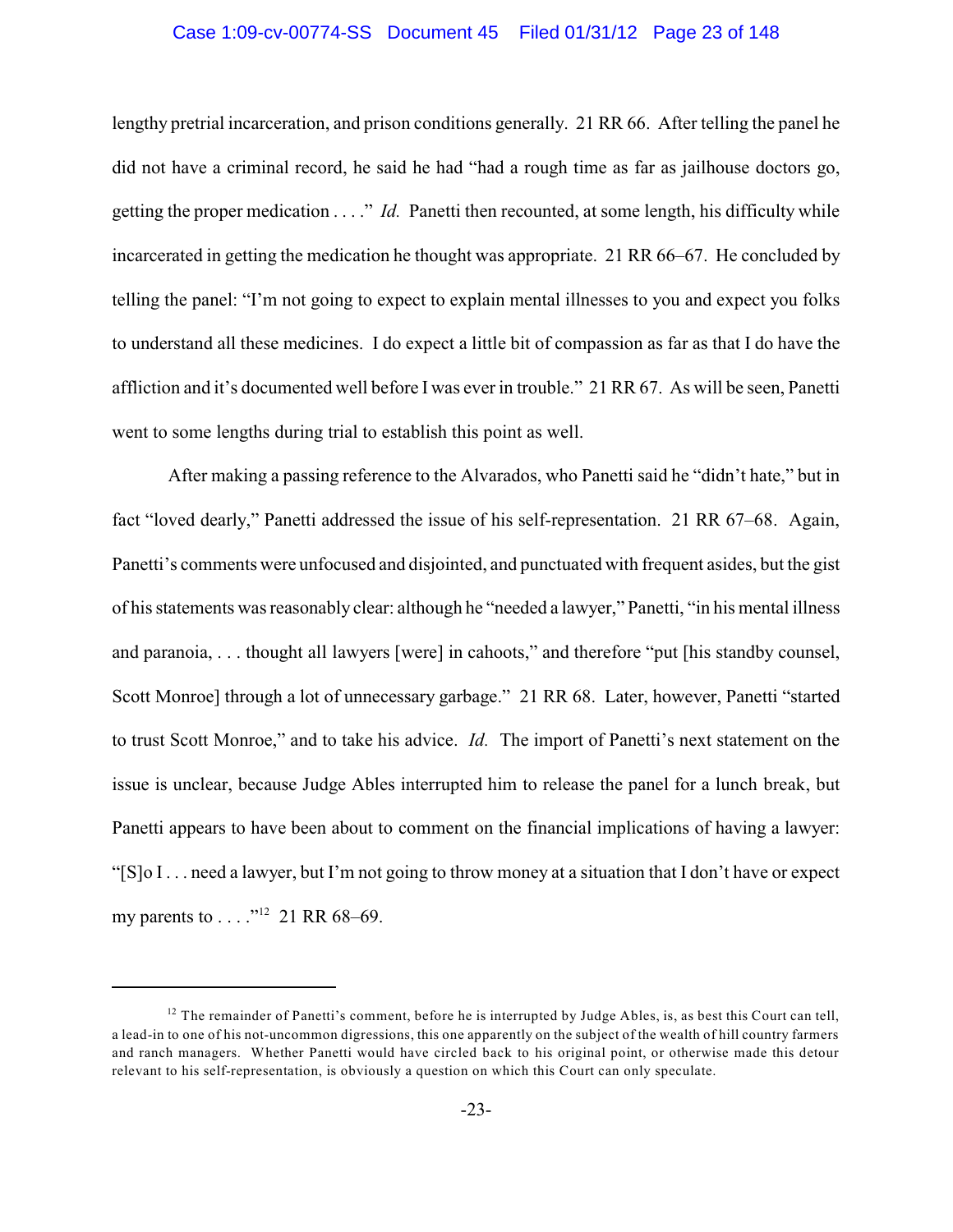lengthy pretrial incarceration, and prison conditions generally. 21 RR 66. After telling the panel he did not have a criminal record, he said he had "had a rough time as far as jailhouse doctors go, getting the proper medication . . . ." *Id.* Panetti then recounted, at some length, his difficulty while incarcerated in getting the medication he thought was appropriate. 21 RR 66–67. He concluded by telling the panel: "I'm not going to expect to explain mental illnesses to you and expect you folks to understand all these medicines. I do expect a little bit of compassion as far as that I do have the affliction and it's documented well before I was ever in trouble." 21 RR 67. As will be seen, Panetti went to some lengths during trial to establish this point as well.

After making a passing reference to the Alvarados, who Panetti said he "didn't hate," but in fact "loved dearly," Panetti addressed the issue of his self-representation. 21 RR 67–68. Again, Panetti's comments were unfocused and disjointed, and punctuated with frequent asides, but the gist of his statements was reasonably clear: although he "needed a lawyer," Panetti, "in his mental illness and paranoia, . . . thought all lawyers [were] in cahoots," and therefore "put [his standby counsel, Scott Monroe] through a lot of unnecessary garbage." 21 RR 68. Later, however, Panetti "started to trust Scott Monroe," and to take his advice. *Id.* The import of Panetti's next statement on the issue is unclear, because Judge Ables interrupted him to release the panel for a lunch break, but Panetti appears to have been about to comment on the financial implications of having a lawyer: "[S]o I . . . need a lawyer, but I'm not going to throw money at a situation that I don't have or expect my parents to . . . ."[12] 21 RR 68–69.

---

[12] The remainder of Panetti's comment, before he is interrupted by Judge Ables, is, as best this Court can tell, a lead-in to one of his not-uncommon digressions, this one apparently on the subject of the wealth of hill country farmers and ranch managers. Whether Panetti would have circled back to his original point, or otherwise made this detour relevant to his self-representation, is obviously a question on which this Court can only speculate.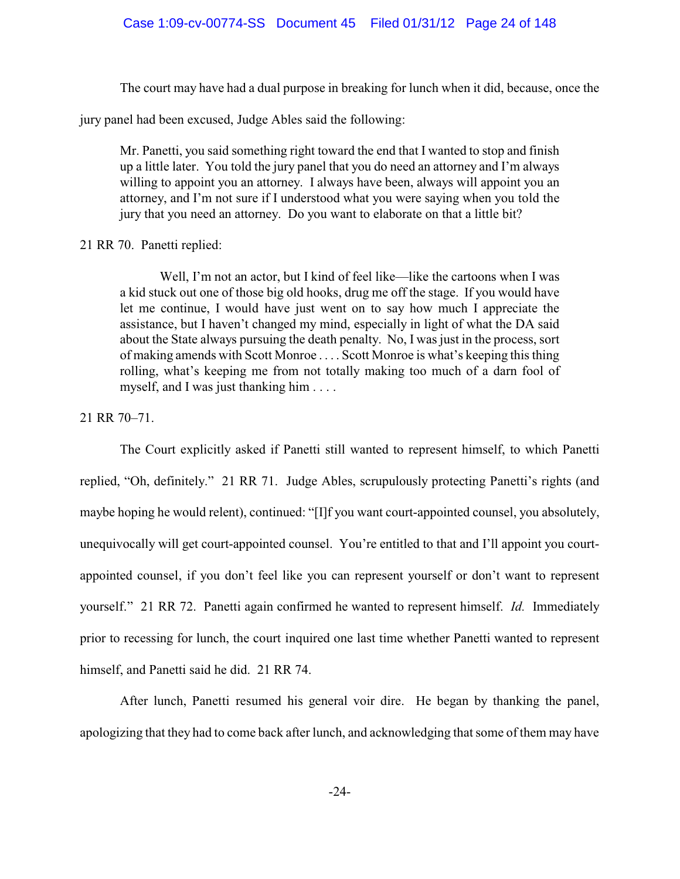The court may have had a dual purpose in breaking for lunch when it did, because, once the jury panel had been excused, Judge Ables said the following:

> Mr. Panetti, you said something right toward the end that I wanted to stop and finish up a little later. You told the jury panel that you do need an attorney and I'm always willing to appoint you an attorney. I always have been, always will appoint you an attorney, and I'm not sure if I understood what you were saying when you told the jury that you need an attorney. Do you want to elaborate on that a little bit?

21 RR 70. Panetti replied:

> Well, I'm not an actor, but I kind of feel like—like the cartoons when I was a kid stuck out one of those big old hooks, drug me off the stage. If you would have let me continue, I would have just went on to say how much I appreciate the assistance, but I haven't changed my mind, especially in light of what the DA said about the State always pursuing the death penalty. No, I was just in the process, sort of making amends with Scott Monroe . . . . Scott Monroe is what's keeping this thing rolling, what's keeping me from not totally making too much of a darn fool of myself, and I was just thanking him . . . .

21 RR 70–71.

The Court explicitly asked if Panetti still wanted to represent himself, to which Panetti replied, "Oh, definitely." 21 RR 71. Judge Ables, scrupulously protecting Panetti's rights (and maybe hoping he would relent), continued: "[I]f you want court-appointed counsel, you absolutely, unequivocally will get court-appointed counsel. You're entitled to that and I'll appoint you court-appointed counsel, if you don't feel like you can represent yourself or don't want to represent yourself." 21 RR 72. Panetti again confirmed he wanted to represent himself. *Id.* Immediately prior to recessing for lunch, the court inquired one last time whether Panetti wanted to represent himself, and Panetti said he did. 21 RR 74.

After lunch, Panetti resumed his general voir dire. He began by thanking the panel, apologizing that they had to come back after lunch, and acknowledging that some of them may have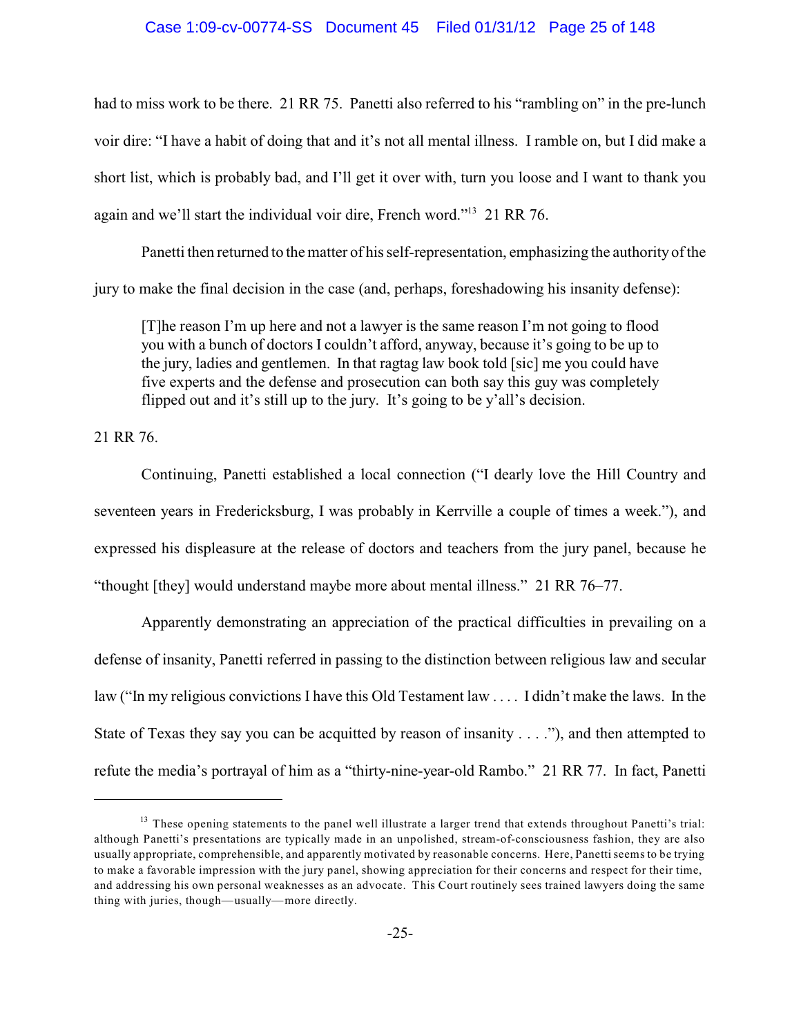had to miss work to be there. 21 RR 75. Panetti also referred to his "rambling on" in the pre-lunch voir dire: "I have a habit of doing that and it's not all mental illness. I ramble on, but I did make a short list, which is probably bad, and I'll get it over with, turn you loose and I want to thank you again and we'll start the individual voir dire, French word."[13] 21 RR 76.

Panetti then returned to the matter of his self-representation, emphasizing the authority of the jury to make the final decision in the case (and, perhaps, foreshadowing his insanity defense):

> [T]he reason I'm up here and not a lawyer is the same reason I'm not going to flood you with a bunch of doctors I couldn't afford, anyway, because it's going to be up to the jury, ladies and gentlemen. In that ragtag law book told [sic] me you could have five experts and the defense and prosecution can both say this guy was completely flipped out and it's still up to the jury. It's going to be y'all's decision.

21 RR 76.

Continuing, Panetti established a local connection ("I dearly love the Hill Country and seventeen years in Fredericksburg, I was probably in Kerrville a couple of times a week."), and expressed his displeasure at the release of doctors and teachers from the jury panel, because he "thought [they] would understand maybe more about mental illness." 21 RR 76–77.

Apparently demonstrating an appreciation of the practical difficulties in prevailing on a defense of insanity, Panetti referred in passing to the distinction between religious law and secular law ("In my religious convictions I have this Old Testament law . . . . I didn't make the laws. In the State of Texas they say you can be acquitted by reason of insanity . . . ."), and then attempted to refute the media's portrayal of him as a "thirty-nine-year-old Rambo." 21 RR 77. In fact, Panetti

---

[13] These opening statements to the panel well illustrate a larger trend that extends throughout Panetti's trial: although Panetti's presentations are typically made in an unpolished, stream-of-consciousness fashion, they are also usually appropriate, comprehensible, and apparently motivated by reasonable concerns. Here, Panetti seems to be trying to make a favorable impression with the jury panel, showing appreciation for their concerns and respect for their time, and addressing his own personal weaknesses as an advocate. This Court routinely sees trained lawyers doing the same thing with juries, though—usually—more directly.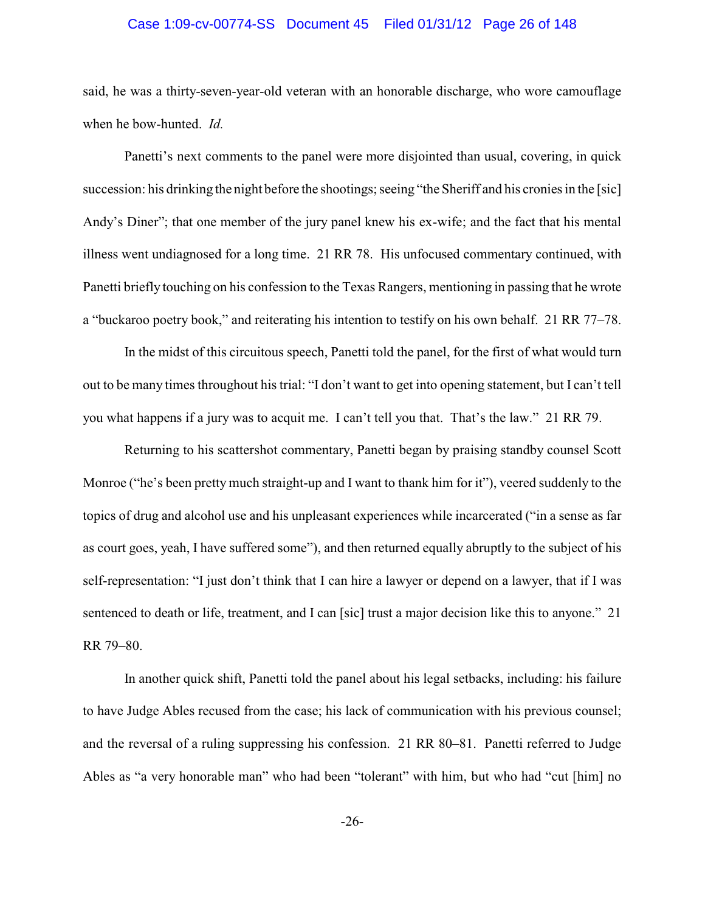said, he was a thirty-seven-year-old veteran with an honorable discharge, who wore camouflage when he bow-hunted. *Id.*

Panetti's next comments to the panel were more disjointed than usual, covering, in quick succession: his drinking the night before the shootings; seeing "the Sheriff and his cronies in the [sic] Andy's Diner"; that one member of the jury panel knew his ex-wife; and the fact that his mental illness went undiagnosed for a long time. 21 RR 78. His unfocused commentary continued, with Panetti briefly touching on his confession to the Texas Rangers, mentioning in passing that he wrote a "buckaroo poetry book," and reiterating his intention to testify on his own behalf. 21 RR 77–78.

In the midst of this circuitous speech, Panetti told the panel, for the first of what would turn out to be many times throughout his trial: "I don't want to get into opening statement, but I can't tell you what happens if a jury was to acquit me. I can't tell you that. That's the law." 21 RR 79.

Returning to his scattershot commentary, Panetti began by praising standby counsel Scott Monroe ("he's been pretty much straight-up and I want to thank him for it"), veered suddenly to the topics of drug and alcohol use and his unpleasant experiences while incarcerated ("in a sense as far as court goes, yeah, I have suffered some"), and then returned equally abruptly to the subject of his self-representation: "I just don't think that I can hire a lawyer or depend on a lawyer, that if I was sentenced to death or life, treatment, and I can [sic] trust a major decision like this to anyone." 21 RR 79–80.

In another quick shift, Panetti told the panel about his legal setbacks, including: his failure to have Judge Ables recused from the case; his lack of communication with his previous counsel; and the reversal of a ruling suppressing his confession. 21 RR 80–81. Panetti referred to Judge Ables as "a very honorable man" who had been "tolerant" with him, but who had "cut [him] no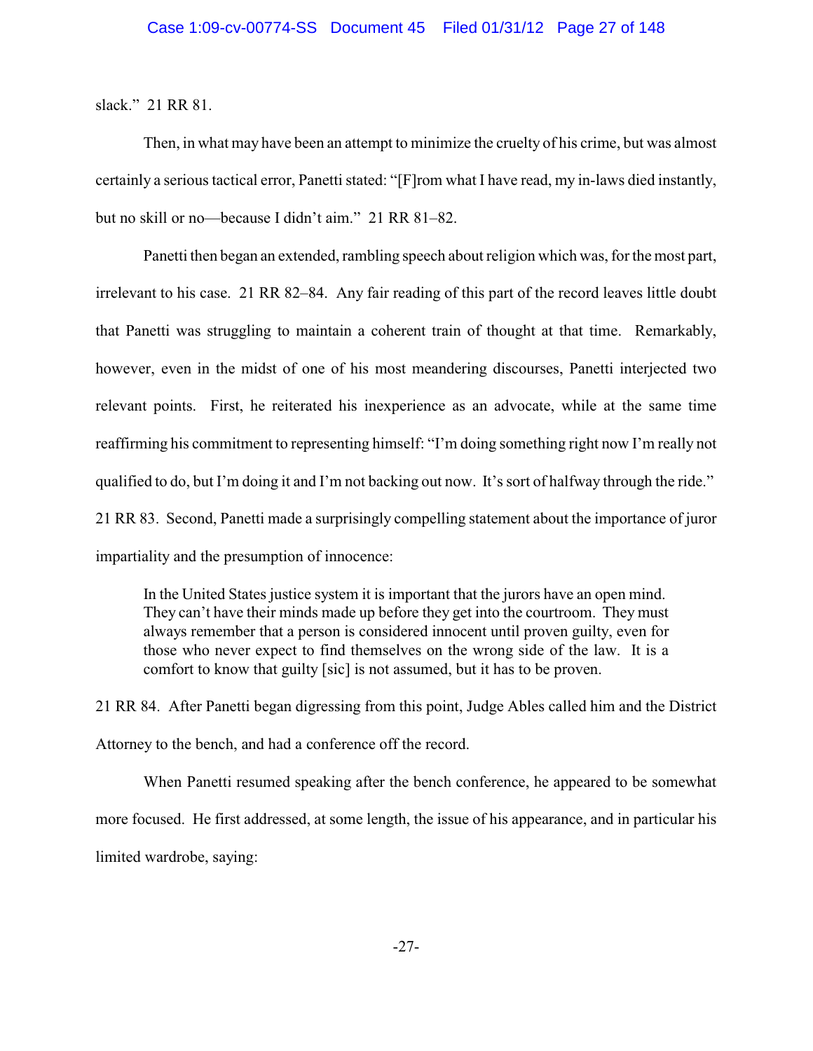slack." 21 RR 81.

Then, in what may have been an attempt to minimize the cruelty of his crime, but was almost certainly a serious tactical error, Panetti stated: "[F]rom what I have read, my in-laws died instantly, but no skill or no—because I didn't aim." 21 RR 81–82.

Panetti then began an extended, rambling speech about religion which was, for the most part, irrelevant to his case. 21 RR 82–84. Any fair reading of this part of the record leaves little doubt that Panetti was struggling to maintain a coherent train of thought at that time. Remarkably, however, even in the midst of one of his most meandering discourses, Panetti interjected two relevant points. First, he reiterated his inexperience as an advocate, while at the same time reaffirming his commitment to representing himself: "I'm doing something right now I'm really not qualified to do, but I'm doing it and I'm not backing out now. It's sort of halfway through the ride." 21 RR 83. Second, Panetti made a surprisingly compelling statement about the importance of juror impartiality and the presumption of innocence:

> In the United States justice system it is important that the jurors have an open mind. They can't have their minds made up before they get into the courtroom. They must always remember that a person is considered innocent until proven guilty, even for those who never expect to find themselves on the wrong side of the law. It is a comfort to know that guilty [sic] is not assumed, but it has to be proven.

21 RR 84. After Panetti began digressing from this point, Judge Ables called him and the District Attorney to the bench, and had a conference off the record.

When Panetti resumed speaking after the bench conference, he appeared to be somewhat more focused. He first addressed, at some length, the issue of his appearance, and in particular his limited wardrobe, saying: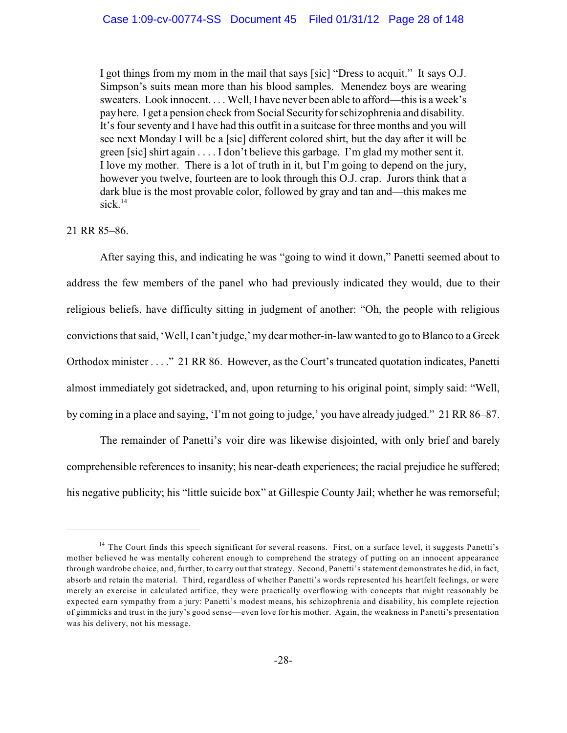> I got things from my mom in the mail that says [sic] "Dress to acquit." It says O.J. Simpson's suits mean more than his blood samples. Menendez boys are wearing sweaters. Look innocent. . . . Well, I have never been able to afford—this is a week's pay here. I get a pension check from Social Security for schizophrenia and disability. It's four seventy and I have had this outfit in a suitcase for three months and you will see next Monday I will be a [sic] different colored shirt, but the day after it will be green [sic] shirt again . . . . I don't believe this garbage. I'm glad my mother sent it. I love my mother. There is a lot of truth in it, but I'm going to depend on the jury, however you twelve, fourteen are to look through this O.J. crap. Jurors think that a dark blue is the most provable color, followed by gray and tan and—this makes me sick.[14]

21 RR 85–86.

After saying this, and indicating he was "going to wind it down," Panetti seemed about to address the few members of the panel who had previously indicated they would, due to their religious beliefs, have difficulty sitting in judgment of another: "Oh, the people with religious convictions that said, 'Well, I can't judge,' my dear mother-in-law wanted to go to Blanco to a Greek Orthodox minister . . . ." 21 RR 86. However, as the Court's truncated quotation indicates, Panetti almost immediately got sidetracked, and, upon returning to his original point, simply said: "Well, by coming in a place and saying, 'I'm not going to judge,' you have already judged." 21 RR 86–87.

The remainder of Panetti's voir dire was likewise disjointed, with only brief and barely comprehensible references to insanity; his near-death experiences; the racial prejudice he suffered; his negative publicity; his "little suicide box" at Gillespie County Jail; whether he was remorseful;

---

[14] The Court finds this speech significant for several reasons. First, on a surface level, it suggests Panetti's mother believed he was mentally coherent enough to comprehend the strategy of putting on an innocent appearance through wardrobe choice, and, further, to carry out that strategy. Second, Panetti's statement demonstrates he did, in fact, absorb and retain the material. Third, regardless of whether Panetti's words represented his heartfelt feelings, or were merely an exercise in calculated artifice, they were practically overflowing with concepts that might reasonably be expected earn sympathy from a jury: Panetti's modest means, his schizophrenia and disability, his complete rejection of gimmicks and trust in the jury's good sense—even love for his mother. Again, the weakness in Panetti's presentation was his delivery, not his message.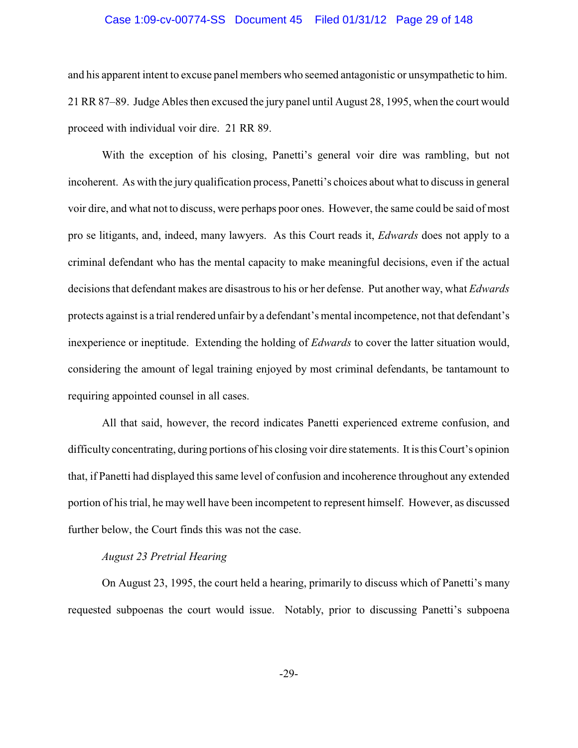and his apparent intent to excuse panel members who seemed antagonistic or unsympathetic to him. 21 RR 87–89. Judge Ables then excused the jury panel until August 28, 1995, when the court would proceed with individual voir dire. 21 RR 89.

With the exception of his closing, Panetti's general voir dire was rambling, but not incoherent. As with the jury qualification process, Panetti's choices about what to discuss in general voir dire, and what not to discuss, were perhaps poor ones. However, the same could be said of most pro se litigants, and, indeed, many lawyers. As this Court reads it, *Edwards* does not apply to a criminal defendant who has the mental capacity to make meaningful decisions, even if the actual decisions that defendant makes are disastrous to his or her defense. Put another way, what *Edwards* protects against is a trial rendered unfair by a defendant's mental incompetence, not that defendant's inexperience or ineptitude. Extending the holding of *Edwards* to cover the latter situation would, considering the amount of legal training enjoyed by most criminal defendants, be tantamount to requiring appointed counsel in all cases.

All that said, however, the record indicates Panetti experienced extreme confusion, and difficulty concentrating, during portions of his closing voir dire statements. It is this Court's opinion that, if Panetti had displayed this same level of confusion and incoherence throughout any extended portion of his trial, he may well have been incompetent to represent himself. However, as discussed further below, the Court finds this was not the case.

*August 23 Pretrial Hearing*

On August 23, 1995, the court held a hearing, primarily to discuss which of Panetti's many requested subpoenas the court would issue. Notably, prior to discussing Panetti's subpoena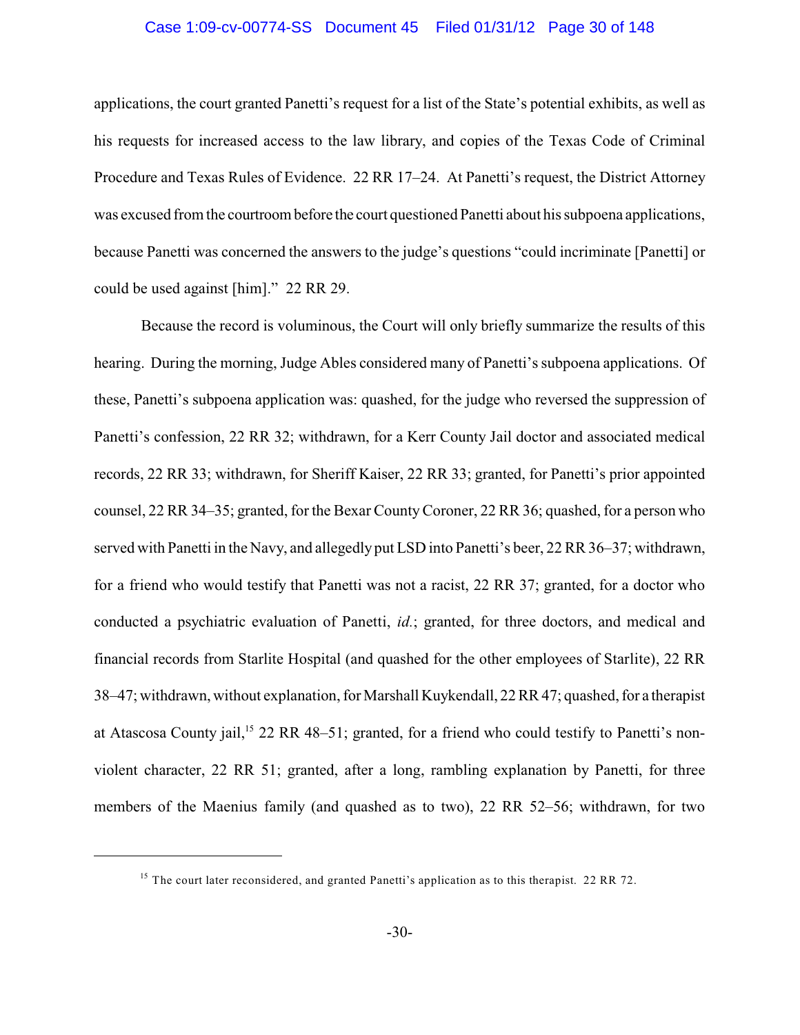applications, the court granted Panetti's request for a list of the State's potential exhibits, as well as his requests for increased access to the law library, and copies of the Texas Code of Criminal Procedure and Texas Rules of Evidence. 22 RR 17–24. At Panetti's request, the District Attorney was excused from the courtroom before the court questioned Panetti about his subpoena applications, because Panetti was concerned the answers to the judge's questions "could incriminate [Panetti] or could be used against [him]." 22 RR 29.

Because the record is voluminous, the Court will only briefly summarize the results of this hearing. During the morning, Judge Ables considered many of Panetti's subpoena applications. Of these, Panetti's subpoena application was: quashed, for the judge who reversed the suppression of Panetti's confession, 22 RR 32; withdrawn, for a Kerr County Jail doctor and associated medical records, 22 RR 33; withdrawn, for Sheriff Kaiser, 22 RR 33; granted, for Panetti's prior appointed counsel, 22 RR 34–35; granted, for the Bexar County Coroner, 22 RR 36; quashed, for a person who served with Panetti in the Navy, and allegedly put LSD into Panetti's beer, 22 RR 36–37; withdrawn, for a friend who would testify that Panetti was not a racist, 22 RR 37; granted, for a doctor who conducted a psychiatric evaluation of Panetti, *id.*; granted, for three doctors, and medical and financial records from Starlite Hospital (and quashed for the other employees of Starlite), 22 RR 38–47; withdrawn, without explanation, for Marshall Kuykendall, 22 RR 47; quashed, for a therapist at Atascosa County jail,[15] 22 RR 48–51; granted, for a friend who could testify to Panetti's non-violent character, 22 RR 51; granted, after a long, rambling explanation by Panetti, for three members of the Maenius family (and quashed as to two), 22 RR 52–56; withdrawn, for two

[15] The court later reconsidered, and granted Panetti's application as to this therapist. 22 RR 72.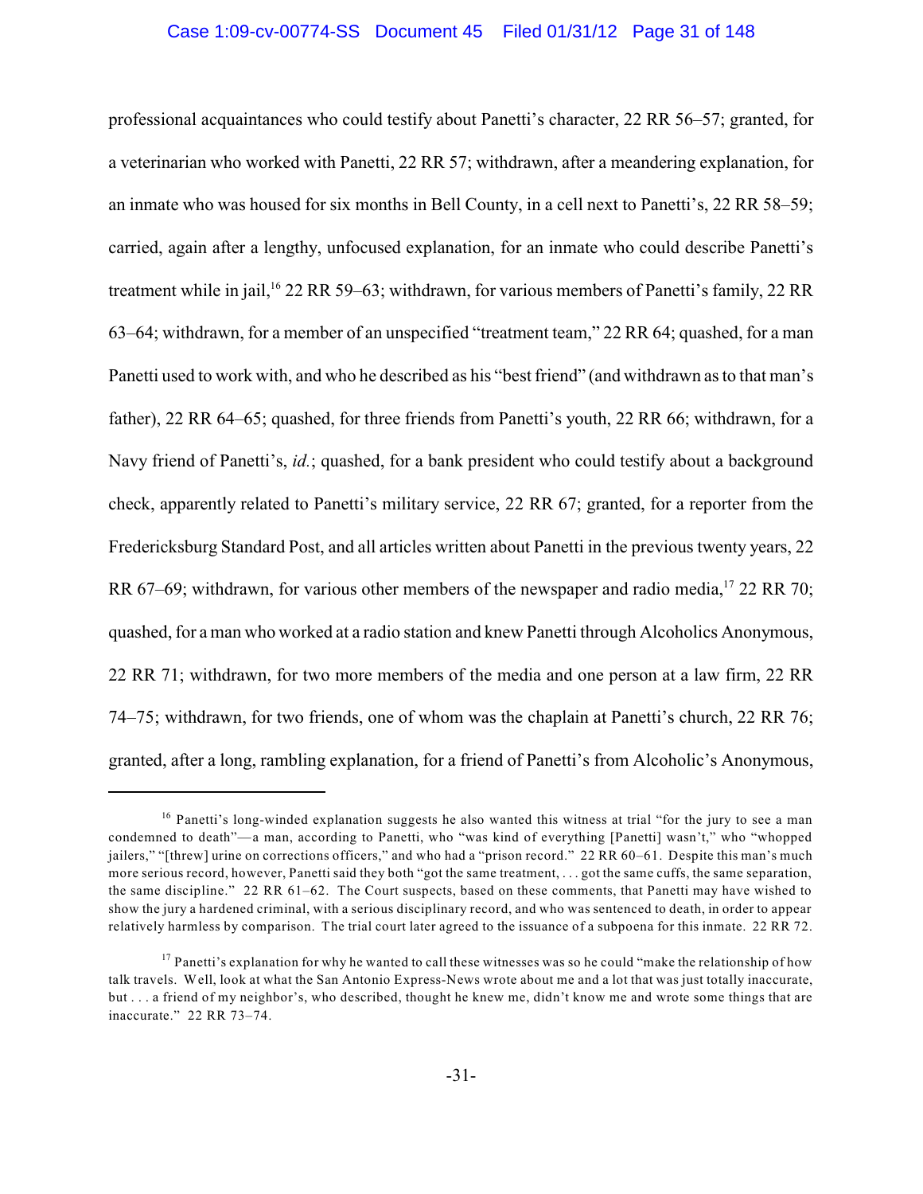professional acquaintances who could testify about Panetti's character, 22 RR 56–57; granted, for a veterinarian who worked with Panetti, 22 RR 57; withdrawn, after a meandering explanation, for an inmate who was housed for six months in Bell County, in a cell next to Panetti's, 22 RR 58–59; carried, again after a lengthy, unfocused explanation, for an inmate who could describe Panetti's treatment while in jail,[16] 22 RR 59–63; withdrawn, for various members of Panetti's family, 22 RR 63–64; withdrawn, for a member of an unspecified "treatment team," 22 RR 64; quashed, for a man Panetti used to work with, and who he described as his "best friend" (and withdrawn as to that man's father), 22 RR 64–65; quashed, for three friends from Panetti's youth, 22 RR 66; withdrawn, for a Navy friend of Panetti's, *id.*; quashed, for a bank president who could testify about a background check, apparently related to Panetti's military service, 22 RR 67; granted, for a reporter from the Fredericksburg Standard Post, and all articles written about Panetti in the previous twenty years, 22 RR 67–69; withdrawn, for various other members of the newspaper and radio media,[17] 22 RR 70; quashed, for a man who worked at a radio station and knew Panetti through Alcoholics Anonymous, 22 RR 71; withdrawn, for two more members of the media and one person at a law firm, 22 RR 74–75; withdrawn, for two friends, one of whom was the chaplain at Panetti's church, 22 RR 76; granted, after a long, rambling explanation, for a friend of Panetti's from Alcoholic's Anonymous,

---

[16] Panetti's long-winded explanation suggests he also wanted this witness at trial "for the jury to see a man condemned to death"—a man, according to Panetti, who "was kind of everything [Panetti] wasn't," who "whopped jailers," "[threw] urine on corrections officers," and who had a "prison record." 22 RR 60–61. Despite this man's much more serious record, however, Panetti said they both "got the same treatment, . . . got the same cuffs, the same separation, the same discipline." 22 RR 61–62. The Court suspects, based on these comments, that Panetti may have wished to show the jury a hardened criminal, with a serious disciplinary record, and who was sentenced to death, in order to appear relatively harmless by comparison. The trial court later agreed to the issuance of a subpoena for this inmate. 22 RR 72.

[17] Panetti's explanation for why he wanted to call these witnesses was so he could "make the relationship of how talk travels. Well, look at what the San Antonio Express-News wrote about me and a lot that was just totally inaccurate, but . . . a friend of my neighbor's, who described, thought he knew me, didn't know me and wrote some things that are inaccurate." 22 RR 73–74.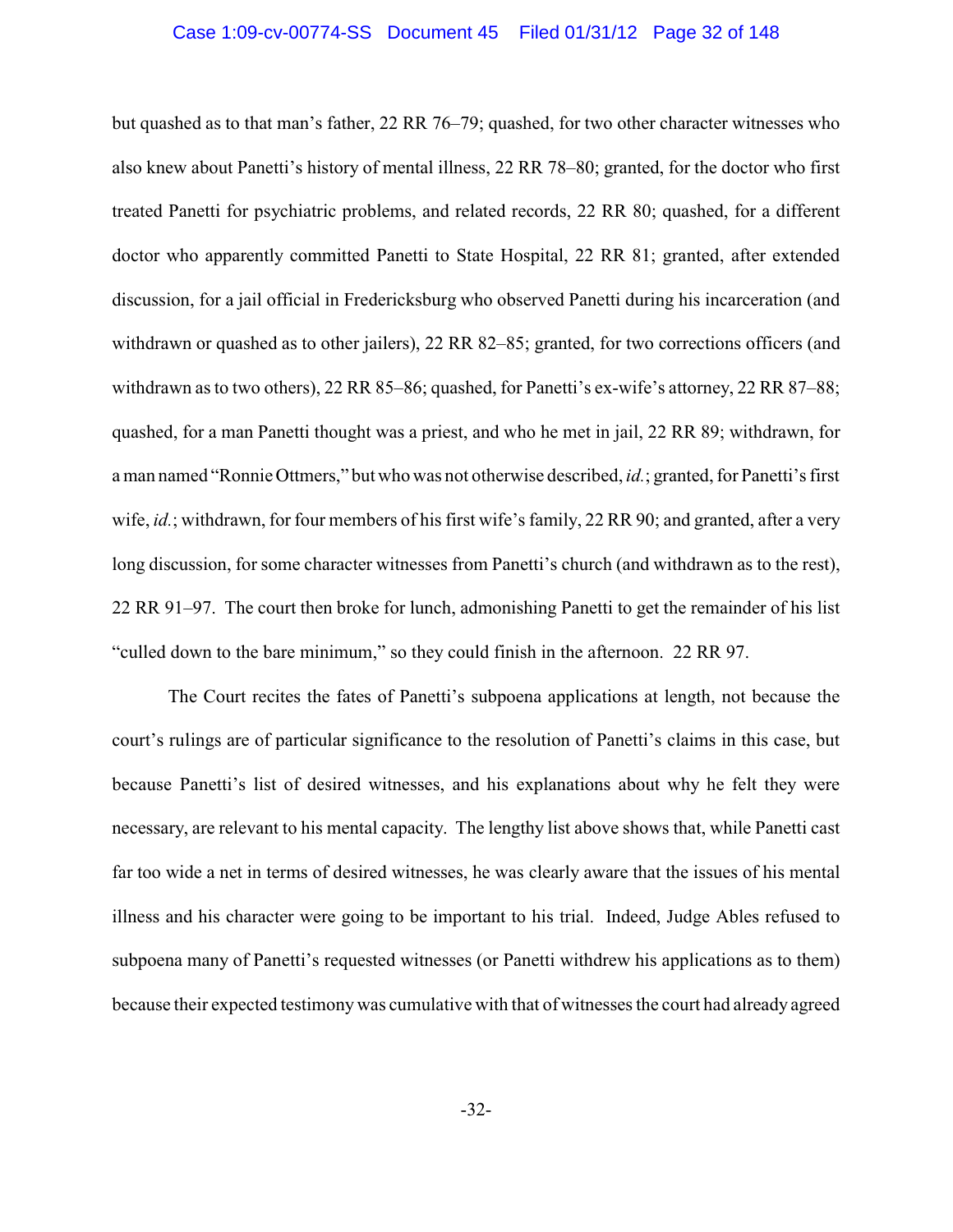but quashed as to that man's father, 22 RR 76–79; quashed, for two other character witnesses who also knew about Panetti's history of mental illness, 22 RR 78–80; granted, for the doctor who first treated Panetti for psychiatric problems, and related records, 22 RR 80; quashed, for a different doctor who apparently committed Panetti to State Hospital, 22 RR 81; granted, after extended discussion, for a jail official in Fredericksburg who observed Panetti during his incarceration (and withdrawn or quashed as to other jailers), 22 RR 82–85; granted, for two corrections officers (and withdrawn as to two others), 22 RR 85–86; quashed, for Panetti's ex-wife's attorney, 22 RR 87–88; quashed, for a man Panetti thought was a priest, and who he met in jail, 22 RR 89; withdrawn, for a man named "Ronnie Ottmers," but who was not otherwise described, *id.*; granted, for Panetti's first wife, *id.*; withdrawn, for four members of his first wife's family, 22 RR 90; and granted, after a very long discussion, for some character witnesses from Panetti's church (and withdrawn as to the rest), 22 RR 91–97. The court then broke for lunch, admonishing Panetti to get the remainder of his list "culled down to the bare minimum," so they could finish in the afternoon. 22 RR 97.

The Court recites the fates of Panetti's subpoena applications at length, not because the court's rulings are of particular significance to the resolution of Panetti's claims in this case, but because Panetti's list of desired witnesses, and his explanations about why he felt they were necessary, are relevant to his mental capacity. The lengthy list above shows that, while Panetti cast far too wide a net in terms of desired witnesses, he was clearly aware that the issues of his mental illness and his character were going to be important to his trial. Indeed, Judge Ables refused to subpoena many of Panetti's requested witnesses (or Panetti withdrew his applications as to them) because their expected testimony was cumulative with that of witnesses the court had already agreed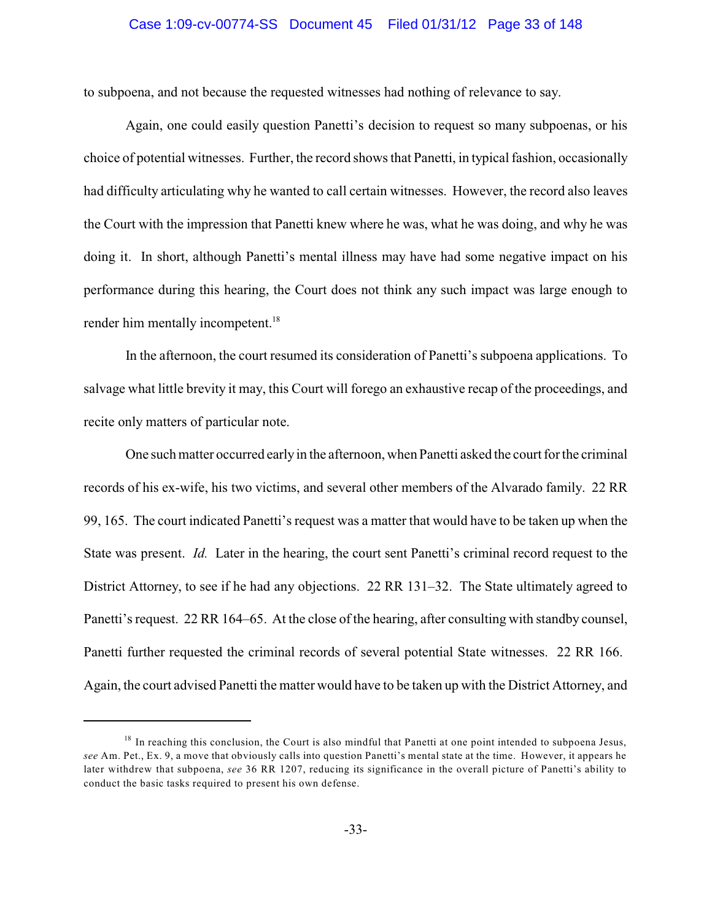to subpoena, and not because the requested witnesses had nothing of relevance to say.

Again, one could easily question Panetti's decision to request so many subpoenas, or his choice of potential witnesses. Further, the record shows that Panetti, in typical fashion, occasionally had difficulty articulating why he wanted to call certain witnesses. However, the record also leaves the Court with the impression that Panetti knew where he was, what he was doing, and why he was doing it. In short, although Panetti's mental illness may have had some negative impact on his performance during this hearing, the Court does not think any such impact was large enough to render him mentally incompetent.[18]

In the afternoon, the court resumed its consideration of Panetti's subpoena applications. To salvage what little brevity it may, this Court will forego an exhaustive recap of the proceedings, and recite only matters of particular note.

One such matter occurred early in the afternoon, when Panetti asked the court for the criminal records of his ex-wife, his two victims, and several other members of the Alvarado family. 22 RR 99, 165. The court indicated Panetti's request was a matter that would have to be taken up when the State was present. *Id.* Later in the hearing, the court sent Panetti's criminal record request to the District Attorney, to see if he had any objections. 22 RR 131–32. The State ultimately agreed to Panetti's request. 22 RR 164–65. At the close of the hearing, after consulting with standby counsel, Panetti further requested the criminal records of several potential State witnesses. 22 RR 166. Again, the court advised Panetti the matter would have to be taken up with the District Attorney, and

---

[18] In reaching this conclusion, the Court is also mindful that Panetti at one point intended to subpoena Jesus, *see* Am. Pet., Ex. 9, a move that obviously calls into question Panetti's mental state at the time. However, it appears he later withdrew that subpoena, *see* 36 RR 1207, reducing its significance in the overall picture of Panetti's ability to conduct the basic tasks required to present his own defense.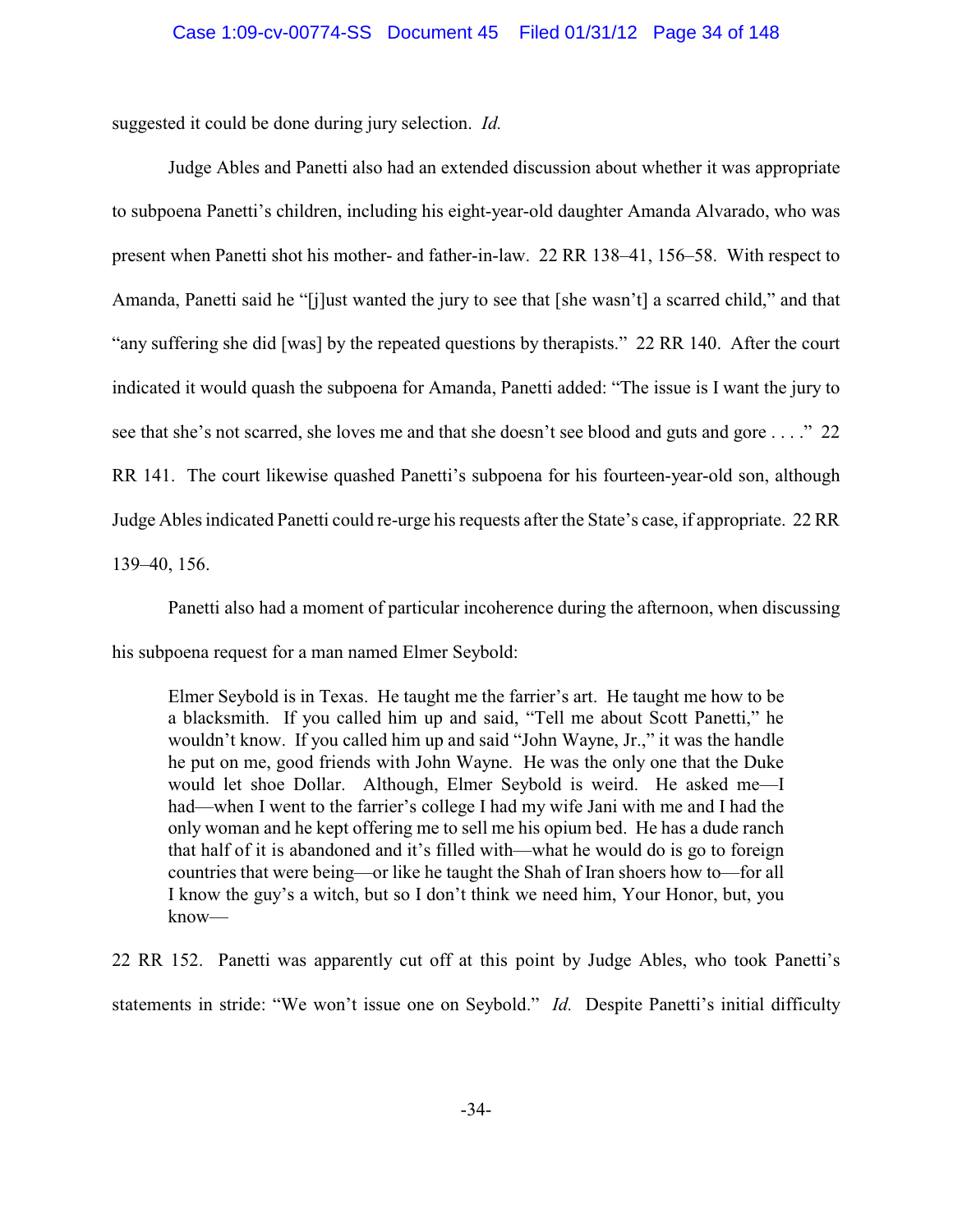suggested it could be done during jury selection. *Id.*

Judge Ables and Panetti also had an extended discussion about whether it was appropriate to subpoena Panetti's children, including his eight-year-old daughter Amanda Alvarado, who was present when Panetti shot his mother- and father-in-law. 22 RR 138–41, 156–58. With respect to Amanda, Panetti said he "[j]ust wanted the jury to see that [she wasn't] a scarred child," and that "any suffering she did [was] by the repeated questions by therapists." 22 RR 140. After the court indicated it would quash the subpoena for Amanda, Panetti added: "The issue is I want the jury to see that she's not scarred, she loves me and that she doesn't see blood and guts and gore . . . ." 22 RR 141. The court likewise quashed Panetti's subpoena for his fourteen-year-old son, although Judge Ables indicated Panetti could re-urge his requests after the State's case, if appropriate. 22 RR 139–40, 156.

Panetti also had a moment of particular incoherence during the afternoon, when discussing his subpoena request for a man named Elmer Seybold:

> Elmer Seybold is in Texas. He taught me the farrier's art. He taught me how to be a blacksmith. If you called him up and said, "Tell me about Scott Panetti," he wouldn't know. If you called him up and said "John Wayne, Jr.," it was the handle he put on me, good friends with John Wayne. He was the only one that the Duke would let shoe Dollar. Although, Elmer Seybold is weird. He asked me—I had—when I went to the farrier's college I had my wife Jani with me and I had the only woman and he kept offering me to sell me his opium bed. He has a dude ranch that half of it is abandoned and it's filled with—what he would do is go to foreign countries that were being—or like he taught the Shah of Iran shoers how to—for all I know the guy's a witch, but so I don't think we need him, Your Honor, but, you know—

22 RR 152. Panetti was apparently cut off at this point by Judge Ables, who took Panetti's statements in stride: "We won't issue one on Seybold." *Id.* Despite Panetti's initial difficulty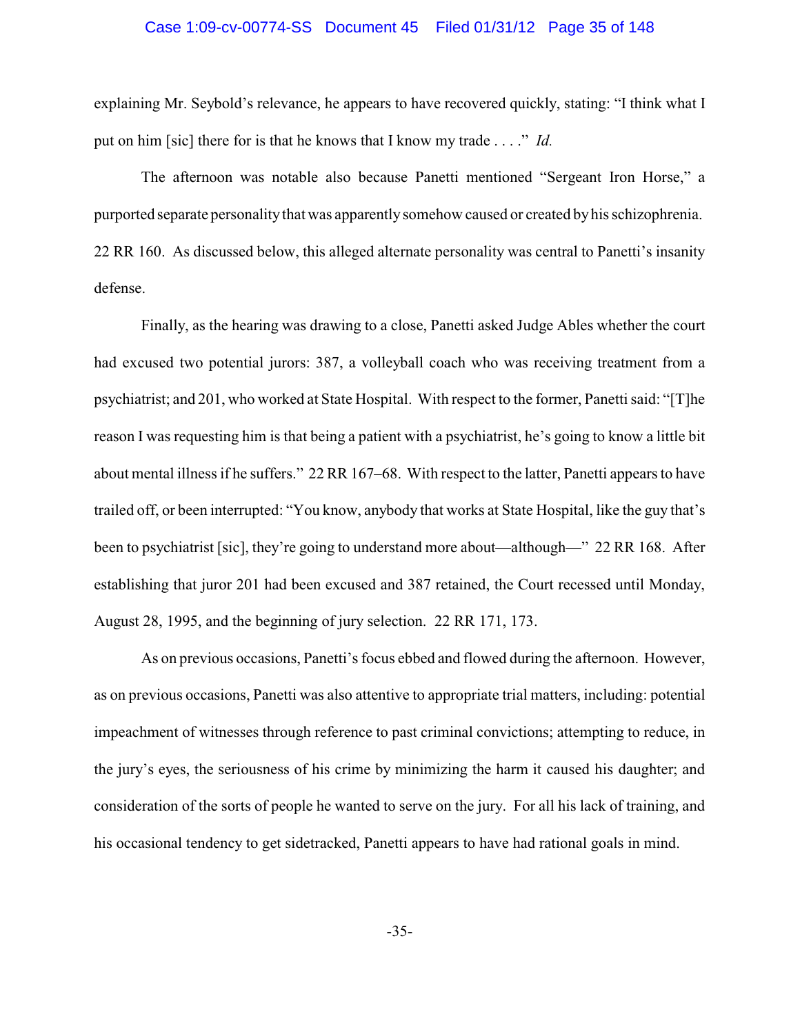explaining Mr. Seybold's relevance, he appears to have recovered quickly, stating: "I think what I put on him [sic] there for is that he knows that I know my trade . . . ." *Id.*

The afternoon was notable also because Panetti mentioned "Sergeant Iron Horse," a purported separate personality that was apparently somehow caused or created by his schizophrenia. 22 RR 160. As discussed below, this alleged alternate personality was central to Panetti's insanity defense.

Finally, as the hearing was drawing to a close, Panetti asked Judge Ables whether the court had excused two potential jurors: 387, a volleyball coach who was receiving treatment from a psychiatrist; and 201, who worked at State Hospital. With respect to the former, Panetti said: "[T]he reason I was requesting him is that being a patient with a psychiatrist, he's going to know a little bit about mental illness if he suffers." 22 RR 167–68. With respect to the latter, Panetti appears to have trailed off, or been interrupted: "You know, anybody that works at State Hospital, like the guy that's been to psychiatrist [sic], they're going to understand more about—although—" 22 RR 168. After establishing that juror 201 had been excused and 387 retained, the Court recessed until Monday, August 28, 1995, and the beginning of jury selection. 22 RR 171, 173.

As on previous occasions, Panetti's focus ebbed and flowed during the afternoon. However, as on previous occasions, Panetti was also attentive to appropriate trial matters, including: potential impeachment of witnesses through reference to past criminal convictions; attempting to reduce, in the jury's eyes, the seriousness of his crime by minimizing the harm it caused his daughter; and consideration of the sorts of people he wanted to serve on the jury. For all his lack of training, and his occasional tendency to get sidetracked, Panetti appears to have had rational goals in mind.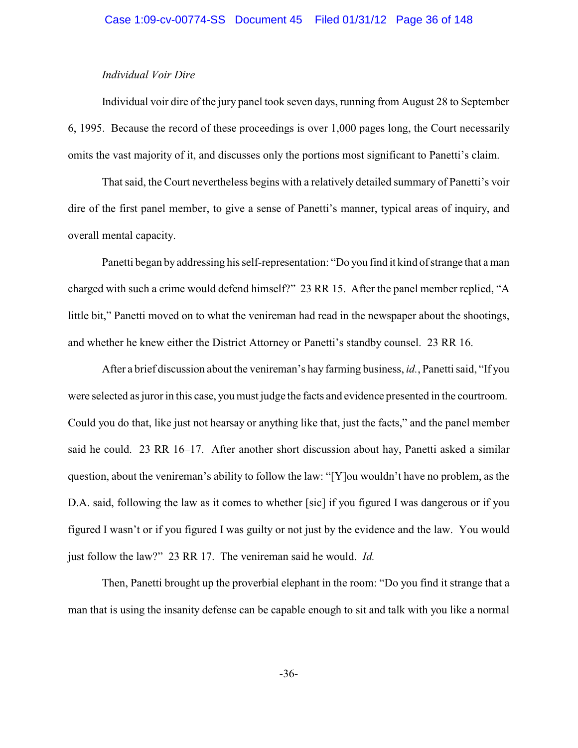*Individual Voir Dire*

Individual voir dire of the jury panel took seven days, running from August 28 to September 6, 1995. Because the record of these proceedings is over 1,000 pages long, the Court necessarily omits the vast majority of it, and discusses only the portions most significant to Panetti's claim.

That said, the Court nevertheless begins with a relatively detailed summary of Panetti's voir dire of the first panel member, to give a sense of Panetti's manner, typical areas of inquiry, and overall mental capacity.

Panetti began by addressing his self-representation: "Do you find it kind of strange that a man charged with such a crime would defend himself?" 23 RR 15. After the panel member replied, "A little bit," Panetti moved on to what the venireman had read in the newspaper about the shootings, and whether he knew either the District Attorney or Panetti's standby counsel. 23 RR 16.

After a brief discussion about the venireman's hay farming business, *id.*, Panetti said, "If you were selected as juror in this case, you must judge the facts and evidence presented in the courtroom. Could you do that, like just not hearsay or anything like that, just the facts," and the panel member said he could. 23 RR 16–17. After another short discussion about hay, Panetti asked a similar question, about the venireman's ability to follow the law: "[Y]ou wouldn't have no problem, as the D.A. said, following the law as it comes to whether [sic] if you figured I was dangerous or if you figured I wasn't or if you figured I was guilty or not just by the evidence and the law. You would just follow the law?" 23 RR 17. The venireman said he would. *Id.*

Then, Panetti brought up the proverbial elephant in the room: "Do you find it strange that a man that is using the insanity defense can be capable enough to sit and talk with you like a normal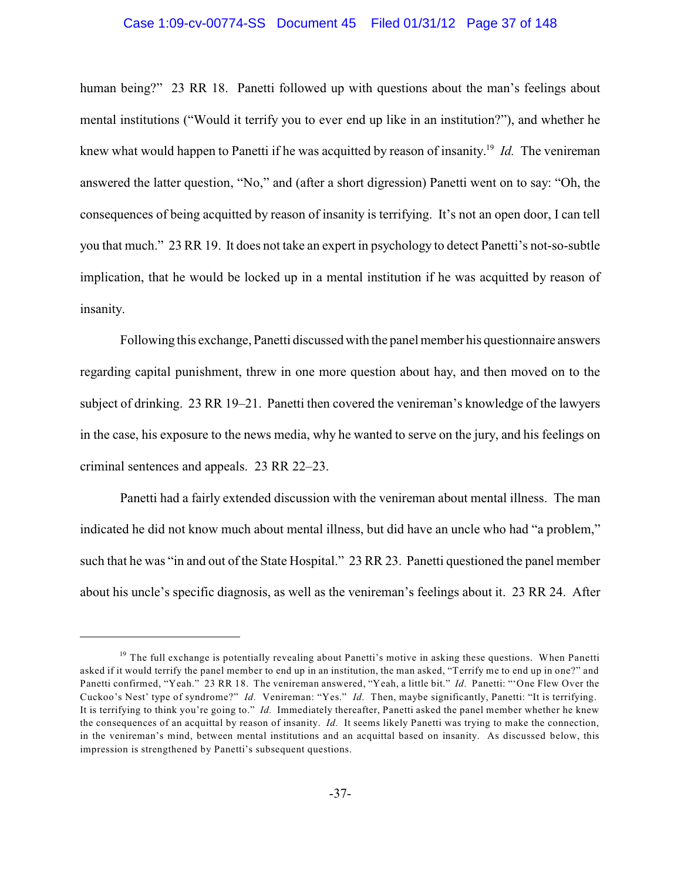human being?" 23 RR 18. Panetti followed up with questions about the man's feelings about mental institutions ("Would it terrify you to ever end up like in an institution?"), and whether he knew what would happen to Panetti if he was acquitted by reason of insanity.[19] *Id.* The venireman answered the latter question, "No," and (after a short digression) Panetti went on to say: "Oh, the consequences of being acquitted by reason of insanity is terrifying. It's not an open door, I can tell you that much." 23 RR 19. It does not take an expert in psychology to detect Panetti's not-so-subtle implication, that he would be locked up in a mental institution if he was acquitted by reason of insanity.

Following this exchange, Panetti discussed with the panel member his questionnaire answers regarding capital punishment, threw in one more question about hay, and then moved on to the subject of drinking. 23 RR 19–21. Panetti then covered the venireman's knowledge of the lawyers in the case, his exposure to the news media, why he wanted to serve on the jury, and his feelings on criminal sentences and appeals. 23 RR 22–23.

Panetti had a fairly extended discussion with the venireman about mental illness. The man indicated he did not know much about mental illness, but did have an uncle who had "a problem," such that he was "in and out of the State Hospital." 23 RR 23. Panetti questioned the panel member about his uncle's specific diagnosis, as well as the venireman's feelings about it. 23 RR 24. After

---

[19] The full exchange is potentially revealing about Panetti's motive in asking these questions. When Panetti asked if it would terrify the panel member to end up in an institution, the man asked, "Terrify me to end up in one?" and Panetti confirmed, "Yeah." 23 RR 18. The venireman answered, "Yeah, a little bit." *Id.* Panetti: "'One Flew Over the Cuckoo's Nest' type of syndrome?" *Id.* Venireman: "Yes." *Id.* Then, maybe significantly, Panetti: "It is terrifying. It is terrifying to think you're going to." *Id.* Immediately thereafter, Panetti asked the panel member whether he knew the consequences of an acquittal by reason of insanity. *Id.* It seems likely Panetti was trying to make the connection, in the venireman's mind, between mental institutions and an acquittal based on insanity. As discussed below, this impression is strengthened by Panetti's subsequent questions.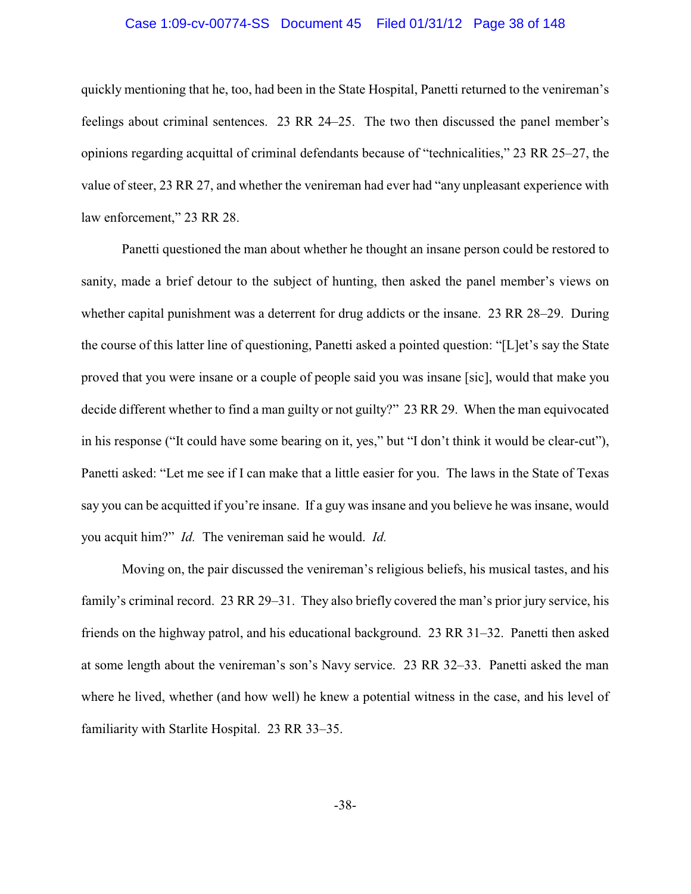quickly mentioning that he, too, had been in the State Hospital, Panetti returned to the venireman's feelings about criminal sentences. 23 RR 24–25. The two then discussed the panel member's opinions regarding acquittal of criminal defendants because of "technicalities," 23 RR 25–27, the value of steer, 23 RR 27, and whether the venireman had ever had "any unpleasant experience with law enforcement," 23 RR 28.

Panetti questioned the man about whether he thought an insane person could be restored to sanity, made a brief detour to the subject of hunting, then asked the panel member's views on whether capital punishment was a deterrent for drug addicts or the insane. 23 RR 28–29. During the course of this latter line of questioning, Panetti asked a pointed question: "[L]et's say the State proved that you were insane or a couple of people said you was insane [sic], would that make you decide different whether to find a man guilty or not guilty?" 23 RR 29. When the man equivocated in his response ("It could have some bearing on it, yes," but "I don't think it would be clear-cut"), Panetti asked: "Let me see if I can make that a little easier for you. The laws in the State of Texas say you can be acquitted if you're insane. If a guy was insane and you believe he was insane, would you acquit him?" *Id.* The venireman said he would. *Id.*

Moving on, the pair discussed the venireman's religious beliefs, his musical tastes, and his family's criminal record. 23 RR 29–31. They also briefly covered the man's prior jury service, his friends on the highway patrol, and his educational background. 23 RR 31–32. Panetti then asked at some length about the venireman's son's Navy service. 23 RR 32–33. Panetti asked the man where he lived, whether (and how well) he knew a potential witness in the case, and his level of familiarity with Starlite Hospital. 23 RR 33–35.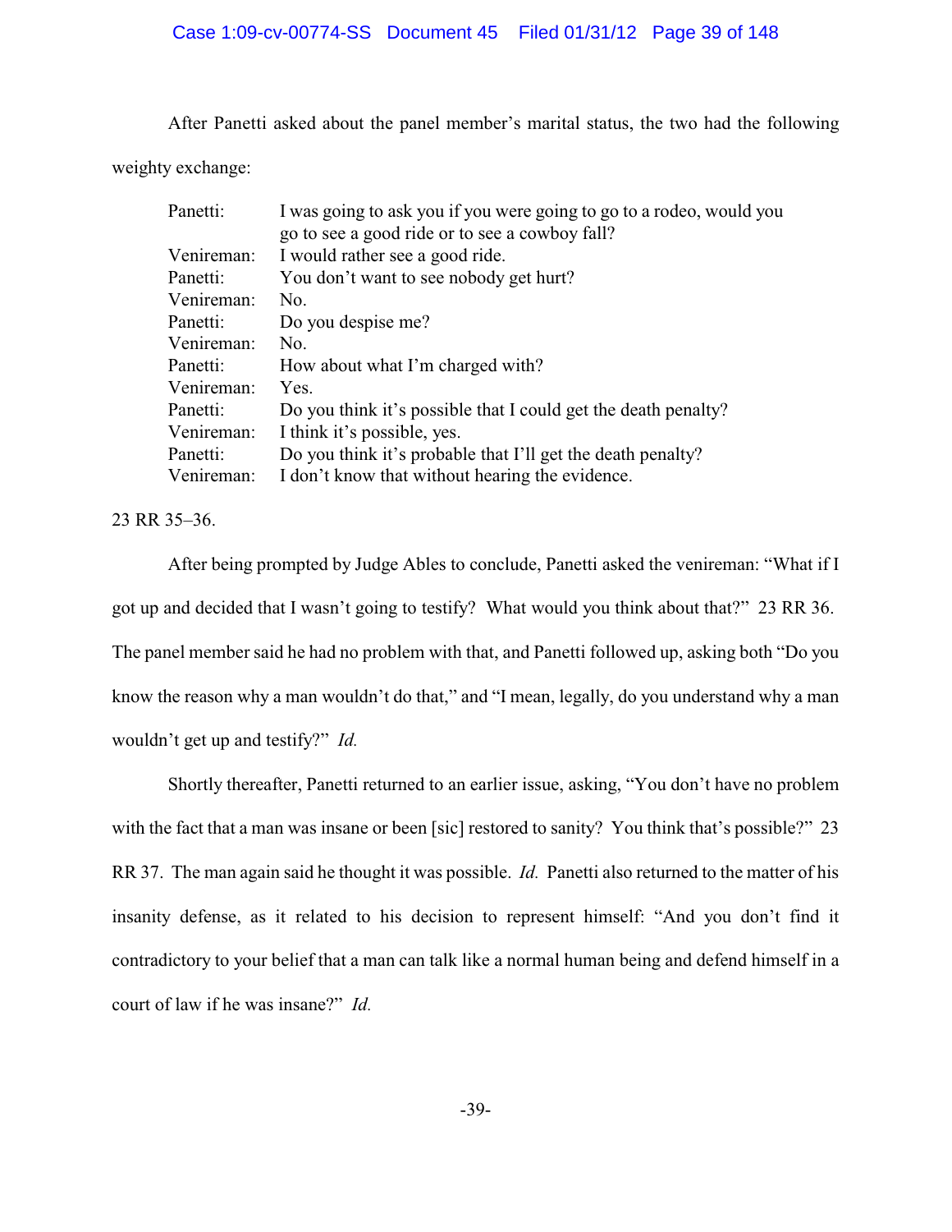After Panetti asked about the panel member's marital status, the two had the following weighty exchange:

| | |
|---|---|
| Panetti: | I was going to ask you if you were going to go to a rodeo, would you go to see a good ride or to see a cowboy fall? |
| Venireman: | I would rather see a good ride. |
| Panetti: | You don't want to see nobody get hurt? |
| Venireman: | No. |
| Panetti: | Do you despise me? |
| Venireman: | No. |
| Panetti: | How about what I'm charged with? |
| Venireman: | Yes. |
| Panetti: | Do you think it's possible that I could get the death penalty? |
| Venireman: | I think it's possible, yes. |
| Panetti: | Do you think it's probable that I'll get the death penalty? |
| Venireman: | I don't know that without hearing the evidence. |

23 RR 35–36.

After being prompted by Judge Ables to conclude, Panetti asked the venireman: "What if I got up and decided that I wasn't going to testify? What would you think about that?" 23 RR 36. The panel member said he had no problem with that, and Panetti followed up, asking both "Do you know the reason why a man wouldn't do that," and "I mean, legally, do you understand why a man wouldn't get up and testify?" *Id.*

Shortly thereafter, Panetti returned to an earlier issue, asking, "You don't have no problem with the fact that a man was insane or been [sic] restored to sanity? You think that's possible?" 23 RR 37. The man again said he thought it was possible. *Id.* Panetti also returned to the matter of his insanity defense, as it related to his decision to represent himself: "And you don't find it contradictory to your belief that a man can talk like a normal human being and defend himself in a court of law if he was insane?" *Id.*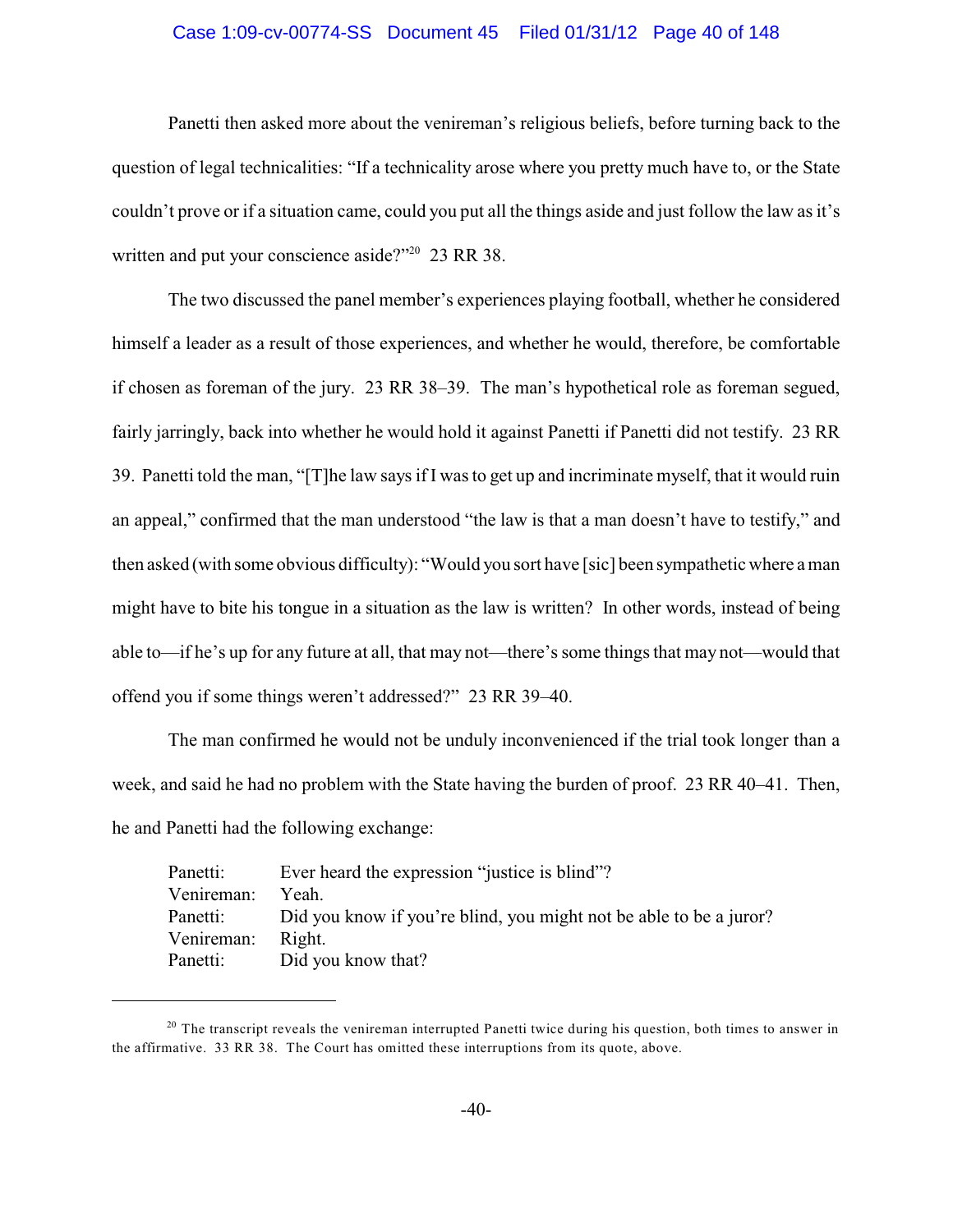Panetti then asked more about the venireman's religious beliefs, before turning back to the question of legal technicalities: "If a technicality arose where you pretty much have to, or the State couldn't prove or if a situation came, could you put all the things aside and just follow the law as it's written and put your conscience aside?"[20] 23 RR 38.

The two discussed the panel member's experiences playing football, whether he considered himself a leader as a result of those experiences, and whether he would, therefore, be comfortable if chosen as foreman of the jury. 23 RR 38–39. The man's hypothetical role as foreman segued, fairly jarringly, back into whether he would hold it against Panetti if Panetti did not testify. 23 RR 39. Panetti told the man, "[T]he law says if I was to get up and incriminate myself, that it would ruin an appeal," confirmed that the man understood "the law is that a man doesn't have to testify," and then asked (with some obvious difficulty): "Would you sort have [sic] been sympathetic where a man might have to bite his tongue in a situation as the law is written? In other words, instead of being able to—if he's up for any future at all, that may not—there's some things that may not—would that offend you if some things weren't addressed?" 23 RR 39–40.

The man confirmed he would not be unduly inconvenienced if the trial took longer than a week, and said he had no problem with the State having the burden of proof. 23 RR 40–41. Then, he and Panetti had the following exchange:

| | |
|---|---|
| Panetti: | Ever heard the expression "justice is blind"? |
| Venireman: | Yeah. |
| Panetti: | Did you know if you're blind, you might not be able to be a juror? |
| Venireman: | Right. |
| Panetti: | Did you know that? |

---

[20] The transcript reveals the venireman interrupted Panetti twice during his question, both times to answer in the affirmative. 33 RR 38. The Court has omitted these interruptions from its quote, above.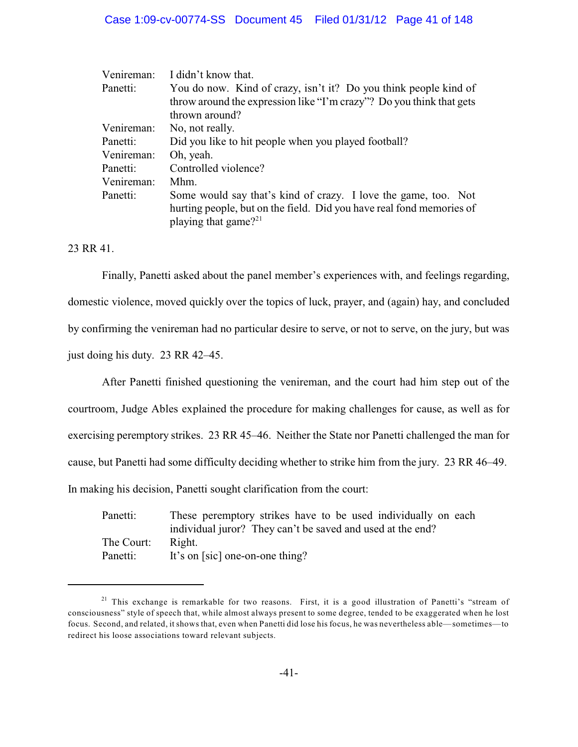| | |
|---|---|
| Venireman: | I didn't know that. |
| Panetti: | You do now. Kind of crazy, isn't it? Do you think people kind of throw around the expression like "I'm crazy"? Do you think that gets thrown around? |
| Venireman: | No, not really. |
| Panetti: | Did you like to hit people when you played football? |
| Venireman: | Oh, yeah. |
| Panetti: | Controlled violence? |
| Venireman: | Mhm. |
| Panetti: | Some would say that's kind of crazy. I love the game, too. Not hurting people, but on the field. Did you have real fond memories of playing that game?[21] |

23 RR 41.

Finally, Panetti asked about the panel member's experiences with, and feelings regarding, domestic violence, moved quickly over the topics of luck, prayer, and (again) hay, and concluded by confirming the venireman had no particular desire to serve, or not to serve, on the jury, but was just doing his duty. 23 RR 42–45.

After Panetti finished questioning the venireman, and the court had him step out of the courtroom, Judge Ables explained the procedure for making challenges for cause, as well as for exercising peremptory strikes. 23 RR 45–46. Neither the State nor Panetti challenged the man for cause, but Panetti had some difficulty deciding whether to strike him from the jury. 23 RR 46–49. In making his decision, Panetti sought clarification from the court:

| | |
|---|---|
| Panetti: | These peremptory strikes have to be used individually on each individual juror? They can't be saved and used at the end? |
| The Court: | Right. |
| Panetti: | It's on [sic] one-on-one thing? |

---

[21] This exchange is remarkable for two reasons. First, it is a good illustration of Panetti's "stream of consciousness" style of speech that, while almost always present to some degree, tended to be exaggerated when he lost focus. Second, and related, it shows that, even when Panetti did lose his focus, he was nevertheless able—sometimes—to redirect his loose associations toward relevant subjects.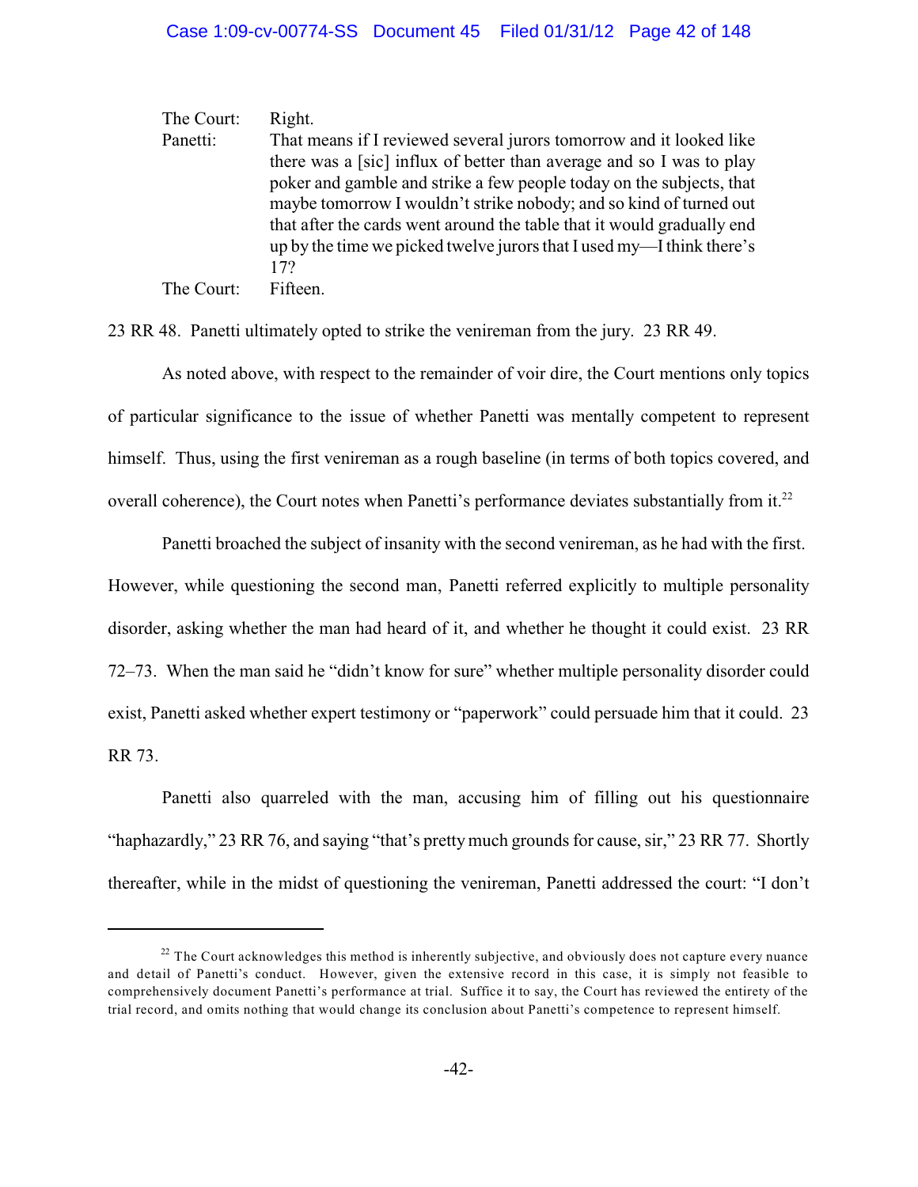| | |
|---|---|
| The Court: | Right. |
| Panetti: | That means if I reviewed several jurors tomorrow and it looked like there was a [sic] influx of better than average and so I was to play poker and gamble and strike a few people today on the subjects, that maybe tomorrow I wouldn't strike nobody; and so kind of turned out that after the cards went around the table that it would gradually end up by the time we picked twelve jurors that I used my—I think there's 17? |
| The Court: | Fifteen. |

23 RR 48. Panetti ultimately opted to strike the venireman from the jury. 23 RR 49.

As noted above, with respect to the remainder of voir dire, the Court mentions only topics of particular significance to the issue of whether Panetti was mentally competent to represent himself. Thus, using the first venireman as a rough baseline (in terms of both topics covered, and overall coherence), the Court notes when Panetti's performance deviates substantially from it.[22]

Panetti broached the subject of insanity with the second venireman, as he had with the first. However, while questioning the second man, Panetti referred explicitly to multiple personality disorder, asking whether the man had heard of it, and whether he thought it could exist. 23 RR 72–73. When the man said he "didn't know for sure" whether multiple personality disorder could exist, Panetti asked whether expert testimony or "paperwork" could persuade him that it could. 23 RR 73.

Panetti also quarreled with the man, accusing him of filling out his questionnaire "haphazardly," 23 RR 76, and saying "that's pretty much grounds for cause, sir," 23 RR 77. Shortly thereafter, while in the midst of questioning the venireman, Panetti addressed the court: "I don't

[22] The Court acknowledges this method is inherently subjective, and obviously does not capture every nuance and detail of Panetti's conduct. However, given the extensive record in this case, it is simply not feasible to comprehensively document Panetti's performance at trial. Suffice it to say, the Court has reviewed the entirety of the trial record, and omits nothing that would change its conclusion about Panetti's competence to represent himself.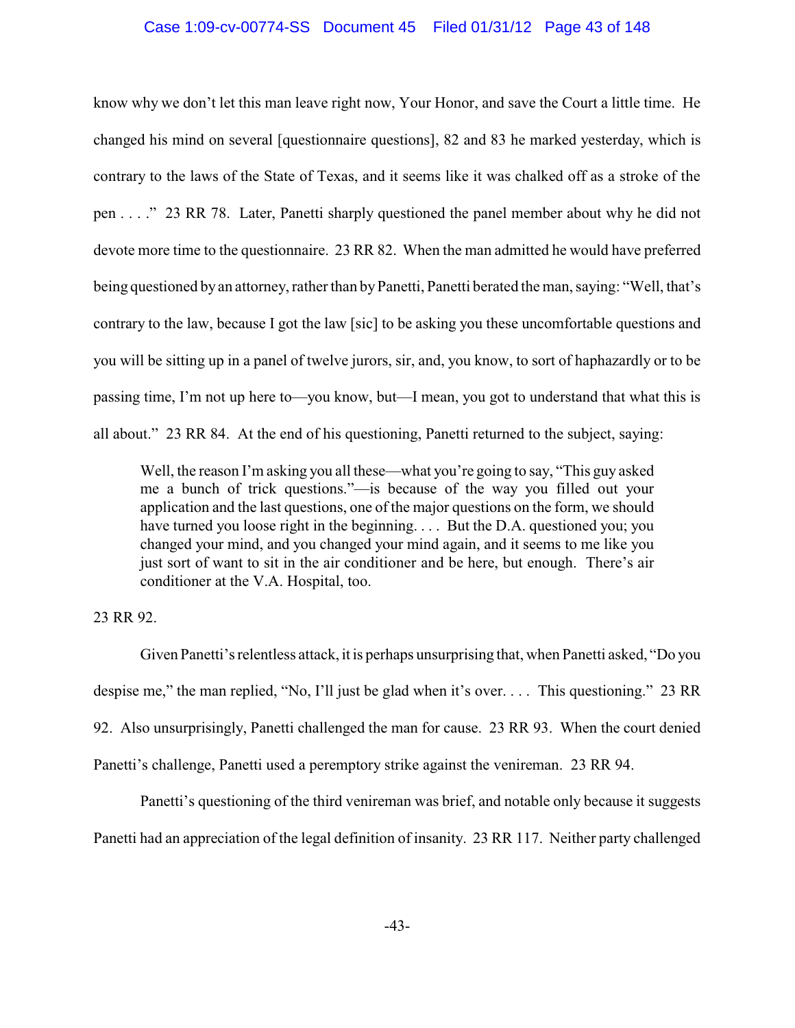know why we don't let this man leave right now, Your Honor, and save the Court a little time. He changed his mind on several [questionnaire questions], 82 and 83 he marked yesterday, which is contrary to the laws of the State of Texas, and it seems like it was chalked off as a stroke of the pen . . . ." 23 RR 78. Later, Panetti sharply questioned the panel member about why he did not devote more time to the questionnaire. 23 RR 82. When the man admitted he would have preferred being questioned by an attorney, rather than by Panetti, Panetti berated the man, saying: "Well, that's contrary to the law, because I got the law [sic] to be asking you these uncomfortable questions and you will be sitting up in a panel of twelve jurors, sir, and, you know, to sort of haphazardly or to be passing time, I'm not up here to—you know, but—I mean, you got to understand that what this is all about." 23 RR 84. At the end of his questioning, Panetti returned to the subject, saying:

> Well, the reason I'm asking you all these—what you're going to say, "This guy asked me a bunch of trick questions."—is because of the way you filled out your application and the last questions, one of the major questions on the form, we should have turned you loose right in the beginning. . . . But the D.A. questioned you; you changed your mind, and you changed your mind again, and it seems to me like you just sort of want to sit in the air conditioner and be here, but enough. There's air conditioner at the V.A. Hospital, too.

23 RR 92.

Given Panetti's relentless attack, it is perhaps unsurprising that, when Panetti asked, "Do you despise me," the man replied, "No, I'll just be glad when it's over. . . . This questioning." 23 RR 92. Also unsurprisingly, Panetti challenged the man for cause. 23 RR 93. When the court denied Panetti's challenge, Panetti used a peremptory strike against the venireman. 23 RR 94.

Panetti's questioning of the third venireman was brief, and notable only because it suggests Panetti had an appreciation of the legal definition of insanity. 23 RR 117. Neither party challenged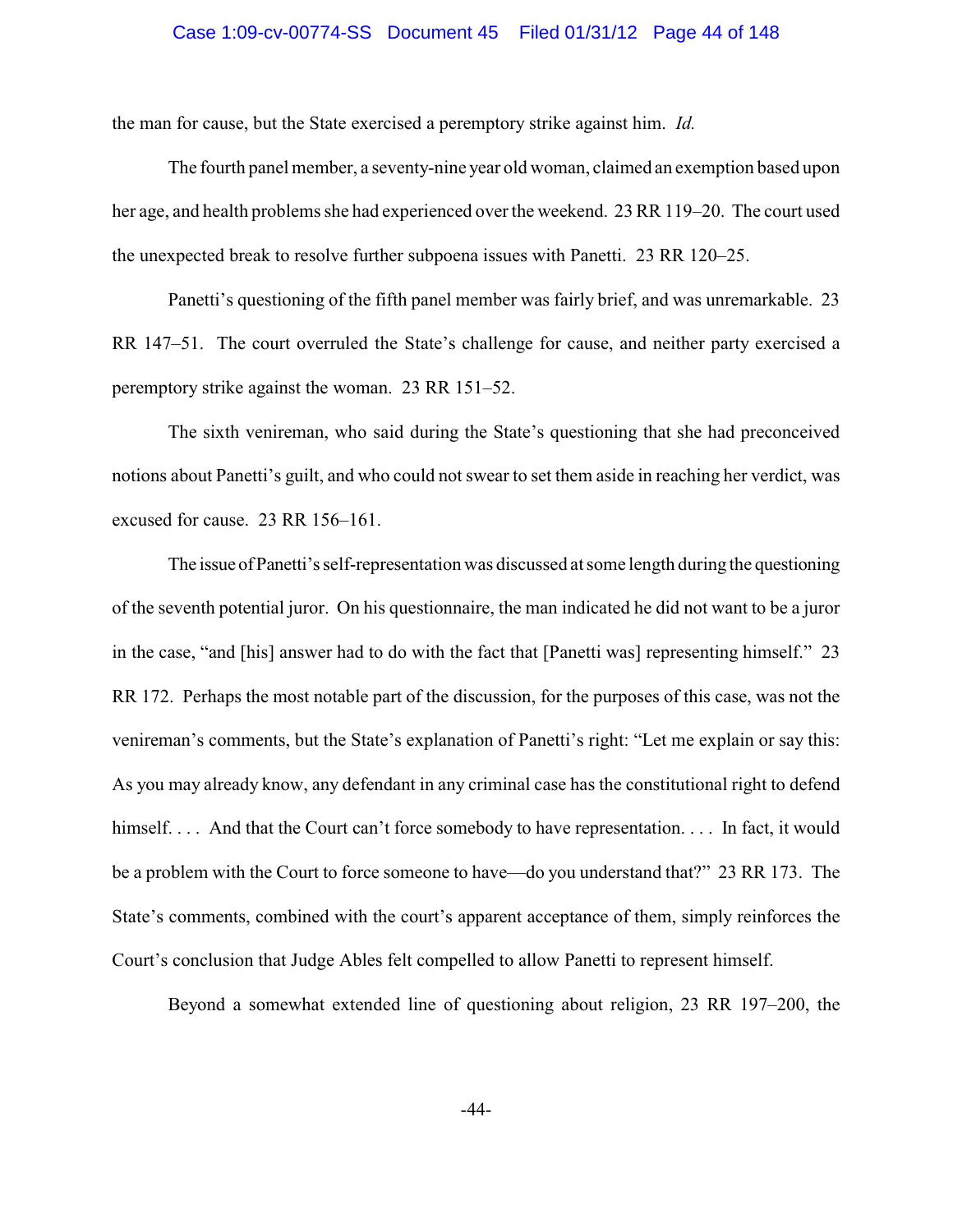the man for cause, but the State exercised a peremptory strike against him. *Id.*

The fourth panel member, a seventy-nine year old woman, claimed an exemption based upon her age, and health problems she had experienced over the weekend. 23 RR 119–20. The court used the unexpected break to resolve further subpoena issues with Panetti. 23 RR 120–25.

Panetti's questioning of the fifth panel member was fairly brief, and was unremarkable. 23 RR 147–51. The court overruled the State's challenge for cause, and neither party exercised a peremptory strike against the woman. 23 RR 151–52.

The sixth venireman, who said during the State's questioning that she had preconceived notions about Panetti's guilt, and who could not swear to set them aside in reaching her verdict, was excused for cause. 23 RR 156–161.

The issue of Panetti's self-representation was discussed at some length during the questioning of the seventh potential juror. On his questionnaire, the man indicated he did not want to be a juror in the case, "and [his] answer had to do with the fact that [Panetti was] representing himself." 23 RR 172. Perhaps the most notable part of the discussion, for the purposes of this case, was not the venireman's comments, but the State's explanation of Panetti's right: "Let me explain or say this: As you may already know, any defendant in any criminal case has the constitutional right to defend himself. . . . And that the Court can't force somebody to have representation. . . . In fact, it would be a problem with the Court to force someone to have—do you understand that?" 23 RR 173. The State's comments, combined with the court's apparent acceptance of them, simply reinforces the Court's conclusion that Judge Ables felt compelled to allow Panetti to represent himself.

Beyond a somewhat extended line of questioning about religion, 23 RR 197–200, the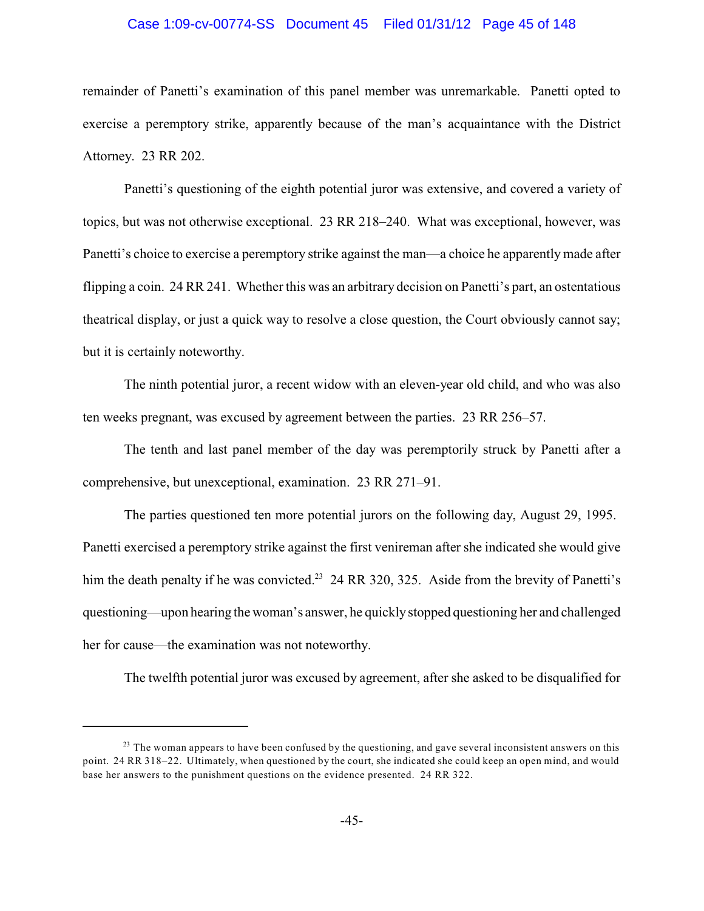remainder of Panetti's examination of this panel member was unremarkable. Panetti opted to exercise a peremptory strike, apparently because of the man's acquaintance with the District Attorney. 23 RR 202.

Panetti's questioning of the eighth potential juror was extensive, and covered a variety of topics, but was not otherwise exceptional. 23 RR 218–240. What was exceptional, however, was Panetti's choice to exercise a peremptory strike against the man—a choice he apparently made after flipping a coin. 24 RR 241. Whether this was an arbitrary decision on Panetti's part, an ostentatious theatrical display, or just a quick way to resolve a close question, the Court obviously cannot say; but it is certainly noteworthy.

The ninth potential juror, a recent widow with an eleven-year old child, and who was also ten weeks pregnant, was excused by agreement between the parties. 23 RR 256–57.

The tenth and last panel member of the day was peremptorily struck by Panetti after a comprehensive, but unexceptional, examination. 23 RR 271–91.

The parties questioned ten more potential jurors on the following day, August 29, 1995. Panetti exercised a peremptory strike against the first venireman after she indicated she would give him the death penalty if he was convicted.[23] 24 RR 320, 325. Aside from the brevity of Panetti's questioning—upon hearing the woman's answer, he quickly stopped questioning her and challenged her for cause—the examination was not noteworthy.

The twelfth potential juror was excused by agreement, after she asked to be disqualified for

[23] The woman appears to have been confused by the questioning, and gave several inconsistent answers on this point. 24 RR 318–22. Ultimately, when questioned by the court, she indicated she could keep an open mind, and would base her answers to the punishment questions on the evidence presented. 24 RR 322.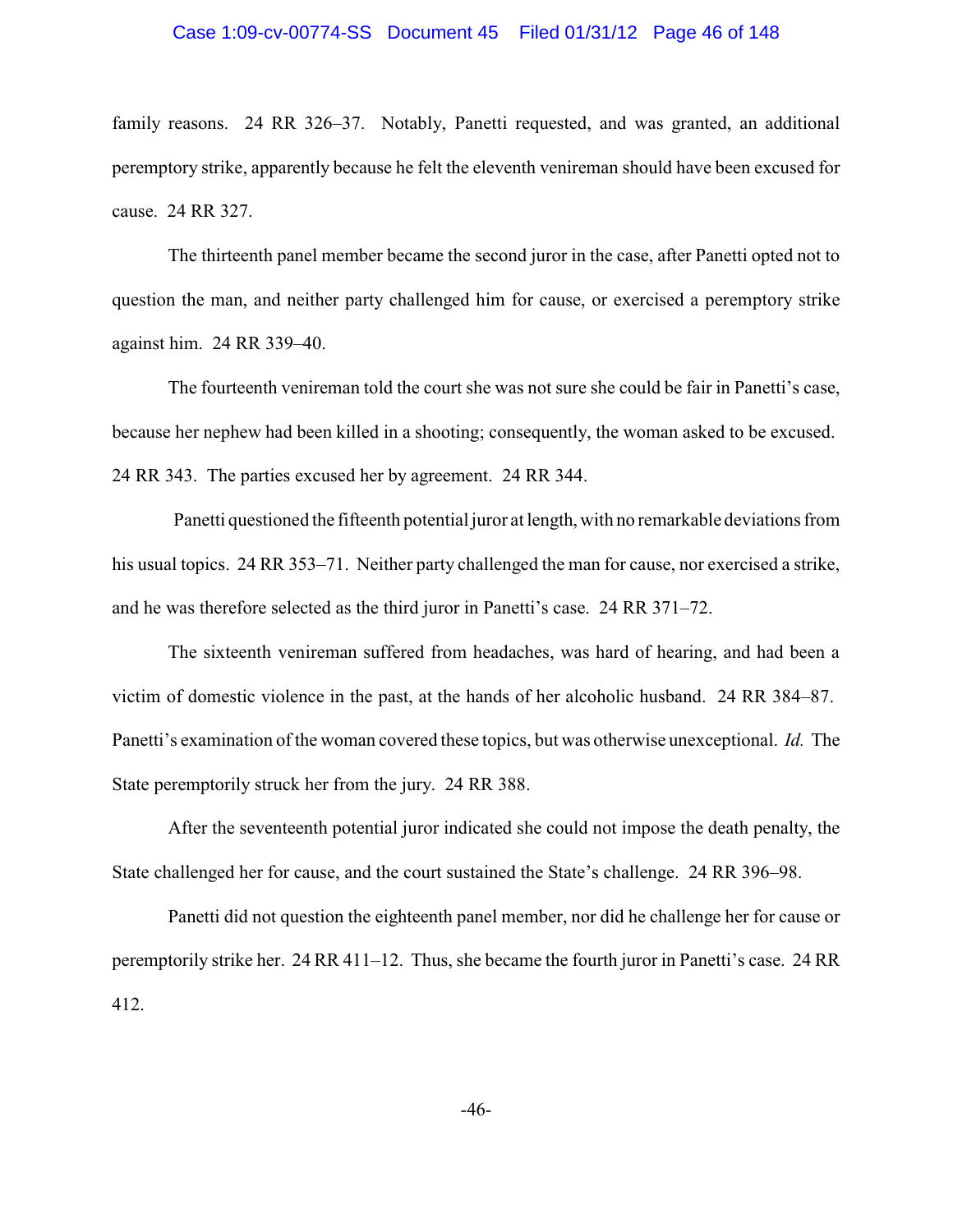family reasons. 24 RR 326–37. Notably, Panetti requested, and was granted, an additional peremptory strike, apparently because he felt the eleventh venireman should have been excused for cause. 24 RR 327.

The thirteenth panel member became the second juror in the case, after Panetti opted not to question the man, and neither party challenged him for cause, or exercised a peremptory strike against him. 24 RR 339–40.

The fourteenth venireman told the court she was not sure she could be fair in Panetti's case, because her nephew had been killed in a shooting; consequently, the woman asked to be excused. 24 RR 343. The parties excused her by agreement. 24 RR 344.

Panetti questioned the fifteenth potential juror at length, with no remarkable deviations from his usual topics. 24 RR 353–71. Neither party challenged the man for cause, nor exercised a strike, and he was therefore selected as the third juror in Panetti's case. 24 RR 371–72.

The sixteenth venireman suffered from headaches, was hard of hearing, and had been a victim of domestic violence in the past, at the hands of her alcoholic husband. 24 RR 384–87. Panetti's examination of the woman covered these topics, but was otherwise unexceptional. *Id.* The State peremptorily struck her from the jury. 24 RR 388.

After the seventeenth potential juror indicated she could not impose the death penalty, the State challenged her for cause, and the court sustained the State's challenge. 24 RR 396–98.

Panetti did not question the eighteenth panel member, nor did he challenge her for cause or peremptorily strike her. 24 RR 411–12. Thus, she became the fourth juror in Panetti's case. 24 RR 412.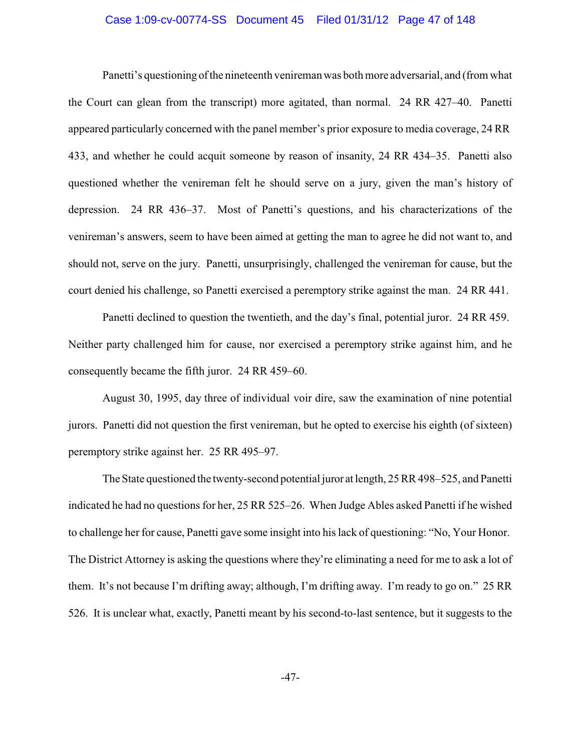Panetti's questioning of the nineteenth venireman was both more adversarial, and (from what the Court can glean from the transcript) more agitated, than normal. 24 RR 427–40. Panetti appeared particularly concerned with the panel member's prior exposure to media coverage, 24 RR 433, and whether he could acquit someone by reason of insanity, 24 RR 434–35. Panetti also questioned whether the venireman felt he should serve on a jury, given the man's history of depression. 24 RR 436–37. Most of Panetti's questions, and his characterizations of the venireman's answers, seem to have been aimed at getting the man to agree he did not want to, and should not, serve on the jury. Panetti, unsurprisingly, challenged the venireman for cause, but the court denied his challenge, so Panetti exercised a peremptory strike against the man. 24 RR 441.

Panetti declined to question the twentieth, and the day's final, potential juror. 24 RR 459. Neither party challenged him for cause, nor exercised a peremptory strike against him, and he consequently became the fifth juror. 24 RR 459–60.

August 30, 1995, day three of individual voir dire, saw the examination of nine potential jurors. Panetti did not question the first venireman, but he opted to exercise his eighth (of sixteen) peremptory strike against her. 25 RR 495–97.

The State questioned the twenty-second potential juror at length, 25 RR 498–525, and Panetti indicated he had no questions for her, 25 RR 525–26. When Judge Ables asked Panetti if he wished to challenge her for cause, Panetti gave some insight into his lack of questioning: "No, Your Honor. The District Attorney is asking the questions where they're eliminating a need for me to ask a lot of them. It's not because I'm drifting away; although, I'm drifting away. I'm ready to go on." 25 RR 526. It is unclear what, exactly, Panetti meant by his second-to-last sentence, but it suggests to the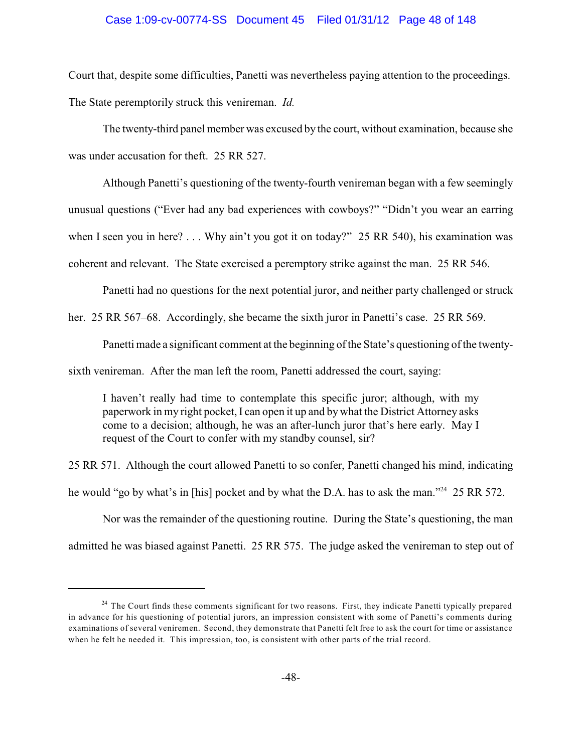Court that, despite some difficulties, Panetti was nevertheless paying attention to the proceedings. The State peremptorily struck this venireman. *Id.*

The twenty-third panel member was excused by the court, without examination, because she was under accusation for theft. 25 RR 527.

Although Panetti's questioning of the twenty-fourth venireman began with a few seemingly unusual questions ("Ever had any bad experiences with cowboys?" "Didn't you wear an earring when I seen you in here? . . . Why ain't you got it on today?" 25 RR 540), his examination was coherent and relevant. The State exercised a peremptory strike against the man. 25 RR 546.

Panetti had no questions for the next potential juror, and neither party challenged or struck her. 25 RR 567–68. Accordingly, she became the sixth juror in Panetti's case. 25 RR 569.

Panetti made a significant comment at the beginning of the State's questioning of the twenty-sixth venireman. After the man left the room, Panetti addressed the court, saying:

> I haven't really had time to contemplate this specific juror; although, with my paperwork in my right pocket, I can open it up and by what the District Attorney asks come to a decision; although, he was an after-lunch juror that's here early. May I request of the Court to confer with my standby counsel, sir?

25 RR 571. Although the court allowed Panetti to so confer, Panetti changed his mind, indicating he would "go by what's in [his] pocket and by what the D.A. has to ask the man."[24] 25 RR 572.

Nor was the remainder of the questioning routine. During the State's questioning, the man admitted he was biased against Panetti. 25 RR 575. The judge asked the venireman to step out of

---

[24] The Court finds these comments significant for two reasons. First, they indicate Panetti typically prepared in advance for his questioning of potential jurors, an impression consistent with some of Panetti's comments during examinations of several veniremen. Second, they demonstrate that Panetti felt free to ask the court for time or assistance when he felt he needed it. This impression, too, is consistent with other parts of the trial record.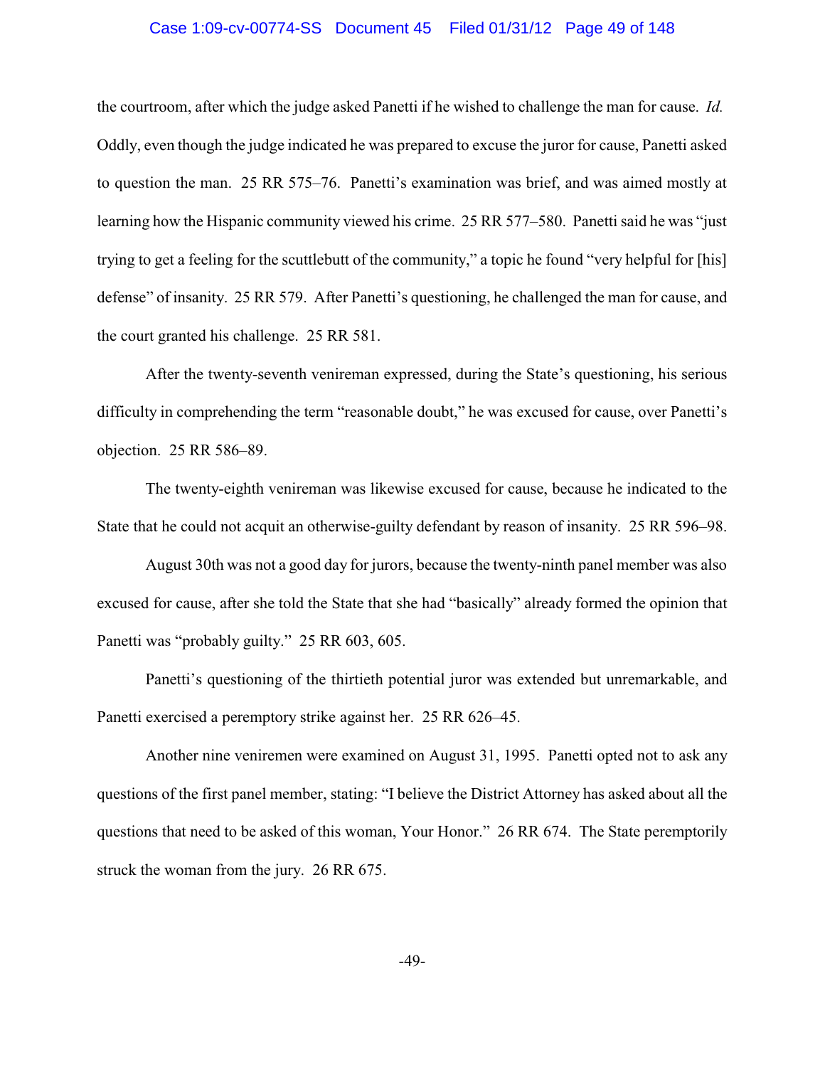the courtroom, after which the judge asked Panetti if he wished to challenge the man for cause. *Id.* Oddly, even though the judge indicated he was prepared to excuse the juror for cause, Panetti asked to question the man. 25 RR 575–76. Panetti's examination was brief, and was aimed mostly at learning how the Hispanic community viewed his crime. 25 RR 577–580. Panetti said he was "just trying to get a feeling for the scuttlebutt of the community," a topic he found "very helpful for [his] defense" of insanity. 25 RR 579. After Panetti's questioning, he challenged the man for cause, and the court granted his challenge. 25 RR 581.

After the twenty-seventh venireman expressed, during the State's questioning, his serious difficulty in comprehending the term "reasonable doubt," he was excused for cause, over Panetti's objection. 25 RR 586–89.

The twenty-eighth venireman was likewise excused for cause, because he indicated to the State that he could not acquit an otherwise-guilty defendant by reason of insanity. 25 RR 596–98.

August 30th was not a good day for jurors, because the twenty-ninth panel member was also excused for cause, after she told the State that she had "basically" already formed the opinion that Panetti was "probably guilty." 25 RR 603, 605.

Panetti's questioning of the thirtieth potential juror was extended but unremarkable, and Panetti exercised a peremptory strike against her. 25 RR 626–45.

Another nine veniremen were examined on August 31, 1995. Panetti opted not to ask any questions of the first panel member, stating: "I believe the District Attorney has asked about all the questions that need to be asked of this woman, Your Honor." 26 RR 674. The State peremptorily struck the woman from the jury. 26 RR 675.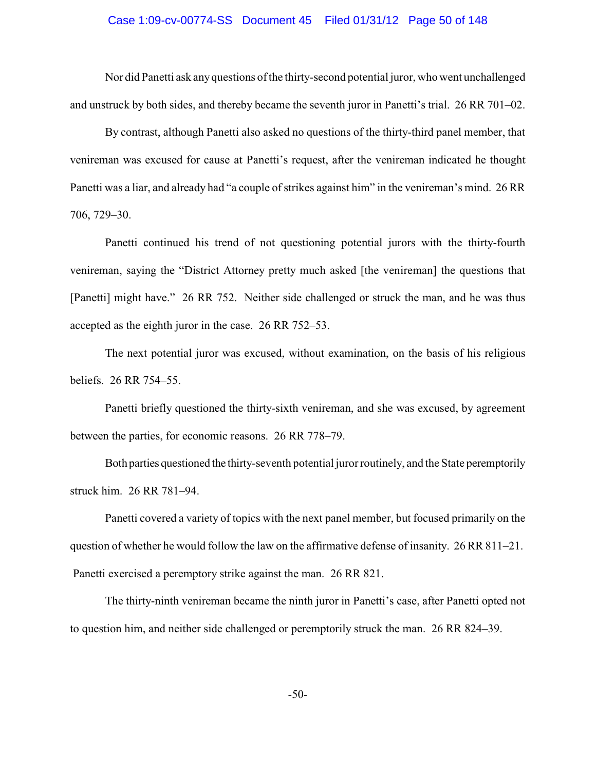Nor did Panetti ask any questions of the thirty-second potential juror, who went unchallenged and unstruck by both sides, and thereby became the seventh juror in Panetti's trial. 26 RR 701–02.

By contrast, although Panetti also asked no questions of the thirty-third panel member, that venireman was excused for cause at Panetti's request, after the venireman indicated he thought Panetti was a liar, and already had "a couple of strikes against him" in the venireman's mind. 26 RR 706, 729–30.

Panetti continued his trend of not questioning potential jurors with the thirty-fourth venireman, saying the "District Attorney pretty much asked [the venireman] the questions that [Panetti] might have." 26 RR 752. Neither side challenged or struck the man, and he was thus accepted as the eighth juror in the case. 26 RR 752–53.

The next potential juror was excused, without examination, on the basis of his religious beliefs. 26 RR 754–55.

Panetti briefly questioned the thirty-sixth venireman, and she was excused, by agreement between the parties, for economic reasons. 26 RR 778–79.

Both parties questioned the thirty-seventh potential juror routinely, and the State peremptorily struck him. 26 RR 781–94.

Panetti covered a variety of topics with the next panel member, but focused primarily on the question of whether he would follow the law on the affirmative defense of insanity. 26 RR 811–21. Panetti exercised a peremptory strike against the man. 26 RR 821.

The thirty-ninth venireman became the ninth juror in Panetti's case, after Panetti opted not to question him, and neither side challenged or peremptorily struck the man. 26 RR 824–39.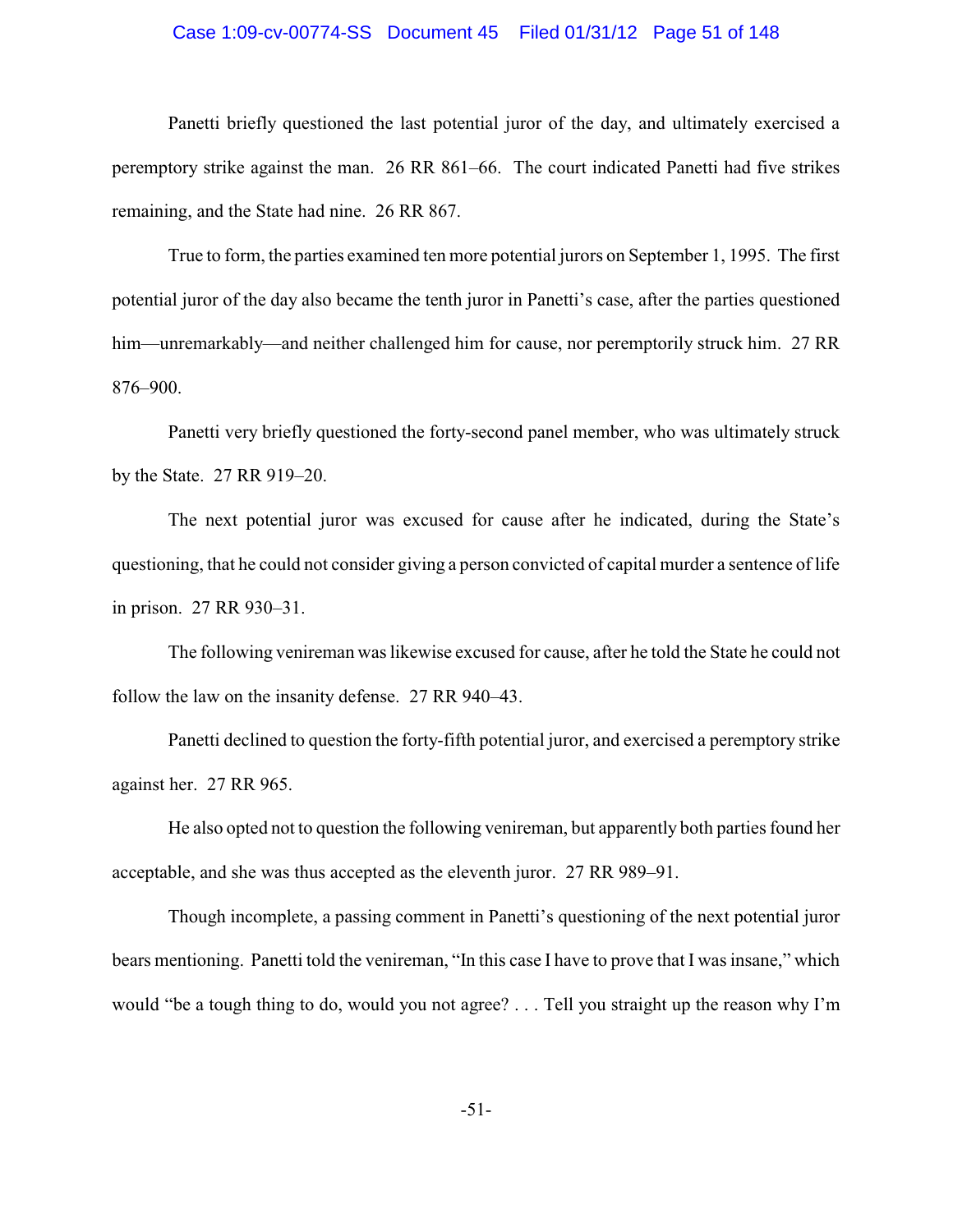Panetti briefly questioned the last potential juror of the day, and ultimately exercised a peremptory strike against the man. 26 RR 861–66. The court indicated Panetti had five strikes remaining, and the State had nine. 26 RR 867.

True to form, the parties examined ten more potential jurors on September 1, 1995. The first potential juror of the day also became the tenth juror in Panetti's case, after the parties questioned him—unremarkably—and neither challenged him for cause, nor peremptorily struck him. 27 RR 876–900.

Panetti very briefly questioned the forty-second panel member, who was ultimately struck by the State. 27 RR 919–20.

The next potential juror was excused for cause after he indicated, during the State's questioning, that he could not consider giving a person convicted of capital murder a sentence of life in prison. 27 RR 930–31.

The following venireman was likewise excused for cause, after he told the State he could not follow the law on the insanity defense. 27 RR 940–43.

Panetti declined to question the forty-fifth potential juror, and exercised a peremptory strike against her. 27 RR 965.

He also opted not to question the following venireman, but apparently both parties found her acceptable, and she was thus accepted as the eleventh juror. 27 RR 989–91.

Though incomplete, a passing comment in Panetti's questioning of the next potential juror bears mentioning. Panetti told the venireman, "In this case I have to prove that I was insane," which would "be a tough thing to do, would you not agree? . . . Tell you straight up the reason why I'm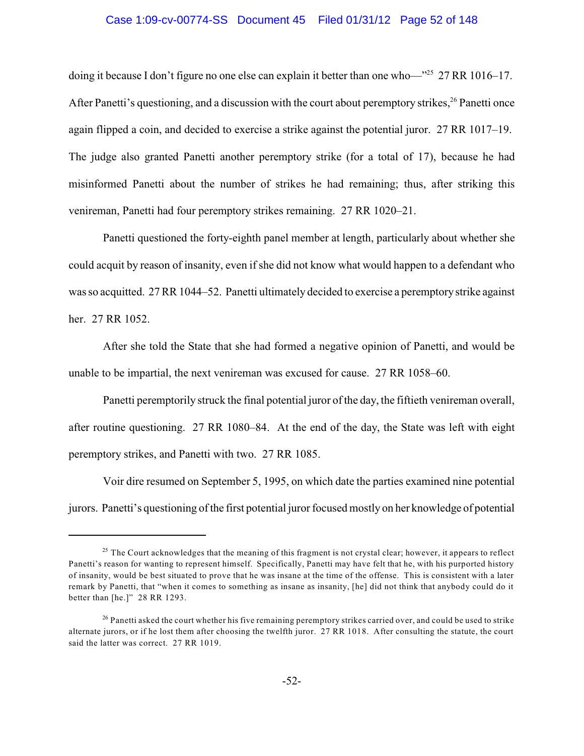doing it because I don't figure no one else can explain it better than one who—"[25] 27 RR 1016–17. After Panetti's questioning, and a discussion with the court about peremptory strikes,[26] Panetti once again flipped a coin, and decided to exercise a strike against the potential juror. 27 RR 1017–19. The judge also granted Panetti another peremptory strike (for a total of 17), because he had misinformed Panetti about the number of strikes he had remaining; thus, after striking this venireman, Panetti had four peremptory strikes remaining. 27 RR 1020–21.

Panetti questioned the forty-eighth panel member at length, particularly about whether she could acquit by reason of insanity, even if she did not know what would happen to a defendant who was so acquitted. 27 RR 1044–52. Panetti ultimately decided to exercise a peremptory strike against her. 27 RR 1052.

After she told the State that she had formed a negative opinion of Panetti, and would be unable to be impartial, the next venireman was excused for cause. 27 RR 1058–60.

Panetti peremptorily struck the final potential juror of the day, the fiftieth venireman overall, after routine questioning. 27 RR 1080–84. At the end of the day, the State was left with eight peremptory strikes, and Panetti with two. 27 RR 1085.

Voir dire resumed on September 5, 1995, on which date the parties examined nine potential jurors. Panetti's questioning of the first potential juror focused mostly on her knowledge of potential

---

[25] The Court acknowledges that the meaning of this fragment is not crystal clear; however, it appears to reflect Panetti's reason for wanting to represent himself. Specifically, Panetti may have felt that he, with his purported history of insanity, would be best situated to prove that he was insane at the time of the offense. This is consistent with a later remark by Panetti, that "when it comes to something as insane as insanity, [he] did not think that anybody could do it better than [he.]" 28 RR 1293.

[26] Panetti asked the court whether his five remaining peremptory strikes carried over, and could be used to strike alternate jurors, or if he lost them after choosing the twelfth juror. 27 RR 1018. After consulting the statute, the court said the latter was correct. 27 RR 1019.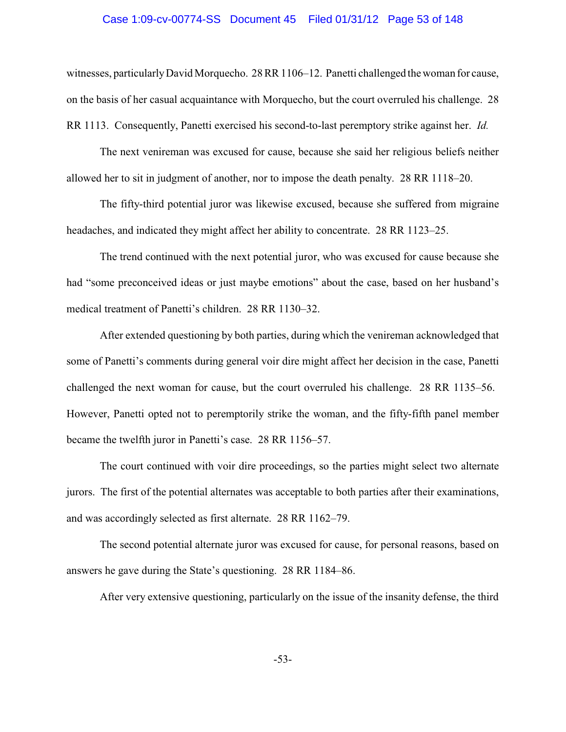witnesses, particularly David Morquecho. 28 RR 1106–12. Panetti challenged the woman for cause, on the basis of her casual acquaintance with Morquecho, but the court overruled his challenge. 28 RR 1113. Consequently, Panetti exercised his second-to-last peremptory strike against her. *Id.*

The next venireman was excused for cause, because she said her religious beliefs neither allowed her to sit in judgment of another, nor to impose the death penalty. 28 RR 1118–20.

The fifty-third potential juror was likewise excused, because she suffered from migraine headaches, and indicated they might affect her ability to concentrate. 28 RR 1123–25.

The trend continued with the next potential juror, who was excused for cause because she had "some preconceived ideas or just maybe emotions" about the case, based on her husband's medical treatment of Panetti's children. 28 RR 1130–32.

After extended questioning by both parties, during which the venireman acknowledged that some of Panetti's comments during general voir dire might affect her decision in the case, Panetti challenged the next woman for cause, but the court overruled his challenge. 28 RR 1135–56. However, Panetti opted not to peremptorily strike the woman, and the fifty-fifth panel member became the twelfth juror in Panetti's case. 28 RR 1156–57.

The court continued with voir dire proceedings, so the parties might select two alternate jurors. The first of the potential alternates was acceptable to both parties after their examinations, and was accordingly selected as first alternate. 28 RR 1162–79.

The second potential alternate juror was excused for cause, for personal reasons, based on answers he gave during the State's questioning. 28 RR 1184–86.

After very extensive questioning, particularly on the issue of the insanity defense, the third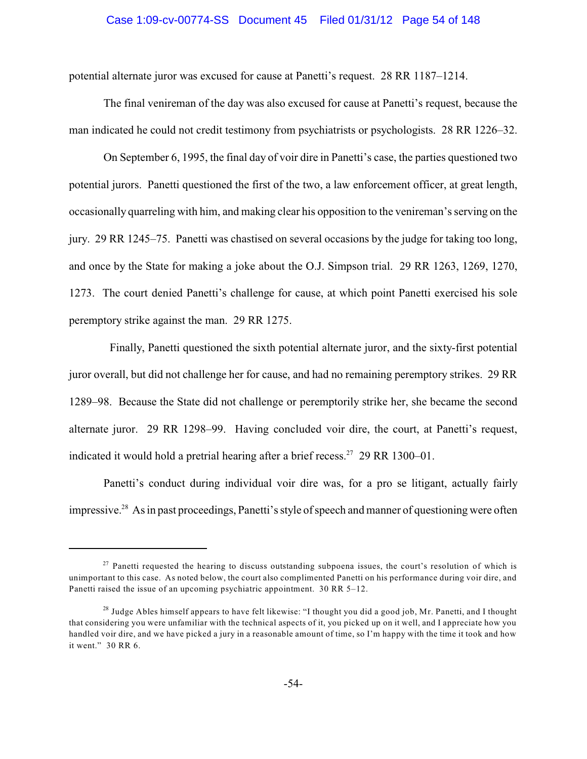potential alternate juror was excused for cause at Panetti's request. 28 RR 1187–1214.

The final venireman of the day was also excused for cause at Panetti's request, because the man indicated he could not credit testimony from psychiatrists or psychologists. 28 RR 1226–32.

On September 6, 1995, the final day of voir dire in Panetti's case, the parties questioned two potential jurors. Panetti questioned the first of the two, a law enforcement officer, at great length, occasionally quarreling with him, and making clear his opposition to the venireman's serving on the jury. 29 RR 1245–75. Panetti was chastised on several occasions by the judge for taking too long, and once by the State for making a joke about the O.J. Simpson trial. 29 RR 1263, 1269, 1270, 1273. The court denied Panetti's challenge for cause, at which point Panetti exercised his sole peremptory strike against the man. 29 RR 1275.

Finally, Panetti questioned the sixth potential alternate juror, and the sixty-first potential juror overall, but did not challenge her for cause, and had no remaining peremptory strikes. 29 RR 1289–98. Because the State did not challenge or peremptorily strike her, she became the second alternate juror. 29 RR 1298–99. Having concluded voir dire, the court, at Panetti's request, indicated it would hold a pretrial hearing after a brief recess.[27] 29 RR 1300–01.

Panetti's conduct during individual voir dire was, for a pro se litigant, actually fairly impressive.[28] As in past proceedings, Panetti's style of speech and manner of questioning were often

---

[27] Panetti requested the hearing to discuss outstanding subpoena issues, the court's resolution of which is unimportant to this case. As noted below, the court also complimented Panetti on his performance during voir dire, and Panetti raised the issue of an upcoming psychiatric appointment. 30 RR 5–12.

[28] Judge Ables himself appears to have felt likewise: "I thought you did a good job, Mr. Panetti, and I thought that considering you were unfamiliar with the technical aspects of it, you picked up on it well, and I appreciate how you handled voir dire, and we have picked a jury in a reasonable amount of time, so I'm happy with the time it took and how it went." 30 RR 6.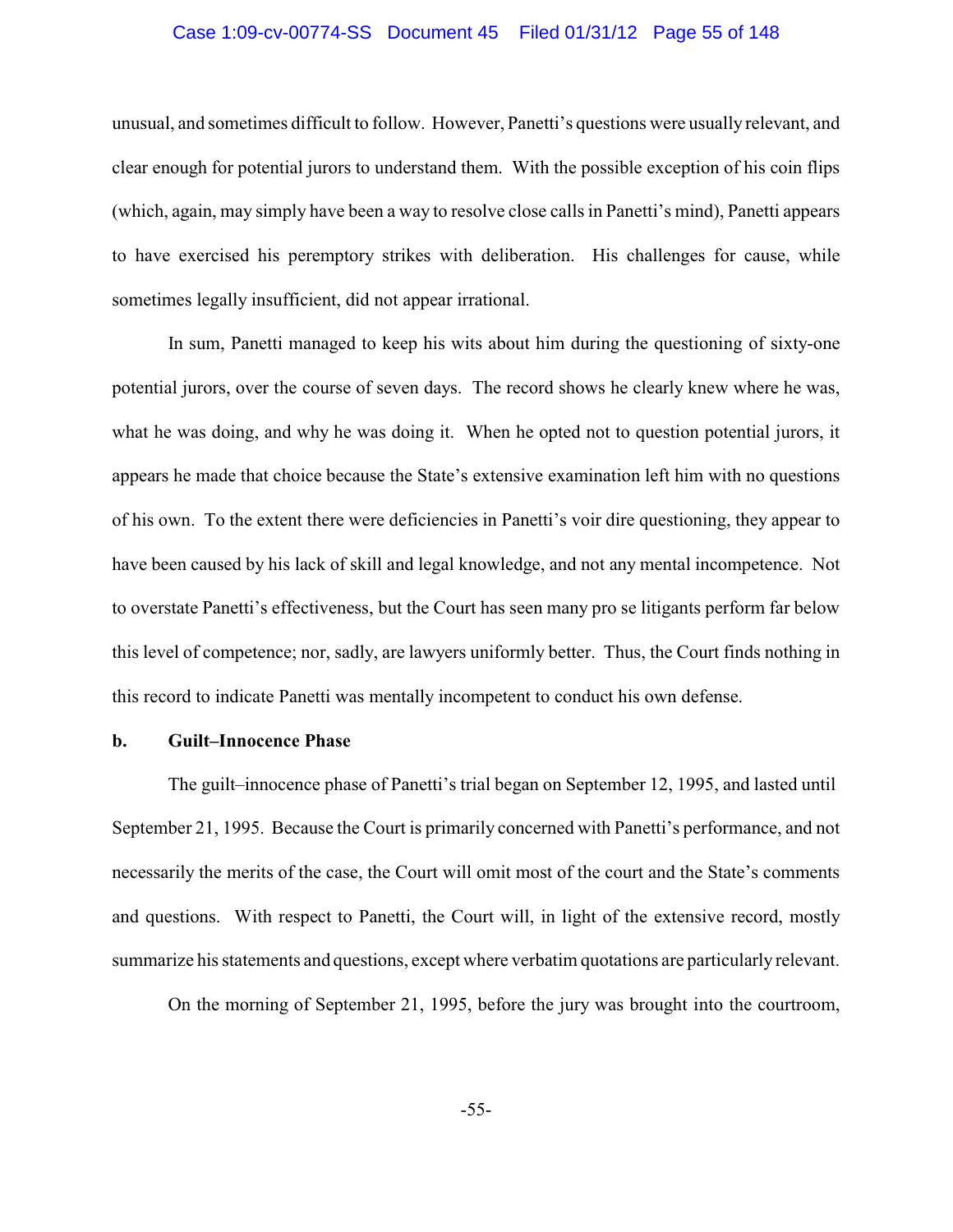unusual, and sometimes difficult to follow. However, Panetti's questions were usually relevant, and clear enough for potential jurors to understand them. With the possible exception of his coin flips (which, again, may simply have been a way to resolve close calls in Panetti's mind), Panetti appears to have exercised his peremptory strikes with deliberation. His challenges for cause, while sometimes legally insufficient, did not appear irrational.

In sum, Panetti managed to keep his wits about him during the questioning of sixty-one potential jurors, over the course of seven days. The record shows he clearly knew where he was, what he was doing, and why he was doing it. When he opted not to question potential jurors, it appears he made that choice because the State's extensive examination left him with no questions of his own. To the extent there were deficiencies in Panetti's voir dire questioning, they appear to have been caused by his lack of skill and legal knowledge, and not any mental incompetence. Not to overstate Panetti's effectiveness, but the Court has seen many pro se litigants perform far below this level of competence; nor, sadly, are lawyers uniformly better. Thus, the Court finds nothing in this record to indicate Panetti was mentally incompetent to conduct his own defense.

**b. Guilt–Innocence Phase**

The guilt–innocence phase of Panetti's trial began on September 12, 1995, and lasted until September 21, 1995. Because the Court is primarily concerned with Panetti's performance, and not necessarily the merits of the case, the Court will omit most of the court and the State's comments and questions. With respect to Panetti, the Court will, in light of the extensive record, mostly summarize his statements and questions, except where verbatim quotations are particularly relevant.

On the morning of September 21, 1995, before the jury was brought into the courtroom,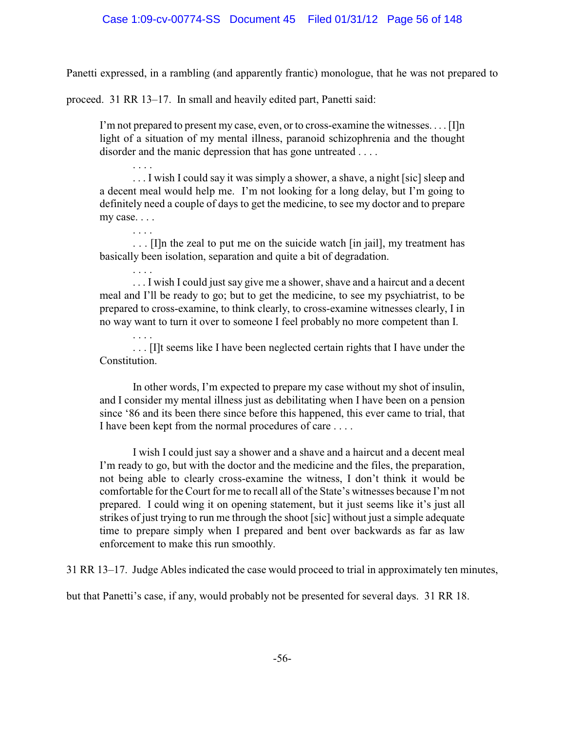Panetti expressed, in a rambling (and apparently frantic) monologue, that he was not prepared to proceed. 31 RR 13–17. In small and heavily edited part, Panetti said:

> I'm not prepared to present my case, even, or to cross-examine the witnesses. . . . [I]n light of a situation of my mental illness, paranoid schizophrenia and the thought disorder and the manic depression that has gone untreated . . . .
>
> . . . .
>
> . . . I wish I could say it was simply a shower, a shave, a night [sic] sleep and a decent meal would help me. I'm not looking for a long delay, but I'm going to definitely need a couple of days to get the medicine, to see my doctor and to prepare my case. . . .
>
> . . . .
>
> . . . [I]n the zeal to put me on the suicide watch [in jail], my treatment has basically been isolation, separation and quite a bit of degradation.
>
> . . . .
>
> . . . I wish I could just say give me a shower, shave and a haircut and a decent meal and I'll be ready to go; but to get the medicine, to see my psychiatrist, to be prepared to cross-examine, to think clearly, to cross-examine witnesses clearly, I in no way want to turn it over to someone I feel probably no more competent than I.
>
> . . . .
>
> . . . [I]t seems like I have been neglected certain rights that I have under the Constitution.
>
> In other words, I'm expected to prepare my case without my shot of insulin, and I consider my mental illness just as debilitating when I have been on a pension since '86 and its been there since before this happened, this ever came to trial, that I have been kept from the normal procedures of care . . . .
>
> I wish I could just say a shower and a shave and a haircut and a decent meal I'm ready to go, but with the doctor and the medicine and the files, the preparation, not being able to clearly cross-examine the witness, I don't think it would be comfortable for the Court for me to recall all of the State's witnesses because I'm not prepared. I could wing it on opening statement, but it just seems like it's just all strikes of just trying to run me through the shoot [sic] without just a simple adequate time to prepare simply when I prepared and bent over backwards as far as law enforcement to make this run smoothly.

31 RR 13–17. Judge Ables indicated the case would proceed to trial in approximately ten minutes, but that Panetti's case, if any, would probably not be presented for several days. 31 RR 18.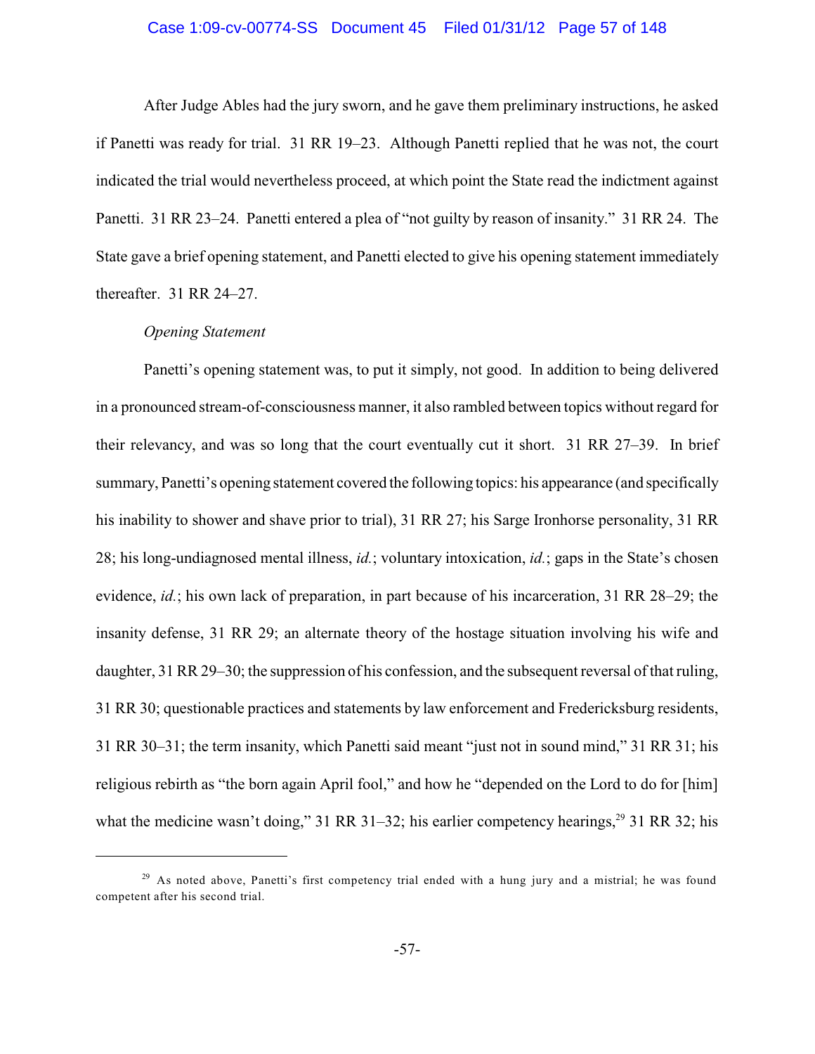After Judge Ables had the jury sworn, and he gave them preliminary instructions, he asked if Panetti was ready for trial. 31 RR 19–23. Although Panetti replied that he was not, the court indicated the trial would nevertheless proceed, at which point the State read the indictment against Panetti. 31 RR 23–24. Panetti entered a plea of "not guilty by reason of insanity." 31 RR 24. The State gave a brief opening statement, and Panetti elected to give his opening statement immediately thereafter. 31 RR 24–27.

*Opening Statement*

Panetti's opening statement was, to put it simply, not good. In addition to being delivered in a pronounced stream-of-consciousness manner, it also rambled between topics without regard for their relevancy, and was so long that the court eventually cut it short. 31 RR 27–39. In brief summary, Panetti's opening statement covered the following topics: his appearance (and specifically his inability to shower and shave prior to trial), 31 RR 27; his Sarge Ironhorse personality, 31 RR 28; his long-undiagnosed mental illness, *id.*; voluntary intoxication, *id.*; gaps in the State's chosen evidence, *id.*; his own lack of preparation, in part because of his incarceration, 31 RR 28–29; the insanity defense, 31 RR 29; an alternate theory of the hostage situation involving his wife and daughter, 31 RR 29–30; the suppression of his confession, and the subsequent reversal of that ruling, 31 RR 30; questionable practices and statements by law enforcement and Fredericksburg residents, 31 RR 30–31; the term insanity, which Panetti said meant "just not in sound mind," 31 RR 31; his religious rebirth as "the born again April fool," and how he "depended on the Lord to do for [him] what the medicine wasn't doing," 31 RR 31–32; his earlier competency hearings,[29] 31 RR 32; his

[29] As noted above, Panetti's first competency trial ended with a hung jury and a mistrial; he was found competent after his second trial.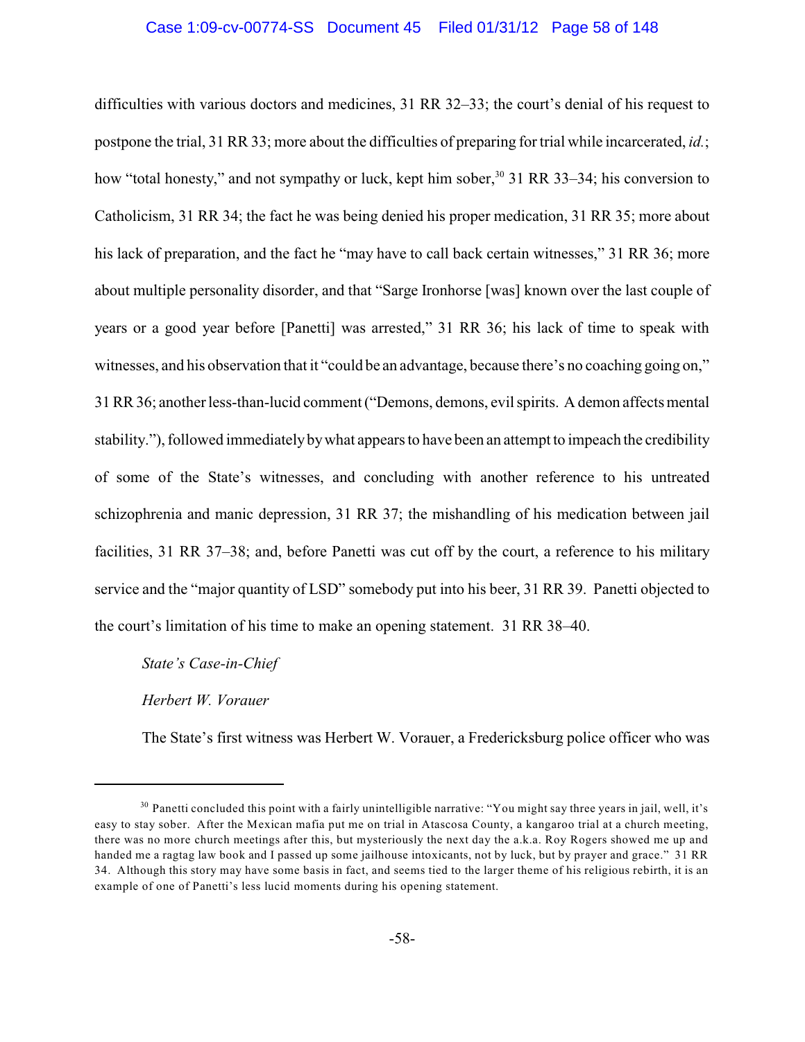difficulties with various doctors and medicines, 31 RR 32–33; the court's denial of his request to postpone the trial, 31 RR 33; more about the difficulties of preparing for trial while incarcerated, *id.*; how "total honesty," and not sympathy or luck, kept him sober,[30] 31 RR 33–34; his conversion to Catholicism, 31 RR 34; the fact he was being denied his proper medication, 31 RR 35; more about his lack of preparation, and the fact he "may have to call back certain witnesses," 31 RR 36; more about multiple personality disorder, and that "Sarge Ironhorse [was] known over the last couple of years or a good year before [Panetti] was arrested," 31 RR 36; his lack of time to speak with witnesses, and his observation that it "could be an advantage, because there's no coaching going on," 31 RR 36; another less-than-lucid comment ("Demons, demons, evil spirits. A demon affects mental stability."), followed immediately by what appears to have been an attempt to impeach the credibility of some of the State's witnesses, and concluding with another reference to his untreated schizophrenia and manic depression, 31 RR 37; the mishandling of his medication between jail facilities, 31 RR 37–38; and, before Panetti was cut off by the court, a reference to his military service and the "major quantity of LSD" somebody put into his beer, 31 RR 39. Panetti objected to the court's limitation of his time to make an opening statement. 31 RR 38–40.

*State's Case-in-Chief*

*Herbert W. Vorauer*

The State's first witness was Herbert W. Vorauer, a Fredericksburg police officer who was

---

[30] Panetti concluded this point with a fairly unintelligible narrative: "You might say three years in jail, well, it's easy to stay sober. After the Mexican mafia put me on trial in Atascosa County, a kangaroo trial at a church meeting, there was no more church meetings after this, but mysteriously the next day the a.k.a. Roy Rogers showed me up and handed me a ragtag law book and I passed up some jailhouse intoxicants, not by luck, but by prayer and grace." 31 RR 34. Although this story may have some basis in fact, and seems tied to the larger theme of his religious rebirth, it is an example of one of Panetti's less lucid moments during his opening statement.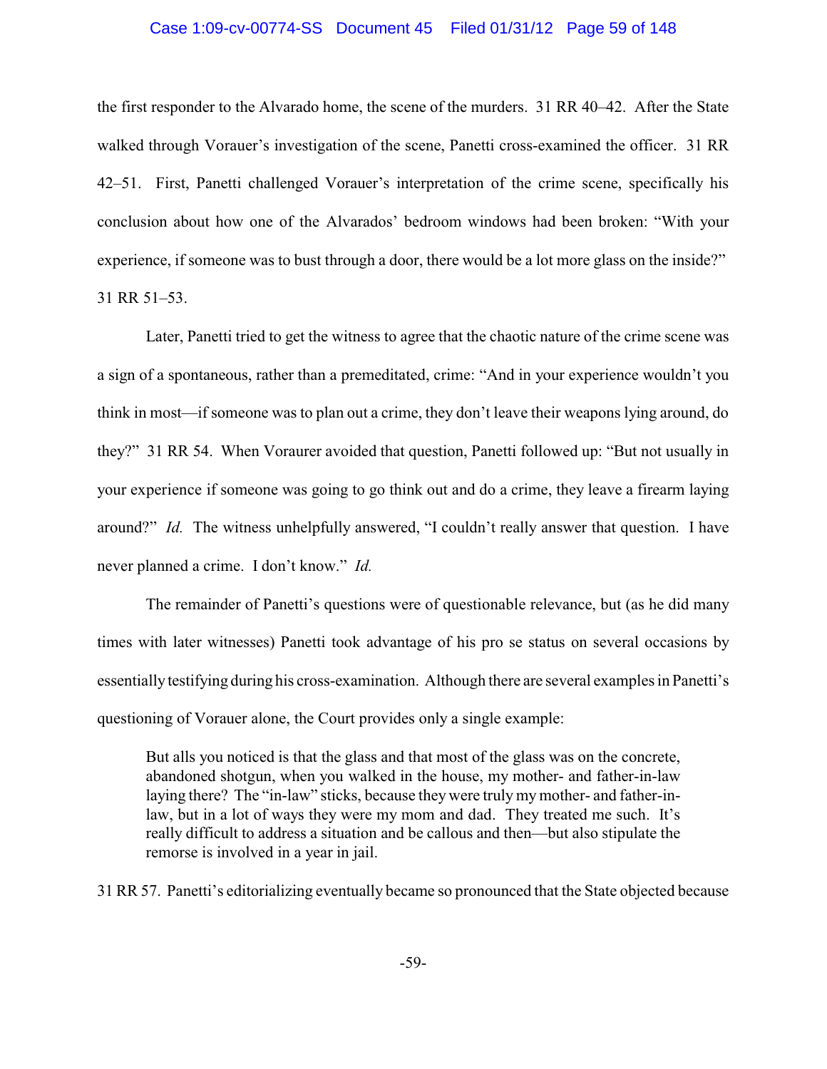the first responder to the Alvarado home, the scene of the murders. 31 RR 40–42. After the State walked through Vorauer's investigation of the scene, Panetti cross-examined the officer. 31 RR 42–51. First, Panetti challenged Vorauer's interpretation of the crime scene, specifically his conclusion about how one of the Alvarados' bedroom windows had been broken: "With your experience, if someone was to bust through a door, there would be a lot more glass on the inside?" 31 RR 51–53.

Later, Panetti tried to get the witness to agree that the chaotic nature of the crime scene was a sign of a spontaneous, rather than a premeditated, crime: "And in your experience wouldn't you think in most—if someone was to plan out a crime, they don't leave their weapons lying around, do they?" 31 RR 54. When Voraurer avoided that question, Panetti followed up: "But not usually in your experience if someone was going to go think out and do a crime, they leave a firearm laying around?" *Id.* The witness unhelpfully answered, "I couldn't really answer that question. I have never planned a crime. I don't know." *Id.*

The remainder of Panetti's questions were of questionable relevance, but (as he did many times with later witnesses) Panetti took advantage of his pro se status on several occasions by essentially testifying during his cross-examination. Although there are several examples in Panetti's questioning of Vorauer alone, the Court provides only a single example:

> But alls you noticed is that the glass and that most of the glass was on the concrete, abandoned shotgun, when you walked in the house, my mother- and father-in-law laying there? The "in-law" sticks, because they were truly my mother- and father-in-law, but in a lot of ways they were my mom and dad. They treated me such. It's really difficult to address a situation and be callous and then—but also stipulate the remorse is involved in a year in jail.

31 RR 57. Panetti's editorializing eventually became so pronounced that the State objected because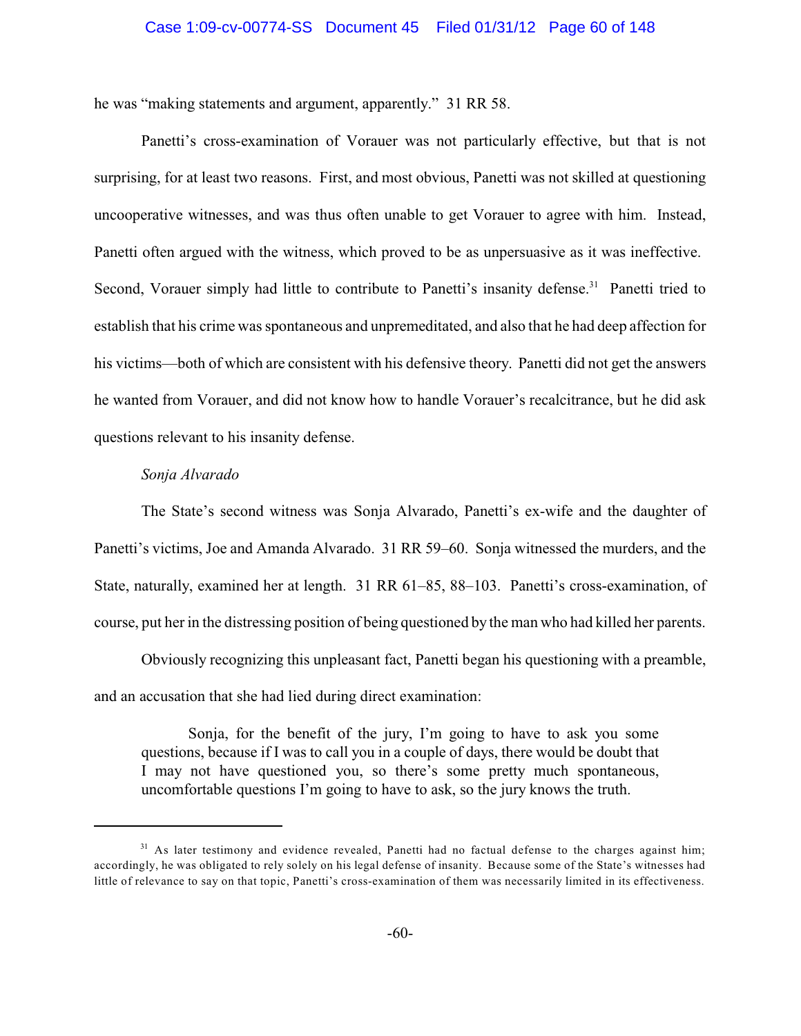he was "making statements and argument, apparently." 31 RR 58.

Panetti's cross-examination of Vorauer was not particularly effective, but that is not surprising, for at least two reasons. First, and most obvious, Panetti was not skilled at questioning uncooperative witnesses, and was thus often unable to get Vorauer to agree with him. Instead, Panetti often argued with the witness, which proved to be as unpersuasive as it was ineffective. Second, Vorauer simply had little to contribute to Panetti's insanity defense.[31] Panetti tried to establish that his crime was spontaneous and unpremeditated, and also that he had deep affection for his victims—both of which are consistent with his defensive theory. Panetti did not get the answers he wanted from Vorauer, and did not know how to handle Vorauer's recalcitrance, but he did ask questions relevant to his insanity defense.

*Sonja Alvarado*

The State's second witness was Sonja Alvarado, Panetti's ex-wife and the daughter of Panetti's victims, Joe and Amanda Alvarado. 31 RR 59–60. Sonja witnessed the murders, and the State, naturally, examined her at length. 31 RR 61–85, 88–103. Panetti's cross-examination, of course, put her in the distressing position of being questioned by the man who had killed her parents.

Obviously recognizing this unpleasant fact, Panetti began his questioning with a preamble, and an accusation that she had lied during direct examination:

> Sonja, for the benefit of the jury, I'm going to have to ask you some questions, because if I was to call you in a couple of days, there would be doubt that I may not have questioned you, so there's some pretty much spontaneous, uncomfortable questions I'm going to have to ask, so the jury knows the truth.

---

[31] As later testimony and evidence revealed, Panetti had no factual defense to the charges against him; accordingly, he was obligated to rely solely on his legal defense of insanity. Because some of the State's witnesses had little of relevance to say on that topic, Panetti's cross-examination of them was necessarily limited in its effectiveness.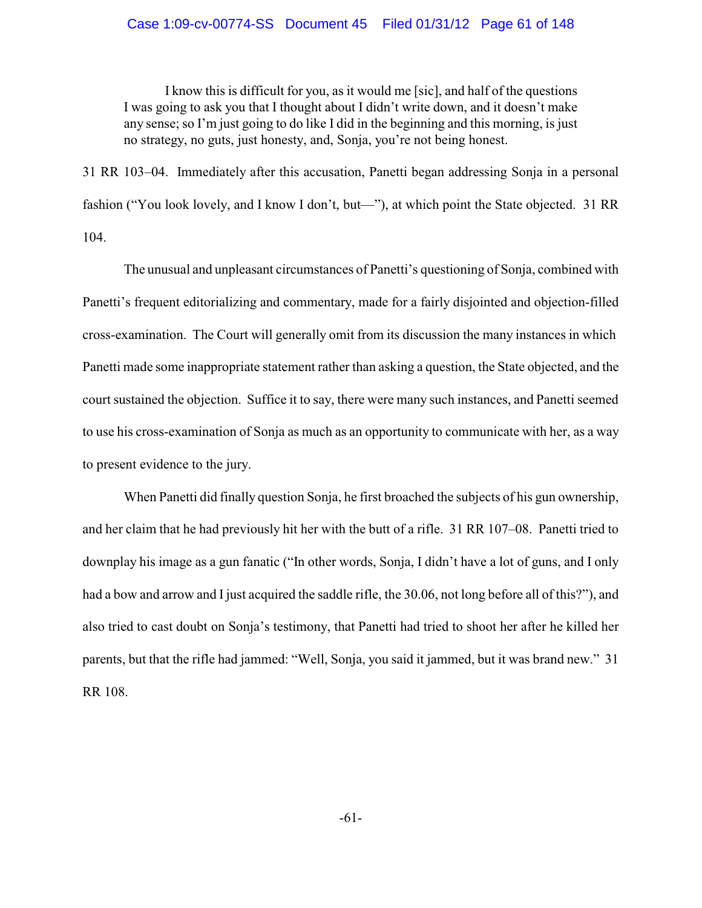> I know this is difficult for you, as it would me [sic], and half of the questions I was going to ask you that I thought about I didn't write down, and it doesn't make any sense; so I'm just going to do like I did in the beginning and this morning, is just no strategy, no guts, just honesty, and, Sonja, you're not being honest.

31 RR 103–04. Immediately after this accusation, Panetti began addressing Sonja in a personal fashion ("You look lovely, and I know I don't, but—"), at which point the State objected. 31 RR 104.

The unusual and unpleasant circumstances of Panetti's questioning of Sonja, combined with Panetti's frequent editorializing and commentary, made for a fairly disjointed and objection-filled cross-examination. The Court will generally omit from its discussion the many instances in which Panetti made some inappropriate statement rather than asking a question, the State objected, and the court sustained the objection. Suffice it to say, there were many such instances, and Panetti seemed to use his cross-examination of Sonja as much as an opportunity to communicate with her, as a way to present evidence to the jury.

When Panetti did finally question Sonja, he first broached the subjects of his gun ownership, and her claim that he had previously hit her with the butt of a rifle. 31 RR 107–08. Panetti tried to downplay his image as a gun fanatic ("In other words, Sonja, I didn't have a lot of guns, and I only had a bow and arrow and I just acquired the saddle rifle, the 30.06, not long before all of this?"), and also tried to cast doubt on Sonja's testimony, that Panetti had tried to shoot her after he killed her parents, but that the rifle had jammed: "Well, Sonja, you said it jammed, but it was brand new." 31 RR 108.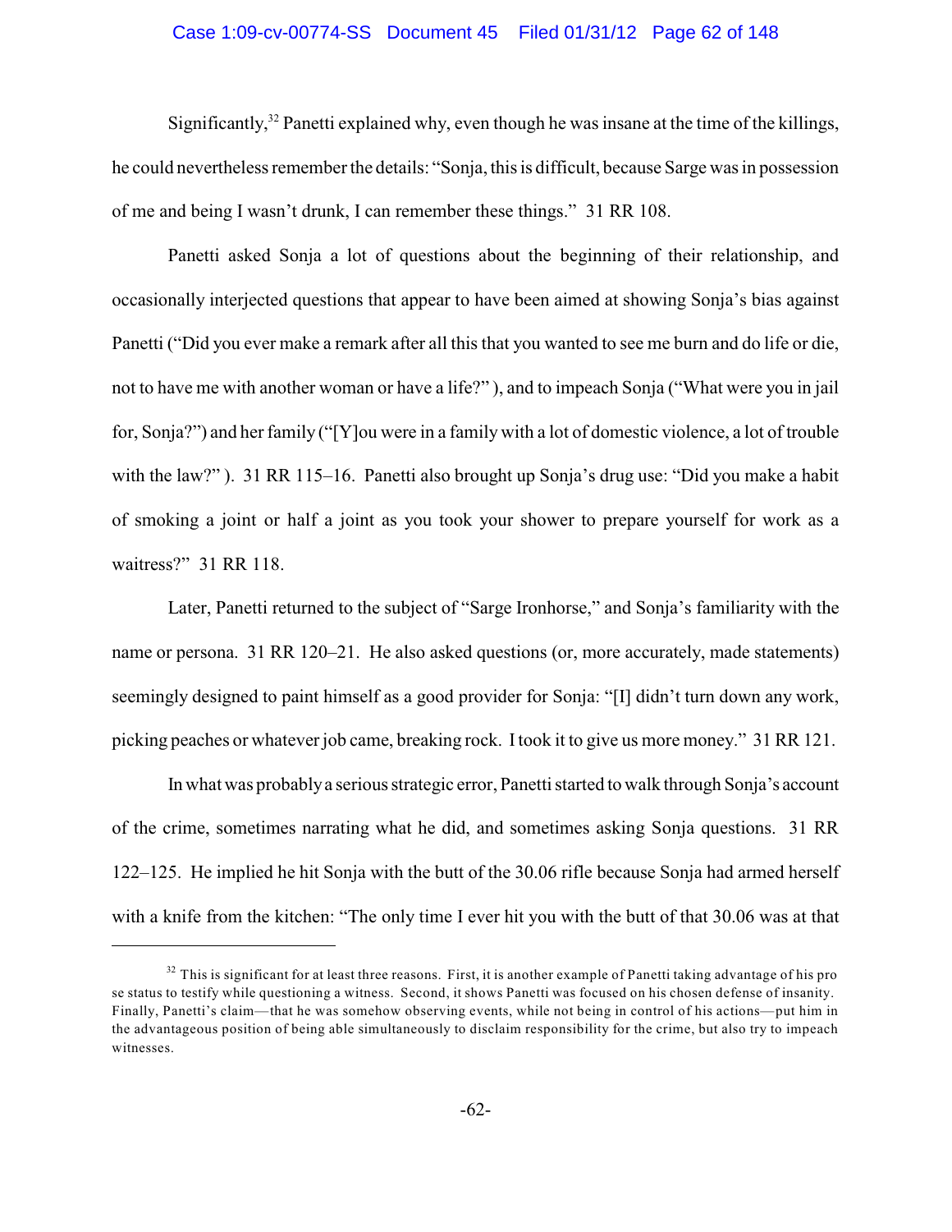Significantly,[32] Panetti explained why, even though he was insane at the time of the killings, he could nevertheless remember the details: "Sonja, this is difficult, because Sarge was in possession of me and being I wasn't drunk, I can remember these things." 31 RR 108.

Panetti asked Sonja a lot of questions about the beginning of their relationship, and occasionally interjected questions that appear to have been aimed at showing Sonja's bias against Panetti ("Did you ever make a remark after all this that you wanted to see me burn and do life or die, not to have me with another woman or have a life?" ), and to impeach Sonja ("What were you in jail for, Sonja?") and her family ("[Y]ou were in a family with a lot of domestic violence, a lot of trouble with the law?" ). 31 RR 115–16. Panetti also brought up Sonja's drug use: "Did you make a habit of smoking a joint or half a joint as you took your shower to prepare yourself for work as a waitress?" 31 RR 118.

Later, Panetti returned to the subject of "Sarge Ironhorse," and Sonja's familiarity with the name or persona. 31 RR 120–21. He also asked questions (or, more accurately, made statements) seemingly designed to paint himself as a good provider for Sonja: "[I] didn't turn down any work, picking peaches or whatever job came, breaking rock. I took it to give us more money." 31 RR 121.

In what was probably a serious strategic error, Panetti started to walk through Sonja's account of the crime, sometimes narrating what he did, and sometimes asking Sonja questions. 31 RR 122–125. He implied he hit Sonja with the butt of the 30.06 rifle because Sonja had armed herself with a knife from the kitchen: "The only time I ever hit you with the butt of that 30.06 was at that

---

[32] This is significant for at least three reasons. First, it is another example of Panetti taking advantage of his pro se status to testify while questioning a witness. Second, it shows Panetti was focused on his chosen defense of insanity. Finally, Panetti's claim—that he was somehow observing events, while not being in control of his actions—put him in the advantageous position of being able simultaneously to disclaim responsibility for the crime, but also try to impeach witnesses.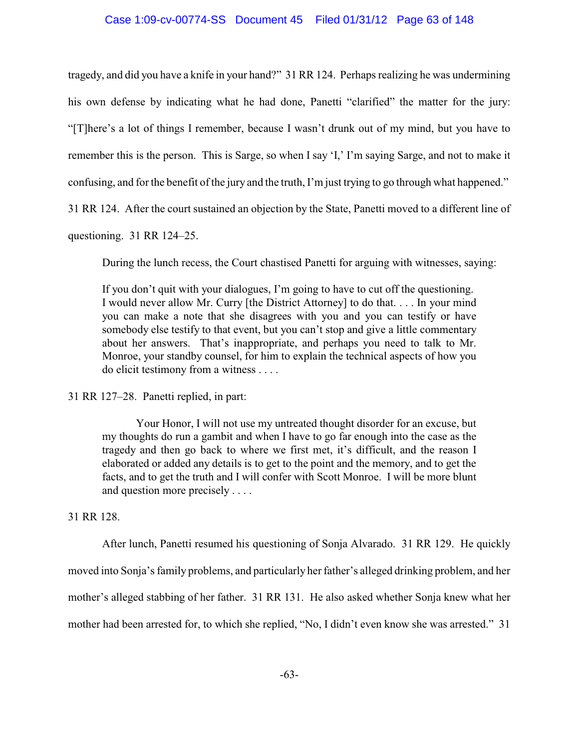tragedy, and did you have a knife in your hand?" 31 RR 124. Perhaps realizing he was undermining his own defense by indicating what he had done, Panetti "clarified" the matter for the jury: "[T]here's a lot of things I remember, because I wasn't drunk out of my mind, but you have to remember this is the person. This is Sarge, so when I say 'I,' I'm saying Sarge, and not to make it confusing, and for the benefit of the jury and the truth, I'm just trying to go through what happened." 31 RR 124. After the court sustained an objection by the State, Panetti moved to a different line of questioning. 31 RR 124–25.

During the lunch recess, the Court chastised Panetti for arguing with witnesses, saying:

> If you don't quit with your dialogues, I'm going to have to cut off the questioning. I would never allow Mr. Curry [the District Attorney] to do that. . . . In your mind you can make a note that she disagrees with you and you can testify or have somebody else testify to that event, but you can't stop and give a little commentary about her answers. That's inappropriate, and perhaps you need to talk to Mr. Monroe, your standby counsel, for him to explain the technical aspects of how you do elicit testimony from a witness . . . .

31 RR 127–28. Panetti replied, in part:

> Your Honor, I will not use my untreated thought disorder for an excuse, but my thoughts do run a gambit and when I have to go far enough into the case as the tragedy and then go back to where we first met, it's difficult, and the reason I elaborated or added any details is to get to the point and the memory, and to get the facts, and to get the truth and I will confer with Scott Monroe. I will be more blunt and question more precisely . . . .

31 RR 128.

After lunch, Panetti resumed his questioning of Sonja Alvarado. 31 RR 129. He quickly moved into Sonja's family problems, and particularly her father's alleged drinking problem, and her mother's alleged stabbing of her father. 31 RR 131. He also asked whether Sonja knew what her mother had been arrested for, to which she replied, "No, I didn't even know she was arrested." 31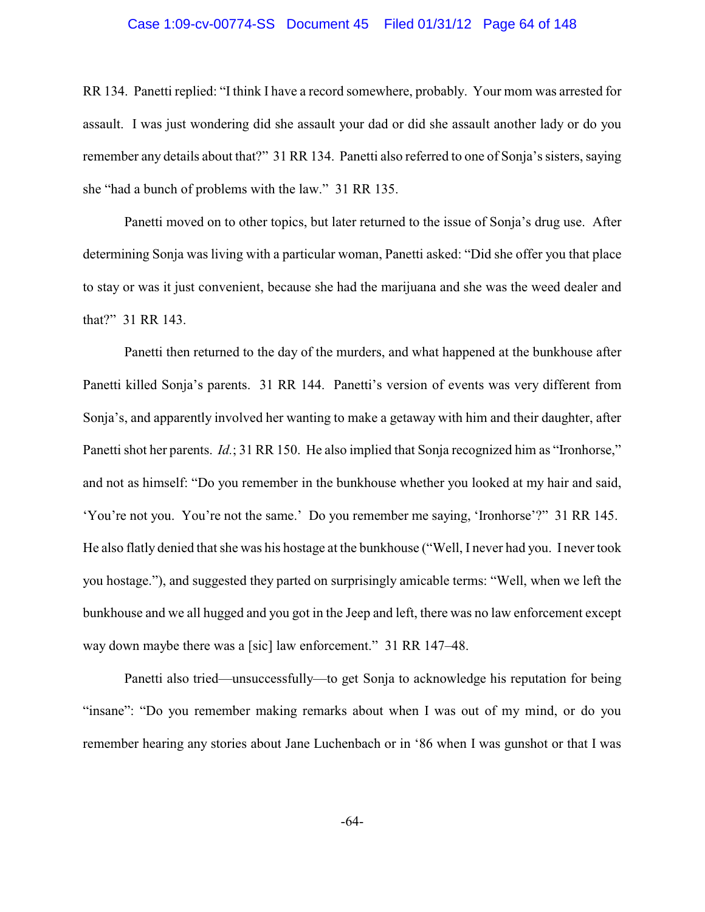RR 134. Panetti replied: "I think I have a record somewhere, probably. Your mom was arrested for assault. I was just wondering did she assault your dad or did she assault another lady or do you remember any details about that?" 31 RR 134. Panetti also referred to one of Sonja's sisters, saying she "had a bunch of problems with the law." 31 RR 135.

Panetti moved on to other topics, but later returned to the issue of Sonja's drug use. After determining Sonja was living with a particular woman, Panetti asked: "Did she offer you that place to stay or was it just convenient, because she had the marijuana and she was the weed dealer and that?" 31 RR 143.

Panetti then returned to the day of the murders, and what happened at the bunkhouse after Panetti killed Sonja's parents. 31 RR 144. Panetti's version of events was very different from Sonja's, and apparently involved her wanting to make a getaway with him and their daughter, after Panetti shot her parents. *Id.*; 31 RR 150. He also implied that Sonja recognized him as "Ironhorse," and not as himself: "Do you remember in the bunkhouse whether you looked at my hair and said, 'You're not you. You're not the same.' Do you remember me saying, 'Ironhorse'?" 31 RR 145. He also flatly denied that she was his hostage at the bunkhouse ("Well, I never had you. I never took you hostage."), and suggested they parted on surprisingly amicable terms: "Well, when we left the bunkhouse and we all hugged and you got in the Jeep and left, there was no law enforcement except way down maybe there was a [sic] law enforcement." 31 RR 147–48.

Panetti also tried—unsuccessfully—to get Sonja to acknowledge his reputation for being "insane": "Do you remember making remarks about when I was out of my mind, or do you remember hearing any stories about Jane Luchenbach or in '86 when I was gunshot or that I was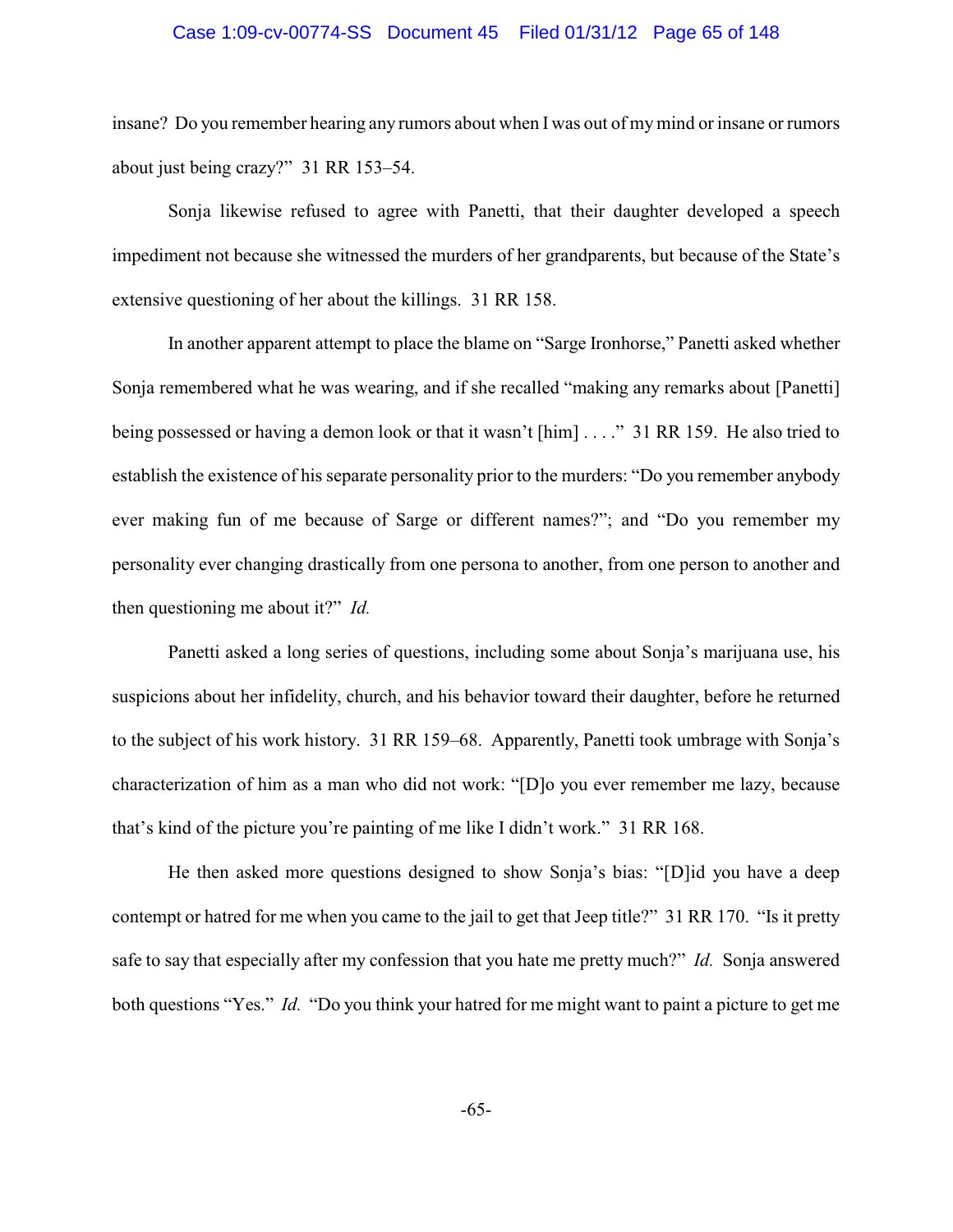insane? Do you remember hearing any rumors about when I was out of my mind or insane or rumors about just being crazy?" 31 RR 153–54.

Sonja likewise refused to agree with Panetti, that their daughter developed a speech impediment not because she witnessed the murders of her grandparents, but because of the State's extensive questioning of her about the killings. 31 RR 158.

In another apparent attempt to place the blame on "Sarge Ironhorse," Panetti asked whether Sonja remembered what he was wearing, and if she recalled "making any remarks about [Panetti] being possessed or having a demon look or that it wasn't [him] . . . ." 31 RR 159. He also tried to establish the existence of his separate personality prior to the murders: "Do you remember anybody ever making fun of me because of Sarge or different names?"; and "Do you remember my personality ever changing drastically from one persona to another, from one person to another and then questioning me about it?" *Id.*

Panetti asked a long series of questions, including some about Sonja's marijuana use, his suspicions about her infidelity, church, and his behavior toward their daughter, before he returned to the subject of his work history. 31 RR 159–68. Apparently, Panetti took umbrage with Sonja's characterization of him as a man who did not work: "[D]o you ever remember me lazy, because that's kind of the picture you're painting of me like I didn't work." 31 RR 168.

He then asked more questions designed to show Sonja's bias: "[D]id you have a deep contempt or hatred for me when you came to the jail to get that Jeep title?" 31 RR 170. "Is it pretty safe to say that especially after my confession that you hate me pretty much?" *Id.* Sonja answered both questions "Yes." *Id.* "Do you think your hatred for me might want to paint a picture to get me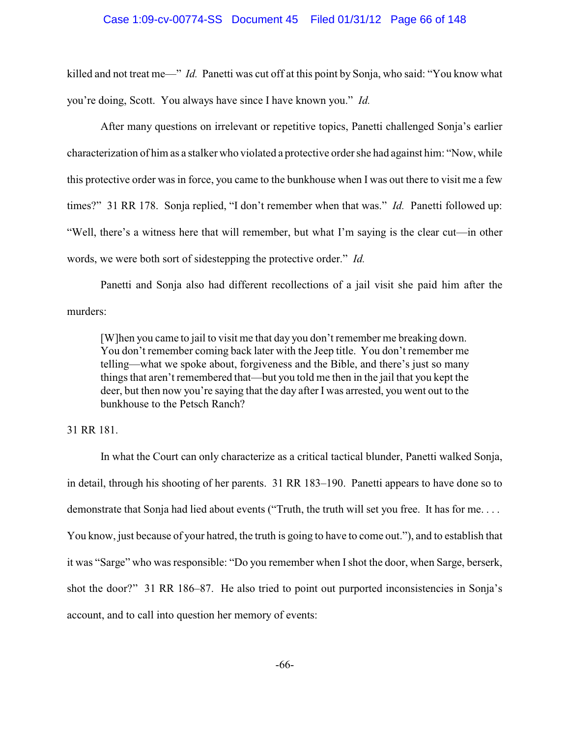killed and not treat me—" *Id.* Panetti was cut off at this point by Sonja, who said: "You know what you're doing, Scott. You always have since I have known you." *Id.*

After many questions on irrelevant or repetitive topics, Panetti challenged Sonja's earlier characterization of him as a stalker who violated a protective order she had against him: "Now, while this protective order was in force, you came to the bunkhouse when I was out there to visit me a few times?" 31 RR 178. Sonja replied, "I don't remember when that was." *Id.* Panetti followed up: "Well, there's a witness here that will remember, but what I'm saying is the clear cut—in other words, we were both sort of sidestepping the protective order." *Id.*

Panetti and Sonja also had different recollections of a jail visit she paid him after the murders:

> [W]hen you came to jail to visit me that day you don't remember me breaking down. You don't remember coming back later with the Jeep title. You don't remember me telling—what we spoke about, forgiveness and the Bible, and there's just so many things that aren't remembered that—but you told me then in the jail that you kept the deer, but then now you're saying that the day after I was arrested, you went out to the bunkhouse to the Petsch Ranch?

31 RR 181.

In what the Court can only characterize as a critical tactical blunder, Panetti walked Sonja, in detail, through his shooting of her parents. 31 RR 183–190. Panetti appears to have done so to demonstrate that Sonja had lied about events ("Truth, the truth will set you free. It has for me. . . . You know, just because of your hatred, the truth is going to have to come out."), and to establish that it was "Sarge" who was responsible: "Do you remember when I shot the door, when Sarge, berserk, shot the door?" 31 RR 186–87. He also tried to point out purported inconsistencies in Sonja's account, and to call into question her memory of events: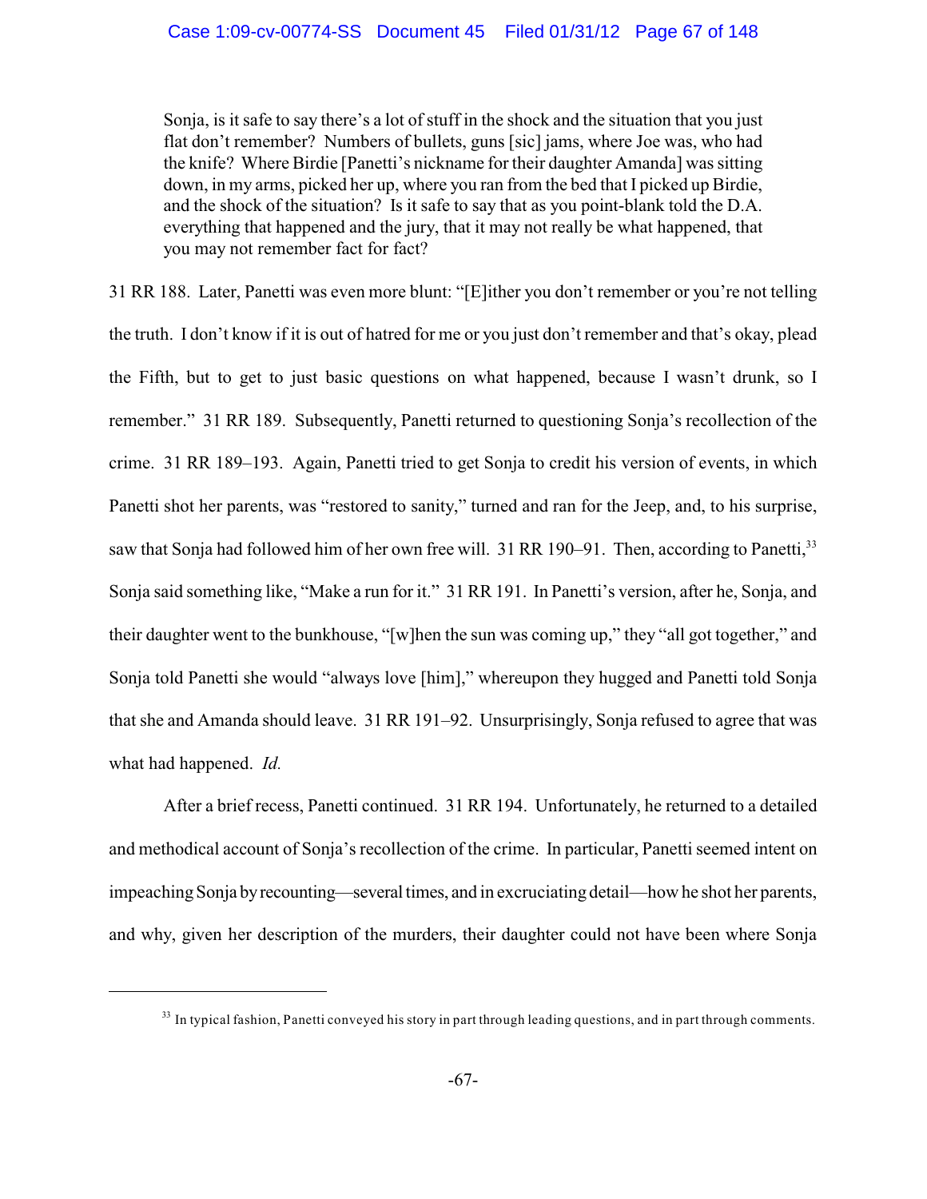> Sonja, is it safe to say there's a lot of stuff in the shock and the situation that you just flat don't remember? Numbers of bullets, guns [sic] jams, where Joe was, who had the knife? Where Birdie [Panetti's nickname for their daughter Amanda] was sitting down, in my arms, picked her up, where you ran from the bed that I picked up Birdie, and the shock of the situation? Is it safe to say that as you point-blank told the D.A. everything that happened and the jury, that it may not really be what happened, that you may not remember fact for fact?

31 RR 188. Later, Panetti was even more blunt: "[E]ither you don't remember or you're not telling the truth. I don't know if it is out of hatred for me or you just don't remember and that's okay, plead the Fifth, but to get to just basic questions on what happened, because I wasn't drunk, so I remember." 31 RR 189. Subsequently, Panetti returned to questioning Sonja's recollection of the crime. 31 RR 189–193. Again, Panetti tried to get Sonja to credit his version of events, in which Panetti shot her parents, was "restored to sanity," turned and ran for the Jeep, and, to his surprise, saw that Sonja had followed him of her own free will. 31 RR 190–91. Then, according to Panetti,[33] Sonja said something like, "Make a run for it." 31 RR 191. In Panetti's version, after he, Sonja, and their daughter went to the bunkhouse, "[w]hen the sun was coming up," they "all got together," and Sonja told Panetti she would "always love [him]," whereupon they hugged and Panetti told Sonja that she and Amanda should leave. 31 RR 191–92. Unsurprisingly, Sonja refused to agree that was what had happened. *Id.*

After a brief recess, Panetti continued. 31 RR 194. Unfortunately, he returned to a detailed and methodical account of Sonja's recollection of the crime. In particular, Panetti seemed intent on impeaching Sonja by recounting—several times, and in excruciating detail—how he shot her parents, and why, given her description of the murders, their daughter could not have been where Sonja

---

[33] In typical fashion, Panetti conveyed his story in part through leading questions, and in part through comments.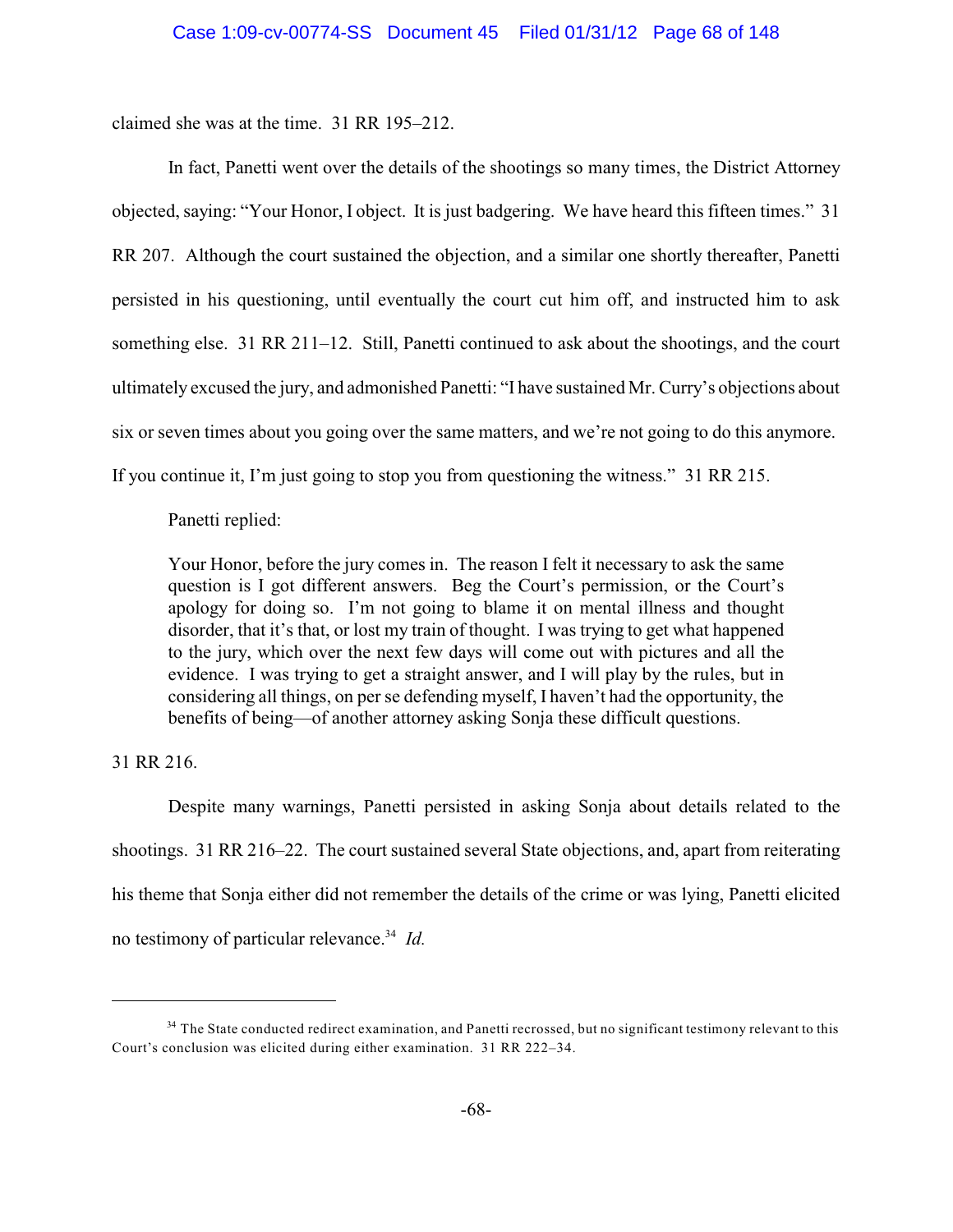claimed she was at the time. 31 RR 195–212.

In fact, Panetti went over the details of the shootings so many times, the District Attorney objected, saying: "Your Honor, I object. It is just badgering. We have heard this fifteen times." 31 RR 207. Although the court sustained the objection, and a similar one shortly thereafter, Panetti persisted in his questioning, until eventually the court cut him off, and instructed him to ask something else. 31 RR 211–12. Still, Panetti continued to ask about the shootings, and the court ultimately excused the jury, and admonished Panetti: "I have sustained Mr. Curry's objections about six or seven times about you going over the same matters, and we're not going to do this anymore. If you continue it, I'm just going to stop you from questioning the witness." 31 RR 215.

Panetti replied:

> Your Honor, before the jury comes in. The reason I felt it necessary to ask the same question is I got different answers. Beg the Court's permission, or the Court's apology for doing so. I'm not going to blame it on mental illness and thought disorder, that it's that, or lost my train of thought. I was trying to get what happened to the jury, which over the next few days will come out with pictures and all the evidence. I was trying to get a straight answer, and I will play by the rules, but in considering all things, on per se defending myself, I haven't had the opportunity, the benefits of being—of another attorney asking Sonja these difficult questions.

31 RR 216.

Despite many warnings, Panetti persisted in asking Sonja about details related to the shootings. 31 RR 216–22. The court sustained several State objections, and, apart from reiterating his theme that Sonja either did not remember the details of the crime or was lying, Panetti elicited no testimony of particular relevance.[34] *Id.*

---

[34] The State conducted redirect examination, and Panetti recrossed, but no significant testimony relevant to this Court's conclusion was elicited during either examination. 31 RR 222–34.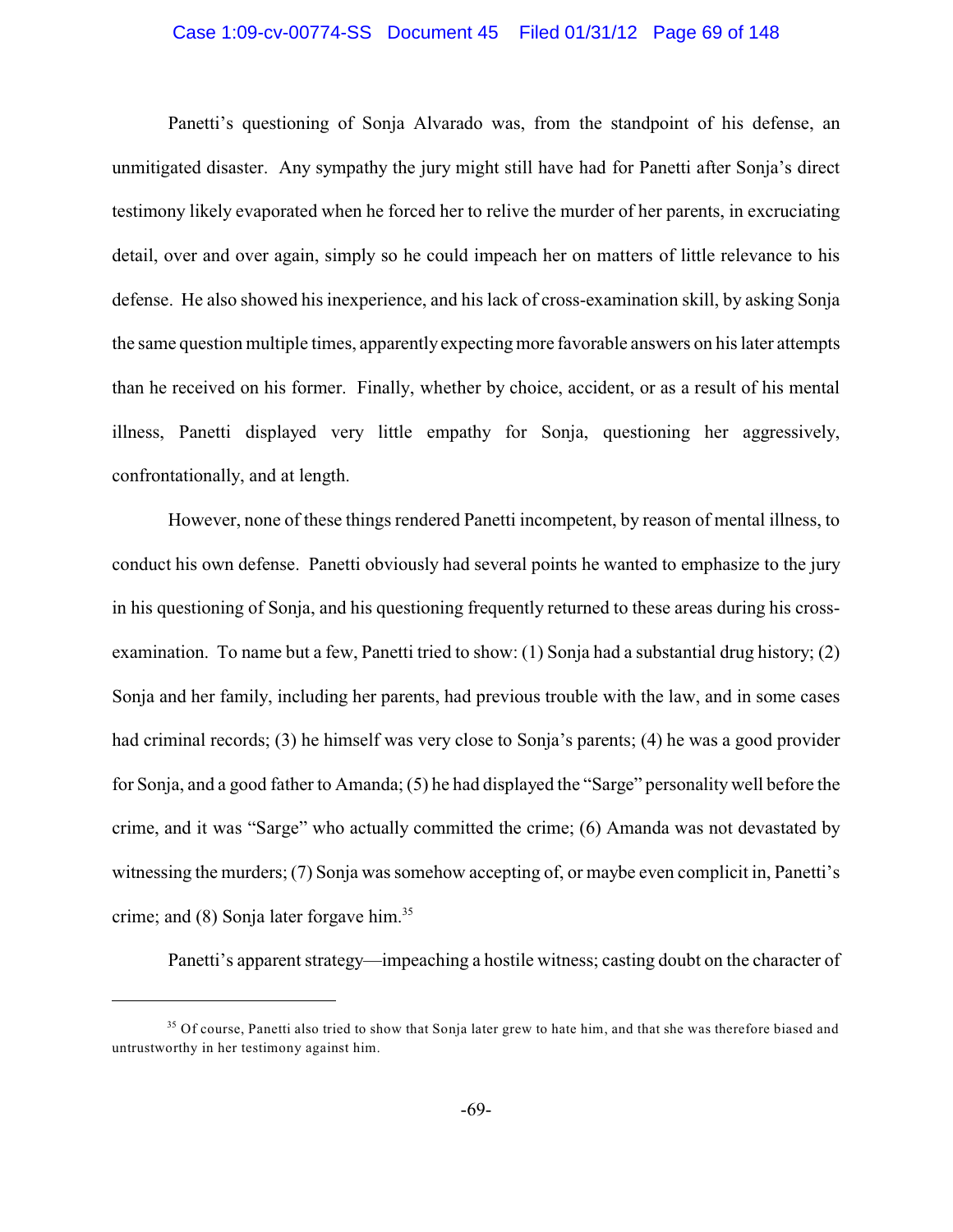Panetti's questioning of Sonja Alvarado was, from the standpoint of his defense, an unmitigated disaster. Any sympathy the jury might still have had for Panetti after Sonja's direct testimony likely evaporated when he forced her to relive the murder of her parents, in excruciating detail, over and over again, simply so he could impeach her on matters of little relevance to his defense. He also showed his inexperience, and his lack of cross-examination skill, by asking Sonja the same question multiple times, apparently expecting more favorable answers on his later attempts than he received on his former. Finally, whether by choice, accident, or as a result of his mental illness, Panetti displayed very little empathy for Sonja, questioning her aggressively, confrontationally, and at length.

However, none of these things rendered Panetti incompetent, by reason of mental illness, to conduct his own defense. Panetti obviously had several points he wanted to emphasize to the jury in his questioning of Sonja, and his questioning frequently returned to these areas during his cross-examination. To name but a few, Panetti tried to show: (1) Sonja had a substantial drug history; (2) Sonja and her family, including her parents, had previous trouble with the law, and in some cases had criminal records; (3) he himself was very close to Sonja's parents; (4) he was a good provider for Sonja, and a good father to Amanda; (5) he had displayed the "Sarge" personality well before the crime, and it was "Sarge" who actually committed the crime; (6) Amanda was not devastated by witnessing the murders; (7) Sonja was somehow accepting of, or maybe even complicit in, Panetti's crime; and (8) Sonja later forgave him.[35]

Panetti's apparent strategy—impeaching a hostile witness; casting doubt on the character of

---

[35] Of course, Panetti also tried to show that Sonja later grew to hate him, and that she was therefore biased and untrustworthy in her testimony against him.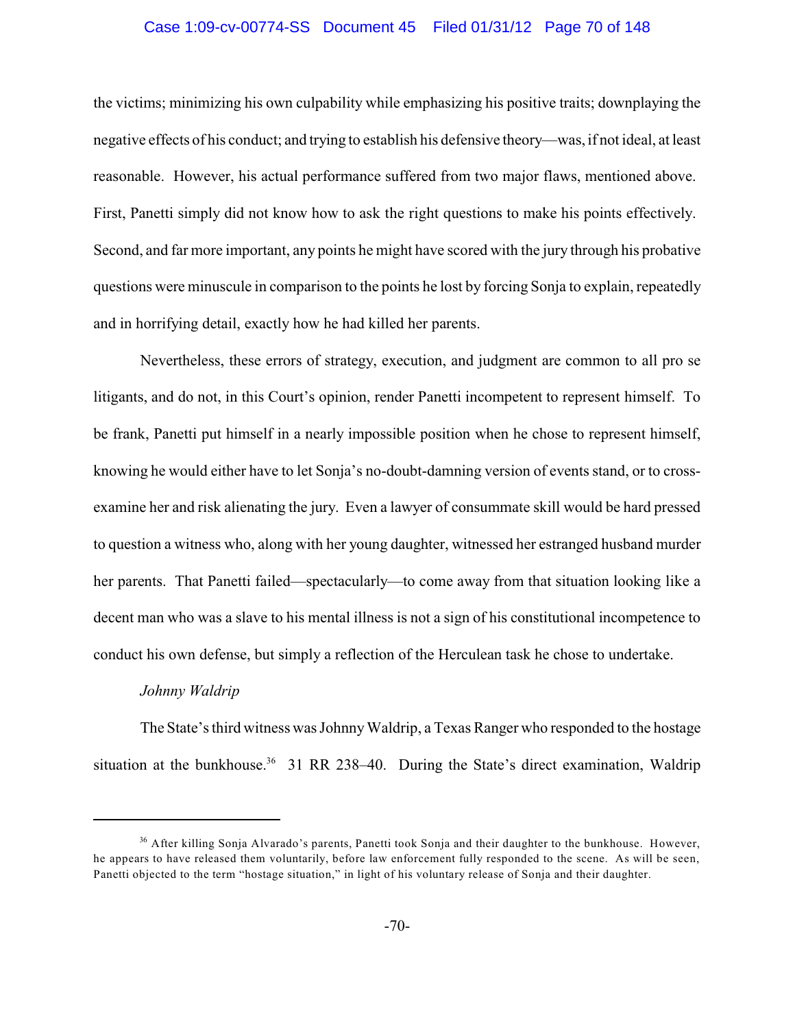the victims; minimizing his own culpability while emphasizing his positive traits; downplaying the negative effects of his conduct; and trying to establish his defensive theory—was, if not ideal, at least reasonable. However, his actual performance suffered from two major flaws, mentioned above. First, Panetti simply did not know how to ask the right questions to make his points effectively. Second, and far more important, any points he might have scored with the jury through his probative questions were minuscule in comparison to the points he lost by forcing Sonja to explain, repeatedly and in horrifying detail, exactly how he had killed her parents.

Nevertheless, these errors of strategy, execution, and judgment are common to all pro se litigants, and do not, in this Court's opinion, render Panetti incompetent to represent himself. To be frank, Panetti put himself in a nearly impossible position when he chose to represent himself, knowing he would either have to let Sonja's no-doubt-damning version of events stand, or to cross-examine her and risk alienating the jury. Even a lawyer of consummate skill would be hard pressed to question a witness who, along with her young daughter, witnessed her estranged husband murder her parents. That Panetti failed—spectacularly—to come away from that situation looking like a decent man who was a slave to his mental illness is not a sign of his constitutional incompetence to conduct his own defense, but simply a reflection of the Herculean task he chose to undertake.

*Johnny Waldrip*

The State's third witness was Johnny Waldrip, a Texas Ranger who responded to the hostage situation at the bunkhouse.[36] 31 RR 238–40. During the State's direct examination, Waldrip

---

[36] After killing Sonja Alvarado's parents, Panetti took Sonja and their daughter to the bunkhouse. However, he appears to have released them voluntarily, before law enforcement fully responded to the scene. As will be seen, Panetti objected to the term "hostage situation," in light of his voluntary release of Sonja and their daughter.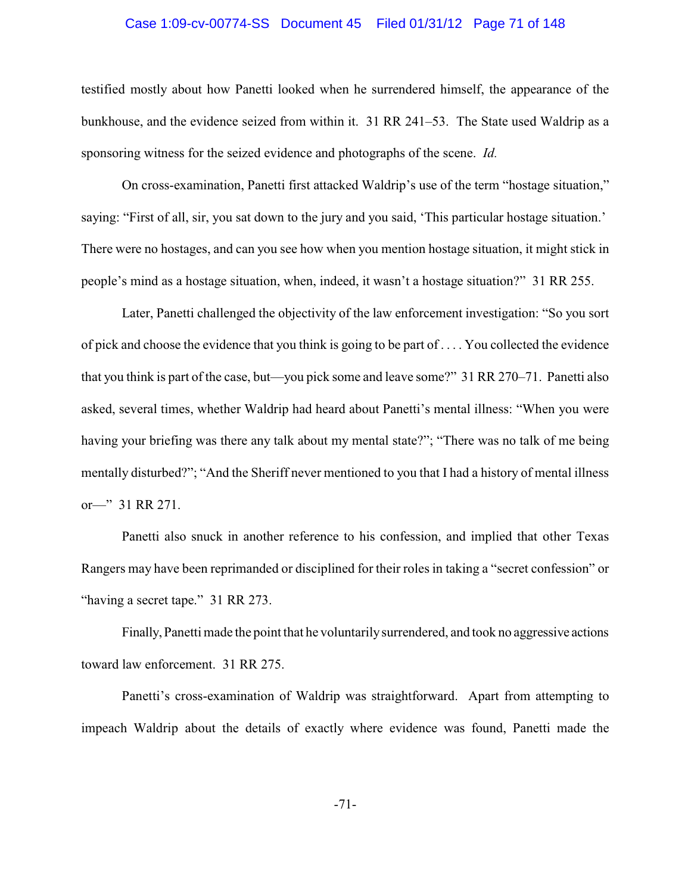testified mostly about how Panetti looked when he surrendered himself, the appearance of the bunkhouse, and the evidence seized from within it. 31 RR 241–53. The State used Waldrip as a sponsoring witness for the seized evidence and photographs of the scene. *Id.*

On cross-examination, Panetti first attacked Waldrip's use of the term "hostage situation," saying: "First of all, sir, you sat down to the jury and you said, 'This particular hostage situation.' There were no hostages, and can you see how when you mention hostage situation, it might stick in people's mind as a hostage situation, when, indeed, it wasn't a hostage situation?" 31 RR 255.

Later, Panetti challenged the objectivity of the law enforcement investigation: "So you sort of pick and choose the evidence that you think is going to be part of . . . . You collected the evidence that you think is part of the case, but—you pick some and leave some?" 31 RR 270–71. Panetti also asked, several times, whether Waldrip had heard about Panetti's mental illness: "When you were having your briefing was there any talk about my mental state?"; "There was no talk of me being mentally disturbed?"; "And the Sheriff never mentioned to you that I had a history of mental illness or—" 31 RR 271.

Panetti also snuck in another reference to his confession, and implied that other Texas Rangers may have been reprimanded or disciplined for their roles in taking a "secret confession" or "having a secret tape." 31 RR 273.

Finally, Panetti made the point that he voluntarily surrendered, and took no aggressive actions toward law enforcement. 31 RR 275.

Panetti's cross-examination of Waldrip was straightforward. Apart from attempting to impeach Waldrip about the details of exactly where evidence was found, Panetti made the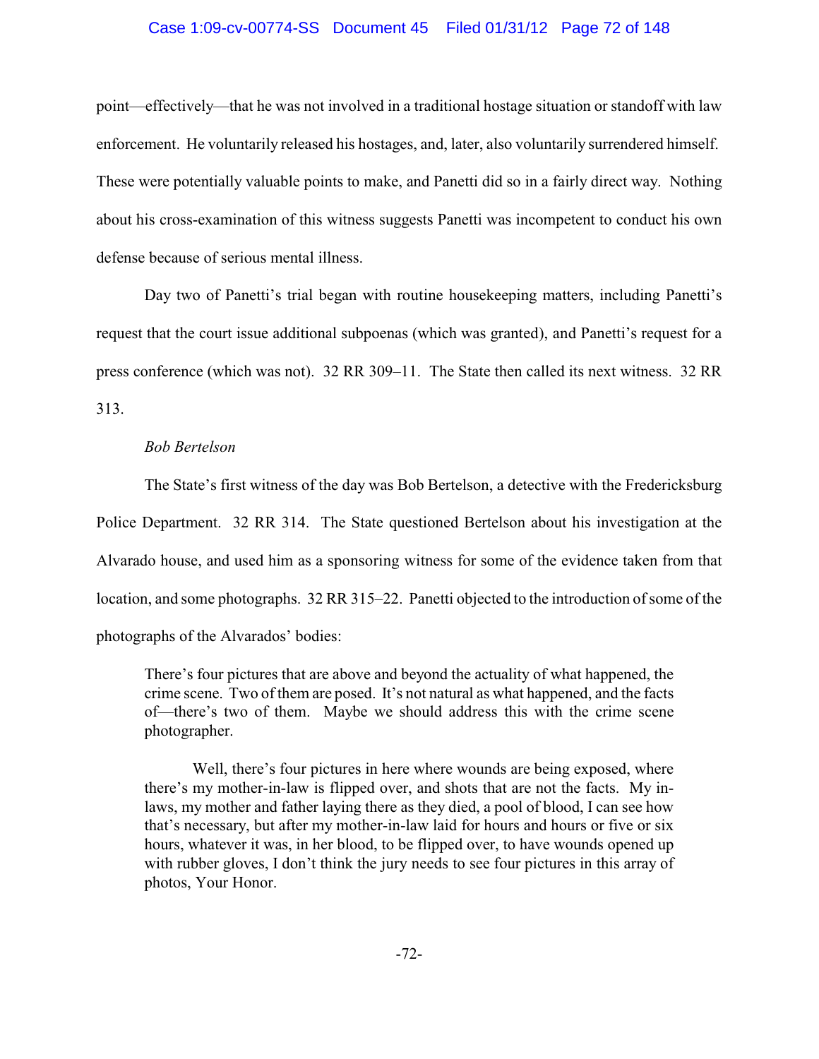point—effectively—that he was not involved in a traditional hostage situation or standoff with law enforcement. He voluntarily released his hostages, and, later, also voluntarily surrendered himself. These were potentially valuable points to make, and Panetti did so in a fairly direct way. Nothing about his cross-examination of this witness suggests Panetti was incompetent to conduct his own defense because of serious mental illness.

Day two of Panetti's trial began with routine housekeeping matters, including Panetti's request that the court issue additional subpoenas (which was granted), and Panetti's request for a press conference (which was not). 32 RR 309–11. The State then called its next witness. 32 RR 313.

*Bob Bertelson*

The State's first witness of the day was Bob Bertelson, a detective with the Fredericksburg Police Department. 32 RR 314. The State questioned Bertelson about his investigation at the Alvarado house, and used him as a sponsoring witness for some of the evidence taken from that location, and some photographs. 32 RR 315–22. Panetti objected to the introduction of some of the photographs of the Alvarados' bodies:

> There's four pictures that are above and beyond the actuality of what happened, the crime scene. Two of them are posed. It's not natural as what happened, and the facts of—there's two of them. Maybe we should address this with the crime scene photographer.
>
> Well, there's four pictures in here where wounds are being exposed, where there's my mother-in-law is flipped over, and shots that are not the facts. My in-laws, my mother and father laying there as they died, a pool of blood, I can see how that's necessary, but after my mother-in-law laid for hours and hours or five or six hours, whatever it was, in her blood, to be flipped over, to have wounds opened up with rubber gloves, I don't think the jury needs to see four pictures in this array of photos, Your Honor.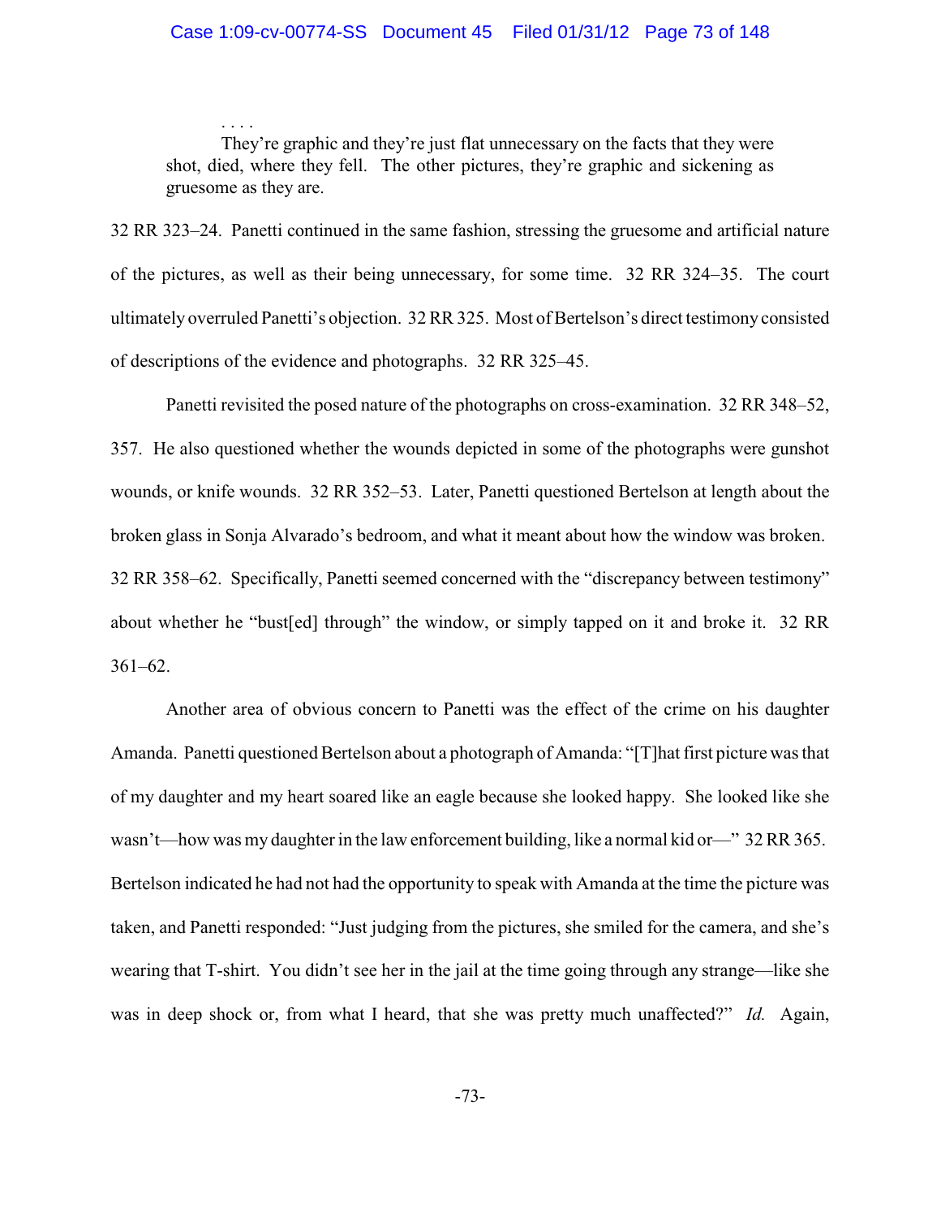> . . . .
>
> They're graphic and they're just flat unnecessary on the facts that they were shot, died, where they fell. The other pictures, they're graphic and sickening as gruesome as they are.

32 RR 323–24. Panetti continued in the same fashion, stressing the gruesome and artificial nature of the pictures, as well as their being unnecessary, for some time. 32 RR 324–35. The court ultimately overruled Panetti's objection. 32 RR 325. Most of Bertelson's direct testimony consisted of descriptions of the evidence and photographs. 32 RR 325–45.

Panetti revisited the posed nature of the photographs on cross-examination. 32 RR 348–52, 357. He also questioned whether the wounds depicted in some of the photographs were gunshot wounds, or knife wounds. 32 RR 352–53. Later, Panetti questioned Bertelson at length about the broken glass in Sonja Alvarado's bedroom, and what it meant about how the window was broken. 32 RR 358–62. Specifically, Panetti seemed concerned with the "discrepancy between testimony" about whether he "bust[ed] through" the window, or simply tapped on it and broke it. 32 RR 361–62.

Another area of obvious concern to Panetti was the effect of the crime on his daughter Amanda. Panetti questioned Bertelson about a photograph of Amanda: "[T]hat first picture was that of my daughter and my heart soared like an eagle because she looked happy. She looked like she wasn't—how was my daughter in the law enforcement building, like a normal kid or—" 32 RR 365. Bertelson indicated he had not had the opportunity to speak with Amanda at the time the picture was taken, and Panetti responded: "Just judging from the pictures, she smiled for the camera, and she's wearing that T-shirt. You didn't see her in the jail at the time going through any strange—like she was in deep shock or, from what I heard, that she was pretty much unaffected?" *Id.* Again,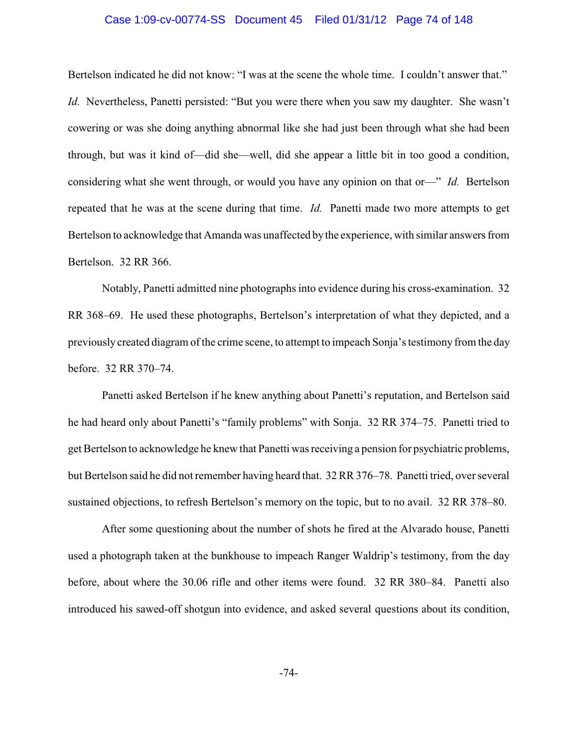Bertelson indicated he did not know: "I was at the scene the whole time. I couldn't answer that." *Id.* Nevertheless, Panetti persisted: "But you were there when you saw my daughter. She wasn't cowering or was she doing anything abnormal like she had just been through what she had been through, but was it kind of—did she—well, did she appear a little bit in too good a condition, considering what she went through, or would you have any opinion on that or—" *Id.* Bertelson repeated that he was at the scene during that time. *Id.* Panetti made two more attempts to get Bertelson to acknowledge that Amanda was unaffected by the experience, with similar answers from Bertelson. 32 RR 366.

Notably, Panetti admitted nine photographs into evidence during his cross-examination. 32 RR 368–69. He used these photographs, Bertelson's interpretation of what they depicted, and a previously created diagram of the crime scene, to attempt to impeach Sonja's testimony from the day before. 32 RR 370–74.

Panetti asked Bertelson if he knew anything about Panetti's reputation, and Bertelson said he had heard only about Panetti's "family problems" with Sonja. 32 RR 374–75. Panetti tried to get Bertelson to acknowledge he knew that Panetti was receiving a pension for psychiatric problems, but Bertelson said he did not remember having heard that. 32 RR 376–78. Panetti tried, over several sustained objections, to refresh Bertelson's memory on the topic, but to no avail. 32 RR 378–80.

After some questioning about the number of shots he fired at the Alvarado house, Panetti used a photograph taken at the bunkhouse to impeach Ranger Waldrip's testimony, from the day before, about where the 30.06 rifle and other items were found. 32 RR 380–84. Panetti also introduced his sawed-off shotgun into evidence, and asked several questions about its condition,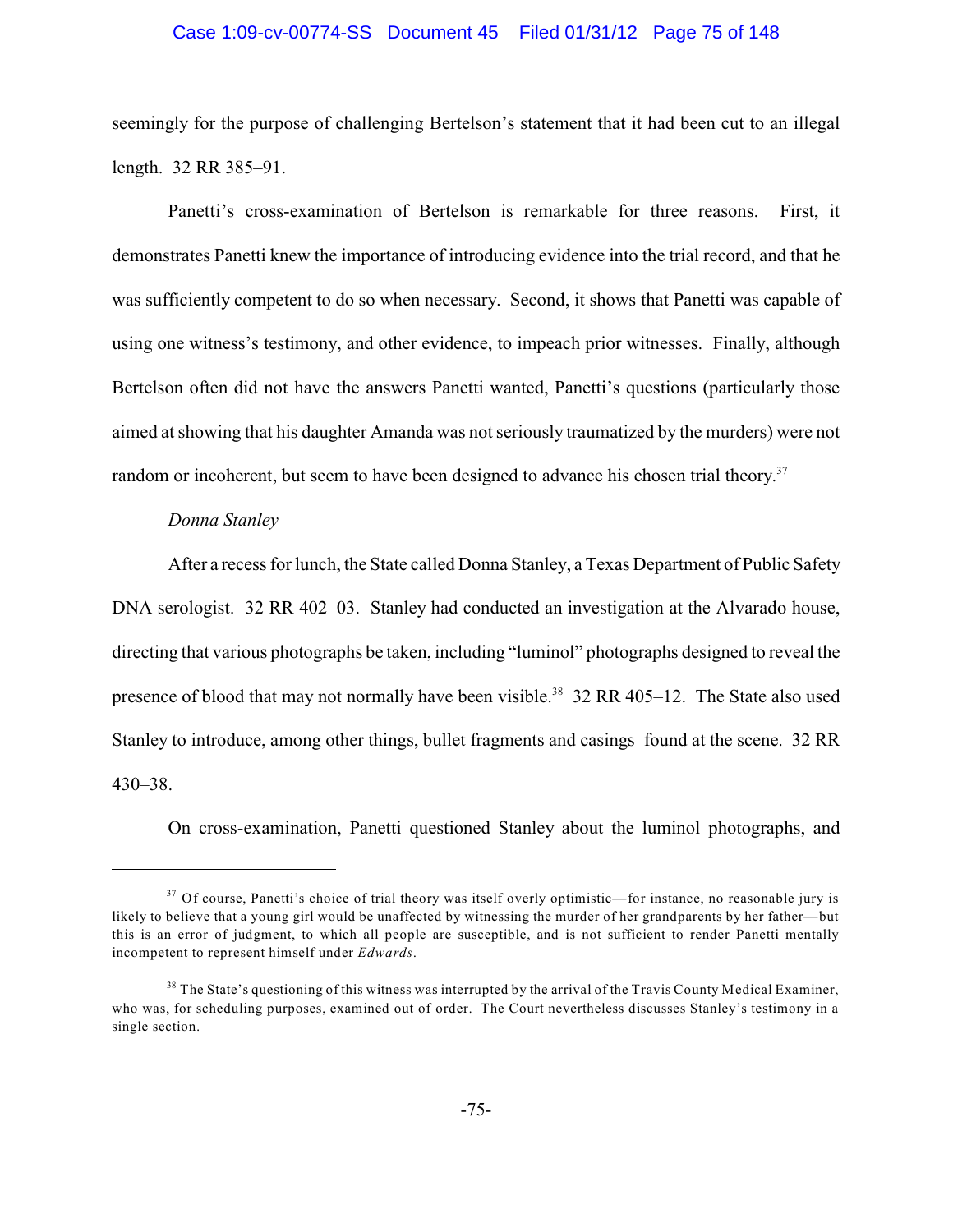seemingly for the purpose of challenging Bertelson's statement that it had been cut to an illegal length. 32 RR 385–91.

Panetti's cross-examination of Bertelson is remarkable for three reasons. First, it demonstrates Panetti knew the importance of introducing evidence into the trial record, and that he was sufficiently competent to do so when necessary. Second, it shows that Panetti was capable of using one witness's testimony, and other evidence, to impeach prior witnesses. Finally, although Bertelson often did not have the answers Panetti wanted, Panetti's questions (particularly those aimed at showing that his daughter Amanda was not seriously traumatized by the murders) were not random or incoherent, but seem to have been designed to advance his chosen trial theory.[37]

*Donna Stanley*

After a recess for lunch, the State called Donna Stanley, a Texas Department of Public Safety DNA serologist. 32 RR 402–03. Stanley had conducted an investigation at the Alvarado house, directing that various photographs be taken, including "luminol" photographs designed to reveal the presence of blood that may not normally have been visible.[38] 32 RR 405–12. The State also used Stanley to introduce, among other things, bullet fragments and casings found at the scene. 32 RR 430–38.

On cross-examination, Panetti questioned Stanley about the luminol photographs, and

---

[37] Of course, Panetti's choice of trial theory was itself overly optimistic—for instance, no reasonable jury is likely to believe that a young girl would be unaffected by witnessing the murder of her grandparents by her father—but this is an error of judgment, to which all people are susceptible, and is not sufficient to render Panetti mentally incompetent to represent himself under *Edwards*.

[38] The State's questioning of this witness was interrupted by the arrival of the Travis County Medical Examiner, who was, for scheduling purposes, examined out of order. The Court nevertheless discusses Stanley's testimony in a single section.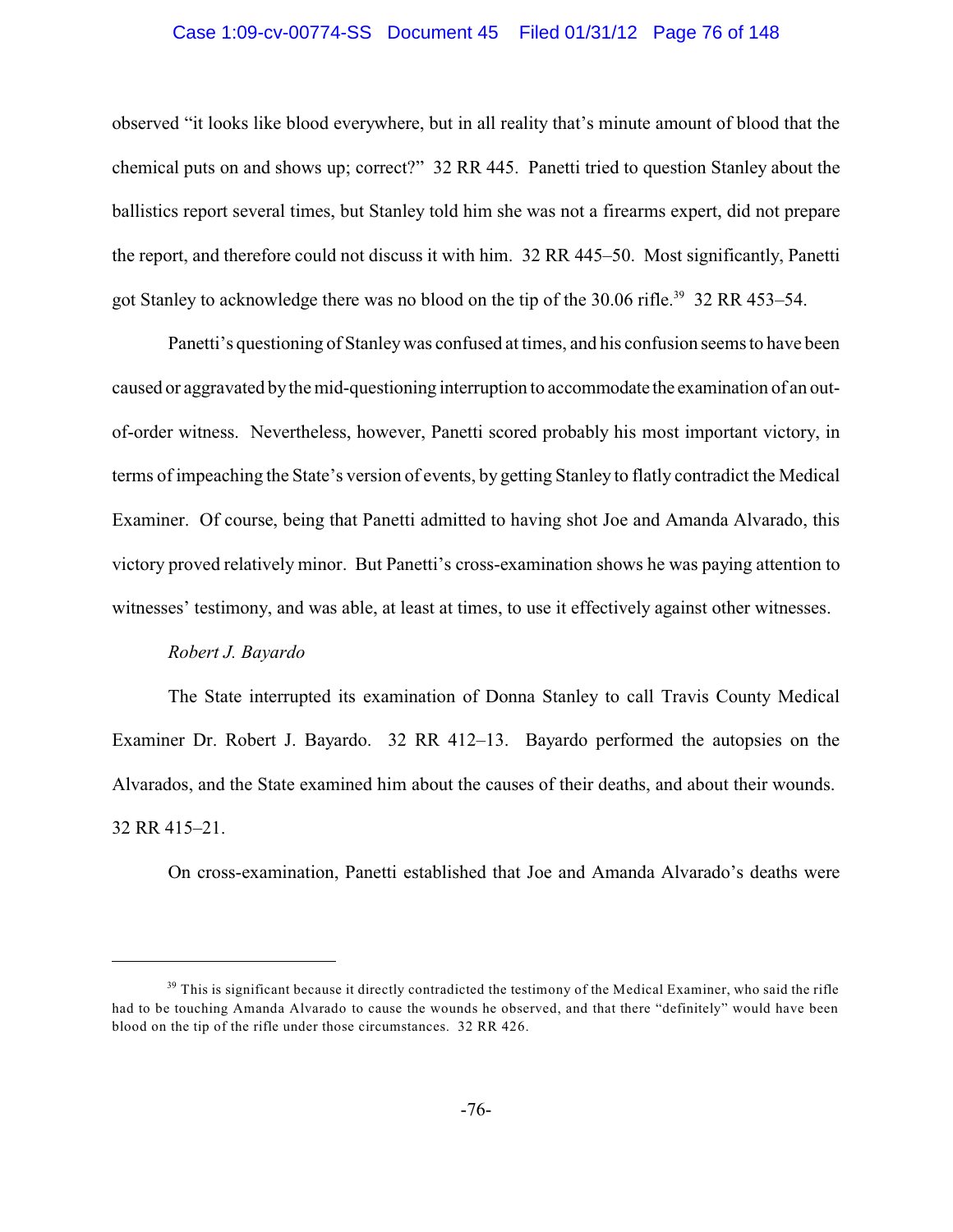observed "it looks like blood everywhere, but in all reality that's minute amount of blood that the chemical puts on and shows up; correct?" 32 RR 445. Panetti tried to question Stanley about the ballistics report several times, but Stanley told him she was not a firearms expert, did not prepare the report, and therefore could not discuss it with him. 32 RR 445–50. Most significantly, Panetti got Stanley to acknowledge there was no blood on the tip of the 30.06 rifle.[39] 32 RR 453–54.

Panetti's questioning of Stanley was confused at times, and his confusion seems to have been caused or aggravated by the mid-questioning interruption to accommodate the examination of an out-of-order witness. Nevertheless, however, Panetti scored probably his most important victory, in terms of impeaching the State's version of events, by getting Stanley to flatly contradict the Medical Examiner. Of course, being that Panetti admitted to having shot Joe and Amanda Alvarado, this victory proved relatively minor. But Panetti's cross-examination shows he was paying attention to witnesses' testimony, and was able, at least at times, to use it effectively against other witnesses.

*Robert J. Bayardo*

The State interrupted its examination of Donna Stanley to call Travis County Medical Examiner Dr. Robert J. Bayardo. 32 RR 412–13. Bayardo performed the autopsies on the Alvarados, and the State examined him about the causes of their deaths, and about their wounds. 32 RR 415–21.

On cross-examination, Panetti established that Joe and Amanda Alvarado's deaths were

---

[39] This is significant because it directly contradicted the testimony of the Medical Examiner, who said the rifle had to be touching Amanda Alvarado to cause the wounds he observed, and that there "definitely" would have been blood on the tip of the rifle under those circumstances. 32 RR 426.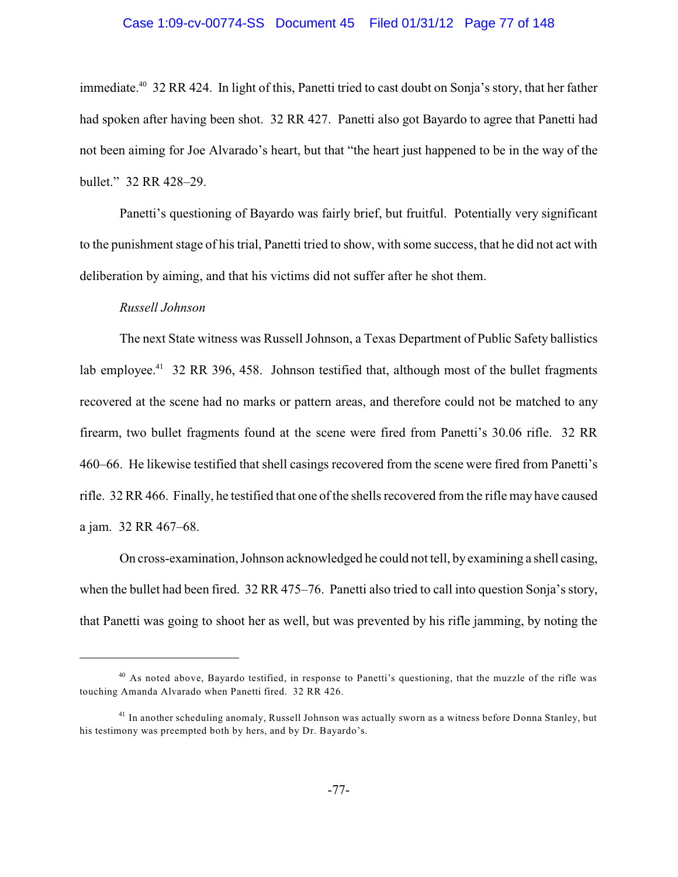immediate.[40] 32 RR 424. In light of this, Panetti tried to cast doubt on Sonja's story, that her father had spoken after having been shot. 32 RR 427. Panetti also got Bayardo to agree that Panetti had not been aiming for Joe Alvarado's heart, but that "the heart just happened to be in the way of the bullet." 32 RR 428–29.

Panetti's questioning of Bayardo was fairly brief, but fruitful. Potentially very significant to the punishment stage of his trial, Panetti tried to show, with some success, that he did not act with deliberation by aiming, and that his victims did not suffer after he shot them.

*Russell Johnson*

The next State witness was Russell Johnson, a Texas Department of Public Safety ballistics lab employee.[41] 32 RR 396, 458. Johnson testified that, although most of the bullet fragments recovered at the scene had no marks or pattern areas, and therefore could not be matched to any firearm, two bullet fragments found at the scene were fired from Panetti's 30.06 rifle. 32 RR 460–66. He likewise testified that shell casings recovered from the scene were fired from Panetti's rifle. 32 RR 466. Finally, he testified that one of the shells recovered from the rifle may have caused a jam. 32 RR 467–68.

On cross-examination, Johnson acknowledged he could not tell, by examining a shell casing, when the bullet had been fired. 32 RR 475–76. Panetti also tried to call into question Sonja's story, that Panetti was going to shoot her as well, but was prevented by his rifle jamming, by noting the

---

[40] As noted above, Bayardo testified, in response to Panetti's questioning, that the muzzle of the rifle was touching Amanda Alvarado when Panetti fired. 32 RR 426.

[41] In another scheduling anomaly, Russell Johnson was actually sworn as a witness before Donna Stanley, but his testimony was preempted both by hers, and by Dr. Bayardo's.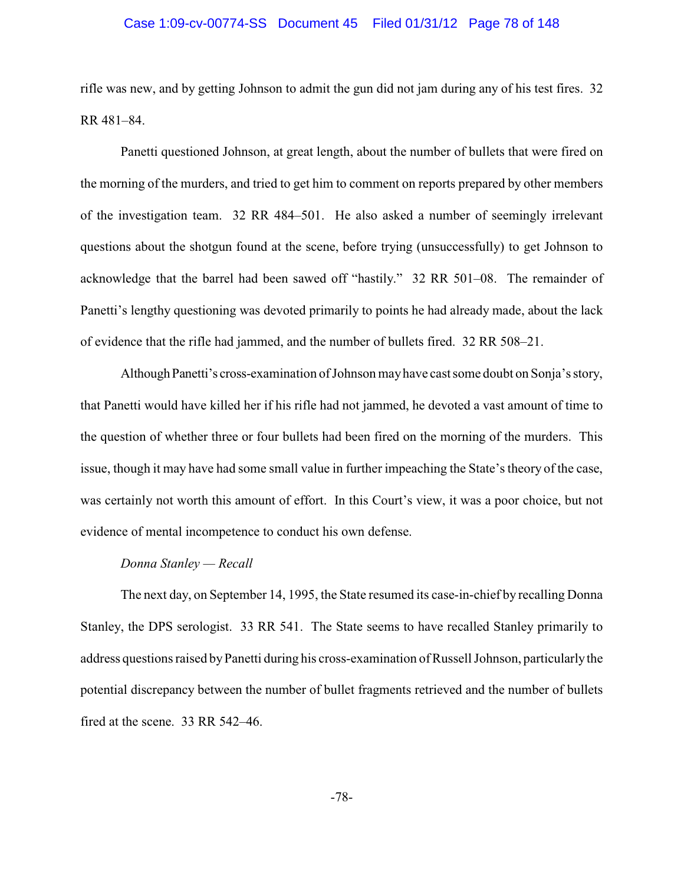rifle was new, and by getting Johnson to admit the gun did not jam during any of his test fires. 32 RR 481–84.

Panetti questioned Johnson, at great length, about the number of bullets that were fired on the morning of the murders, and tried to get him to comment on reports prepared by other members of the investigation team. 32 RR 484–501. He also asked a number of seemingly irrelevant questions about the shotgun found at the scene, before trying (unsuccessfully) to get Johnson to acknowledge that the barrel had been sawed off "hastily." 32 RR 501–08. The remainder of Panetti's lengthy questioning was devoted primarily to points he had already made, about the lack of evidence that the rifle had jammed, and the number of bullets fired. 32 RR 508–21.

Although Panetti's cross-examination of Johnson may have cast some doubt on Sonja's story, that Panetti would have killed her if his rifle had not jammed, he devoted a vast amount of time to the question of whether three or four bullets had been fired on the morning of the murders. This issue, though it may have had some small value in further impeaching the State's theory of the case, was certainly not worth this amount of effort. In this Court's view, it was a poor choice, but not evidence of mental incompetence to conduct his own defense.

*Donna Stanley — Recall*

The next day, on September 14, 1995, the State resumed its case-in-chief by recalling Donna Stanley, the DPS serologist. 33 RR 541. The State seems to have recalled Stanley primarily to address questions raised by Panetti during his cross-examination of Russell Johnson, particularly the potential discrepancy between the number of bullet fragments retrieved and the number of bullets fired at the scene. 33 RR 542–46.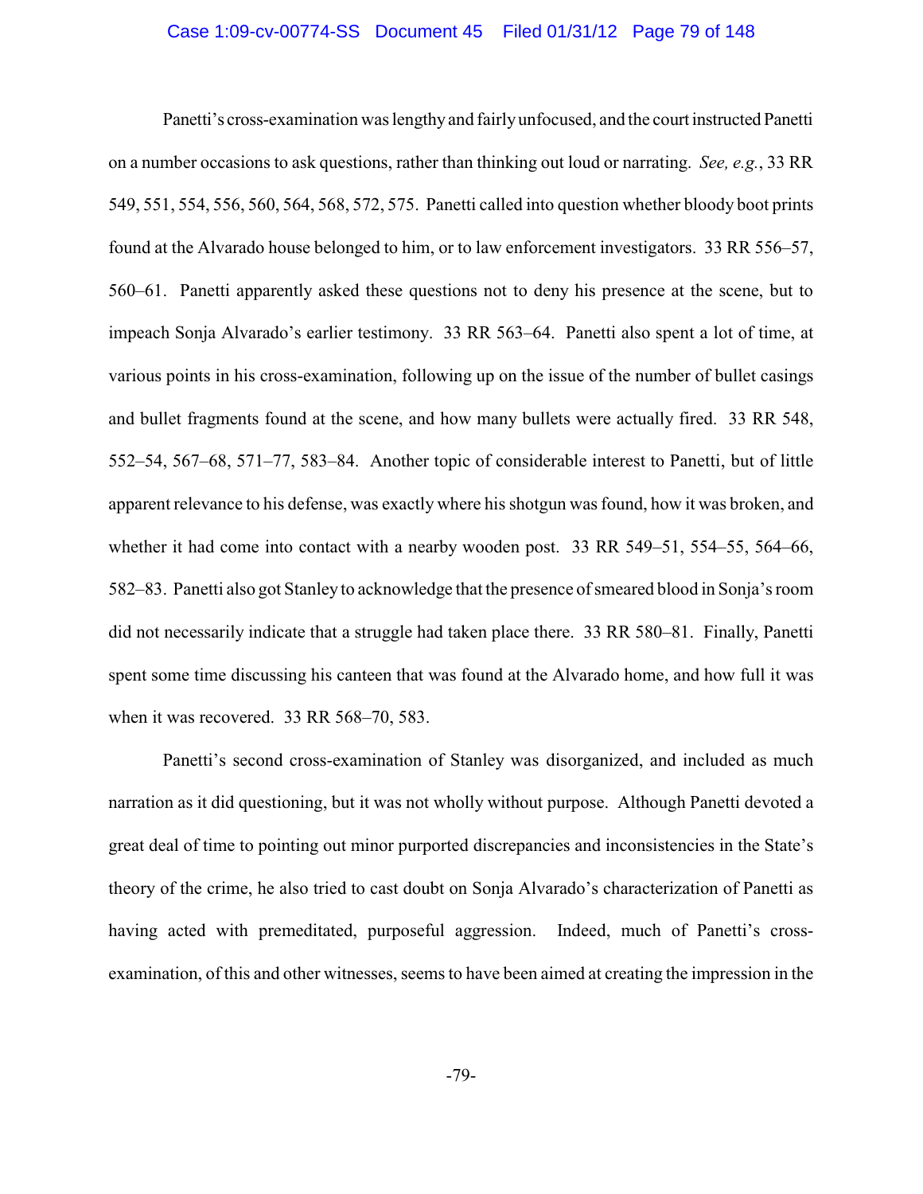Panetti's cross-examination was lengthy and fairly unfocused, and the court instructed Panetti on a number occasions to ask questions, rather than thinking out loud or narrating. *See, e.g.*, 33 RR 549, 551, 554, 556, 560, 564, 568, 572, 575. Panetti called into question whether bloody boot prints found at the Alvarado house belonged to him, or to law enforcement investigators. 33 RR 556–57, 560–61. Panetti apparently asked these questions not to deny his presence at the scene, but to impeach Sonja Alvarado's earlier testimony. 33 RR 563–64. Panetti also spent a lot of time, at various points in his cross-examination, following up on the issue of the number of bullet casings and bullet fragments found at the scene, and how many bullets were actually fired. 33 RR 548, 552–54, 567–68, 571–77, 583–84. Another topic of considerable interest to Panetti, but of little apparent relevance to his defense, was exactly where his shotgun was found, how it was broken, and whether it had come into contact with a nearby wooden post. 33 RR 549–51, 554–55, 564–66, 582–83. Panetti also got Stanley to acknowledge that the presence of smeared blood in Sonja's room did not necessarily indicate that a struggle had taken place there. 33 RR 580–81. Finally, Panetti spent some time discussing his canteen that was found at the Alvarado home, and how full it was when it was recovered. 33 RR 568–70, 583.

Panetti's second cross-examination of Stanley was disorganized, and included as much narration as it did questioning, but it was not wholly without purpose. Although Panetti devoted a great deal of time to pointing out minor purported discrepancies and inconsistencies in the State's theory of the crime, he also tried to cast doubt on Sonja Alvarado's characterization of Panetti as having acted with premeditated, purposeful aggression. Indeed, much of Panetti's cross-examination, of this and other witnesses, seems to have been aimed at creating the impression in the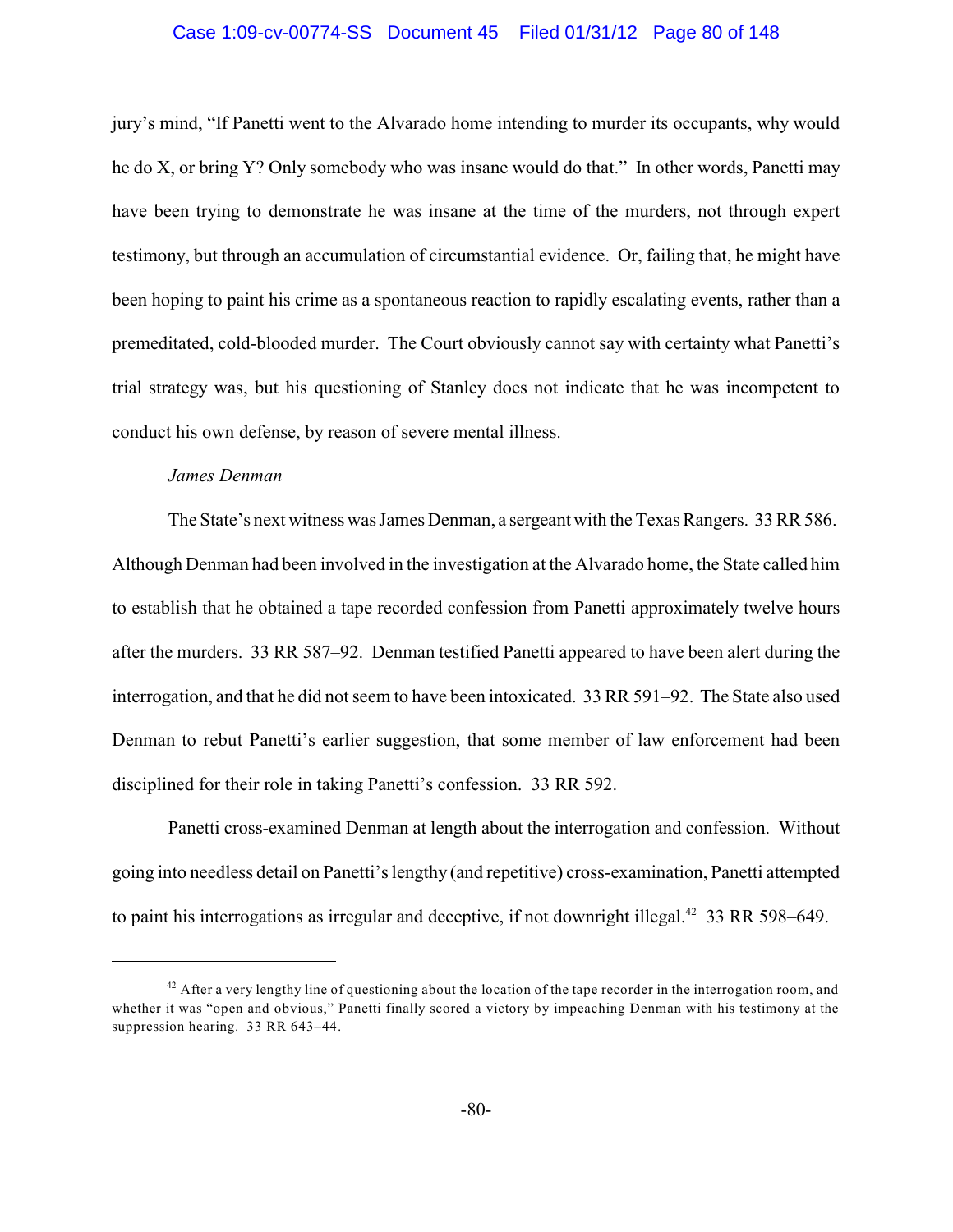jury's mind, "If Panetti went to the Alvarado home intending to murder its occupants, why would he do X, or bring Y? Only somebody who was insane would do that." In other words, Panetti may have been trying to demonstrate he was insane at the time of the murders, not through expert testimony, but through an accumulation of circumstantial evidence. Or, failing that, he might have been hoping to paint his crime as a spontaneous reaction to rapidly escalating events, rather than a premeditated, cold-blooded murder. The Court obviously cannot say with certainty what Panetti's trial strategy was, but his questioning of Stanley does not indicate that he was incompetent to conduct his own defense, by reason of severe mental illness.

*James Denman*

The State's next witness was James Denman, a sergeant with the Texas Rangers. 33 RR 586. Although Denman had been involved in the investigation at the Alvarado home, the State called him to establish that he obtained a tape recorded confession from Panetti approximately twelve hours after the murders. 33 RR 587–92. Denman testified Panetti appeared to have been alert during the interrogation, and that he did not seem to have been intoxicated. 33 RR 591–92. The State also used Denman to rebut Panetti's earlier suggestion, that some member of law enforcement had been disciplined for their role in taking Panetti's confession. 33 RR 592.

Panetti cross-examined Denman at length about the interrogation and confession. Without going into needless detail on Panetti's lengthy (and repetitive) cross-examination, Panetti attempted to paint his interrogations as irregular and deceptive, if not downright illegal.[42] 33 RR 598–649.

[42] After a very lengthy line of questioning about the location of the tape recorder in the interrogation room, and whether it was "open and obvious," Panetti finally scored a victory by impeaching Denman with his testimony at the suppression hearing. 33 RR 643–44.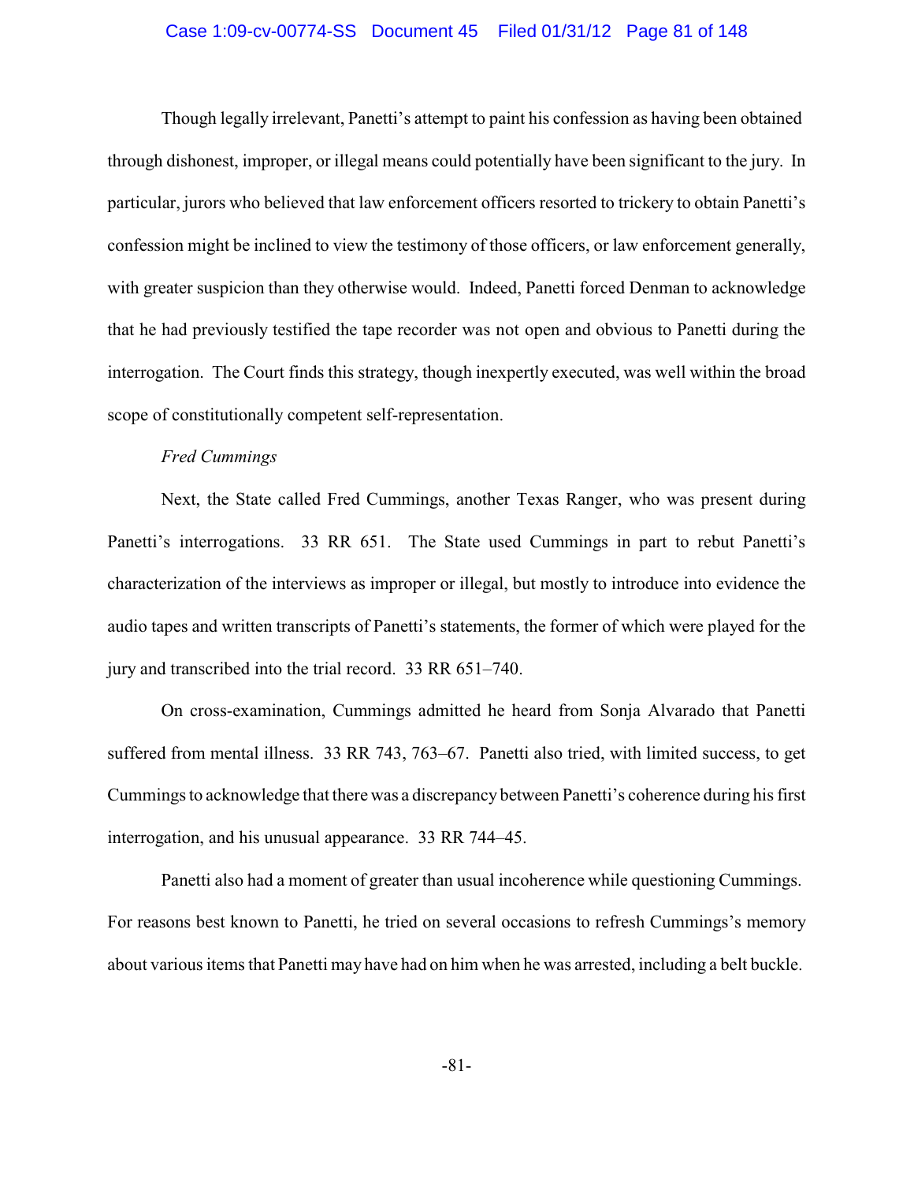Though legally irrelevant, Panetti's attempt to paint his confession as having been obtained through dishonest, improper, or illegal means could potentially have been significant to the jury. In particular, jurors who believed that law enforcement officers resorted to trickery to obtain Panetti's confession might be inclined to view the testimony of those officers, or law enforcement generally, with greater suspicion than they otherwise would. Indeed, Panetti forced Denman to acknowledge that he had previously testified the tape recorder was not open and obvious to Panetti during the interrogation. The Court finds this strategy, though inexpertly executed, was well within the broad scope of constitutionally competent self-representation.

*Fred Cummings*

Next, the State called Fred Cummings, another Texas Ranger, who was present during Panetti's interrogations. 33 RR 651. The State used Cummings in part to rebut Panetti's characterization of the interviews as improper or illegal, but mostly to introduce into evidence the audio tapes and written transcripts of Panetti's statements, the former of which were played for the jury and transcribed into the trial record. 33 RR 651–740.

On cross-examination, Cummings admitted he heard from Sonja Alvarado that Panetti suffered from mental illness. 33 RR 743, 763–67. Panetti also tried, with limited success, to get Cummings to acknowledge that there was a discrepancy between Panetti's coherence during his first interrogation, and his unusual appearance. 33 RR 744–45.

Panetti also had a moment of greater than usual incoherence while questioning Cummings. For reasons best known to Panetti, he tried on several occasions to refresh Cummings's memory about various items that Panetti may have had on him when he was arrested, including a belt buckle.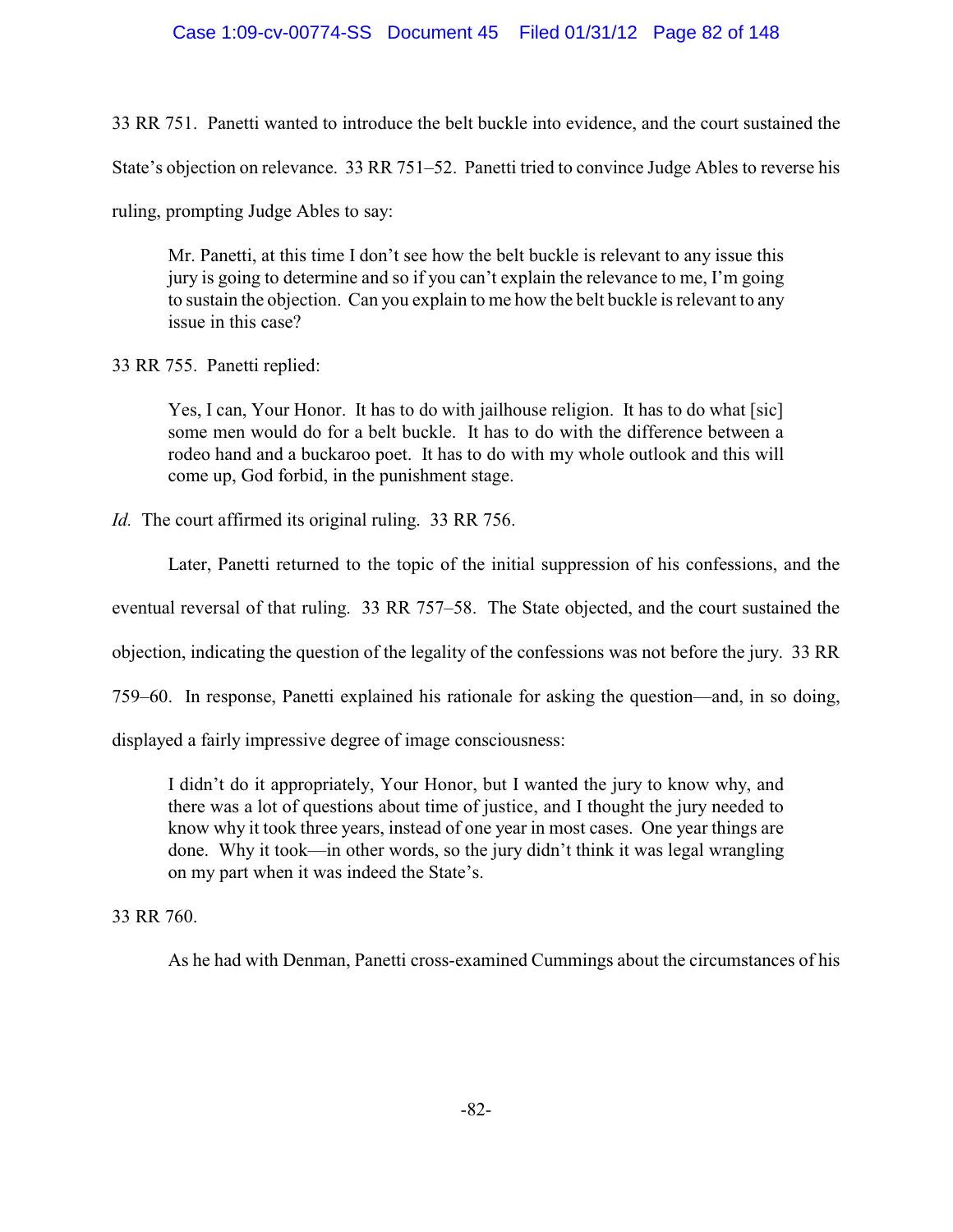33 RR 751. Panetti wanted to introduce the belt buckle into evidence, and the court sustained the State's objection on relevance. 33 RR 751–52. Panetti tried to convince Judge Ables to reverse his ruling, prompting Judge Ables to say:

> Mr. Panetti, at this time I don't see how the belt buckle is relevant to any issue this jury is going to determine and so if you can't explain the relevance to me, I'm going to sustain the objection. Can you explain to me how the belt buckle is relevant to any issue in this case?

33 RR 755. Panetti replied:

> Yes, I can, Your Honor. It has to do with jailhouse religion. It has to do what [sic] some men would do for a belt buckle. It has to do with the difference between a rodeo hand and a buckaroo poet. It has to do with my whole outlook and this will come up, God forbid, in the punishment stage.

*Id.* The court affirmed its original ruling. 33 RR 756.

Later, Panetti returned to the topic of the initial suppression of his confessions, and the eventual reversal of that ruling. 33 RR 757–58. The State objected, and the court sustained the objection, indicating the question of the legality of the confessions was not before the jury. 33 RR 759–60. In response, Panetti explained his rationale for asking the question—and, in so doing, displayed a fairly impressive degree of image consciousness:

> I didn't do it appropriately, Your Honor, but I wanted the jury to know why, and there was a lot of questions about time of justice, and I thought the jury needed to know why it took three years, instead of one year in most cases. One year things are done. Why it took—in other words, so the jury didn't think it was legal wrangling on my part when it was indeed the State's.

33 RR 760.

As he had with Denman, Panetti cross-examined Cummings about the circumstances of his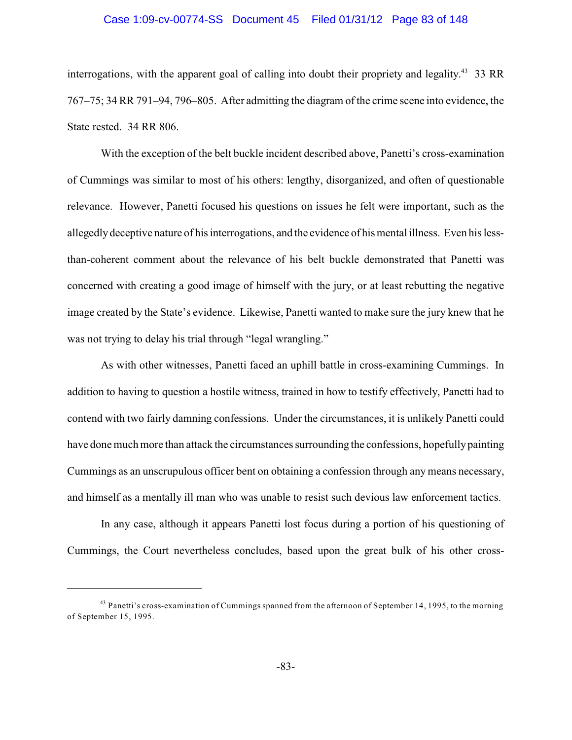interrogations, with the apparent goal of calling into doubt their propriety and legality.[43] 33 RR 767–75; 34 RR 791–94, 796–805. After admitting the diagram of the crime scene into evidence, the State rested. 34 RR 806.

With the exception of the belt buckle incident described above, Panetti's cross-examination of Cummings was similar to most of his others: lengthy, disorganized, and often of questionable relevance. However, Panetti focused his questions on issues he felt were important, such as the allegedly deceptive nature of his interrogations, and the evidence of his mental illness. Even his less-than-coherent comment about the relevance of his belt buckle demonstrated that Panetti was concerned with creating a good image of himself with the jury, or at least rebutting the negative image created by the State's evidence. Likewise, Panetti wanted to make sure the jury knew that he was not trying to delay his trial through "legal wrangling."

As with other witnesses, Panetti faced an uphill battle in cross-examining Cummings. In addition to having to question a hostile witness, trained in how to testify effectively, Panetti had to contend with two fairly damning confessions. Under the circumstances, it is unlikely Panetti could have done much more than attack the circumstances surrounding the confessions, hopefully painting Cummings as an unscrupulous officer bent on obtaining a confession through any means necessary, and himself as a mentally ill man who was unable to resist such devious law enforcement tactics.

In any case, although it appears Panetti lost focus during a portion of his questioning of Cummings, the Court nevertheless concludes, based upon the great bulk of his other cross-

---

[43] Panetti's cross-examination of Cummings spanned from the afternoon of September 14, 1995, to the morning of September 15, 1995.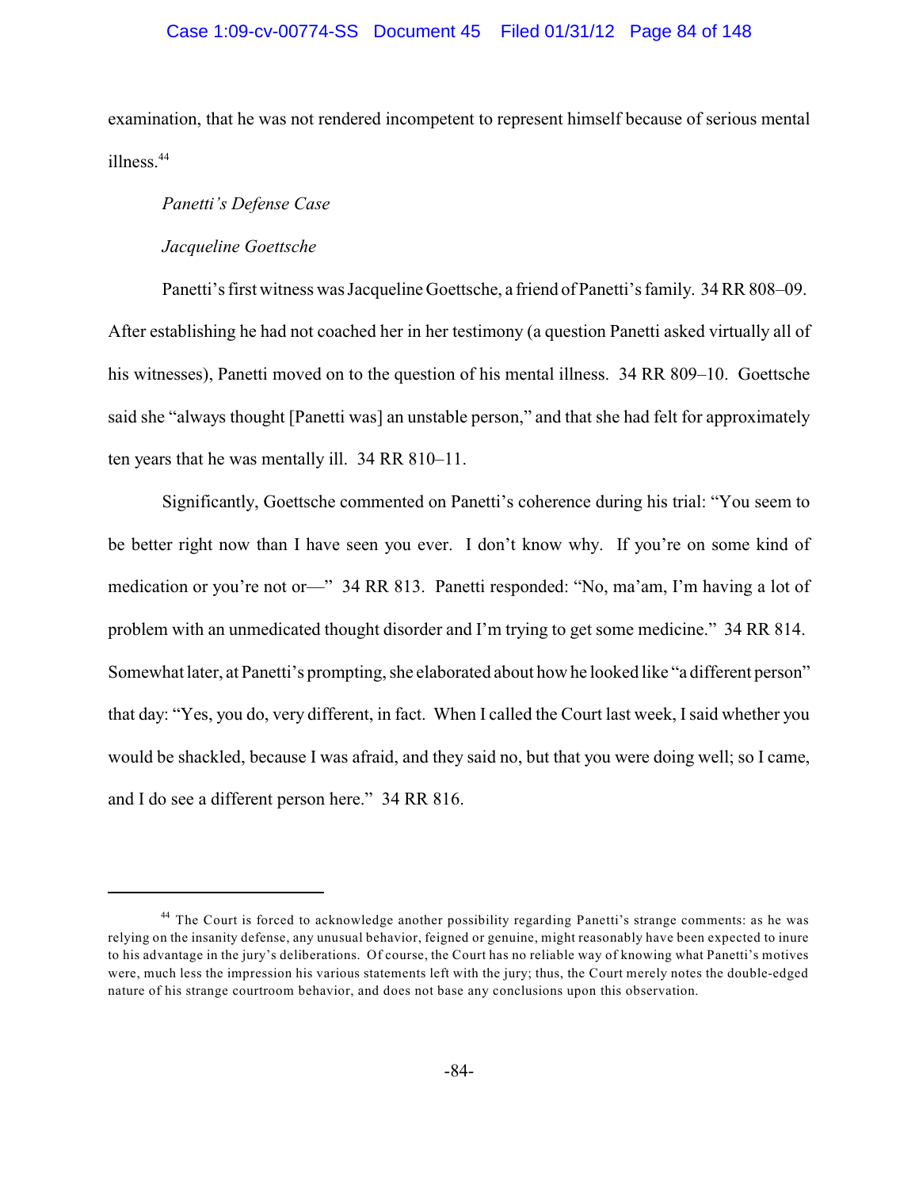examination, that he was not rendered incompetent to represent himself because of serious mental illness.[44]

*Panetti's Defense Case*

*Jacqueline Goettsche*

Panetti's first witness was Jacqueline Goettsche, a friend of Panetti's family. 34 RR 808–09. After establishing he had not coached her in her testimony (a question Panetti asked virtually all of his witnesses), Panetti moved on to the question of his mental illness. 34 RR 809–10. Goettsche said she "always thought [Panetti was] an unstable person," and that she had felt for approximately ten years that he was mentally ill. 34 RR 810–11.

Significantly, Goettsche commented on Panetti's coherence during his trial: "You seem to be better right now than I have seen you ever. I don't know why. If you're on some kind of medication or you're not or—" 34 RR 813. Panetti responded: "No, ma'am, I'm having a lot of problem with an unmedicated thought disorder and I'm trying to get some medicine." 34 RR 814. Somewhat later, at Panetti's prompting, she elaborated about how he looked like "a different person" that day: "Yes, you do, very different, in fact. When I called the Court last week, I said whether you would be shackled, because I was afraid, and they said no, but that you were doing well; so I came, and I do see a different person here." 34 RR 816.

---

[44] The Court is forced to acknowledge another possibility regarding Panetti's strange comments: as he was relying on the insanity defense, any unusual behavior, feigned or genuine, might reasonably have been expected to inure to his advantage in the jury's deliberations. Of course, the Court has no reliable way of knowing what Panetti's motives were, much less the impression his various statements left with the jury; thus, the Court merely notes the double-edged nature of his strange courtroom behavior, and does not base any conclusions upon this observation.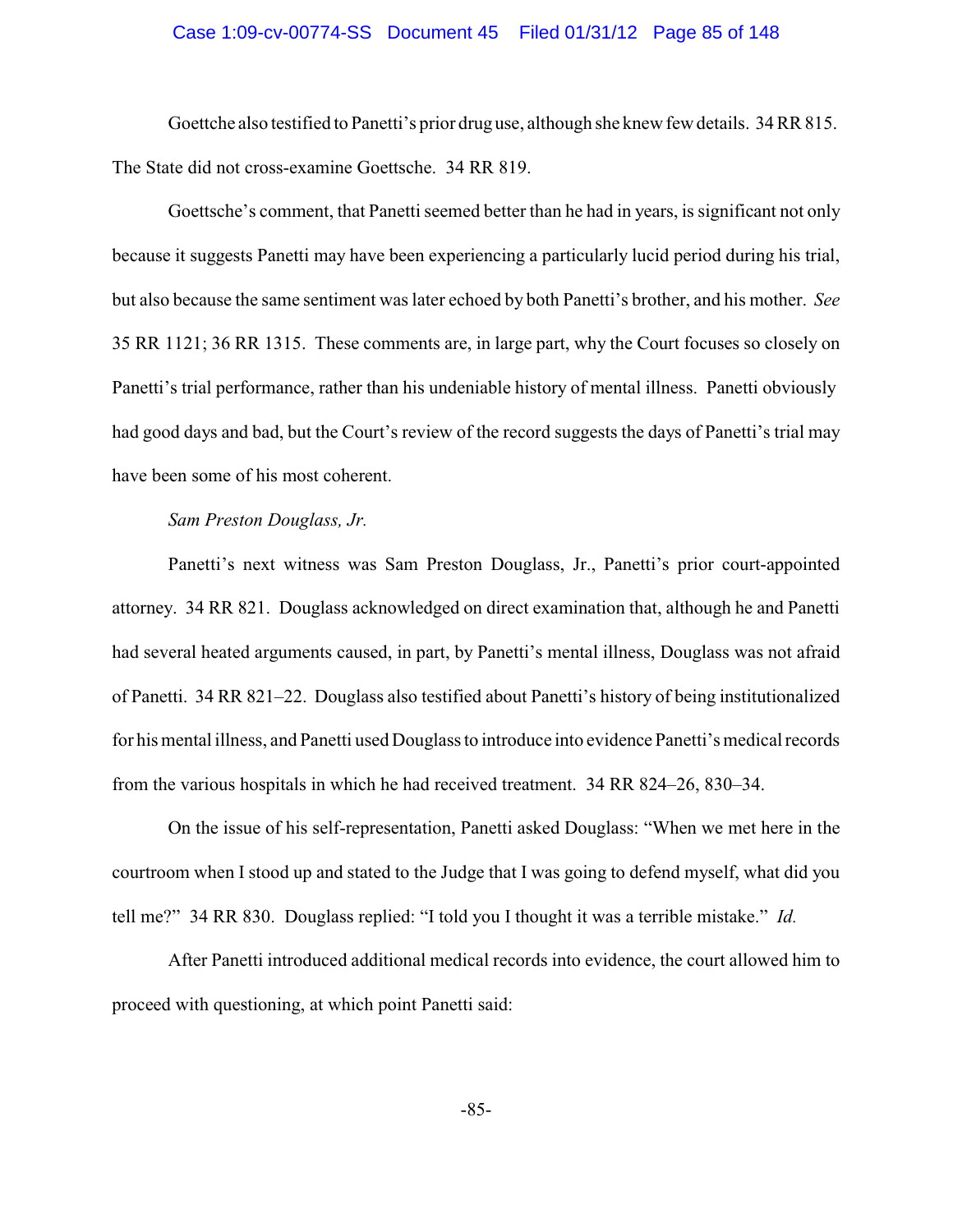Goettche also testified to Panetti's prior drug use, although she knew few details. 34 RR 815. The State did not cross-examine Goettsche. 34 RR 819.

Goettsche's comment, that Panetti seemed better than he had in years, is significant not only because it suggests Panetti may have been experiencing a particularly lucid period during his trial, but also because the same sentiment was later echoed by both Panetti's brother, and his mother. *See* 35 RR 1121; 36 RR 1315. These comments are, in large part, why the Court focuses so closely on Panetti's trial performance, rather than his undeniable history of mental illness. Panetti obviously had good days and bad, but the Court's review of the record suggests the days of Panetti's trial may have been some of his most coherent.

*Sam Preston Douglass, Jr.*

Panetti's next witness was Sam Preston Douglass, Jr., Panetti's prior court-appointed attorney. 34 RR 821. Douglass acknowledged on direct examination that, although he and Panetti had several heated arguments caused, in part, by Panetti's mental illness, Douglass was not afraid of Panetti. 34 RR 821–22. Douglass also testified about Panetti's history of being institutionalized for his mental illness, and Panetti used Douglass to introduce into evidence Panetti's medical records from the various hospitals in which he had received treatment. 34 RR 824–26, 830–34.

On the issue of his self-representation, Panetti asked Douglass: "When we met here in the courtroom when I stood up and stated to the Judge that I was going to defend myself, what did you tell me?" 34 RR 830. Douglass replied: "I told you I thought it was a terrible mistake." *Id.*

After Panetti introduced additional medical records into evidence, the court allowed him to proceed with questioning, at which point Panetti said: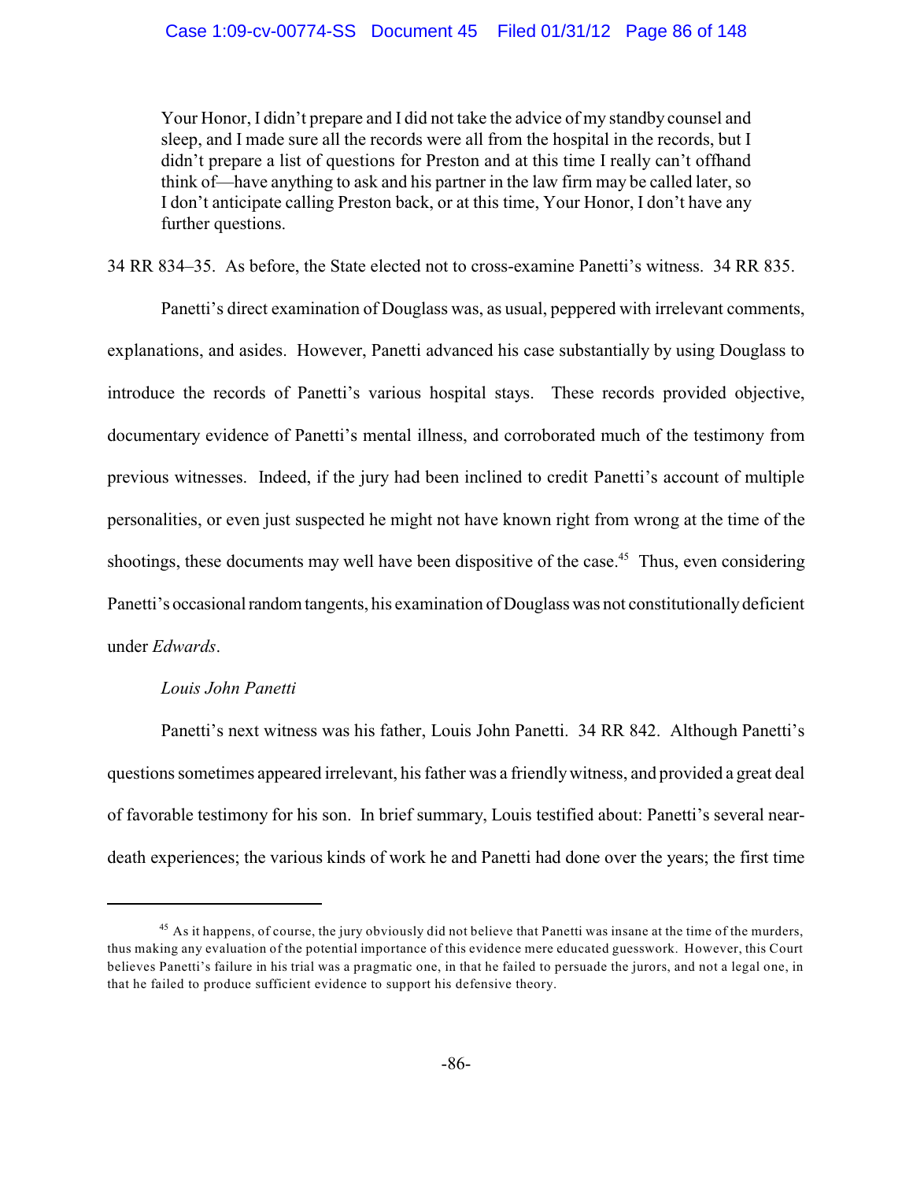> Your Honor, I didn't prepare and I did not take the advice of my standby counsel and sleep, and I made sure all the records were all from the hospital in the records, but I didn't prepare a list of questions for Preston and at this time I really can't offhand think of—have anything to ask and his partner in the law firm may be called later, so I don't anticipate calling Preston back, or at this time, Your Honor, I don't have any further questions.

34 RR 834–35. As before, the State elected not to cross-examine Panetti's witness. 34 RR 835.

Panetti's direct examination of Douglass was, as usual, peppered with irrelevant comments, explanations, and asides. However, Panetti advanced his case substantially by using Douglass to introduce the records of Panetti's various hospital stays. These records provided objective, documentary evidence of Panetti's mental illness, and corroborated much of the testimony from previous witnesses. Indeed, if the jury had been inclined to credit Panetti's account of multiple personalities, or even just suspected he might not have known right from wrong at the time of the shootings, these documents may well have been dispositive of the case.[45] Thus, even considering Panetti's occasional random tangents, his examination of Douglass was not constitutionally deficient under *Edwards*.

*Louis John Panetti*

Panetti's next witness was his father, Louis John Panetti. 34 RR 842. Although Panetti's questions sometimes appeared irrelevant, his father was a friendly witness, and provided a great deal of favorable testimony for his son. In brief summary, Louis testified about: Panetti's several near-death experiences; the various kinds of work he and Panetti had done over the years; the first time

---

[45] As it happens, of course, the jury obviously did not believe that Panetti was insane at the time of the murders, thus making any evaluation of the potential importance of this evidence mere educated guesswork. However, this Court believes Panetti's failure in his trial was a pragmatic one, in that he failed to persuade the jurors, and not a legal one, in that he failed to produce sufficient evidence to support his defensive theory.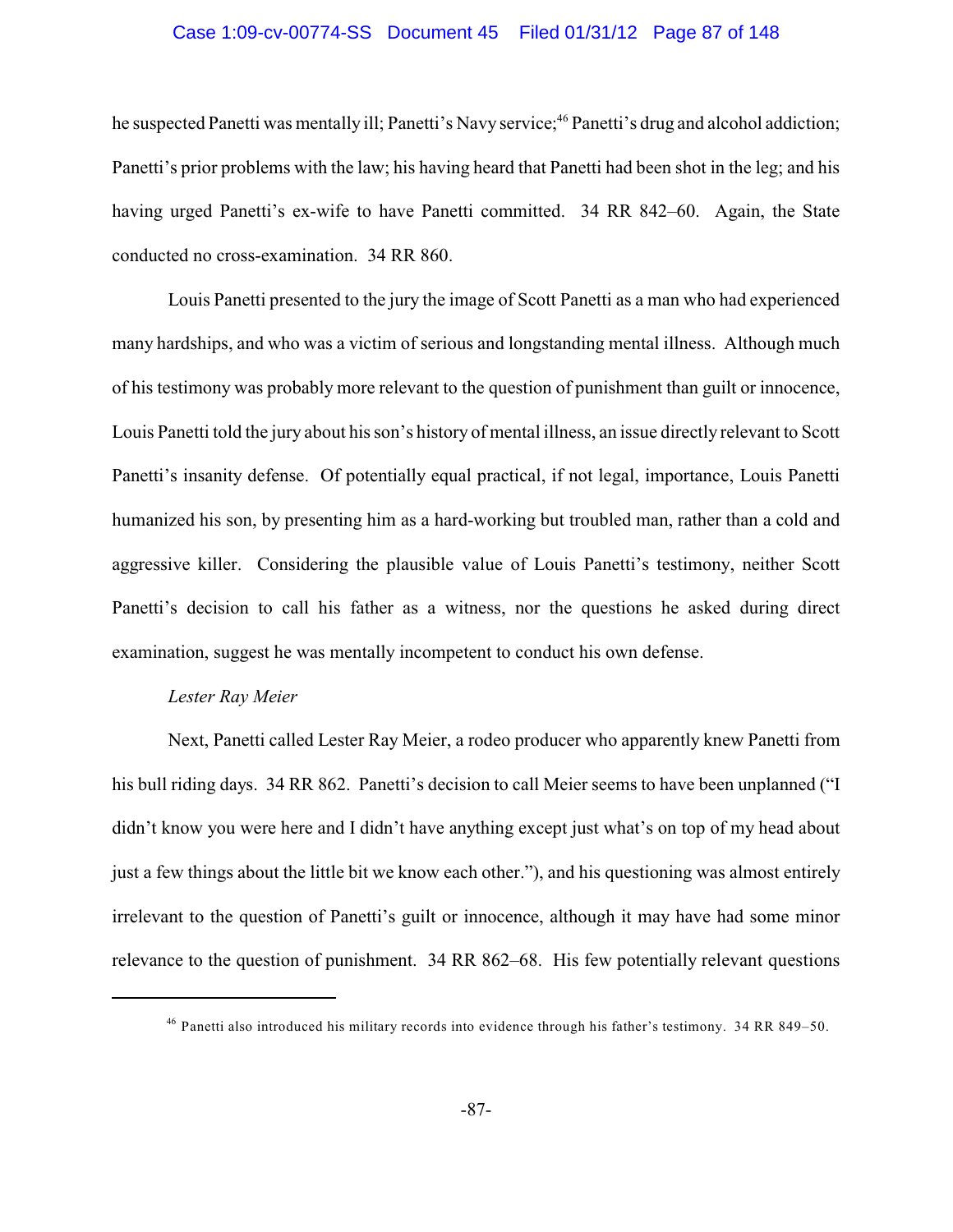he suspected Panetti was mentally ill; Panetti's Navy service;[46] Panetti's drug and alcohol addiction; Panetti's prior problems with the law; his having heard that Panetti had been shot in the leg; and his having urged Panetti's ex-wife to have Panetti committed. 34 RR 842–60. Again, the State conducted no cross-examination. 34 RR 860.

Louis Panetti presented to the jury the image of Scott Panetti as a man who had experienced many hardships, and who was a victim of serious and longstanding mental illness. Although much of his testimony was probably more relevant to the question of punishment than guilt or innocence, Louis Panetti told the jury about his son's history of mental illness, an issue directly relevant to Scott Panetti's insanity defense. Of potentially equal practical, if not legal, importance, Louis Panetti humanized his son, by presenting him as a hard-working but troubled man, rather than a cold and aggressive killer. Considering the plausible value of Louis Panetti's testimony, neither Scott Panetti's decision to call his father as a witness, nor the questions he asked during direct examination, suggest he was mentally incompetent to conduct his own defense.

*Lester Ray Meier*

Next, Panetti called Lester Ray Meier, a rodeo producer who apparently knew Panetti from his bull riding days. 34 RR 862. Panetti's decision to call Meier seems to have been unplanned ("I didn't know you were here and I didn't have anything except just what's on top of my head about just a few things about the little bit we know each other."), and his questioning was almost entirely irrelevant to the question of Panetti's guilt or innocence, although it may have had some minor relevance to the question of punishment. 34 RR 862–68. His few potentially relevant questions

---

[46] Panetti also introduced his military records into evidence through his father's testimony. 34 RR 849–50.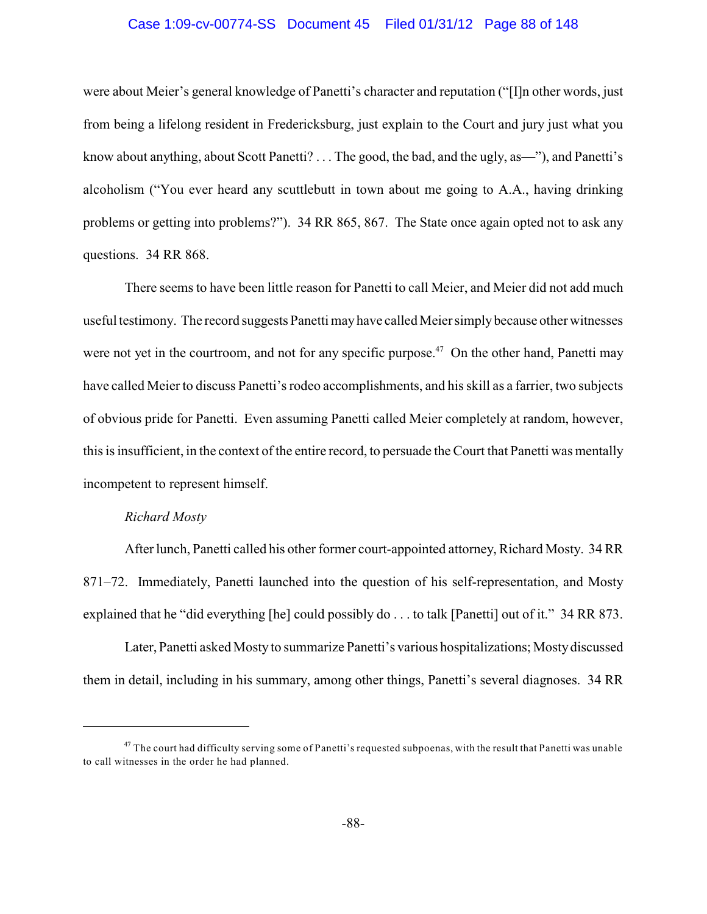were about Meier's general knowledge of Panetti's character and reputation ("[I]n other words, just from being a lifelong resident in Fredericksburg, just explain to the Court and jury just what you know about anything, about Scott Panetti? . . . The good, the bad, and the ugly, as—"), and Panetti's alcoholism ("You ever heard any scuttlebutt in town about me going to A.A., having drinking problems or getting into problems?"). 34 RR 865, 867. The State once again opted not to ask any questions. 34 RR 868.

There seems to have been little reason for Panetti to call Meier, and Meier did not add much useful testimony. The record suggests Panetti may have called Meier simply because other witnesses were not yet in the courtroom, and not for any specific purpose.[47] On the other hand, Panetti may have called Meier to discuss Panetti's rodeo accomplishments, and his skill as a farrier, two subjects of obvious pride for Panetti. Even assuming Panetti called Meier completely at random, however, this is insufficient, in the context of the entire record, to persuade the Court that Panetti was mentally incompetent to represent himself.

*Richard Mosty*

After lunch, Panetti called his other former court-appointed attorney, Richard Mosty. 34 RR 871–72. Immediately, Panetti launched into the question of his self-representation, and Mosty explained that he "did everything [he] could possibly do . . . to talk [Panetti] out of it." 34 RR 873.

Later, Panetti asked Mosty to summarize Panetti's various hospitalizations; Mosty discussed them in detail, including in his summary, among other things, Panetti's several diagnoses. 34 RR

---

[47] The court had difficulty serving some of Panetti's requested subpoenas, with the result that Panetti was unable to call witnesses in the order he had planned.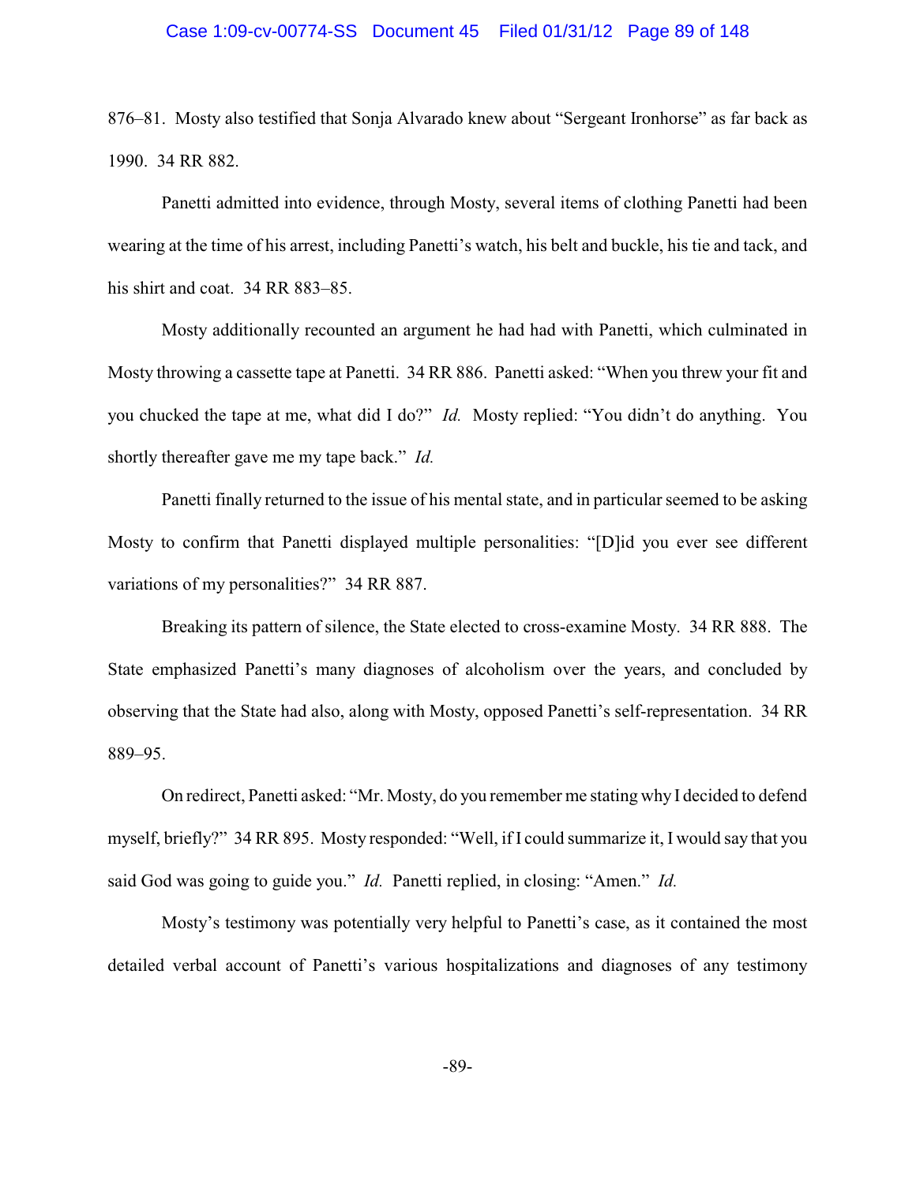876–81. Mosty also testified that Sonja Alvarado knew about "Sergeant Ironhorse" as far back as 1990. 34 RR 882.

Panetti admitted into evidence, through Mosty, several items of clothing Panetti had been wearing at the time of his arrest, including Panetti's watch, his belt and buckle, his tie and tack, and his shirt and coat. 34 RR 883–85.

Mosty additionally recounted an argument he had had with Panetti, which culminated in Mosty throwing a cassette tape at Panetti. 34 RR 886. Panetti asked: "When you threw your fit and you chucked the tape at me, what did I do?" *Id.* Mosty replied: "You didn't do anything. You shortly thereafter gave me my tape back." *Id.*

Panetti finally returned to the issue of his mental state, and in particular seemed to be asking Mosty to confirm that Panetti displayed multiple personalities: "[D]id you ever see different variations of my personalities?" 34 RR 887.

Breaking its pattern of silence, the State elected to cross-examine Mosty. 34 RR 888. The State emphasized Panetti's many diagnoses of alcoholism over the years, and concluded by observing that the State had also, along with Mosty, opposed Panetti's self-representation. 34 RR 889–95.

On redirect, Panetti asked: "Mr. Mosty, do you remember me stating why I decided to defend myself, briefly?" 34 RR 895. Mosty responded: "Well, if I could summarize it, I would say that you said God was going to guide you." *Id.* Panetti replied, in closing: "Amen." *Id.*

Mosty's testimony was potentially very helpful to Panetti's case, as it contained the most detailed verbal account of Panetti's various hospitalizations and diagnoses of any testimony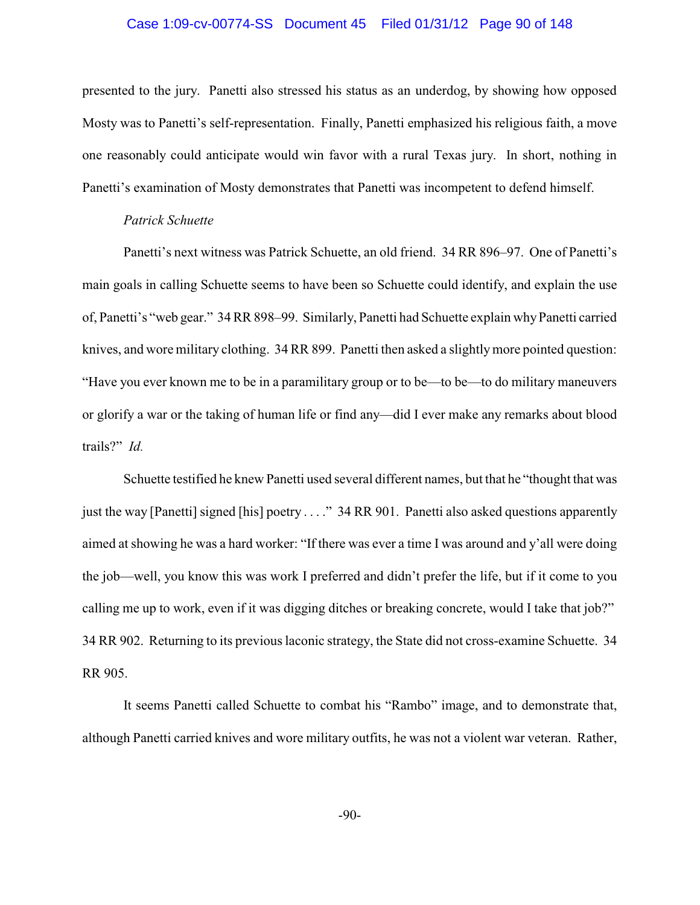presented to the jury. Panetti also stressed his status as an underdog, by showing how opposed Mosty was to Panetti's self-representation. Finally, Panetti emphasized his religious faith, a move one reasonably could anticipate would win favor with a rural Texas jury. In short, nothing in Panetti's examination of Mosty demonstrates that Panetti was incompetent to defend himself.

*Patrick Schuette*

Panetti's next witness was Patrick Schuette, an old friend. 34 RR 896–97. One of Panetti's main goals in calling Schuette seems to have been so Schuette could identify, and explain the use of, Panetti's "web gear." 34 RR 898–99. Similarly, Panetti had Schuette explain why Panetti carried knives, and wore military clothing. 34 RR 899. Panetti then asked a slightly more pointed question: "Have you ever known me to be in a paramilitary group or to be—to be—to do military maneuvers or glorify a war or the taking of human life or find any—did I ever make any remarks about blood trails?" *Id.*

Schuette testified he knew Panetti used several different names, but that he "thought that was just the way [Panetti] signed [his] poetry . . . ." 34 RR 901. Panetti also asked questions apparently aimed at showing he was a hard worker: "If there was ever a time I was around and y'all were doing the job—well, you know this was work I preferred and didn't prefer the life, but if it come to you calling me up to work, even if it was digging ditches or breaking concrete, would I take that job?" 34 RR 902. Returning to its previous laconic strategy, the State did not cross-examine Schuette. 34 RR 905.

It seems Panetti called Schuette to combat his "Rambo" image, and to demonstrate that, although Panetti carried knives and wore military outfits, he was not a violent war veteran. Rather,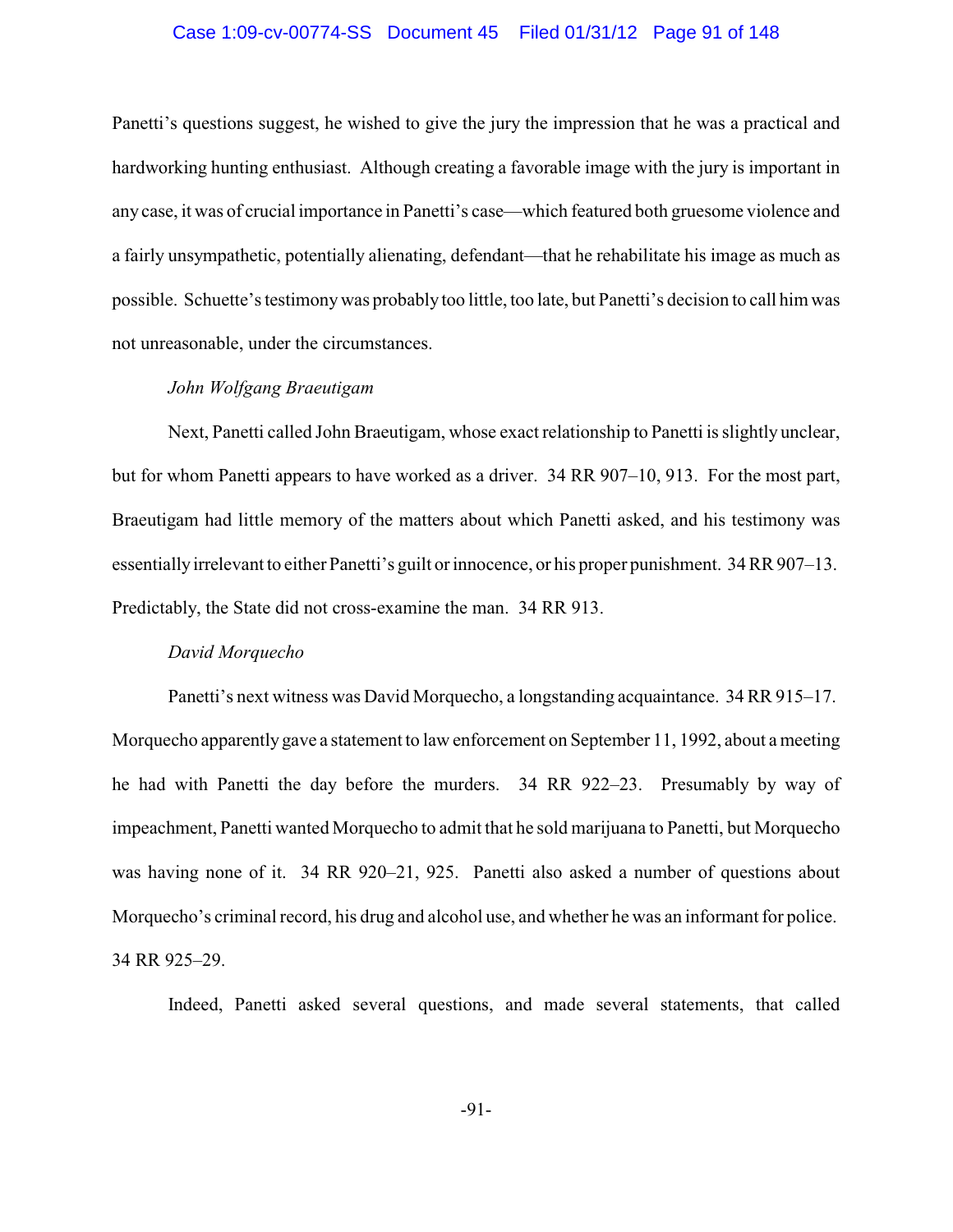Panetti's questions suggest, he wished to give the jury the impression that he was a practical and hardworking hunting enthusiast. Although creating a favorable image with the jury is important in any case, it was of crucial importance in Panetti's case—which featured both gruesome violence and a fairly unsympathetic, potentially alienating, defendant—that he rehabilitate his image as much as possible. Schuette's testimony was probably too little, too late, but Panetti's decision to call him was not unreasonable, under the circumstances.

*John Wolfgang Braeutigam*

Next, Panetti called John Braeutigam, whose exact relationship to Panetti is slightly unclear, but for whom Panetti appears to have worked as a driver. 34 RR 907–10, 913. For the most part, Braeutigam had little memory of the matters about which Panetti asked, and his testimony was essentially irrelevant to either Panetti's guilt or innocence, or his proper punishment. 34 RR 907–13. Predictably, the State did not cross-examine the man. 34 RR 913.

*David Morquecho*

Panetti's next witness was David Morquecho, a longstanding acquaintance. 34 RR 915–17. Morquecho apparently gave a statement to law enforcement on September 11, 1992, about a meeting he had with Panetti the day before the murders. 34 RR 922–23. Presumably by way of impeachment, Panetti wanted Morquecho to admit that he sold marijuana to Panetti, but Morquecho was having none of it. 34 RR 920–21, 925. Panetti also asked a number of questions about Morquecho's criminal record, his drug and alcohol use, and whether he was an informant for police. 34 RR 925–29.

Indeed, Panetti asked several questions, and made several statements, that called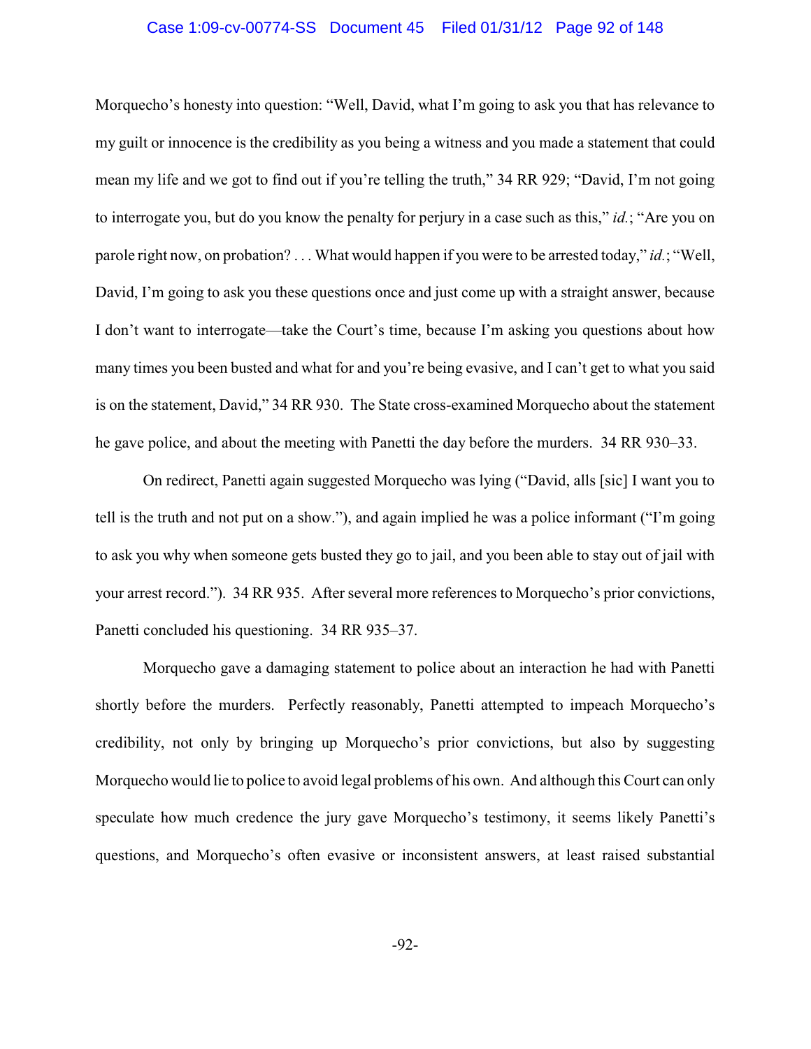Morquecho's honesty into question: "Well, David, what I'm going to ask you that has relevance to my guilt or innocence is the credibility as you being a witness and you made a statement that could mean my life and we got to find out if you're telling the truth," 34 RR 929; "David, I'm not going to interrogate you, but do you know the penalty for perjury in a case such as this," *id.*; "Are you on parole right now, on probation? . . . What would happen if you were to be arrested today," *id.*; "Well, David, I'm going to ask you these questions once and just come up with a straight answer, because I don't want to interrogate—take the Court's time, because I'm asking you questions about how many times you been busted and what for and you're being evasive, and I can't get to what you said is on the statement, David," 34 RR 930. The State cross-examined Morquecho about the statement he gave police, and about the meeting with Panetti the day before the murders. 34 RR 930–33.

On redirect, Panetti again suggested Morquecho was lying ("David, alls [sic] I want you to tell is the truth and not put on a show."), and again implied he was a police informant ("I'm going to ask you why when someone gets busted they go to jail, and you been able to stay out of jail with your arrest record."). 34 RR 935. After several more references to Morquecho's prior convictions, Panetti concluded his questioning. 34 RR 935–37.

Morquecho gave a damaging statement to police about an interaction he had with Panetti shortly before the murders. Perfectly reasonably, Panetti attempted to impeach Morquecho's credibility, not only by bringing up Morquecho's prior convictions, but also by suggesting Morquecho would lie to police to avoid legal problems of his own. And although this Court can only speculate how much credence the jury gave Morquecho's testimony, it seems likely Panetti's questions, and Morquecho's often evasive or inconsistent answers, at least raised substantial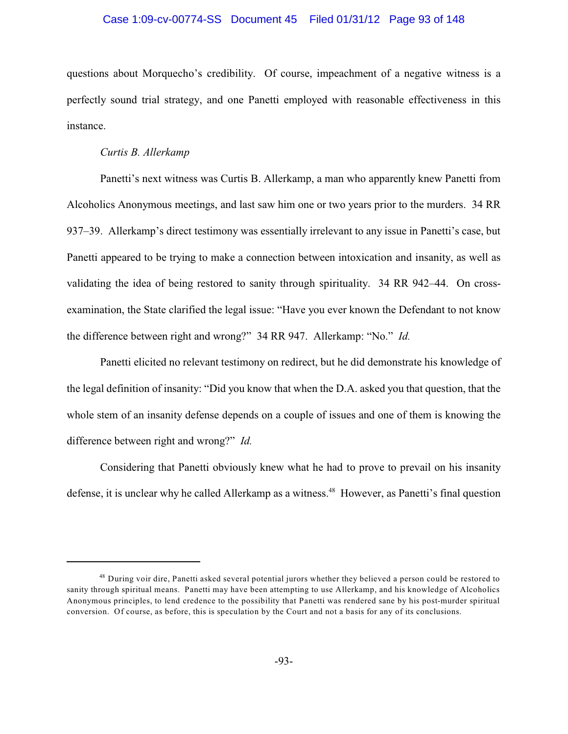questions about Morquecho's credibility. Of course, impeachment of a negative witness is a perfectly sound trial strategy, and one Panetti employed with reasonable effectiveness in this instance.

*Curtis B. Allerkamp*

Panetti's next witness was Curtis B. Allerkamp, a man who apparently knew Panetti from Alcoholics Anonymous meetings, and last saw him one or two years prior to the murders. 34 RR 937–39. Allerkamp's direct testimony was essentially irrelevant to any issue in Panetti's case, but Panetti appeared to be trying to make a connection between intoxication and insanity, as well as validating the idea of being restored to sanity through spirituality. 34 RR 942–44. On cross-examination, the State clarified the legal issue: "Have you ever known the Defendant to not know the difference between right and wrong?" 34 RR 947. Allerkamp: "No." *Id.*

Panetti elicited no relevant testimony on redirect, but he did demonstrate his knowledge of the legal definition of insanity: "Did you know that when the D.A. asked you that question, that the whole stem of an insanity defense depends on a couple of issues and one of them is knowing the difference between right and wrong?" *Id.*

Considering that Panetti obviously knew what he had to prove to prevail on his insanity defense, it is unclear why he called Allerkamp as a witness.[48] However, as Panetti's final question

---

[48] During voir dire, Panetti asked several potential jurors whether they believed a person could be restored to sanity through spiritual means. Panetti may have been attempting to use Allerkamp, and his knowledge of Alcoholics Anonymous principles, to lend credence to the possibility that Panetti was rendered sane by his post-murder spiritual conversion. Of course, as before, this is speculation by the Court and not a basis for any of its conclusions.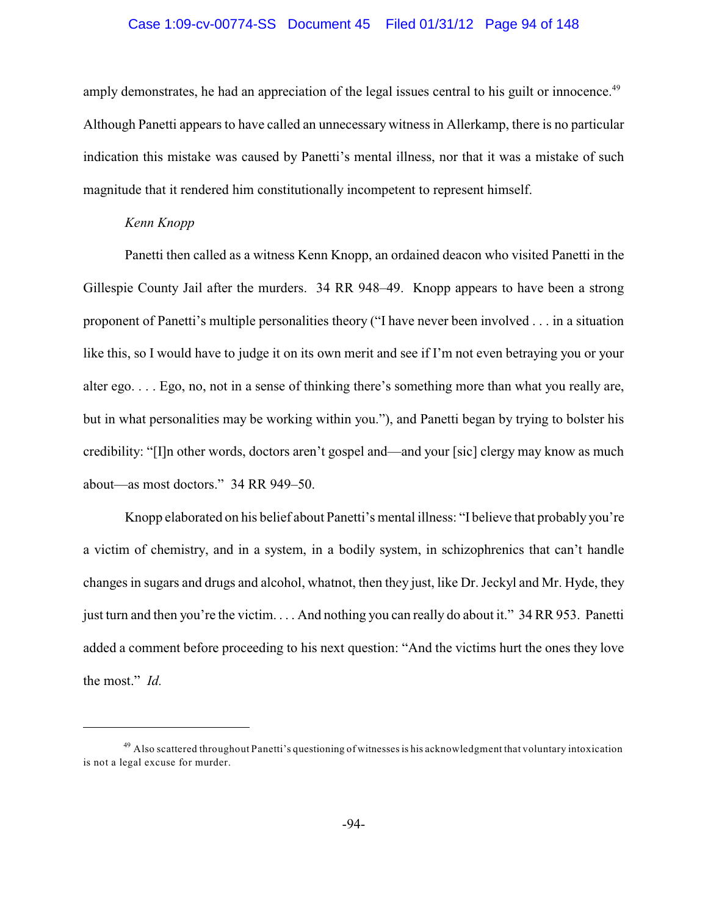amply demonstrates, he had an appreciation of the legal issues central to his guilt or innocence.[49] Although Panetti appears to have called an unnecessary witness in Allerkamp, there is no particular indication this mistake was caused by Panetti's mental illness, nor that it was a mistake of such magnitude that it rendered him constitutionally incompetent to represent himself.

*Kenn Knopp*

Panetti then called as a witness Kenn Knopp, an ordained deacon who visited Panetti in the Gillespie County Jail after the murders. 34 RR 948–49. Knopp appears to have been a strong proponent of Panetti's multiple personalities theory ("I have never been involved . . . in a situation like this, so I would have to judge it on its own merit and see if I'm not even betraying you or your alter ego. . . . Ego, no, not in a sense of thinking there's something more than what you really are, but in what personalities may be working within you."), and Panetti began by trying to bolster his credibility: "[I]n other words, doctors aren't gospel and—and your [sic] clergy may know as much about—as most doctors." 34 RR 949–50.

Knopp elaborated on his belief about Panetti's mental illness: "I believe that probably you're a victim of chemistry, and in a system, in a bodily system, in schizophrenics that can't handle changes in sugars and drugs and alcohol, whatnot, then they just, like Dr. Jeckyl and Mr. Hyde, they just turn and then you're the victim. . . . And nothing you can really do about it." 34 RR 953. Panetti added a comment before proceeding to his next question: "And the victims hurt the ones they love the most." *Id.*

---

[49] Also scattered throughout Panetti's questioning of witnesses is his acknowledgment that voluntary intoxication is not a legal excuse for murder.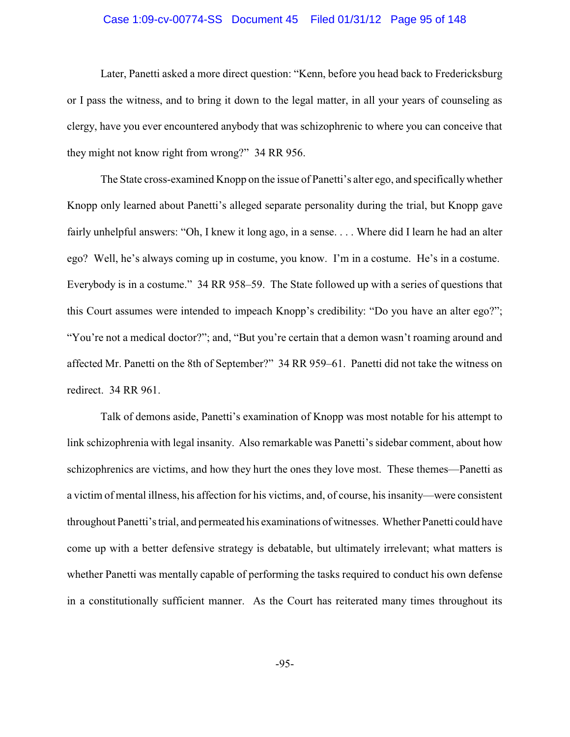Later, Panetti asked a more direct question: "Kenn, before you head back to Fredericksburg or I pass the witness, and to bring it down to the legal matter, in all your years of counseling as clergy, have you ever encountered anybody that was schizophrenic to where you can conceive that they might not know right from wrong?" 34 RR 956.

The State cross-examined Knopp on the issue of Panetti's alter ego, and specifically whether Knopp only learned about Panetti's alleged separate personality during the trial, but Knopp gave fairly unhelpful answers: "Oh, I knew it long ago, in a sense. . . . Where did I learn he had an alter ego? Well, he's always coming up in costume, you know. I'm in a costume. He's in a costume. Everybody is in a costume." 34 RR 958–59. The State followed up with a series of questions that this Court assumes were intended to impeach Knopp's credibility: "Do you have an alter ego?"; "You're not a medical doctor?"; and, "But you're certain that a demon wasn't roaming around and affected Mr. Panetti on the 8th of September?" 34 RR 959–61. Panetti did not take the witness on redirect. 34 RR 961.

Talk of demons aside, Panetti's examination of Knopp was most notable for his attempt to link schizophrenia with legal insanity. Also remarkable was Panetti's sidebar comment, about how schizophrenics are victims, and how they hurt the ones they love most. These themes—Panetti as a victim of mental illness, his affection for his victims, and, of course, his insanity—were consistent throughout Panetti's trial, and permeated his examinations of witnesses. Whether Panetti could have come up with a better defensive strategy is debatable, but ultimately irrelevant; what matters is whether Panetti was mentally capable of performing the tasks required to conduct his own defense in a constitutionally sufficient manner. As the Court has reiterated many times throughout its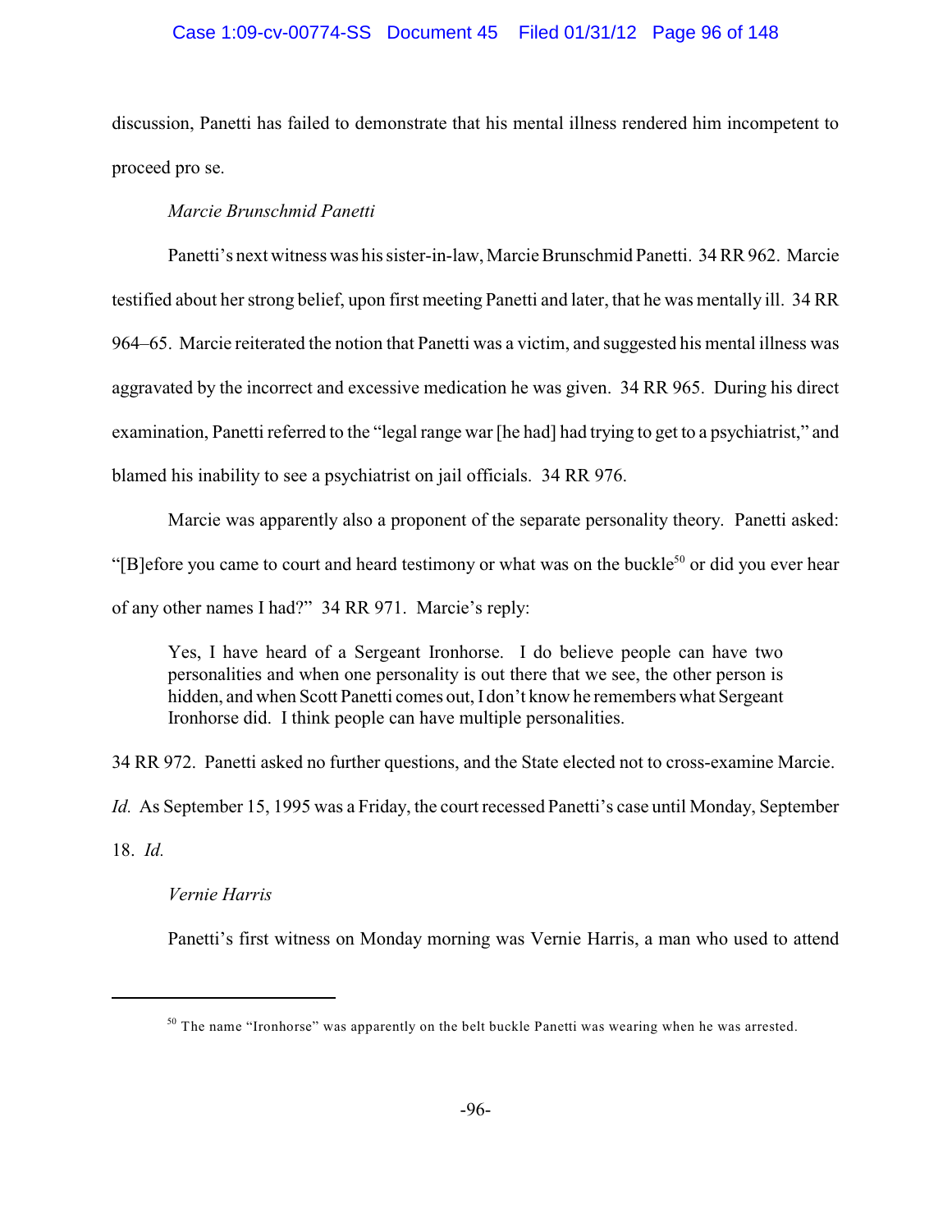discussion, Panetti has failed to demonstrate that his mental illness rendered him incompetent to proceed pro se.

*Marcie Brunschmid Panetti*

Panetti's next witness was his sister-in-law, Marcie Brunschmid Panetti. 34 RR 962. Marcie testified about her strong belief, upon first meeting Panetti and later, that he was mentally ill. 34 RR 964–65. Marcie reiterated the notion that Panetti was a victim, and suggested his mental illness was aggravated by the incorrect and excessive medication he was given. 34 RR 965. During his direct examination, Panetti referred to the "legal range war [he had] had trying to get to a psychiatrist," and blamed his inability to see a psychiatrist on jail officials. 34 RR 976.

Marcie was apparently also a proponent of the separate personality theory. Panetti asked: "[B]efore you came to court and heard testimony or what was on the buckle[50] or did you ever hear of any other names I had?" 34 RR 971. Marcie's reply:

> Yes, I have heard of a Sergeant Ironhorse. I do believe people can have two personalities and when one personality is out there that we see, the other person is hidden, and when Scott Panetti comes out, I don't know he remembers what Sergeant Ironhorse did. I think people can have multiple personalities.

34 RR 972. Panetti asked no further questions, and the State elected not to cross-examine Marcie. *Id.* As September 15, 1995 was a Friday, the court recessed Panetti's case until Monday, September 18. *Id.*

*Vernie Harris*

Panetti's first witness on Monday morning was Vernie Harris, a man who used to attend

---

[50] The name "Ironhorse" was apparently on the belt buckle Panetti was wearing when he was arrested.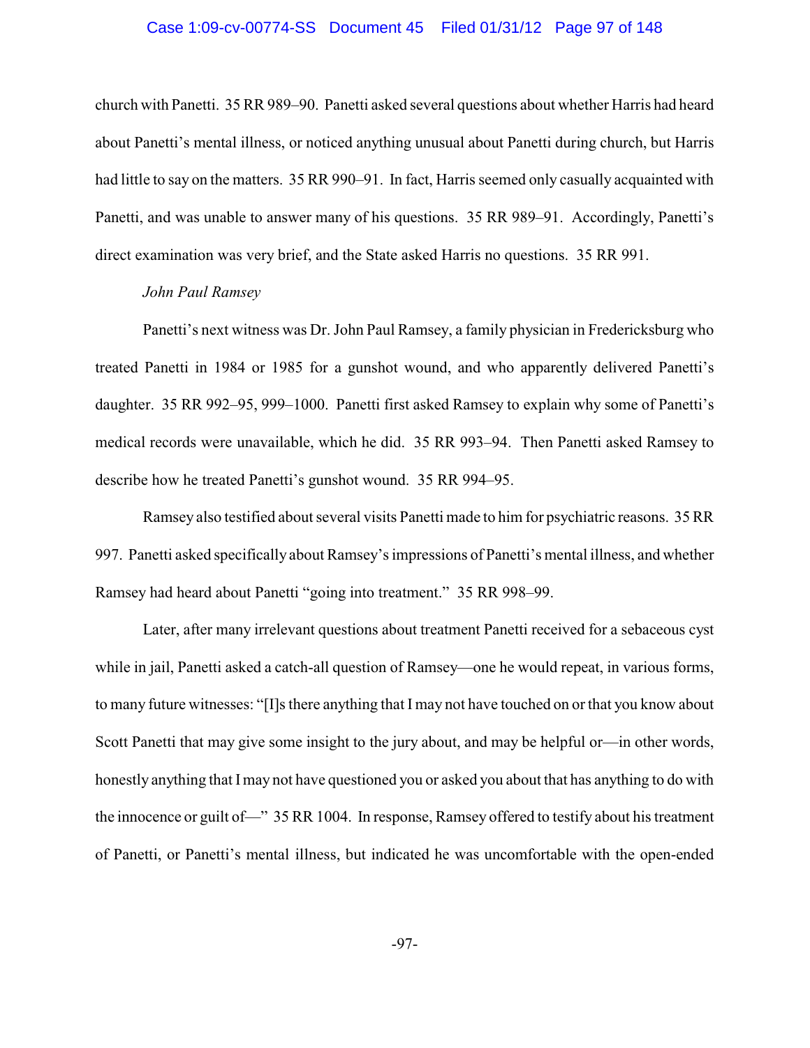church with Panetti. 35 RR 989–90. Panetti asked several questions about whether Harris had heard about Panetti's mental illness, or noticed anything unusual about Panetti during church, but Harris had little to say on the matters. 35 RR 990–91. In fact, Harris seemed only casually acquainted with Panetti, and was unable to answer many of his questions. 35 RR 989–91. Accordingly, Panetti's direct examination was very brief, and the State asked Harris no questions. 35 RR 991.

*John Paul Ramsey*

Panetti's next witness was Dr. John Paul Ramsey, a family physician in Fredericksburg who treated Panetti in 1984 or 1985 for a gunshot wound, and who apparently delivered Panetti's daughter. 35 RR 992–95, 999–1000. Panetti first asked Ramsey to explain why some of Panetti's medical records were unavailable, which he did. 35 RR 993–94. Then Panetti asked Ramsey to describe how he treated Panetti's gunshot wound. 35 RR 994–95.

Ramsey also testified about several visits Panetti made to him for psychiatric reasons. 35 RR 997. Panetti asked specifically about Ramsey's impressions of Panetti's mental illness, and whether Ramsey had heard about Panetti "going into treatment." 35 RR 998–99.

Later, after many irrelevant questions about treatment Panetti received for a sebaceous cyst while in jail, Panetti asked a catch-all question of Ramsey—one he would repeat, in various forms, to many future witnesses: "[I]s there anything that I may not have touched on or that you know about Scott Panetti that may give some insight to the jury about, and may be helpful or—in other words, honestly anything that I may not have questioned you or asked you about that has anything to do with the innocence or guilt of—" 35 RR 1004. In response, Ramsey offered to testify about his treatment of Panetti, or Panetti's mental illness, but indicated he was uncomfortable with the open-ended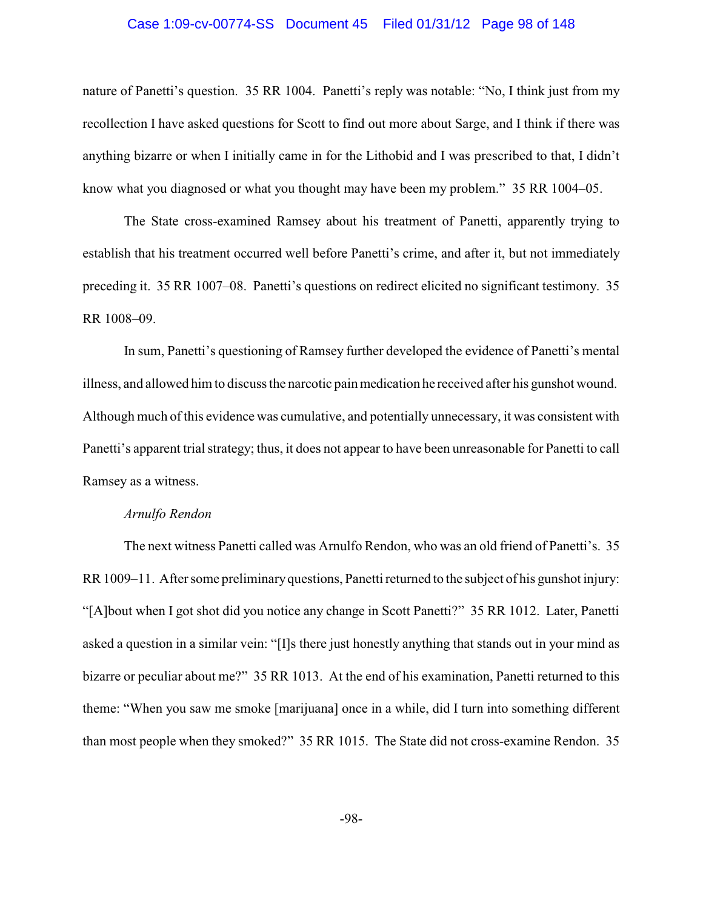nature of Panetti's question. 35 RR 1004. Panetti's reply was notable: "No, I think just from my recollection I have asked questions for Scott to find out more about Sarge, and I think if there was anything bizarre or when I initially came in for the Lithobid and I was prescribed to that, I didn't know what you diagnosed or what you thought may have been my problem." 35 RR 1004–05.

The State cross-examined Ramsey about his treatment of Panetti, apparently trying to establish that his treatment occurred well before Panetti's crime, and after it, but not immediately preceding it. 35 RR 1007–08. Panetti's questions on redirect elicited no significant testimony. 35 RR 1008–09.

In sum, Panetti's questioning of Ramsey further developed the evidence of Panetti's mental illness, and allowed him to discuss the narcotic pain medication he received after his gunshot wound. Although much of this evidence was cumulative, and potentially unnecessary, it was consistent with Panetti's apparent trial strategy; thus, it does not appear to have been unreasonable for Panetti to call Ramsey as a witness.

*Arnulfo Rendon*

The next witness Panetti called was Arnulfo Rendon, who was an old friend of Panetti's. 35 RR 1009–11. After some preliminary questions, Panetti returned to the subject of his gunshot injury: "[A]bout when I got shot did you notice any change in Scott Panetti?" 35 RR 1012. Later, Panetti asked a question in a similar vein: "[I]s there just honestly anything that stands out in your mind as bizarre or peculiar about me?" 35 RR 1013. At the end of his examination, Panetti returned to this theme: "When you saw me smoke [marijuana] once in a while, did I turn into something different than most people when they smoked?" 35 RR 1015. The State did not cross-examine Rendon. 35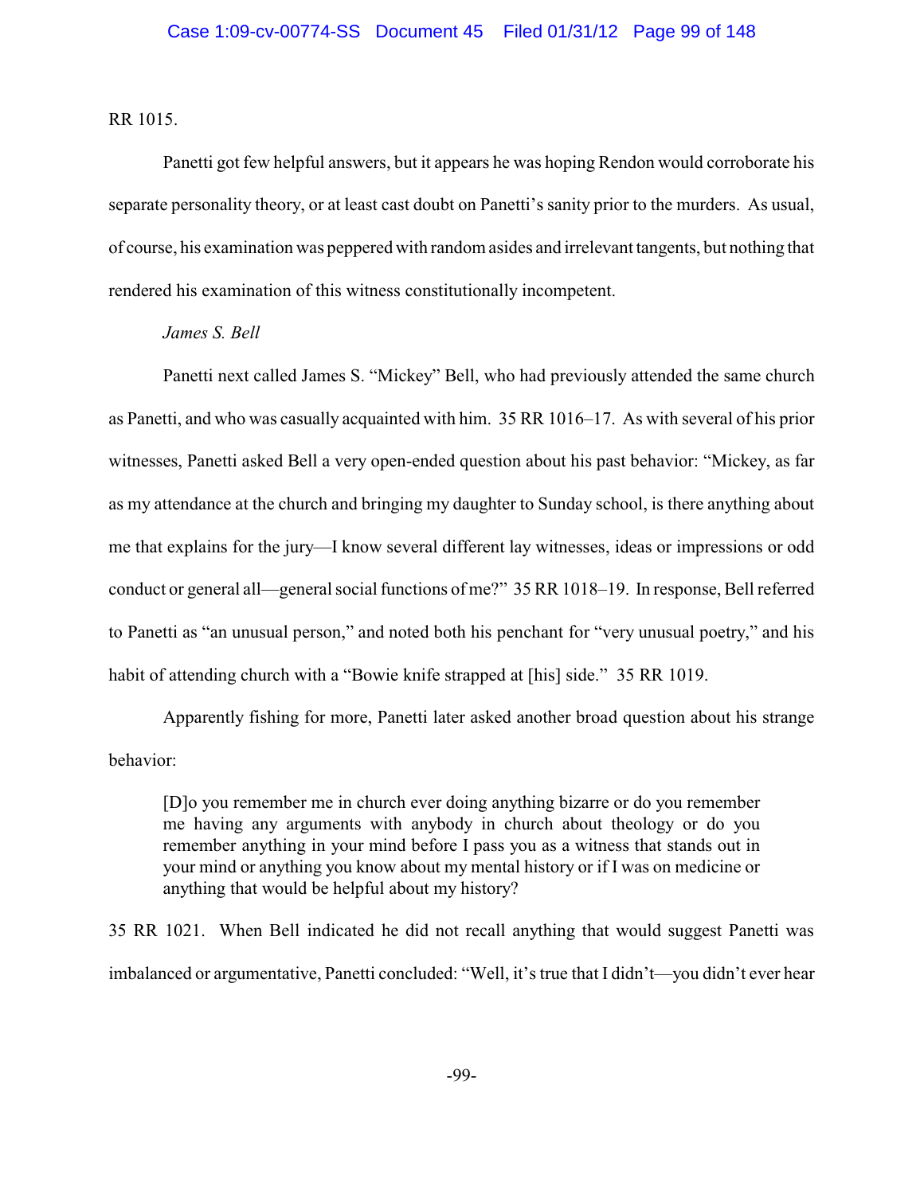RR 1015.

Panetti got few helpful answers, but it appears he was hoping Rendon would corroborate his separate personality theory, or at least cast doubt on Panetti's sanity prior to the murders. As usual, of course, his examination was peppered with random asides and irrelevant tangents, but nothing that rendered his examination of this witness constitutionally incompetent.

*James S. Bell*

Panetti next called James S. "Mickey" Bell, who had previously attended the same church as Panetti, and who was casually acquainted with him. 35 RR 1016–17. As with several of his prior witnesses, Panetti asked Bell a very open-ended question about his past behavior: "Mickey, as far as my attendance at the church and bringing my daughter to Sunday school, is there anything about me that explains for the jury—I know several different lay witnesses, ideas or impressions or odd conduct or general all—general social functions of me?" 35 RR 1018–19. In response, Bell referred to Panetti as "an unusual person," and noted both his penchant for "very unusual poetry," and his habit of attending church with a "Bowie knife strapped at [his] side." 35 RR 1019.

Apparently fishing for more, Panetti later asked another broad question about his strange behavior:

> [D]o you remember me in church ever doing anything bizarre or do you remember me having any arguments with anybody in church about theology or do you remember anything in your mind before I pass you as a witness that stands out in your mind or anything you know about my mental history or if I was on medicine or anything that would be helpful about my history?

35 RR 1021. When Bell indicated he did not recall anything that would suggest Panetti was imbalanced or argumentative, Panetti concluded: "Well, it's true that I didn't—you didn't ever hear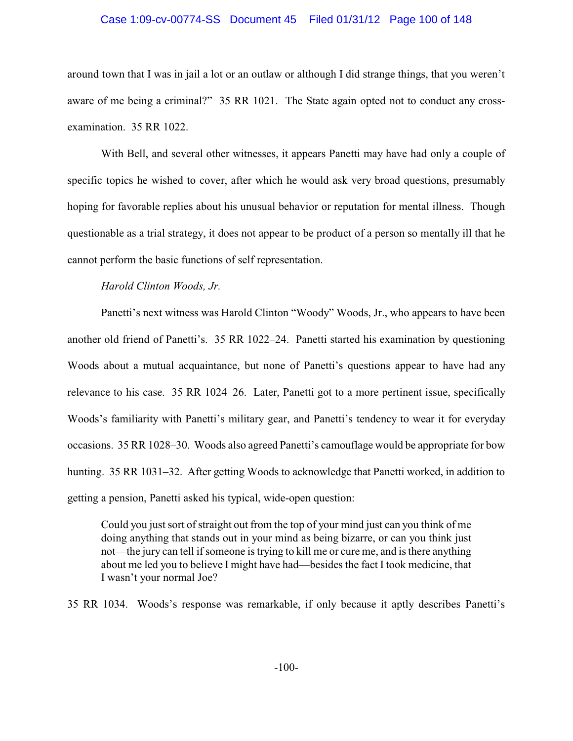around town that I was in jail a lot or an outlaw or although I did strange things, that you weren't aware of me being a criminal?" 35 RR 1021. The State again opted not to conduct any cross-examination. 35 RR 1022.

With Bell, and several other witnesses, it appears Panetti may have had only a couple of specific topics he wished to cover, after which he would ask very broad questions, presumably hoping for favorable replies about his unusual behavior or reputation for mental illness. Though questionable as a trial strategy, it does not appear to be product of a person so mentally ill that he cannot perform the basic functions of self representation.

*Harold Clinton Woods, Jr.*

Panetti's next witness was Harold Clinton "Woody" Woods, Jr., who appears to have been another old friend of Panetti's. 35 RR 1022–24. Panetti started his examination by questioning Woods about a mutual acquaintance, but none of Panetti's questions appear to have had any relevance to his case. 35 RR 1024–26. Later, Panetti got to a more pertinent issue, specifically Woods's familiarity with Panetti's military gear, and Panetti's tendency to wear it for everyday occasions. 35 RR 1028–30. Woods also agreed Panetti's camouflage would be appropriate for bow hunting. 35 RR 1031–32. After getting Woods to acknowledge that Panetti worked, in addition to getting a pension, Panetti asked his typical, wide-open question:

> Could you just sort of straight out from the top of your mind just can you think of me doing anything that stands out in your mind as being bizarre, or can you think just not—the jury can tell if someone is trying to kill me or cure me, and is there anything about me led you to believe I might have had—besides the fact I took medicine, that I wasn't your normal Joe?

35 RR 1034. Woods's response was remarkable, if only because it aptly describes Panetti's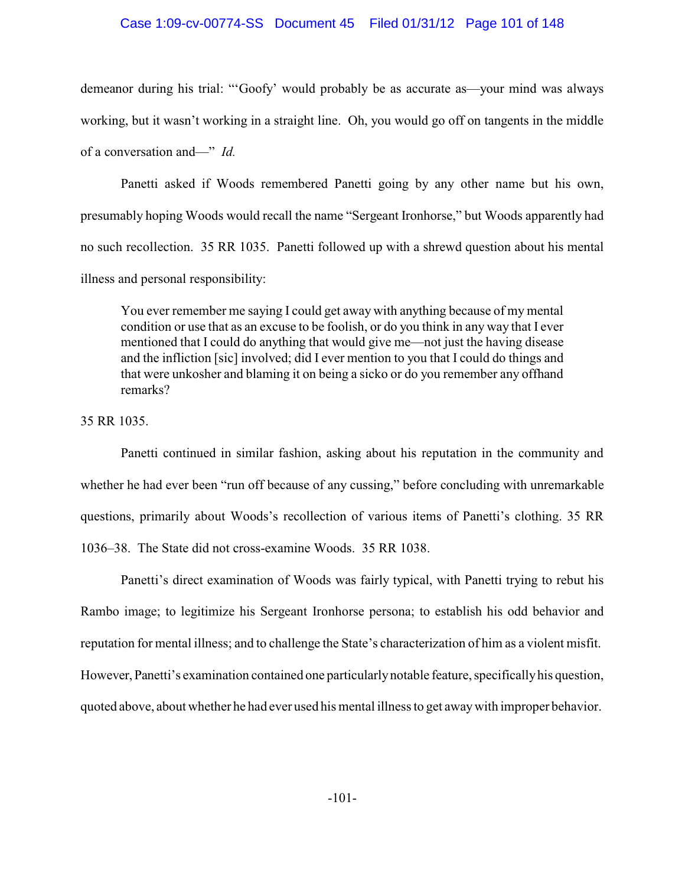demeanor during his trial: "'Goofy' would probably be as accurate as—your mind was always working, but it wasn't working in a straight line. Oh, you would go off on tangents in the middle of a conversation and—" *Id.*

Panetti asked if Woods remembered Panetti going by any other name but his own, presumably hoping Woods would recall the name "Sergeant Ironhorse," but Woods apparently had no such recollection. 35 RR 1035. Panetti followed up with a shrewd question about his mental illness and personal responsibility:

> You ever remember me saying I could get away with anything because of my mental condition or use that as an excuse to be foolish, or do you think in any way that I ever mentioned that I could do anything that would give me—not just the having disease and the infliction [sic] involved; did I ever mention to you that I could do things and that were unkosher and blaming it on being a sicko or do you remember any offhand remarks?

35 RR 1035.

Panetti continued in similar fashion, asking about his reputation in the community and whether he had ever been "run off because of any cussing," before concluding with unremarkable questions, primarily about Woods's recollection of various items of Panetti's clothing. 35 RR 1036–38. The State did not cross-examine Woods. 35 RR 1038.

Panetti's direct examination of Woods was fairly typical, with Panetti trying to rebut his Rambo image; to legitimize his Sergeant Ironhorse persona; to establish his odd behavior and reputation for mental illness; and to challenge the State's characterization of him as a violent misfit. However, Panetti's examination contained one particularly notable feature, specifically his question, quoted above, about whether he had ever used his mental illness to get away with improper behavior.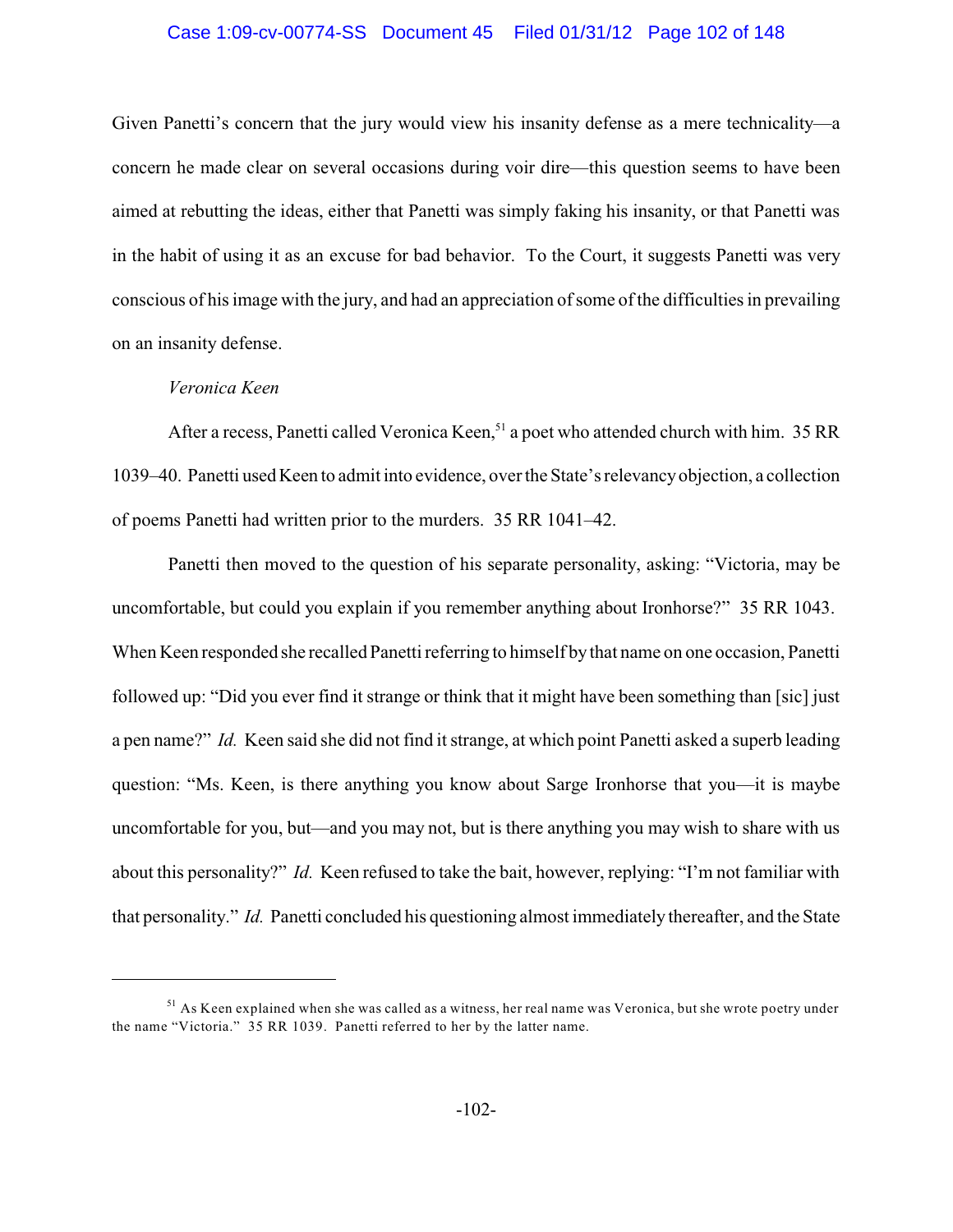Given Panetti's concern that the jury would view his insanity defense as a mere technicality—a concern he made clear on several occasions during voir dire—this question seems to have been aimed at rebutting the ideas, either that Panetti was simply faking his insanity, or that Panetti was in the habit of using it as an excuse for bad behavior. To the Court, it suggests Panetti was very conscious of his image with the jury, and had an appreciation of some of the difficulties in prevailing on an insanity defense.

*Veronica Keen*

After a recess, Panetti called Veronica Keen,[51] a poet who attended church with him. 35 RR 1039–40. Panetti used Keen to admit into evidence, over the State's relevancy objection, a collection of poems Panetti had written prior to the murders. 35 RR 1041–42.

Panetti then moved to the question of his separate personality, asking: "Victoria, may be uncomfortable, but could you explain if you remember anything about Ironhorse?" 35 RR 1043. When Keen responded she recalled Panetti referring to himself by that name on one occasion, Panetti followed up: "Did you ever find it strange or think that it might have been something than [sic] just a pen name?" *Id.* Keen said she did not find it strange, at which point Panetti asked a superb leading question: "Ms. Keen, is there anything you know about Sarge Ironhorse that you—it is maybe uncomfortable for you, but—and you may not, but is there anything you may wish to share with us about this personality?" *Id.* Keen refused to take the bait, however, replying: "I'm not familiar with that personality." *Id.* Panetti concluded his questioning almost immediately thereafter, and the State

[51] As Keen explained when she was called as a witness, her real name was Veronica, but she wrote poetry under the name "Victoria." 35 RR 1039. Panetti referred to her by the latter name.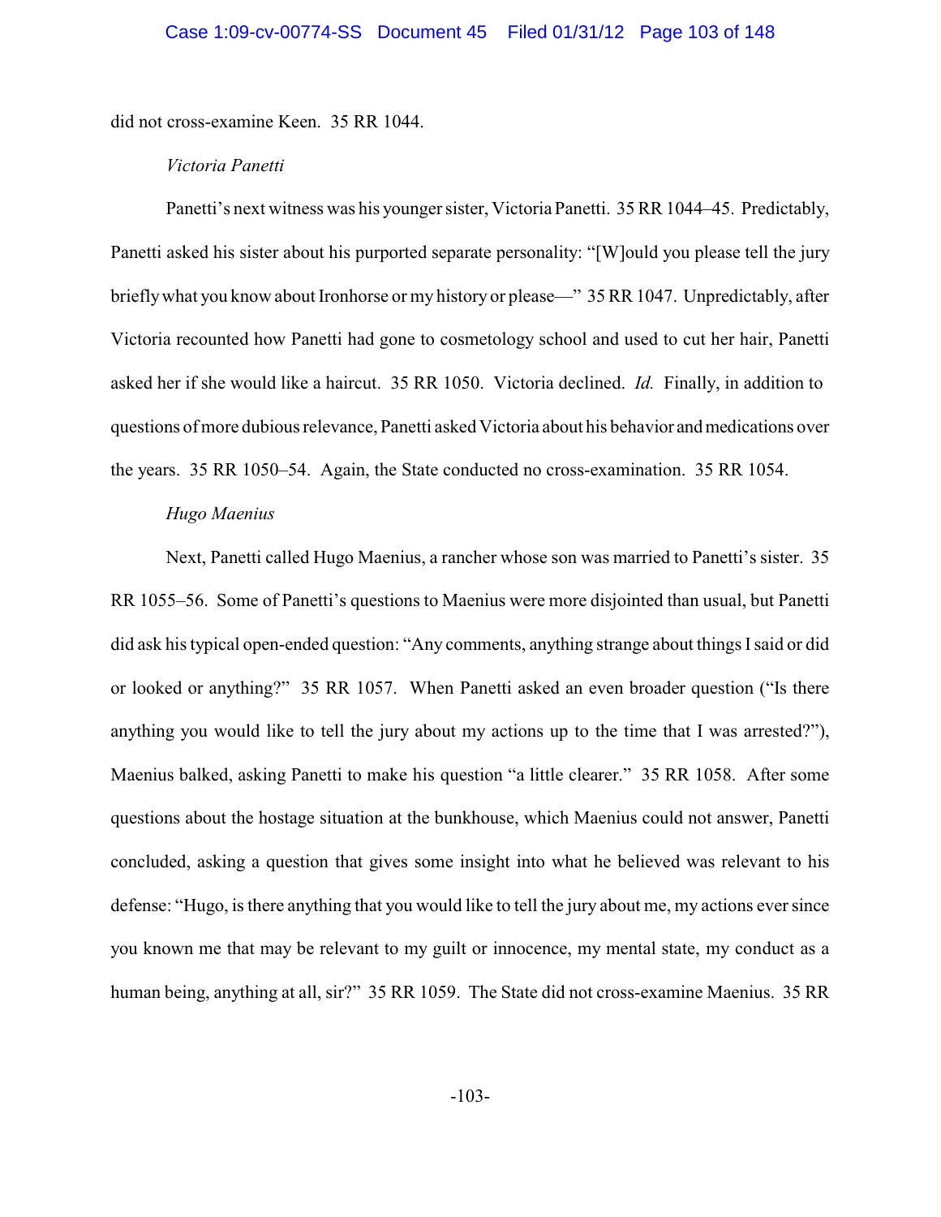did not cross-examine Keen. 35 RR 1044.

*Victoria Panetti*

Panetti's next witness was his younger sister, Victoria Panetti. 35 RR 1044–45. Predictably, Panetti asked his sister about his purported separate personality: "[W]ould you please tell the jury briefly what you know about Ironhorse or my history or please—" 35 RR 1047. Unpredictably, after Victoria recounted how Panetti had gone to cosmetology school and used to cut her hair, Panetti asked her if she would like a haircut. 35 RR 1050. Victoria declined. *Id.* Finally, in addition to questions of more dubious relevance, Panetti asked Victoria about his behavior and medications over the years. 35 RR 1050–54. Again, the State conducted no cross-examination. 35 RR 1054.

*Hugo Maenius*

Next, Panetti called Hugo Maenius, a rancher whose son was married to Panetti's sister. 35 RR 1055–56. Some of Panetti's questions to Maenius were more disjointed than usual, but Panetti did ask his typical open-ended question: "Any comments, anything strange about things I said or did or looked or anything?" 35 RR 1057. When Panetti asked an even broader question ("Is there anything you would like to tell the jury about my actions up to the time that I was arrested?"), Maenius balked, asking Panetti to make his question "a little clearer." 35 RR 1058. After some questions about the hostage situation at the bunkhouse, which Maenius could not answer, Panetti concluded, asking a question that gives some insight into what he believed was relevant to his defense: "Hugo, is there anything that you would like to tell the jury about me, my actions ever since you known me that may be relevant to my guilt or innocence, my mental state, my conduct as a human being, anything at all, sir?" 35 RR 1059. The State did not cross-examine Maenius. 35 RR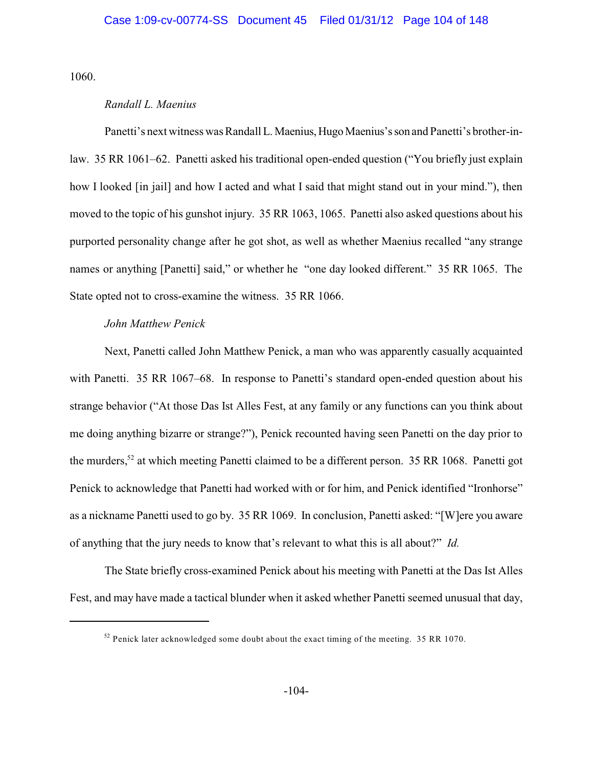1060.

*Randall L. Maenius*

Panetti's next witness was Randall L. Maenius, Hugo Maenius's son and Panetti's brother-in-law. 35 RR 1061–62. Panetti asked his traditional open-ended question ("You briefly just explain how I looked [in jail] and how I acted and what I said that might stand out in your mind."), then moved to the topic of his gunshot injury. 35 RR 1063, 1065. Panetti also asked questions about his purported personality change after he got shot, as well as whether Maenius recalled "any strange names or anything [Panetti] said," or whether he "one day looked different." 35 RR 1065. The State opted not to cross-examine the witness. 35 RR 1066.

*John Matthew Penick*

Next, Panetti called John Matthew Penick, a man who was apparently casually acquainted with Panetti. 35 RR 1067–68. In response to Panetti's standard open-ended question about his strange behavior ("At those Das Ist Alles Fest, at any family or any functions can you think about me doing anything bizarre or strange?"), Penick recounted having seen Panetti on the day prior to the murders,[52] at which meeting Panetti claimed to be a different person. 35 RR 1068. Panetti got Penick to acknowledge that Panetti had worked with or for him, and Penick identified "Ironhorse" as a nickname Panetti used to go by. 35 RR 1069. In conclusion, Panetti asked: "[W]ere you aware of anything that the jury needs to know that's relevant to what this is all about?" *Id.*

The State briefly cross-examined Penick about his meeting with Panetti at the Das Ist Alles Fest, and may have made a tactical blunder when it asked whether Panetti seemed unusual that day,

[52] Penick later acknowledged some doubt about the exact timing of the meeting. 35 RR 1070.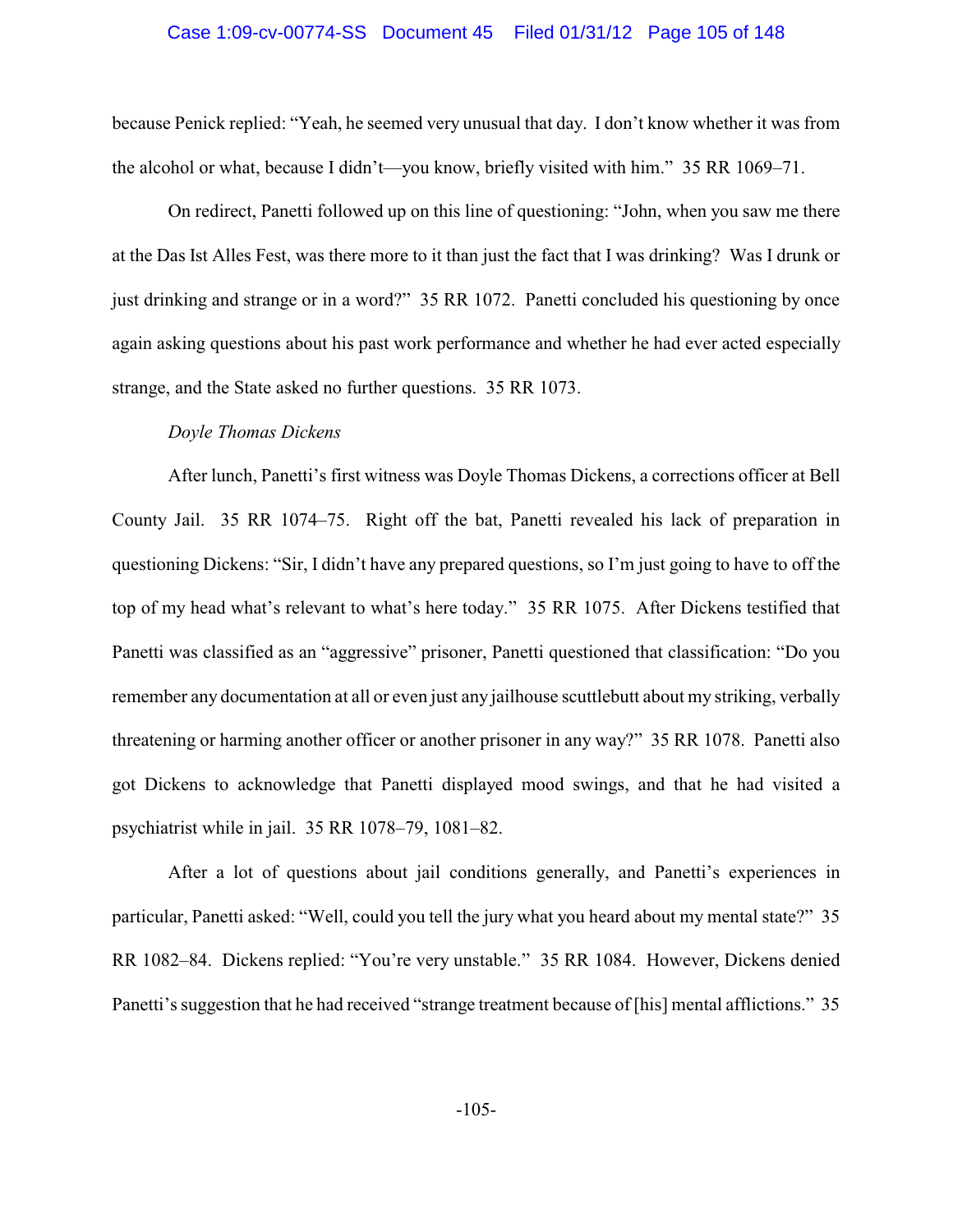because Penick replied: "Yeah, he seemed very unusual that day. I don't know whether it was from the alcohol or what, because I didn't—you know, briefly visited with him." 35 RR 1069–71.

On redirect, Panetti followed up on this line of questioning: "John, when you saw me there at the Das Ist Alles Fest, was there more to it than just the fact that I was drinking? Was I drunk or just drinking and strange or in a word?" 35 RR 1072. Panetti concluded his questioning by once again asking questions about his past work performance and whether he had ever acted especially strange, and the State asked no further questions. 35 RR 1073.

*Doyle Thomas Dickens*

After lunch, Panetti's first witness was Doyle Thomas Dickens, a corrections officer at Bell County Jail. 35 RR 1074–75. Right off the bat, Panetti revealed his lack of preparation in questioning Dickens: "Sir, I didn't have any prepared questions, so I'm just going to have to off the top of my head what's relevant to what's here today." 35 RR 1075. After Dickens testified that Panetti was classified as an "aggressive" prisoner, Panetti questioned that classification: "Do you remember any documentation at all or even just any jailhouse scuttlebutt about my striking, verbally threatening or harming another officer or another prisoner in any way?" 35 RR 1078. Panetti also got Dickens to acknowledge that Panetti displayed mood swings, and that he had visited a psychiatrist while in jail. 35 RR 1078–79, 1081–82.

After a lot of questions about jail conditions generally, and Panetti's experiences in particular, Panetti asked: "Well, could you tell the jury what you heard about my mental state?" 35 RR 1082–84. Dickens replied: "You're very unstable." 35 RR 1084. However, Dickens denied Panetti's suggestion that he had received "strange treatment because of [his] mental afflictions." 35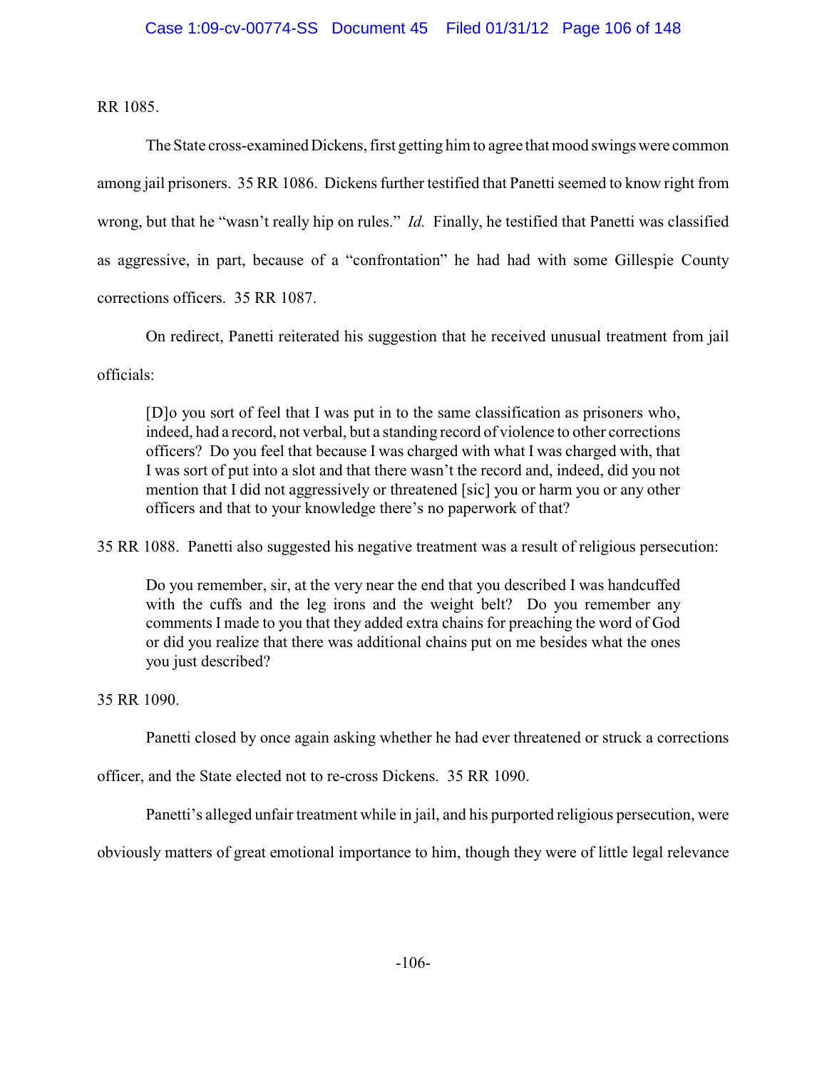RR 1085.

The State cross-examined Dickens, first getting him to agree that mood swings were common among jail prisoners. 35 RR 1086. Dickens further testified that Panetti seemed to know right from wrong, but that he "wasn't really hip on rules." *Id.* Finally, he testified that Panetti was classified as aggressive, in part, because of a "confrontation" he had had with some Gillespie County corrections officers. 35 RR 1087.

On redirect, Panetti reiterated his suggestion that he received unusual treatment from jail officials:

> [D]o you sort of feel that I was put in to the same classification as prisoners who, indeed, had a record, not verbal, but a standing record of violence to other corrections officers? Do you feel that because I was charged with what I was charged with, that I was sort of put into a slot and that there wasn't the record and, indeed, did you not mention that I did not aggressively or threatened [sic] you or harm you or any other officers and that to your knowledge there's no paperwork of that?

35 RR 1088. Panetti also suggested his negative treatment was a result of religious persecution:

> Do you remember, sir, at the very near the end that you described I was handcuffed with the cuffs and the leg irons and the weight belt? Do you remember any comments I made to you that they added extra chains for preaching the word of God or did you realize that there was additional chains put on me besides what the ones you just described?

35 RR 1090.

Panetti closed by once again asking whether he had ever threatened or struck a corrections officer, and the State elected not to re-cross Dickens. 35 RR 1090.

Panetti's alleged unfair treatment while in jail, and his purported religious persecution, were obviously matters of great emotional importance to him, though they were of little legal relevance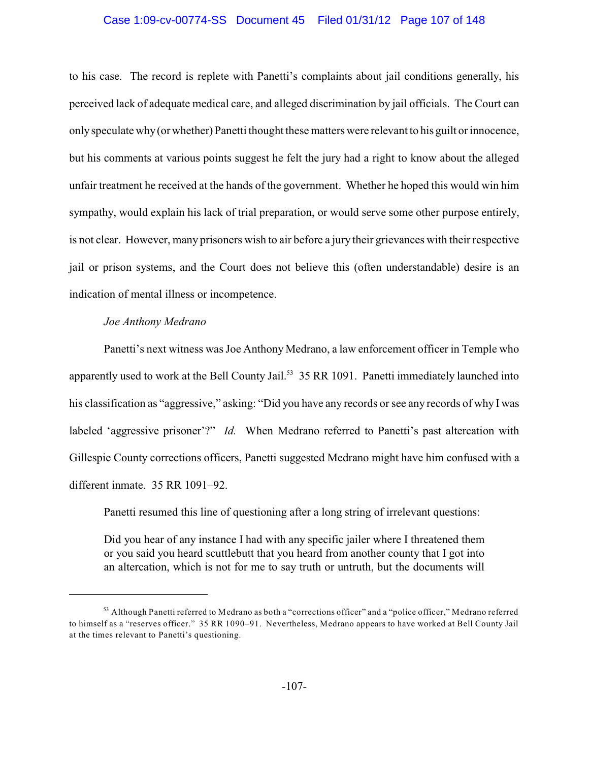to his case. The record is replete with Panetti's complaints about jail conditions generally, his perceived lack of adequate medical care, and alleged discrimination by jail officials. The Court can only speculate why (or whether) Panetti thought these matters were relevant to his guilt or innocence, but his comments at various points suggest he felt the jury had a right to know about the alleged unfair treatment he received at the hands of the government. Whether he hoped this would win him sympathy, would explain his lack of trial preparation, or would serve some other purpose entirely, is not clear. However, many prisoners wish to air before a jury their grievances with their respective jail or prison systems, and the Court does not believe this (often understandable) desire is an indication of mental illness or incompetence.

*Joe Anthony Medrano*

Panetti's next witness was Joe Anthony Medrano, a law enforcement officer in Temple who apparently used to work at the Bell County Jail.[53] 35 RR 1091. Panetti immediately launched into his classification as "aggressive," asking: "Did you have any records or see any records of why I was labeled 'aggressive prisoner'?" *Id.* When Medrano referred to Panetti's past altercation with Gillespie County corrections officers, Panetti suggested Medrano might have him confused with a different inmate. 35 RR 1091–92.

Panetti resumed this line of questioning after a long string of irrelevant questions:

> Did you hear of any instance I had with any specific jailer where I threatened them or you said you heard scuttlebutt that you heard from another county that I got into an altercation, which is not for me to say truth or untruth, but the documents will

---

[53] Although Panetti referred to Medrano as both a "corrections officer" and a "police officer," Medrano referred to himself as a "reserves officer." 35 RR 1090–91. Nevertheless, Medrano appears to have worked at Bell County Jail at the times relevant to Panetti's questioning.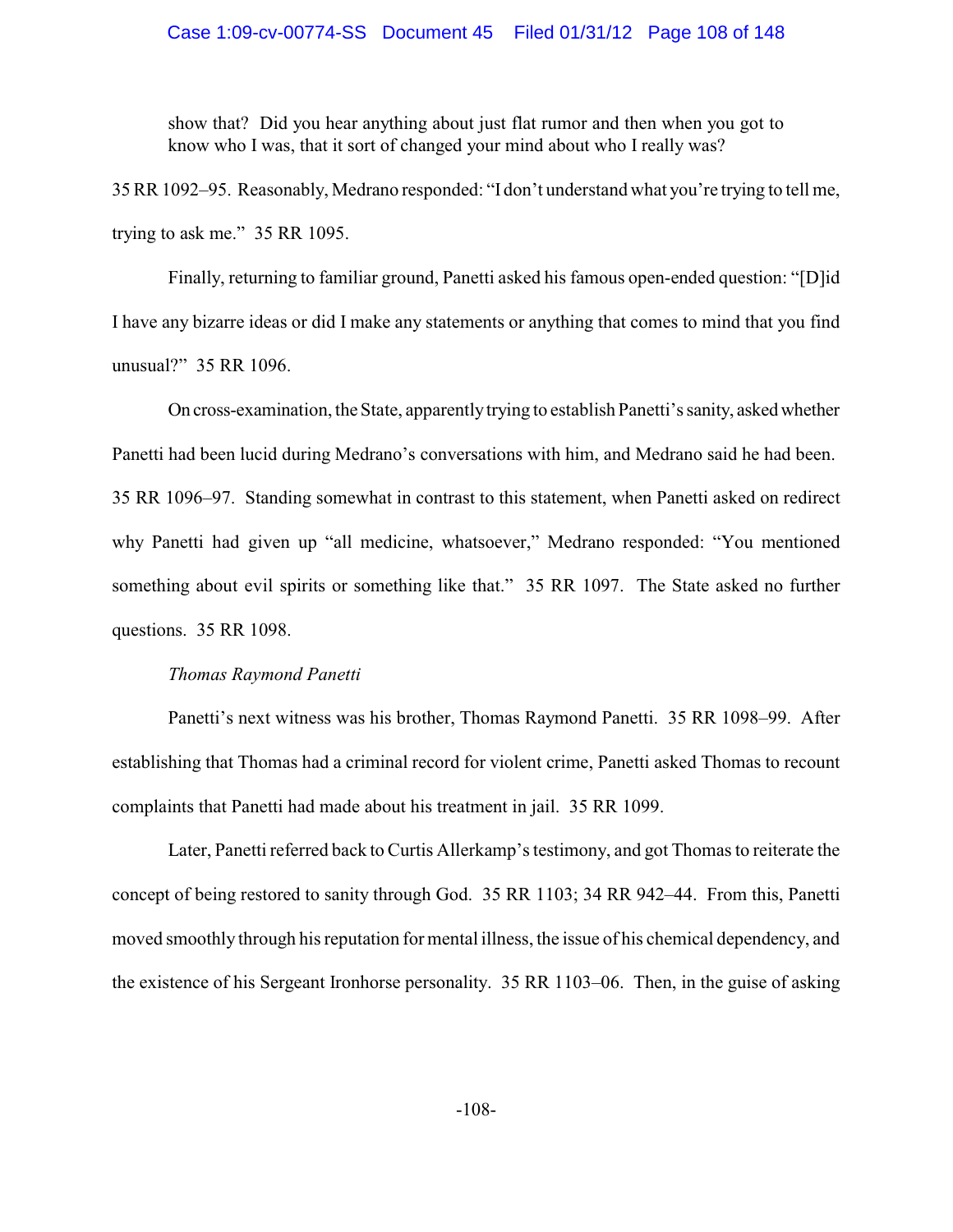> show that? Did you hear anything about just flat rumor and then when you got to know who I was, that it sort of changed your mind about who I really was?

35 RR 1092–95. Reasonably, Medrano responded: "I don't understand what you're trying to tell me, trying to ask me." 35 RR 1095.

Finally, returning to familiar ground, Panetti asked his famous open-ended question: "[D]id I have any bizarre ideas or did I make any statements or anything that comes to mind that you find unusual?" 35 RR 1096.

On cross-examination, the State, apparently trying to establish Panetti's sanity, asked whether Panetti had been lucid during Medrano's conversations with him, and Medrano said he had been. 35 RR 1096–97. Standing somewhat in contrast to this statement, when Panetti asked on redirect why Panetti had given up "all medicine, whatsoever," Medrano responded: "You mentioned something about evil spirits or something like that." 35 RR 1097. The State asked no further questions. 35 RR 1098.

*Thomas Raymond Panetti*

Panetti's next witness was his brother, Thomas Raymond Panetti. 35 RR 1098–99. After establishing that Thomas had a criminal record for violent crime, Panetti asked Thomas to recount complaints that Panetti had made about his treatment in jail. 35 RR 1099.

Later, Panetti referred back to Curtis Allerkamp's testimony, and got Thomas to reiterate the concept of being restored to sanity through God. 35 RR 1103; 34 RR 942–44. From this, Panetti moved smoothly through his reputation for mental illness, the issue of his chemical dependency, and the existence of his Sergeant Ironhorse personality. 35 RR 1103–06. Then, in the guise of asking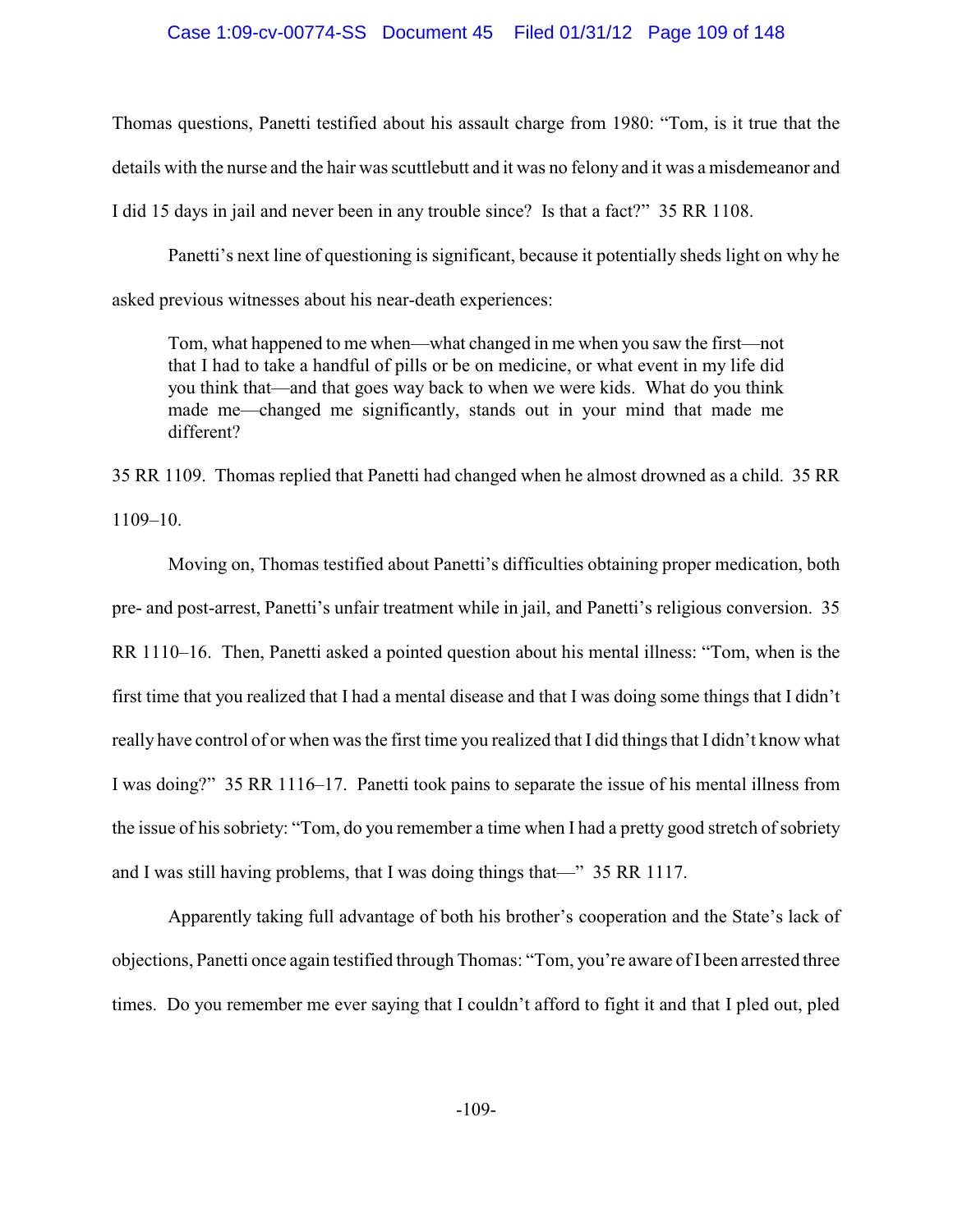Thomas questions, Panetti testified about his assault charge from 1980: "Tom, is it true that the details with the nurse and the hair was scuttlebutt and it was no felony and it was a misdemeanor and I did 15 days in jail and never been in any trouble since? Is that a fact?" 35 RR 1108.

Panetti's next line of questioning is significant, because it potentially sheds light on why he asked previous witnesses about his near-death experiences:

> Tom, what happened to me when—what changed in me when you saw the first—not that I had to take a handful of pills or be on medicine, or what event in my life did you think that—and that goes way back to when we were kids. What do you think made me—changed me significantly, stands out in your mind that made me different?

35 RR 1109. Thomas replied that Panetti had changed when he almost drowned as a child. 35 RR 1109–10.

Moving on, Thomas testified about Panetti's difficulties obtaining proper medication, both pre- and post-arrest, Panetti's unfair treatment while in jail, and Panetti's religious conversion. 35 RR 1110–16. Then, Panetti asked a pointed question about his mental illness: "Tom, when is the first time that you realized that I had a mental disease and that I was doing some things that I didn't really have control of or when was the first time you realized that I did things that I didn't know what I was doing?" 35 RR 1116–17. Panetti took pains to separate the issue of his mental illness from the issue of his sobriety: "Tom, do you remember a time when I had a pretty good stretch of sobriety and I was still having problems, that I was doing things that—" 35 RR 1117.

Apparently taking full advantage of both his brother's cooperation and the State's lack of objections, Panetti once again testified through Thomas: "Tom, you're aware of I been arrested three times. Do you remember me ever saying that I couldn't afford to fight it and that I pled out, pled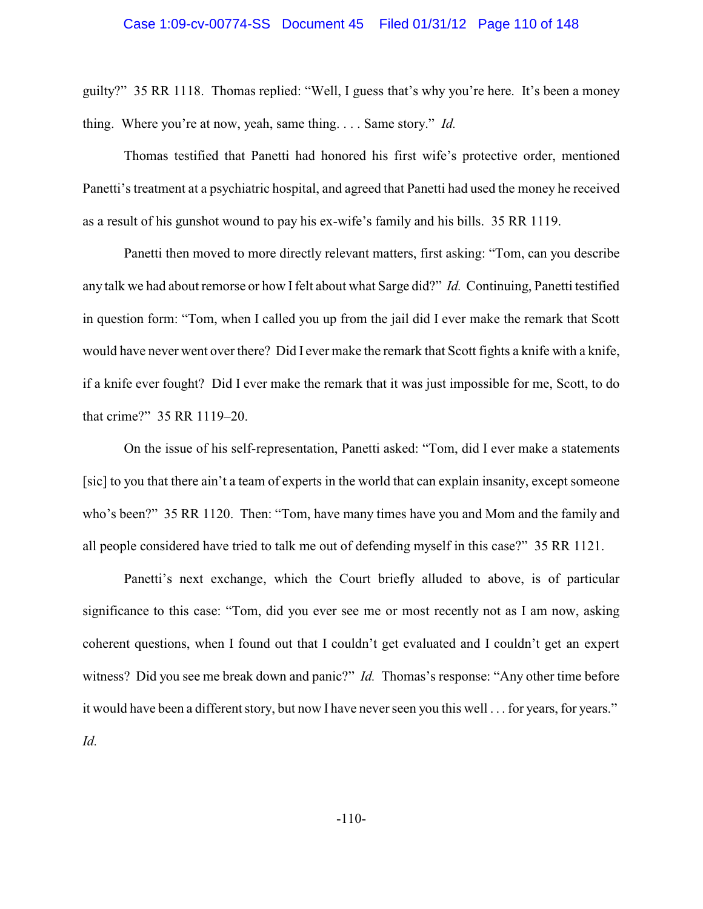guilty?" 35 RR 1118. Thomas replied: "Well, I guess that's why you're here. It's been a money thing. Where you're at now, yeah, same thing. . . . Same story." *Id.*

Thomas testified that Panetti had honored his first wife's protective order, mentioned Panetti's treatment at a psychiatric hospital, and agreed that Panetti had used the money he received as a result of his gunshot wound to pay his ex-wife's family and his bills. 35 RR 1119.

Panetti then moved to more directly relevant matters, first asking: "Tom, can you describe any talk we had about remorse or how I felt about what Sarge did?" *Id.* Continuing, Panetti testified in question form: "Tom, when I called you up from the jail did I ever make the remark that Scott would have never went over there? Did I ever make the remark that Scott fights a knife with a knife, if a knife ever fought? Did I ever make the remark that it was just impossible for me, Scott, to do that crime?" 35 RR 1119–20.

On the issue of his self-representation, Panetti asked: "Tom, did I ever make a statements [sic] to you that there ain't a team of experts in the world that can explain insanity, except someone who's been?" 35 RR 1120. Then: "Tom, have many times have you and Mom and the family and all people considered have tried to talk me out of defending myself in this case?" 35 RR 1121.

Panetti's next exchange, which the Court briefly alluded to above, is of particular significance to this case: "Tom, did you ever see me or most recently not as I am now, asking coherent questions, when I found out that I couldn't get evaluated and I couldn't get an expert witness? Did you see me break down and panic?" *Id.* Thomas's response: "Any other time before it would have been a different story, but now I have never seen you this well . . . for years, for years." *Id.*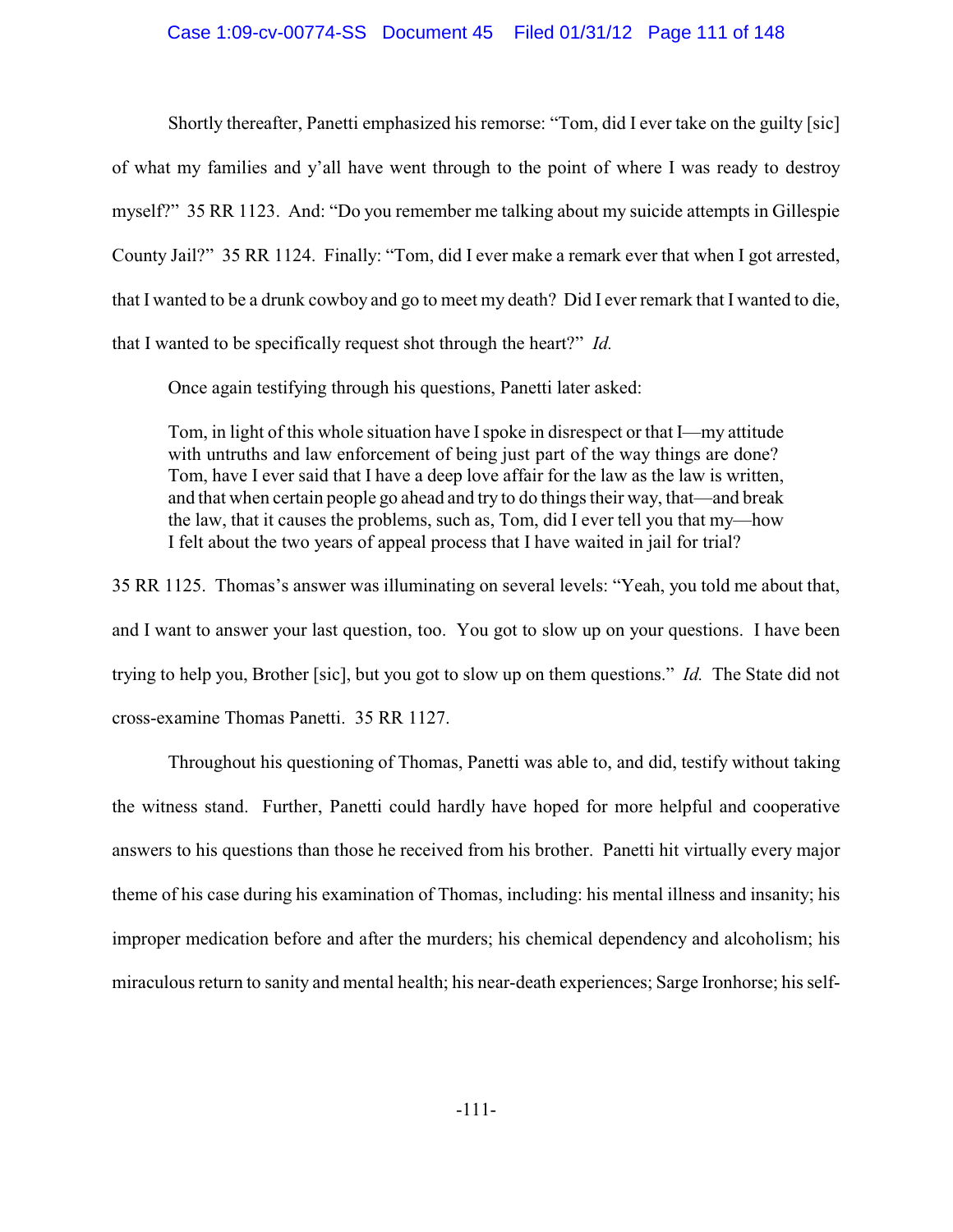Shortly thereafter, Panetti emphasized his remorse: "Tom, did I ever take on the guilty [sic] of what my families and y'all have went through to the point of where I was ready to destroy myself?" 35 RR 1123. And: "Do you remember me talking about my suicide attempts in Gillespie County Jail?" 35 RR 1124. Finally: "Tom, did I ever make a remark ever that when I got arrested, that I wanted to be a drunk cowboy and go to meet my death? Did I ever remark that I wanted to die, that I wanted to be specifically request shot through the heart?" *Id.*

Once again testifying through his questions, Panetti later asked:

> Tom, in light of this whole situation have I spoke in disrespect or that I—my attitude with untruths and law enforcement of being just part of the way things are done? Tom, have I ever said that I have a deep love affair for the law as the law is written, and that when certain people go ahead and try to do things their way, that—and break the law, that it causes the problems, such as, Tom, did I ever tell you that my—how I felt about the two years of appeal process that I have waited in jail for trial?

35 RR 1125. Thomas's answer was illuminating on several levels: "Yeah, you told me about that, and I want to answer your last question, too. You got to slow up on your questions. I have been trying to help you, Brother [sic], but you got to slow up on them questions." *Id.* The State did not cross-examine Thomas Panetti. 35 RR 1127.

Throughout his questioning of Thomas, Panetti was able to, and did, testify without taking the witness stand. Further, Panetti could hardly have hoped for more helpful and cooperative answers to his questions than those he received from his brother. Panetti hit virtually every major theme of his case during his examination of Thomas, including: his mental illness and insanity; his improper medication before and after the murders; his chemical dependency and alcoholism; his miraculous return to sanity and mental health; his near-death experiences; Sarge Ironhorse; his self-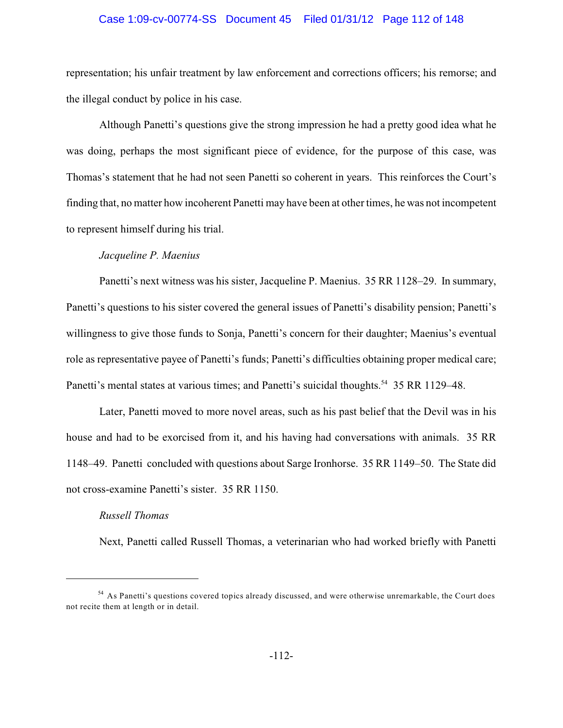representation; his unfair treatment by law enforcement and corrections officers; his remorse; and the illegal conduct by police in his case.

Although Panetti's questions give the strong impression he had a pretty good idea what he was doing, perhaps the most significant piece of evidence, for the purpose of this case, was Thomas's statement that he had not seen Panetti so coherent in years. This reinforces the Court's finding that, no matter how incoherent Panetti may have been at other times, he was not incompetent to represent himself during his trial.

*Jacqueline P. Maenius*

Panetti's next witness was his sister, Jacqueline P. Maenius. 35 RR 1128–29. In summary, Panetti's questions to his sister covered the general issues of Panetti's disability pension; Panetti's willingness to give those funds to Sonja, Panetti's concern for their daughter; Maenius's eventual role as representative payee of Panetti's funds; Panetti's difficulties obtaining proper medical care; Panetti's mental states at various times; and Panetti's suicidal thoughts.[54] 35 RR 1129–48.

Later, Panetti moved to more novel areas, such as his past belief that the Devil was in his house and had to be exorcised from it, and his having had conversations with animals. 35 RR 1148–49. Panetti concluded with questions about Sarge Ironhorse. 35 RR 1149–50. The State did not cross-examine Panetti's sister. 35 RR 1150.

*Russell Thomas*

Next, Panetti called Russell Thomas, a veterinarian who had worked briefly with Panetti

---

[54] As Panetti's questions covered topics already discussed, and were otherwise unremarkable, the Court does not recite them at length or in detail.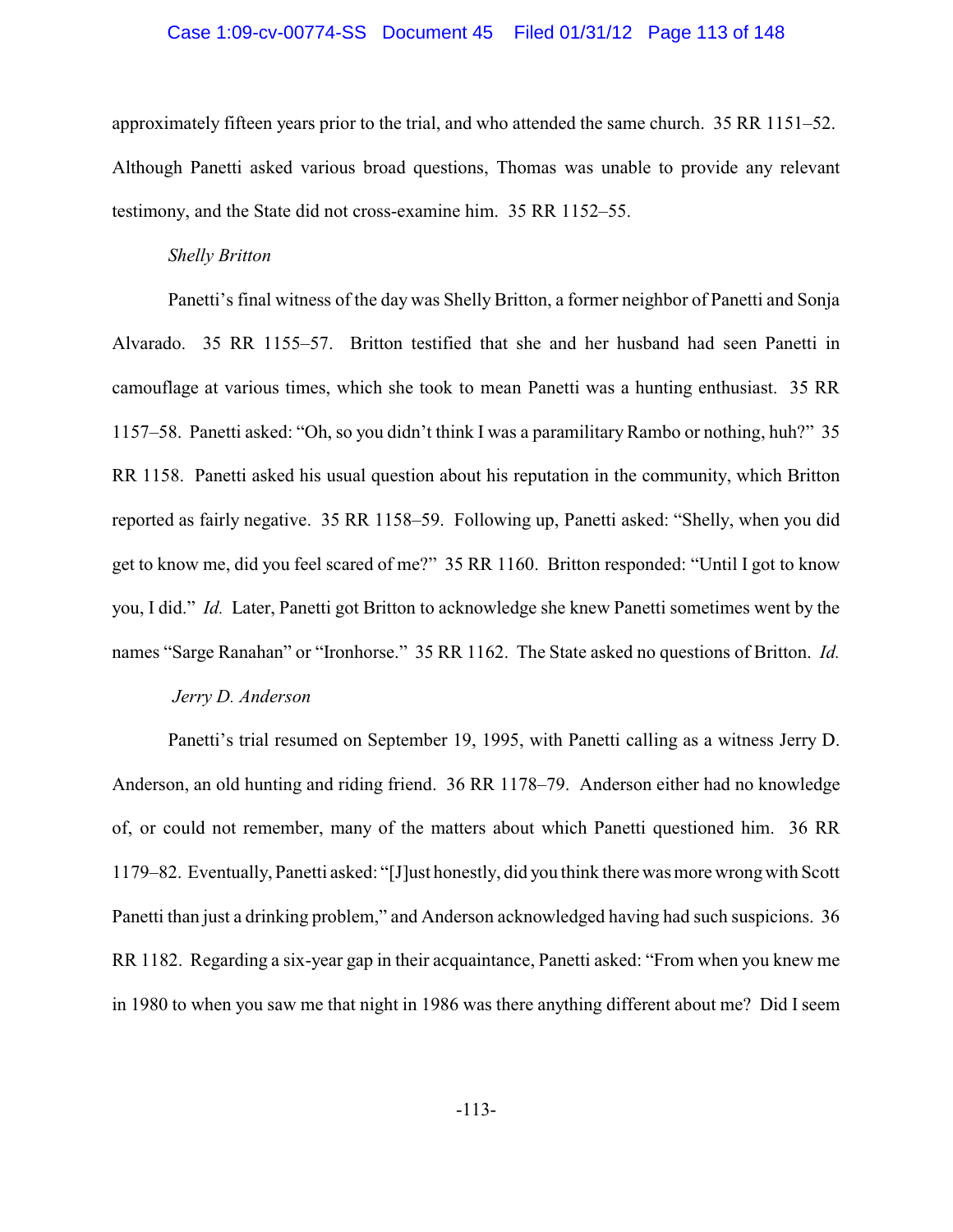approximately fifteen years prior to the trial, and who attended the same church. 35 RR 1151–52. Although Panetti asked various broad questions, Thomas was unable to provide any relevant testimony, and the State did not cross-examine him. 35 RR 1152–55.

*Shelly Britton*

Panetti's final witness of the day was Shelly Britton, a former neighbor of Panetti and Sonja Alvarado. 35 RR 1155–57. Britton testified that she and her husband had seen Panetti in camouflage at various times, which she took to mean Panetti was a hunting enthusiast. 35 RR 1157–58. Panetti asked: "Oh, so you didn't think I was a paramilitary Rambo or nothing, huh?" 35 RR 1158. Panetti asked his usual question about his reputation in the community, which Britton reported as fairly negative. 35 RR 1158–59. Following up, Panetti asked: "Shelly, when you did get to know me, did you feel scared of me?" 35 RR 1160. Britton responded: "Until I got to know you, I did." *Id.* Later, Panetti got Britton to acknowledge she knew Panetti sometimes went by the names "Sarge Ranahan" or "Ironhorse." 35 RR 1162. The State asked no questions of Britton. *Id.*

*Jerry D. Anderson*

Panetti's trial resumed on September 19, 1995, with Panetti calling as a witness Jerry D. Anderson, an old hunting and riding friend. 36 RR 1178–79. Anderson either had no knowledge of, or could not remember, many of the matters about which Panetti questioned him. 36 RR 1179–82. Eventually, Panetti asked: "[J]ust honestly, did you think there was more wrong with Scott Panetti than just a drinking problem," and Anderson acknowledged having had such suspicions. 36 RR 1182. Regarding a six-year gap in their acquaintance, Panetti asked: "From when you knew me in 1980 to when you saw me that night in 1986 was there anything different about me? Did I seem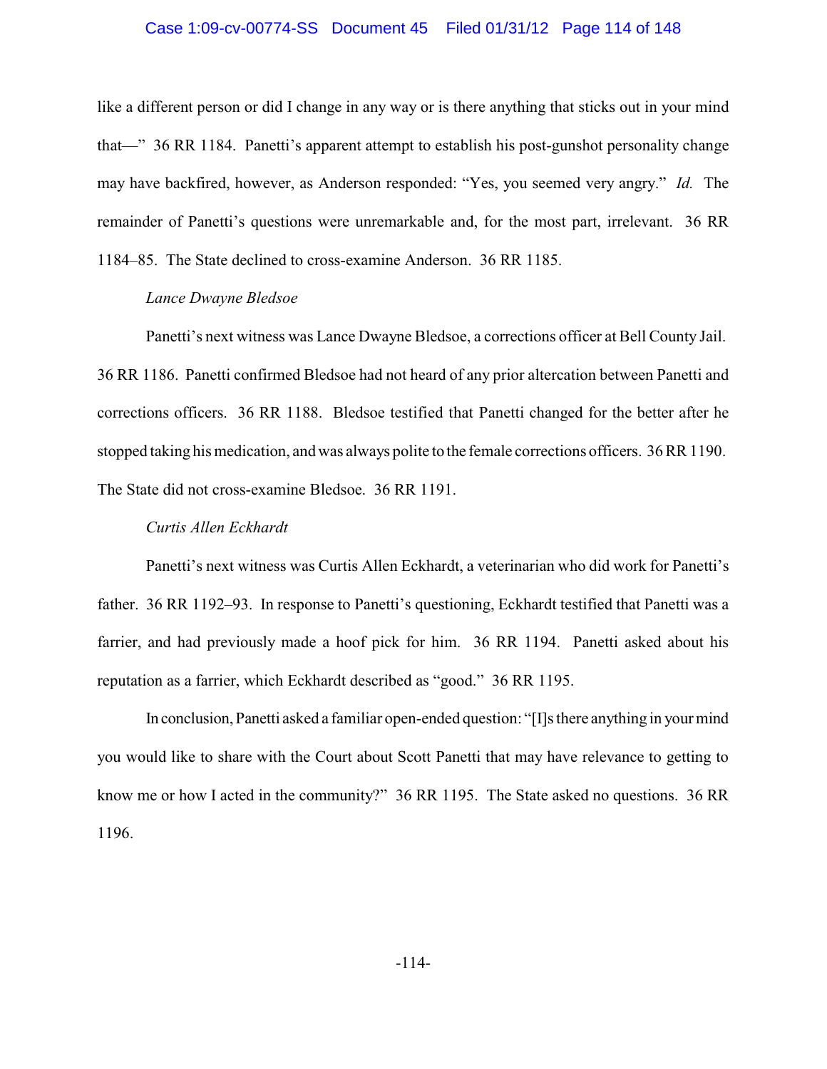like a different person or did I change in any way or is there anything that sticks out in your mind that—" 36 RR 1184. Panetti's apparent attempt to establish his post-gunshot personality change may have backfired, however, as Anderson responded: "Yes, you seemed very angry." *Id.* The remainder of Panetti's questions were unremarkable and, for the most part, irrelevant. 36 RR 1184–85. The State declined to cross-examine Anderson. 36 RR 1185.

*Lance Dwayne Bledsoe*

Panetti's next witness was Lance Dwayne Bledsoe, a corrections officer at Bell County Jail. 36 RR 1186. Panetti confirmed Bledsoe had not heard of any prior altercation between Panetti and corrections officers. 36 RR 1188. Bledsoe testified that Panetti changed for the better after he stopped taking his medication, and was always polite to the female corrections officers. 36 RR 1190. The State did not cross-examine Bledsoe. 36 RR 1191.

*Curtis Allen Eckhardt*

Panetti's next witness was Curtis Allen Eckhardt, a veterinarian who did work for Panetti's father. 36 RR 1192–93. In response to Panetti's questioning, Eckhardt testified that Panetti was a farrier, and had previously made a hoof pick for him. 36 RR 1194. Panetti asked about his reputation as a farrier, which Eckhardt described as "good." 36 RR 1195.

In conclusion, Panetti asked a familiar open-ended question: "[I]s there anything in your mind you would like to share with the Court about Scott Panetti that may have relevance to getting to know me or how I acted in the community?" 36 RR 1195. The State asked no questions. 36 RR 1196.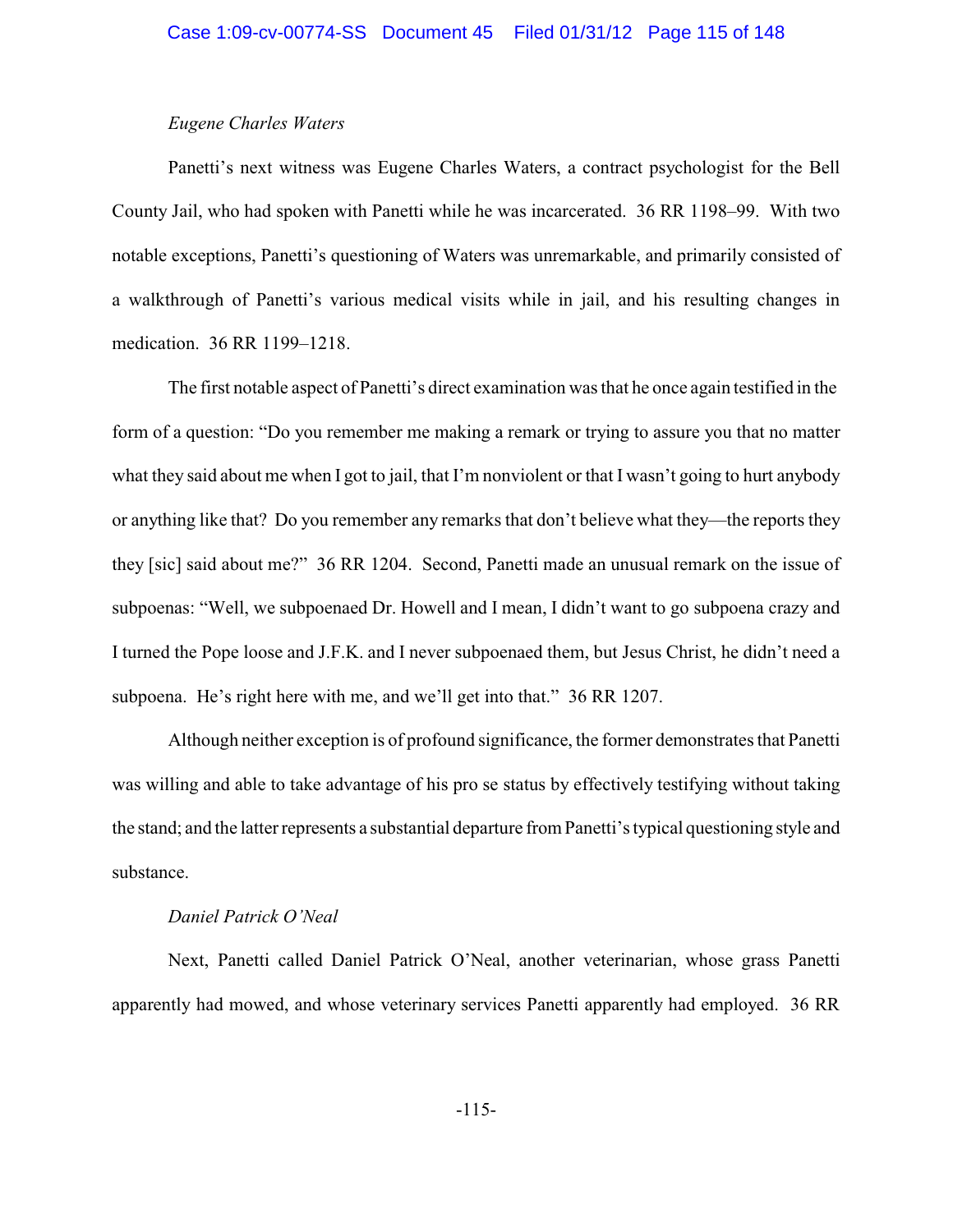*Eugene Charles Waters*

Panetti's next witness was Eugene Charles Waters, a contract psychologist for the Bell County Jail, who had spoken with Panetti while he was incarcerated. 36 RR 1198–99. With two notable exceptions, Panetti's questioning of Waters was unremarkable, and primarily consisted of a walkthrough of Panetti's various medical visits while in jail, and his resulting changes in medication. 36 RR 1199–1218.

The first notable aspect of Panetti's direct examination was that he once again testified in the form of a question: "Do you remember me making a remark or trying to assure you that no matter what they said about me when I got to jail, that I'm nonviolent or that I wasn't going to hurt anybody or anything like that? Do you remember any remarks that don't believe what they—the reports they they [sic] said about me?" 36 RR 1204. Second, Panetti made an unusual remark on the issue of subpoenas: "Well, we subpoenaed Dr. Howell and I mean, I didn't want to go subpoena crazy and I turned the Pope loose and J.F.K. and I never subpoenaed them, but Jesus Christ, he didn't need a subpoena. He's right here with me, and we'll get into that." 36 RR 1207.

Although neither exception is of profound significance, the former demonstrates that Panetti was willing and able to take advantage of his pro se status by effectively testifying without taking the stand; and the latter represents a substantial departure from Panetti's typical questioning style and substance.

*Daniel Patrick O'Neal*

Next, Panetti called Daniel Patrick O'Neal, another veterinarian, whose grass Panetti apparently had mowed, and whose veterinary services Panetti apparently had employed. 36 RR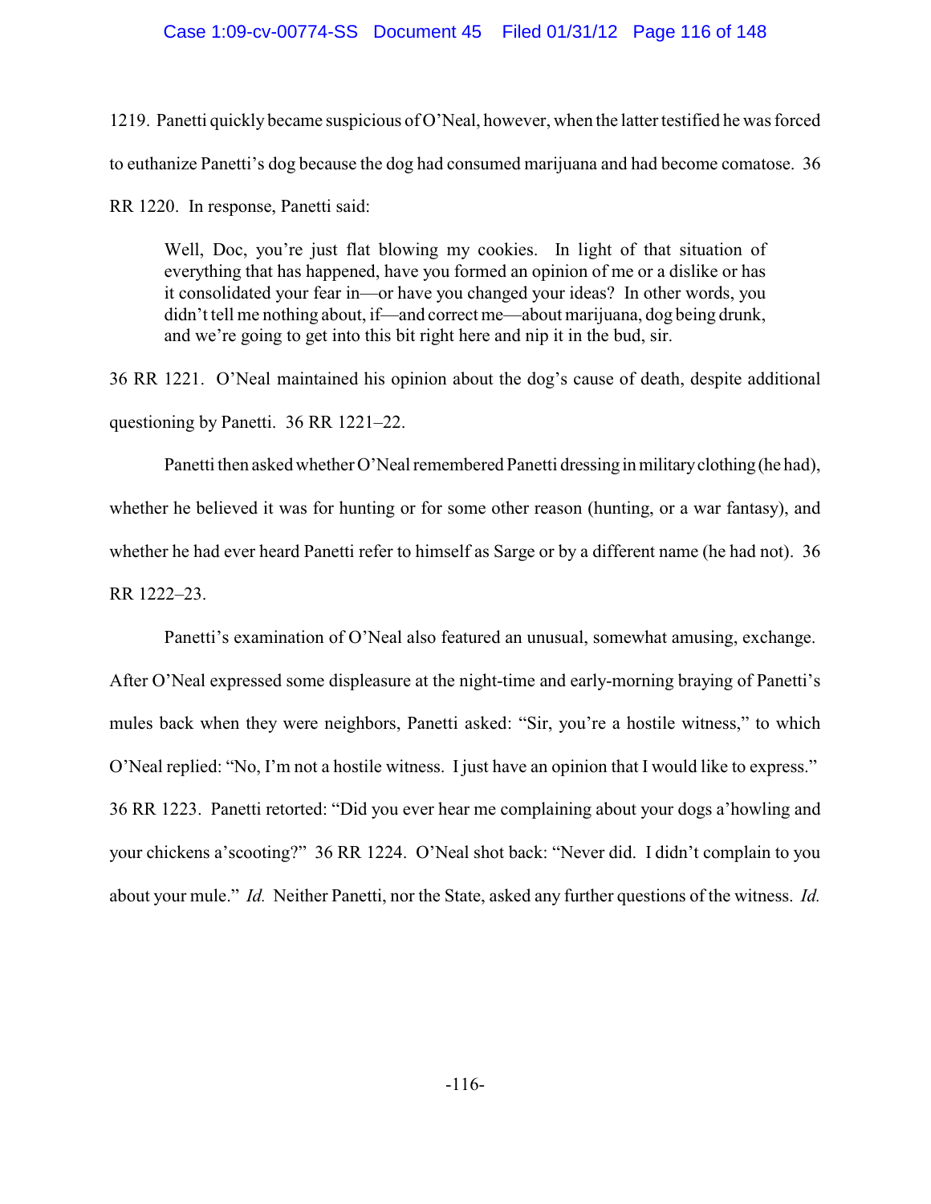1219. Panetti quickly became suspicious of O'Neal, however, when the latter testified he was forced to euthanize Panetti's dog because the dog had consumed marijuana and had become comatose. 36 RR 1220. In response, Panetti said:

> Well, Doc, you're just flat blowing my cookies. In light of that situation of everything that has happened, have you formed an opinion of me or a dislike or has it consolidated your fear in—or have you changed your ideas? In other words, you didn't tell me nothing about, if—and correct me—about marijuana, dog being drunk, and we're going to get into this bit right here and nip it in the bud, sir.

36 RR 1221. O'Neal maintained his opinion about the dog's cause of death, despite additional questioning by Panetti. 36 RR 1221–22.

Panetti then asked whether O'Neal remembered Panetti dressing in military clothing (he had), whether he believed it was for hunting or for some other reason (hunting, or a war fantasy), and whether he had ever heard Panetti refer to himself as Sarge or by a different name (he had not). 36 RR 1222–23.

Panetti's examination of O'Neal also featured an unusual, somewhat amusing, exchange. After O'Neal expressed some displeasure at the night-time and early-morning braying of Panetti's mules back when they were neighbors, Panetti asked: "Sir, you're a hostile witness," to which O'Neal replied: "No, I'm not a hostile witness. I just have an opinion that I would like to express." 36 RR 1223. Panetti retorted: "Did you ever hear me complaining about your dogs a'howling and your chickens a'scooting?" 36 RR 1224. O'Neal shot back: "Never did. I didn't complain to you about your mule." *Id.* Neither Panetti, nor the State, asked any further questions of the witness. *Id.*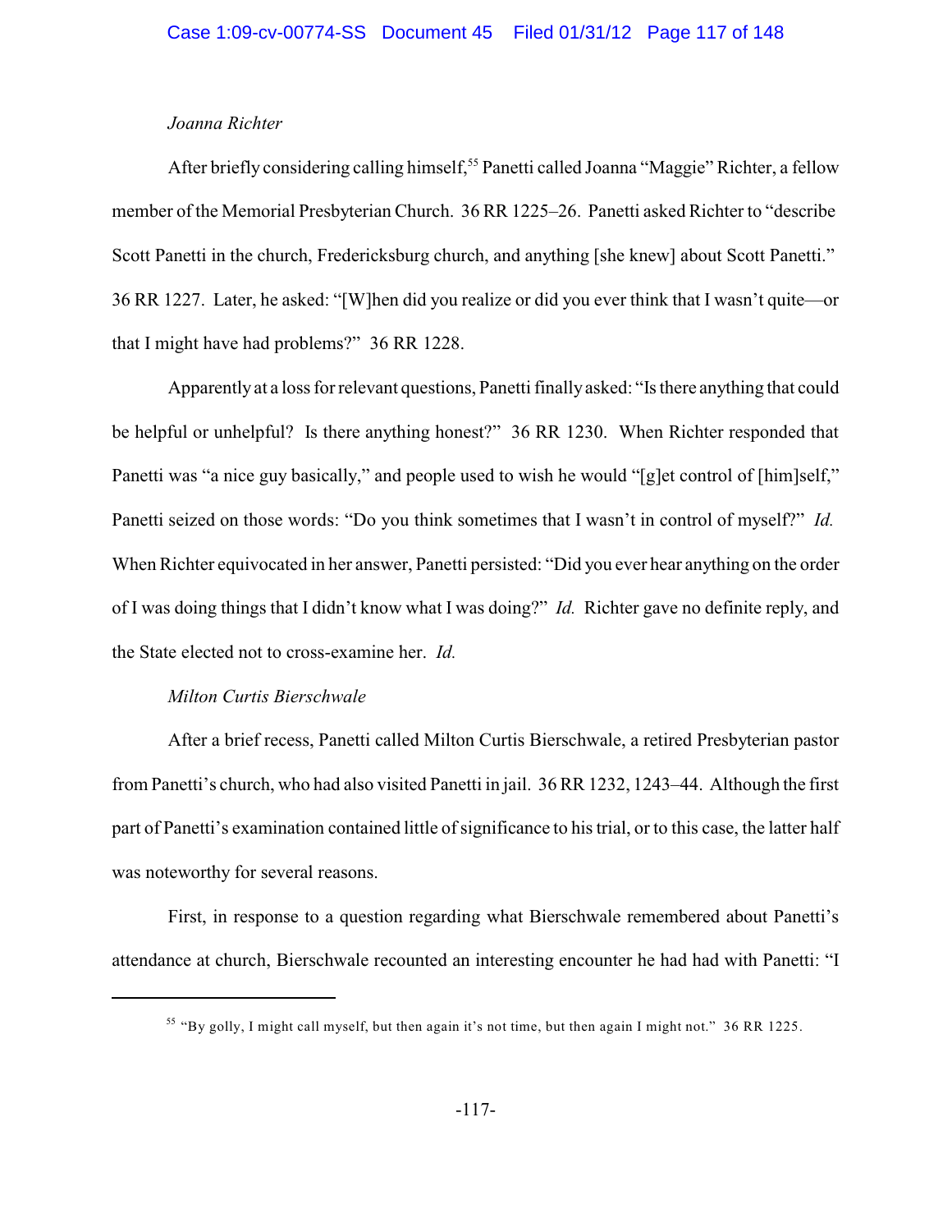*Joanna Richter*

After briefly considering calling himself,[55] Panetti called Joanna "Maggie" Richter, a fellow member of the Memorial Presbyterian Church. 36 RR 1225–26. Panetti asked Richter to "describe Scott Panetti in the church, Fredericksburg church, and anything [she knew] about Scott Panetti." 36 RR 1227. Later, he asked: "[W]hen did you realize or did you ever think that I wasn't quite—or that I might have had problems?" 36 RR 1228.

Apparently at a loss for relevant questions, Panetti finally asked: "Is there anything that could be helpful or unhelpful? Is there anything honest?" 36 RR 1230. When Richter responded that Panetti was "a nice guy basically," and people used to wish he would "[g]et control of [him]self," Panetti seized on those words: "Do you think sometimes that I wasn't in control of myself?" *Id.* When Richter equivocated in her answer, Panetti persisted: "Did you ever hear anything on the order of I was doing things that I didn't know what I was doing?" *Id.* Richter gave no definite reply, and the State elected not to cross-examine her. *Id.*

*Milton Curtis Bierschwale*

After a brief recess, Panetti called Milton Curtis Bierschwale, a retired Presbyterian pastor from Panetti's church, who had also visited Panetti in jail. 36 RR 1232, 1243–44. Although the first part of Panetti's examination contained little of significance to his trial, or to this case, the latter half was noteworthy for several reasons.

First, in response to a question regarding what Bierschwale remembered about Panetti's attendance at church, Bierschwale recounted an interesting encounter he had had with Panetti: "I

---

[55] "By golly, I might call myself, but then again it's not time, but then again I might not." 36 RR 1225.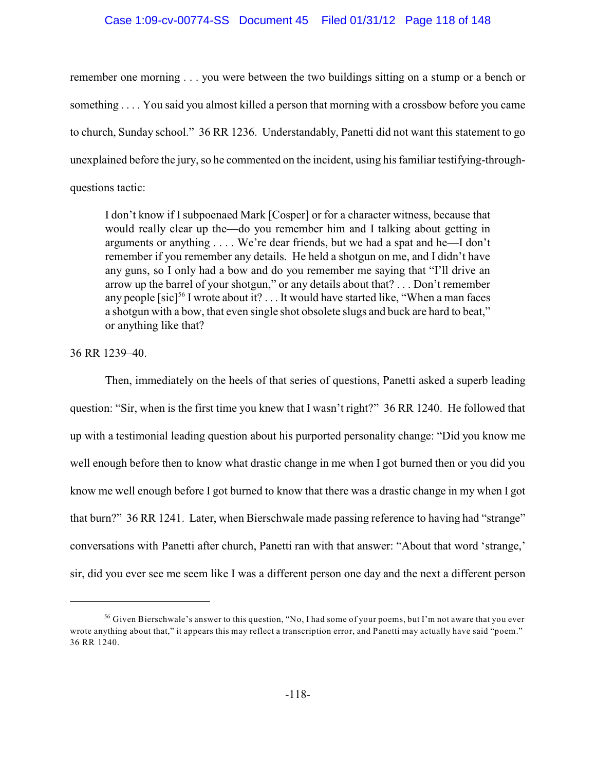remember one morning . . . you were between the two buildings sitting on a stump or a bench or something . . . . You said you almost killed a person that morning with a crossbow before you came to church, Sunday school." 36 RR 1236. Understandably, Panetti did not want this statement to go unexplained before the jury, so he commented on the incident, using his familiar testifying-through-questions tactic:

> I don't know if I subpoenaed Mark [Cosper] or for a character witness, because that would really clear up the—do you remember him and I talking about getting in arguments or anything . . . . We're dear friends, but we had a spat and he—I don't remember if you remember any details. He held a shotgun on me, and I didn't have any guns, so I only had a bow and do you remember me saying that "I'll drive an arrow up the barrel of your shotgun," or any details about that? . . . Don't remember any people [sic][56] I wrote about it? . . . It would have started like, "When a man faces a shotgun with a bow, that even single shot obsolete slugs and buck are hard to beat," or anything like that?

36 RR 1239–40.

Then, immediately on the heels of that series of questions, Panetti asked a superb leading question: "Sir, when is the first time you knew that I wasn't right?" 36 RR 1240. He followed that up with a testimonial leading question about his purported personality change: "Did you know me well enough before then to know what drastic change in me when I got burned then or you did you know me well enough before I got burned to know that there was a drastic change in my when I got that burn?" 36 RR 1241. Later, when Bierschwale made passing reference to having had "strange" conversations with Panetti after church, Panetti ran with that answer: "About that word 'strange,' sir, did you ever see me seem like I was a different person one day and the next a different person

[56] Given Bierschwale's answer to this question, "No, I had some of your poems, but I'm not aware that you ever wrote anything about that," it appears this may reflect a transcription error, and Panetti may actually have said "poem." 36 RR 1240.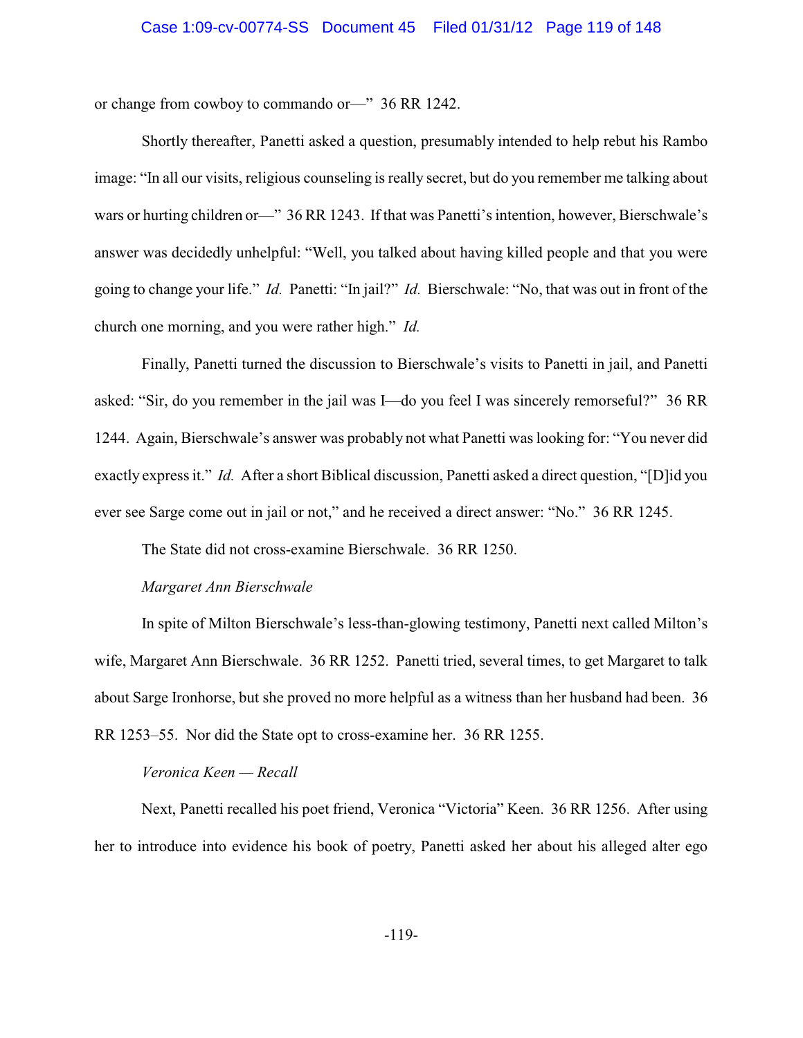or change from cowboy to commando or—" 36 RR 1242.

Shortly thereafter, Panetti asked a question, presumably intended to help rebut his Rambo image: "In all our visits, religious counseling is really secret, but do you remember me talking about wars or hurting children or—" 36 RR 1243. If that was Panetti's intention, however, Bierschwale's answer was decidedly unhelpful: "Well, you talked about having killed people and that you were going to change your life." *Id.* Panetti: "In jail?" *Id.* Bierschwale: "No, that was out in front of the church one morning, and you were rather high." *Id.*

Finally, Panetti turned the discussion to Bierschwale's visits to Panetti in jail, and Panetti asked: "Sir, do you remember in the jail was I—do you feel I was sincerely remorseful?" 36 RR 1244. Again, Bierschwale's answer was probably not what Panetti was looking for: "You never did exactly express it." *Id.* After a short Biblical discussion, Panetti asked a direct question, "[D]id you ever see Sarge come out in jail or not," and he received a direct answer: "No." 36 RR 1245.

The State did not cross-examine Bierschwale. 36 RR 1250.

*Margaret Ann Bierschwale*

In spite of Milton Bierschwale's less-than-glowing testimony, Panetti next called Milton's wife, Margaret Ann Bierschwale. 36 RR 1252. Panetti tried, several times, to get Margaret to talk about Sarge Ironhorse, but she proved no more helpful as a witness than her husband had been. 36 RR 1253–55. Nor did the State opt to cross-examine her. 36 RR 1255.

*Veronica Keen — Recall*

Next, Panetti recalled his poet friend, Veronica "Victoria" Keen. 36 RR 1256. After using her to introduce into evidence his book of poetry, Panetti asked her about his alleged alter ego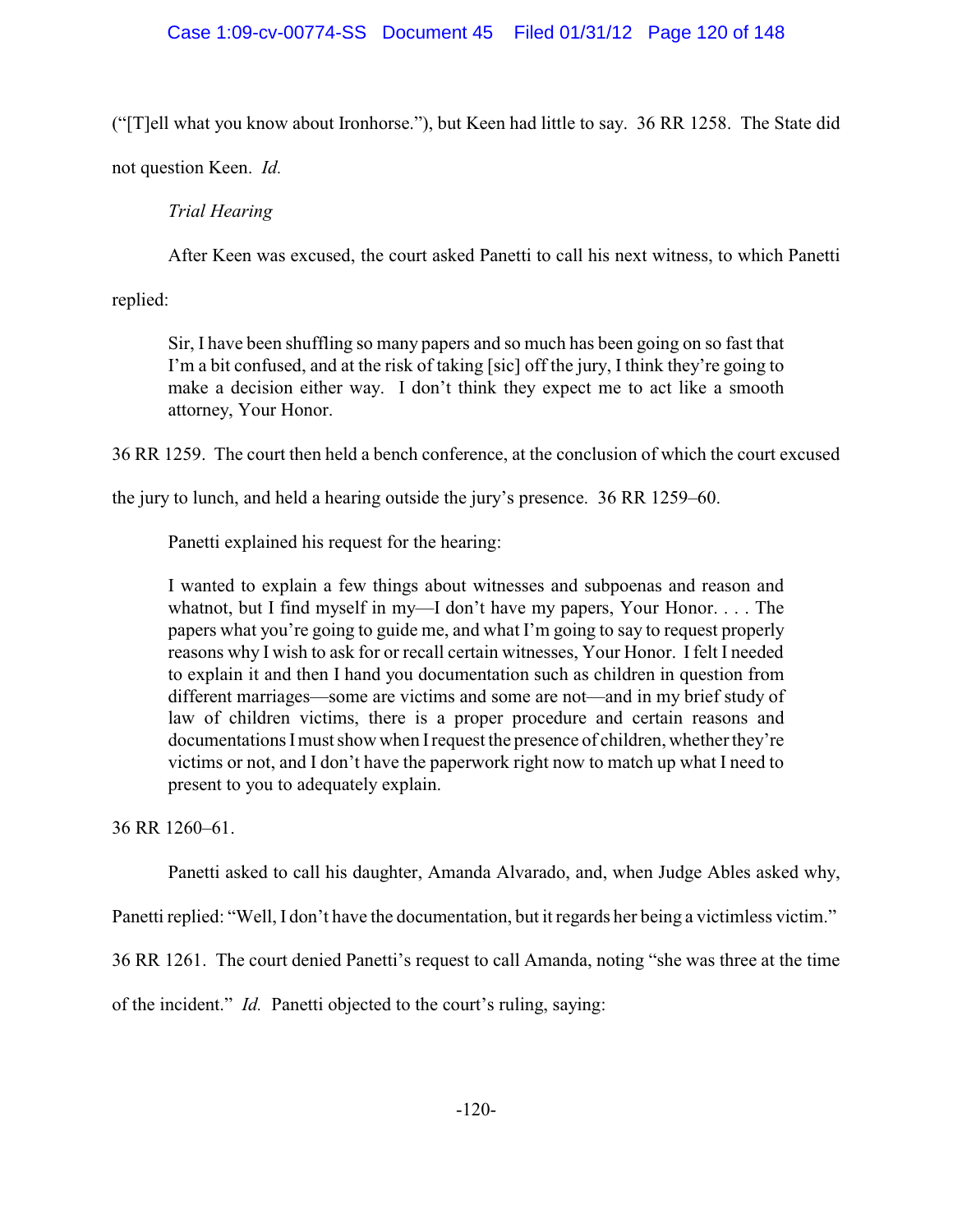("[T]ell what you know about Ironhorse."), but Keen had little to say. 36 RR 1258. The State did not question Keen. *Id.*

*Trial Hearing*

After Keen was excused, the court asked Panetti to call his next witness, to which Panetti replied:

> Sir, I have been shuffling so many papers and so much has been going on so fast that I'm a bit confused, and at the risk of taking [sic] off the jury, I think they're going to make a decision either way. I don't think they expect me to act like a smooth attorney, Your Honor.

36 RR 1259. The court then held a bench conference, at the conclusion of which the court excused the jury to lunch, and held a hearing outside the jury's presence. 36 RR 1259–60.

Panetti explained his request for the hearing:

> I wanted to explain a few things about witnesses and subpoenas and reason and whatnot, but I find myself in my—I don't have my papers, Your Honor. . . . The papers what you're going to guide me, and what I'm going to say to request properly reasons why I wish to ask for or recall certain witnesses, Your Honor. I felt I needed to explain it and then I hand you documentation such as children in question from different marriages—some are victims and some are not—and in my brief study of law of children victims, there is a proper procedure and certain reasons and documentations I must show when I request the presence of children, whether they're victims or not, and I don't have the paperwork right now to match up what I need to present to you to adequately explain.

36 RR 1260–61.

Panetti asked to call his daughter, Amanda Alvarado, and, when Judge Ables asked why, Panetti replied: "Well, I don't have the documentation, but it regards her being a victimless victim." 36 RR 1261. The court denied Panetti's request to call Amanda, noting "she was three at the time of the incident." *Id.* Panetti objected to the court's ruling, saying: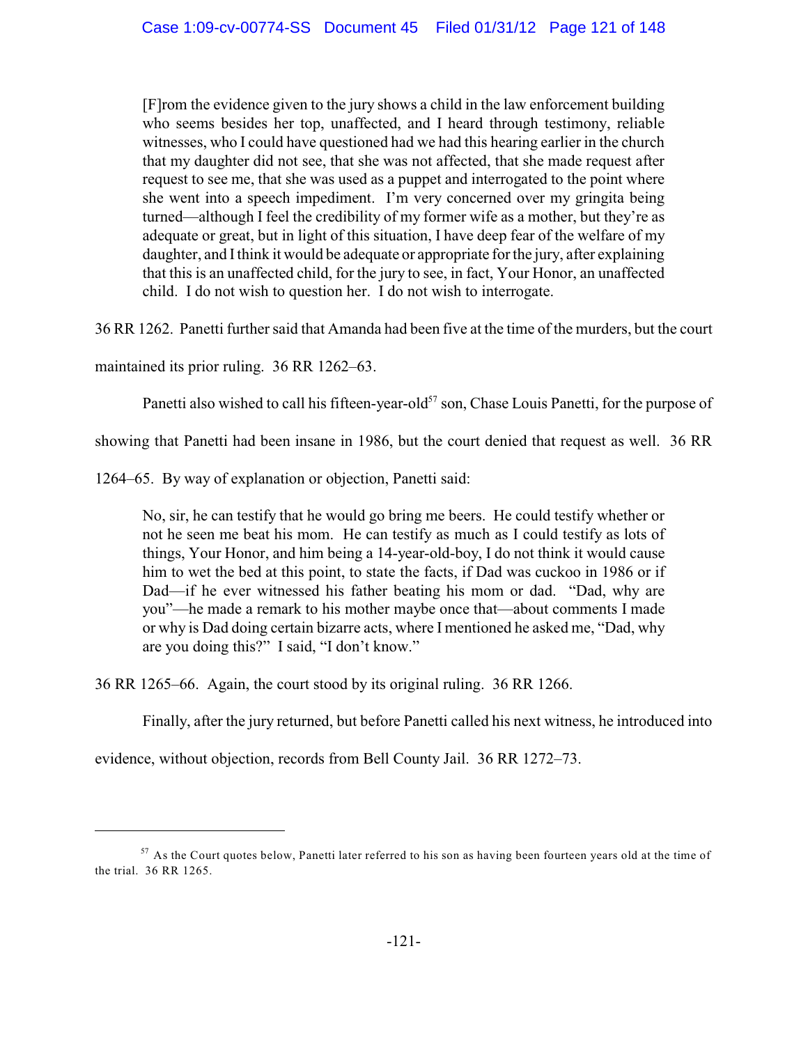> [F]rom the evidence given to the jury shows a child in the law enforcement building who seems besides her top, unaffected, and I heard through testimony, reliable witnesses, who I could have questioned had we had this hearing earlier in the church that my daughter did not see, that she was not affected, that she made request after request to see me, that she was used as a puppet and interrogated to the point where she went into a speech impediment. I'm very concerned over my gringita being turned—although I feel the credibility of my former wife as a mother, but they're as adequate or great, but in light of this situation, I have deep fear of the welfare of my daughter, and I think it would be adequate or appropriate for the jury, after explaining that this is an unaffected child, for the jury to see, in fact, Your Honor, an unaffected child. I do not wish to question her. I do not wish to interrogate.

36 RR 1262. Panetti further said that Amanda had been five at the time of the murders, but the court maintained its prior ruling. 36 RR 1262–63.

Panetti also wished to call his fifteen-year-old[57] son, Chase Louis Panetti, for the purpose of showing that Panetti had been insane in 1986, but the court denied that request as well. 36 RR 1264–65. By way of explanation or objection, Panetti said:

> No, sir, he can testify that he would go bring me beers. He could testify whether or not he seen me beat his mom. He can testify as much as I could testify as lots of things, Your Honor, and him being a 14-year-old-boy, I do not think it would cause him to wet the bed at this point, to state the facts, if Dad was cuckoo in 1986 or if Dad—if he ever witnessed his father beating his mom or dad. "Dad, why are you"—he made a remark to his mother maybe once that—about comments I made or why is Dad doing certain bizarre acts, where I mentioned he asked me, "Dad, why are you doing this?" I said, "I don't know."

36 RR 1265–66. Again, the court stood by its original ruling. 36 RR 1266.

Finally, after the jury returned, but before Panetti called his next witness, he introduced into evidence, without objection, records from Bell County Jail. 36 RR 1272–73.

---

[57] As the Court quotes below, Panetti later referred to his son as having been fourteen years old at the time of the trial. 36 RR 1265.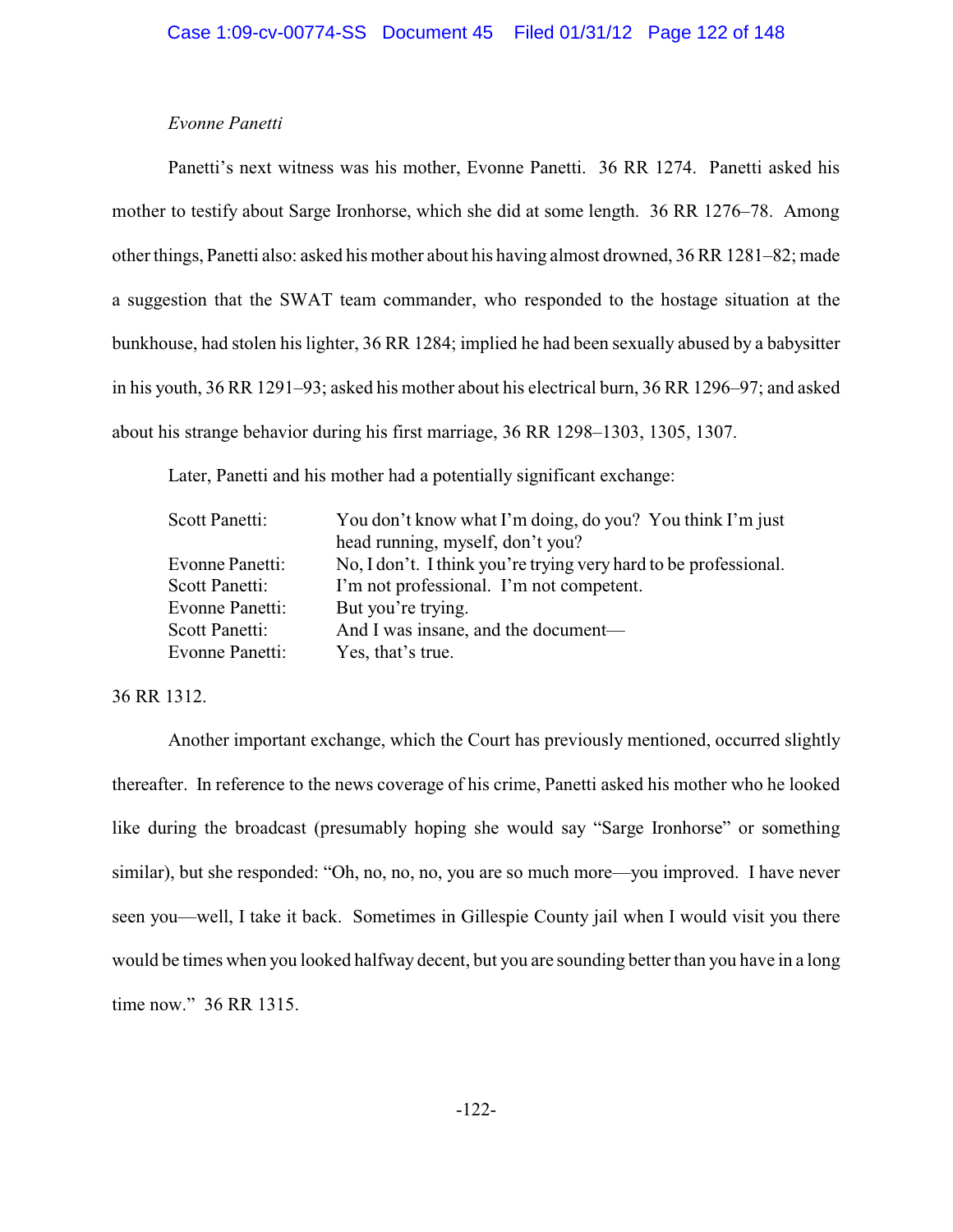*Evonne Panetti*

Panetti's next witness was his mother, Evonne Panetti. 36 RR 1274. Panetti asked his mother to testify about Sarge Ironhorse, which she did at some length. 36 RR 1276–78. Among other things, Panetti also: asked his mother about his having almost drowned, 36 RR 1281–82; made a suggestion that the SWAT team commander, who responded to the hostage situation at the bunkhouse, had stolen his lighter, 36 RR 1284; implied he had been sexually abused by a babysitter in his youth, 36 RR 1291–93; asked his mother about his electrical burn, 36 RR 1296–97; and asked about his strange behavior during his first marriage, 36 RR 1298–1303, 1305, 1307.

Later, Panetti and his mother had a potentially significant exchange:

| | |
|---|---|
| Scott Panetti: | You don't know what I'm doing, do you? You think I'm just head running, myself, don't you? |
| Evonne Panetti: | No, I don't. I think you're trying very hard to be professional. |
| Scott Panetti: | I'm not professional. I'm not competent. |
| Evonne Panetti: | But you're trying. |
| Scott Panetti: | And I was insane, and the document— |
| Evonne Panetti: | Yes, that's true. |

36 RR 1312.

Another important exchange, which the Court has previously mentioned, occurred slightly thereafter. In reference to the news coverage of his crime, Panetti asked his mother who he looked like during the broadcast (presumably hoping she would say "Sarge Ironhorse" or something similar), but she responded: "Oh, no, no, no, you are so much more—you improved. I have never seen you—well, I take it back. Sometimes in Gillespie County jail when I would visit you there would be times when you looked halfway decent, but you are sounding better than you have in a long time now." 36 RR 1315.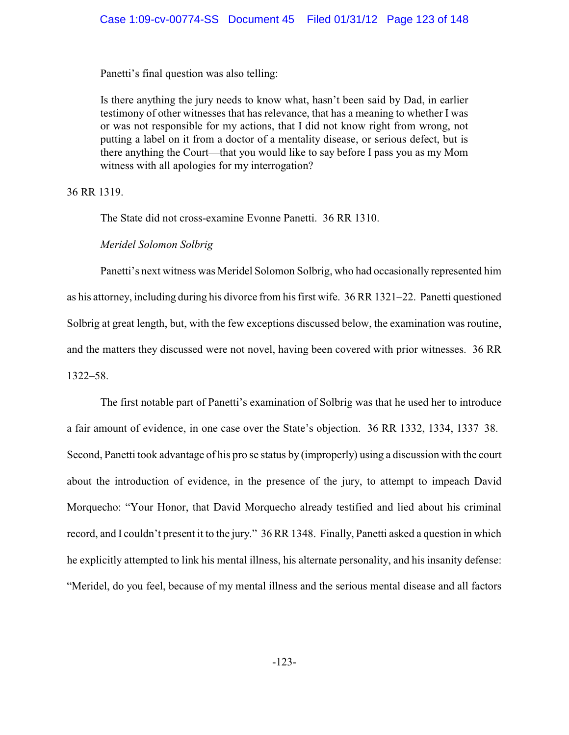Panetti's final question was also telling:

> Is there anything the jury needs to know what, hasn't been said by Dad, in earlier testimony of other witnesses that has relevance, that has a meaning to whether I was or was not responsible for my actions, that I did not know right from wrong, not putting a label on it from a doctor of a mentality disease, or serious defect, but is there anything the Court—that you would like to say before I pass you as my Mom witness with all apologies for my interrogation?

36 RR 1319.

The State did not cross-examine Evonne Panetti. 36 RR 1310.

*Meridel Solomon Solbrig*

Panetti's next witness was Meridel Solomon Solbrig, who had occasionally represented him as his attorney, including during his divorce from his first wife. 36 RR 1321–22. Panetti questioned Solbrig at great length, but, with the few exceptions discussed below, the examination was routine, and the matters they discussed were not novel, having been covered with prior witnesses. 36 RR 1322–58.

The first notable part of Panetti's examination of Solbrig was that he used her to introduce a fair amount of evidence, in one case over the State's objection. 36 RR 1332, 1334, 1337–38. Second, Panetti took advantage of his pro se status by (improperly) using a discussion with the court about the introduction of evidence, in the presence of the jury, to attempt to impeach David Morquecho: "Your Honor, that David Morquecho already testified and lied about his criminal record, and I couldn't present it to the jury." 36 RR 1348. Finally, Panetti asked a question in which he explicitly attempted to link his mental illness, his alternate personality, and his insanity defense: "Meridel, do you feel, because of my mental illness and the serious mental disease and all factors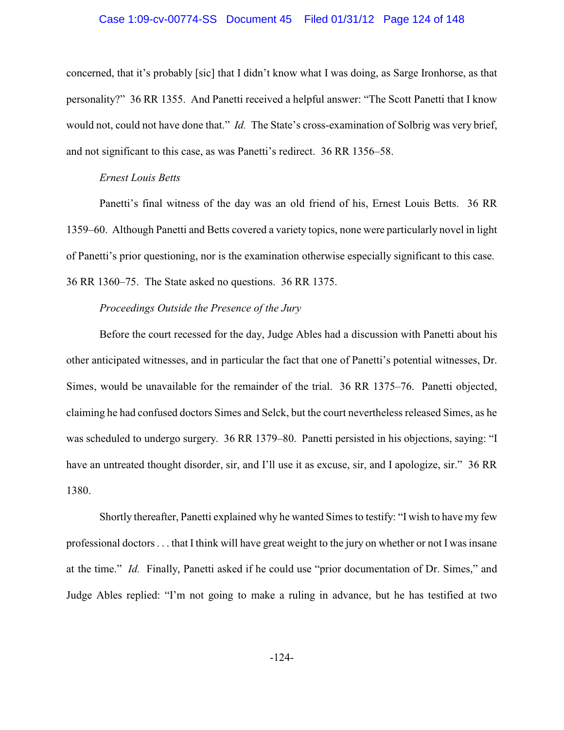concerned, that it's probably [sic] that I didn't know what I was doing, as Sarge Ironhorse, as that personality?" 36 RR 1355. And Panetti received a helpful answer: "The Scott Panetti that I know would not, could not have done that." *Id.* The State's cross-examination of Solbrig was very brief, and not significant to this case, as was Panetti's redirect. 36 RR 1356–58.

*Ernest Louis Betts*

Panetti's final witness of the day was an old friend of his, Ernest Louis Betts. 36 RR 1359–60. Although Panetti and Betts covered a variety topics, none were particularly novel in light of Panetti's prior questioning, nor is the examination otherwise especially significant to this case. 36 RR 1360–75. The State asked no questions. 36 RR 1375.

*Proceedings Outside the Presence of the Jury*

Before the court recessed for the day, Judge Ables had a discussion with Panetti about his other anticipated witnesses, and in particular the fact that one of Panetti's potential witnesses, Dr. Simes, would be unavailable for the remainder of the trial. 36 RR 1375–76. Panetti objected, claiming he had confused doctors Simes and Selck, but the court nevertheless released Simes, as he was scheduled to undergo surgery. 36 RR 1379–80. Panetti persisted in his objections, saying: "I have an untreated thought disorder, sir, and I'll use it as excuse, sir, and I apologize, sir." 36 RR 1380.

Shortly thereafter, Panetti explained why he wanted Simes to testify: "I wish to have my few professional doctors . . . that I think will have great weight to the jury on whether or not I was insane at the time." *Id.* Finally, Panetti asked if he could use "prior documentation of Dr. Simes," and Judge Ables replied: "I'm not going to make a ruling in advance, but he has testified at two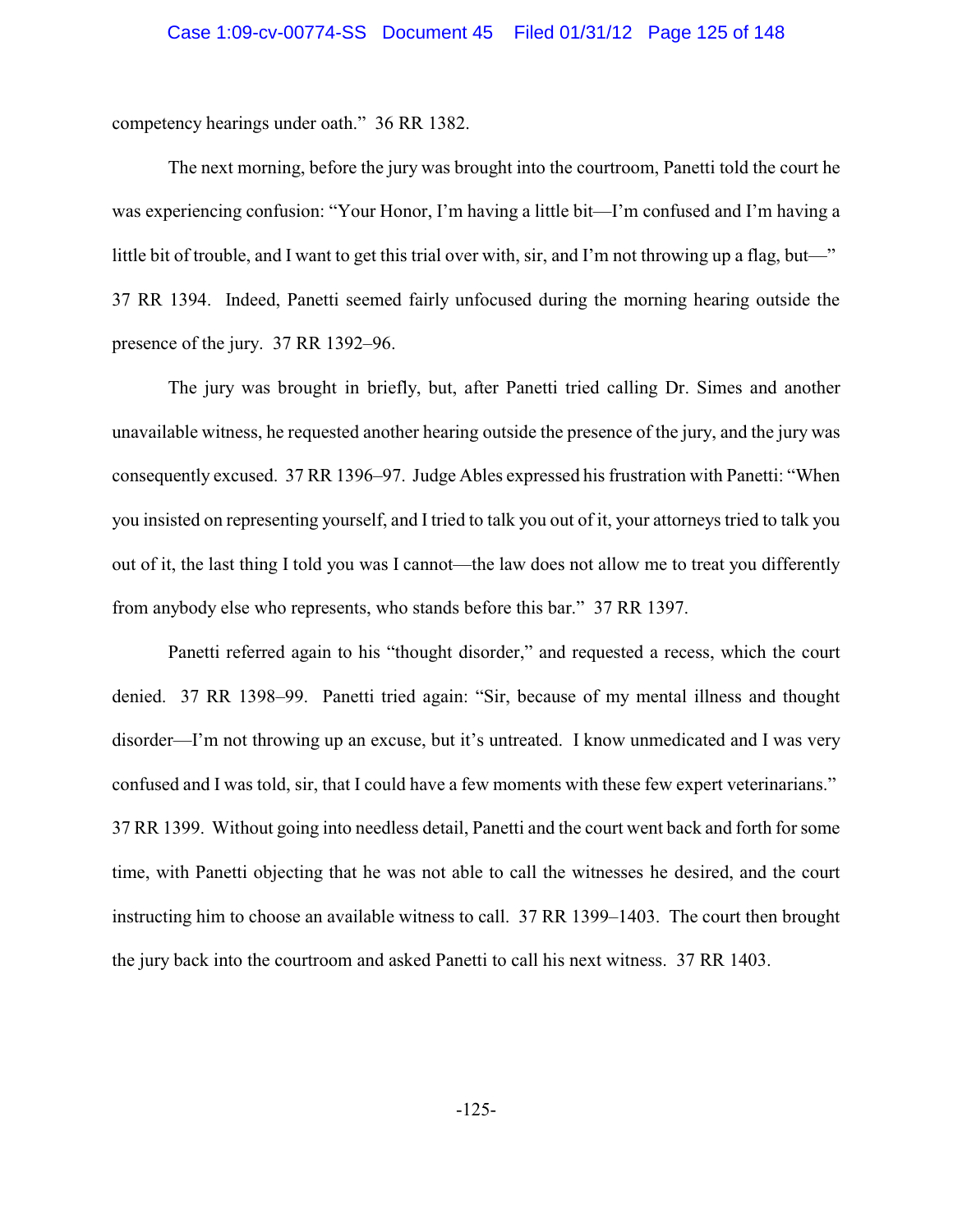competency hearings under oath." 36 RR 1382.

The next morning, before the jury was brought into the courtroom, Panetti told the court he was experiencing confusion: "Your Honor, I'm having a little bit—I'm confused and I'm having a little bit of trouble, and I want to get this trial over with, sir, and I'm not throwing up a flag, but—" 37 RR 1394. Indeed, Panetti seemed fairly unfocused during the morning hearing outside the presence of the jury. 37 RR 1392–96.

The jury was brought in briefly, but, after Panetti tried calling Dr. Simes and another unavailable witness, he requested another hearing outside the presence of the jury, and the jury was consequently excused. 37 RR 1396–97. Judge Ables expressed his frustration with Panetti: "When you insisted on representing yourself, and I tried to talk you out of it, your attorneys tried to talk you out of it, the last thing I told you was I cannot—the law does not allow me to treat you differently from anybody else who represents, who stands before this bar." 37 RR 1397.

Panetti referred again to his "thought disorder," and requested a recess, which the court denied. 37 RR 1398–99. Panetti tried again: "Sir, because of my mental illness and thought disorder—I'm not throwing up an excuse, but it's untreated. I know unmedicated and I was very confused and I was told, sir, that I could have a few moments with these few expert veterinarians." 37 RR 1399. Without going into needless detail, Panetti and the court went back and forth for some time, with Panetti objecting that he was not able to call the witnesses he desired, and the court instructing him to choose an available witness to call. 37 RR 1399–1403. The court then brought the jury back into the courtroom and asked Panetti to call his next witness. 37 RR 1403.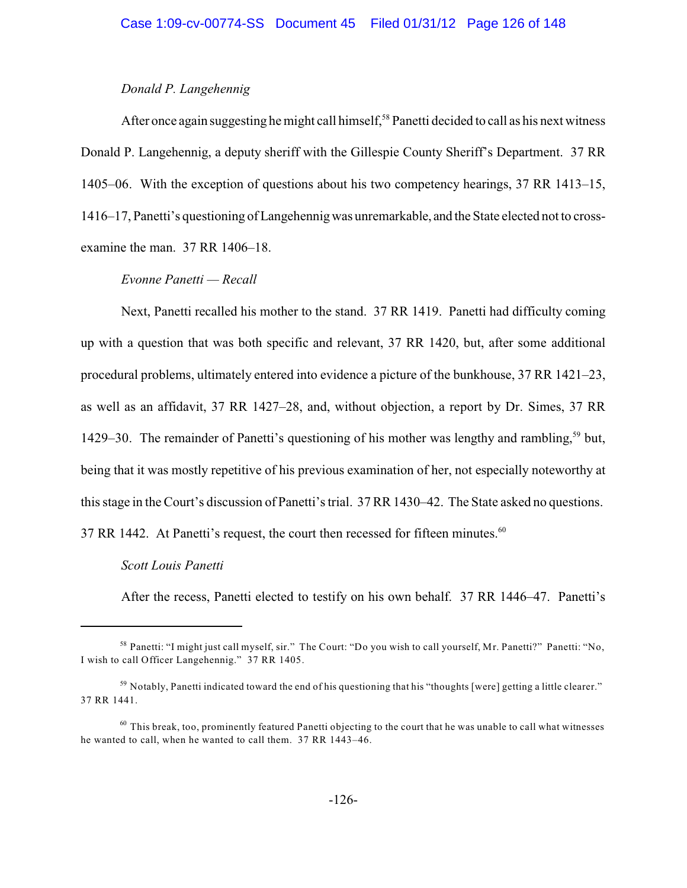*Donald P. Langehennig*

After once again suggesting he might call himself,[58] Panetti decided to call as his next witness Donald P. Langehennig, a deputy sheriff with the Gillespie County Sheriff's Department. 37 RR 1405–06. With the exception of questions about his two competency hearings, 37 RR 1413–15, 1416–17, Panetti's questioning of Langehennig was unremarkable, and the State elected not to cross-examine the man. 37 RR 1406–18.

*Evonne Panetti — Recall*

Next, Panetti recalled his mother to the stand. 37 RR 1419. Panetti had difficulty coming up with a question that was both specific and relevant, 37 RR 1420, but, after some additional procedural problems, ultimately entered into evidence a picture of the bunkhouse, 37 RR 1421–23, as well as an affidavit, 37 RR 1427–28, and, without objection, a report by Dr. Simes, 37 RR 1429–30. The remainder of Panetti's questioning of his mother was lengthy and rambling,[59] but, being that it was mostly repetitive of his previous examination of her, not especially noteworthy at this stage in the Court's discussion of Panetti's trial. 37 RR 1430–42. The State asked no questions. 37 RR 1442. At Panetti's request, the court then recessed for fifteen minutes.[60]

*Scott Louis Panetti*

After the recess, Panetti elected to testify on his own behalf. 37 RR 1446–47. Panetti's

---

[58] Panetti: "I might just call myself, sir." The Court: "Do you wish to call yourself, Mr. Panetti?" Panetti: "No, I wish to call Officer Langehennig." 37 RR 1405.

[59] Notably, Panetti indicated toward the end of his questioning that his "thoughts [were] getting a little clearer." 37 RR 1441.

[60] This break, too, prominently featured Panetti objecting to the court that he was unable to call what witnesses he wanted to call, when he wanted to call them. 37 RR 1443–46.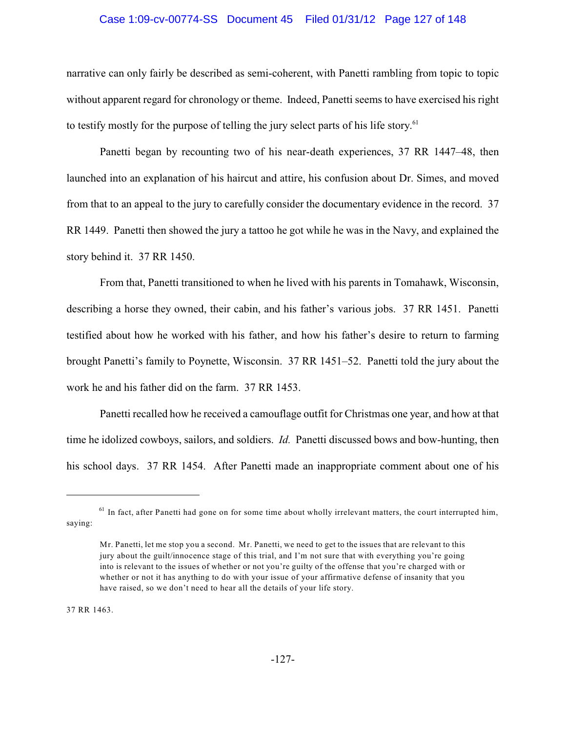narrative can only fairly be described as semi-coherent, with Panetti rambling from topic to topic without apparent regard for chronology or theme. Indeed, Panetti seems to have exercised his right to testify mostly for the purpose of telling the jury select parts of his life story.[61]

Panetti began by recounting two of his near-death experiences, 37 RR 1447–48, then launched into an explanation of his haircut and attire, his confusion about Dr. Simes, and moved from that to an appeal to the jury to carefully consider the documentary evidence in the record. 37 RR 1449. Panetti then showed the jury a tattoo he got while he was in the Navy, and explained the story behind it. 37 RR 1450.

From that, Panetti transitioned to when he lived with his parents in Tomahawk, Wisconsin, describing a horse they owned, their cabin, and his father's various jobs. 37 RR 1451. Panetti testified about how he worked with his father, and how his father's desire to return to farming brought Panetti's family to Poynette, Wisconsin. 37 RR 1451–52. Panetti told the jury about the work he and his father did on the farm. 37 RR 1453.

Panetti recalled how he received a camouflage outfit for Christmas one year, and how at that time he idolized cowboys, sailors, and soldiers. *Id.* Panetti discussed bows and bow-hunting, then his school days. 37 RR 1454. After Panetti made an inappropriate comment about one of his

---

[61] In fact, after Panetti had gone on for some time about wholly irrelevant matters, the court interrupted him, saying:

> Mr. Panetti, let me stop you a second. Mr. Panetti, we need to get to the issues that are relevant to this jury about the guilt/innocence stage of this trial, and I'm not sure that with everything you're going into is relevant to the issues of whether or not you're guilty of the offense that you're charged with or whether or not it has anything to do with your issue of your affirmative defense of insanity that you have raised, so we don't need to hear all the details of your life story.

37 RR 1463.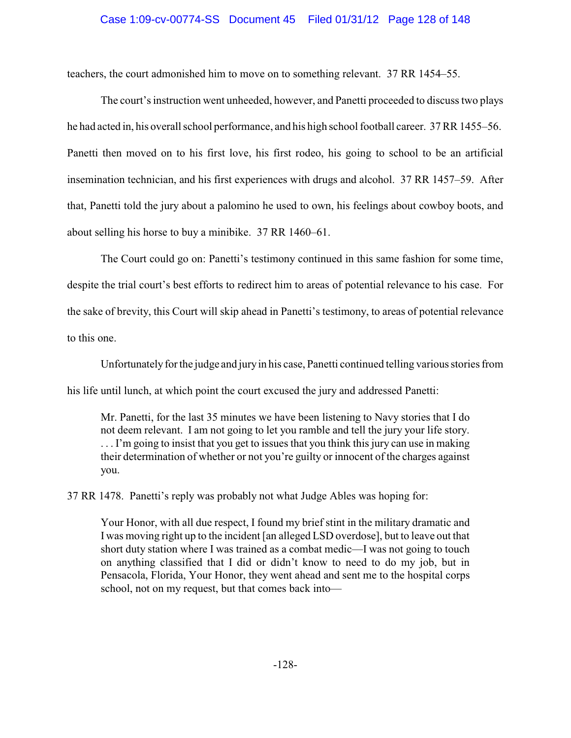teachers, the court admonished him to move on to something relevant. 37 RR 1454–55.

The court's instruction went unheeded, however, and Panetti proceeded to discuss two plays he had acted in, his overall school performance, and his high school football career. 37 RR 1455–56. Panetti then moved on to his first love, his first rodeo, his going to school to be an artificial insemination technician, and his first experiences with drugs and alcohol. 37 RR 1457–59. After that, Panetti told the jury about a palomino he used to own, his feelings about cowboy boots, and about selling his horse to buy a minibike. 37 RR 1460–61.

The Court could go on: Panetti's testimony continued in this same fashion for some time, despite the trial court's best efforts to redirect him to areas of potential relevance to his case. For the sake of brevity, this Court will skip ahead in Panetti's testimony, to areas of potential relevance to this one.

Unfortunately for the judge and jury in his case, Panetti continued telling various stories from his life until lunch, at which point the court excused the jury and addressed Panetti:

> Mr. Panetti, for the last 35 minutes we have been listening to Navy stories that I do not deem relevant. I am not going to let you ramble and tell the jury your life story. . . . I'm going to insist that you get to issues that you think this jury can use in making their determination of whether or not you're guilty or innocent of the charges against you.

37 RR 1478. Panetti's reply was probably not what Judge Ables was hoping for:

> Your Honor, with all due respect, I found my brief stint in the military dramatic and I was moving right up to the incident [an alleged LSD overdose], but to leave out that short duty station where I was trained as a combat medic—I was not going to touch on anything classified that I did or didn't know to need to do my job, but in Pensacola, Florida, Your Honor, they went ahead and sent me to the hospital corps school, not on my request, but that comes back into—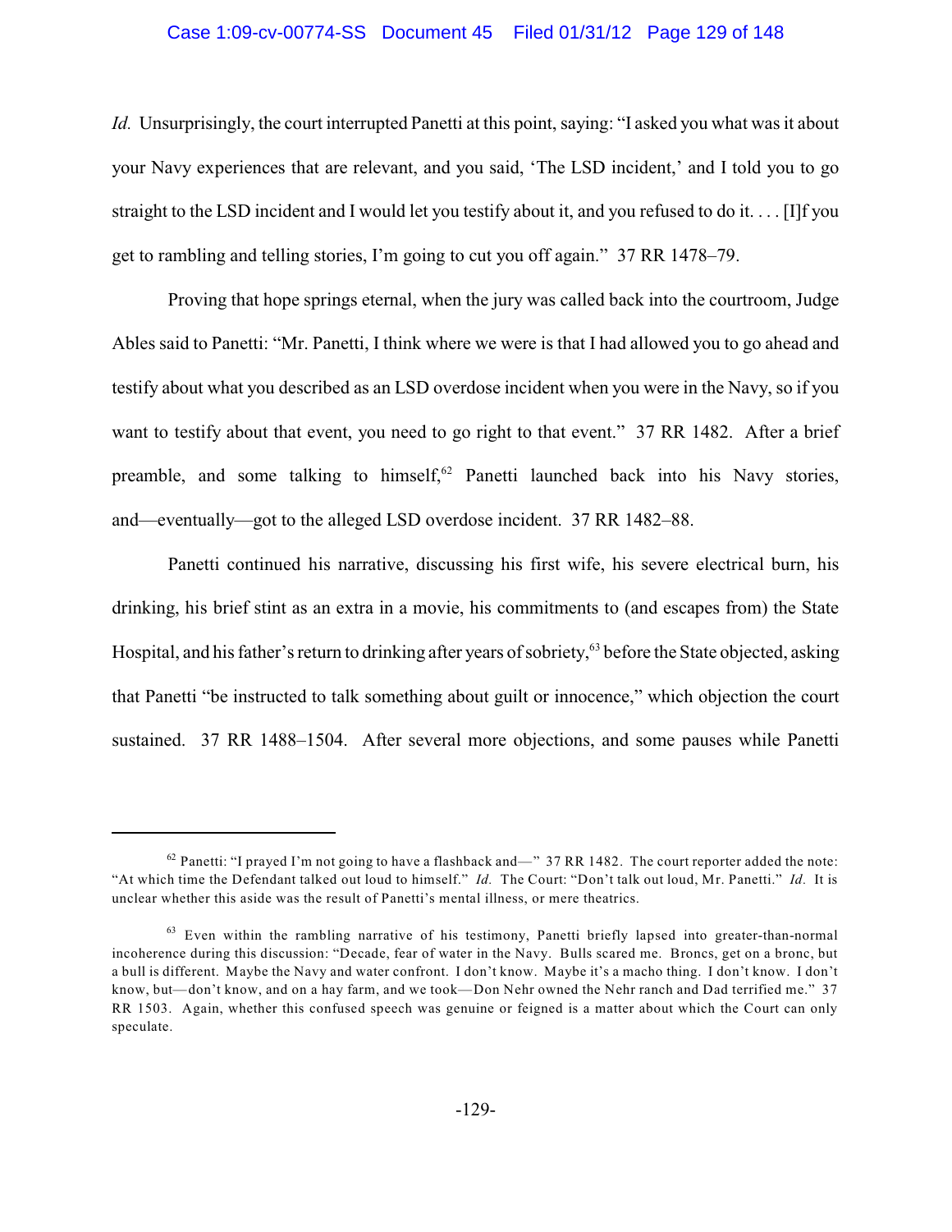*Id.* Unsurprisingly, the court interrupted Panetti at this point, saying: "I asked you what was it about your Navy experiences that are relevant, and you said, 'The LSD incident,' and I told you to go straight to the LSD incident and I would let you testify about it, and you refused to do it. . . . [I]f you get to rambling and telling stories, I'm going to cut you off again." 37 RR 1478–79.

Proving that hope springs eternal, when the jury was called back into the courtroom, Judge Ables said to Panetti: "Mr. Panetti, I think where we were is that I had allowed you to go ahead and testify about what you described as an LSD overdose incident when you were in the Navy, so if you want to testify about that event, you need to go right to that event." 37 RR 1482. After a brief preamble, and some talking to himself,[62] Panetti launched back into his Navy stories, and—eventually—got to the alleged LSD overdose incident. 37 RR 1482–88.

Panetti continued his narrative, discussing his first wife, his severe electrical burn, his drinking, his brief stint as an extra in a movie, his commitments to (and escapes from) the State Hospital, and his father's return to drinking after years of sobriety,[63] before the State objected, asking that Panetti "be instructed to talk something about guilt or innocence," which objection the court sustained. 37 RR 1488–1504. After several more objections, and some pauses while Panetti

---

[62] Panetti: "I prayed I'm not going to have a flashback and—" 37 RR 1482. The court reporter added the note: "At which time the Defendant talked out loud to himself." *Id.* The Court: "Don't talk out loud, Mr. Panetti." *Id.* It is unclear whether this aside was the result of Panetti's mental illness, or mere theatrics.

[63] Even within the rambling narrative of his testimony, Panetti briefly lapsed into greater-than-normal incoherence during this discussion: "Decade, fear of water in the Navy. Bulls scared me. Broncs, get on a bronc, but a bull is different. Maybe the Navy and water confront. I don't know. Maybe it's a macho thing. I don't know. I don't know, but—don't know, and on a hay farm, and we took—Don Nehr owned the Nehr ranch and Dad terrified me." 37 RR 1503. Again, whether this confused speech was genuine or feigned is a matter about which the Court can only speculate.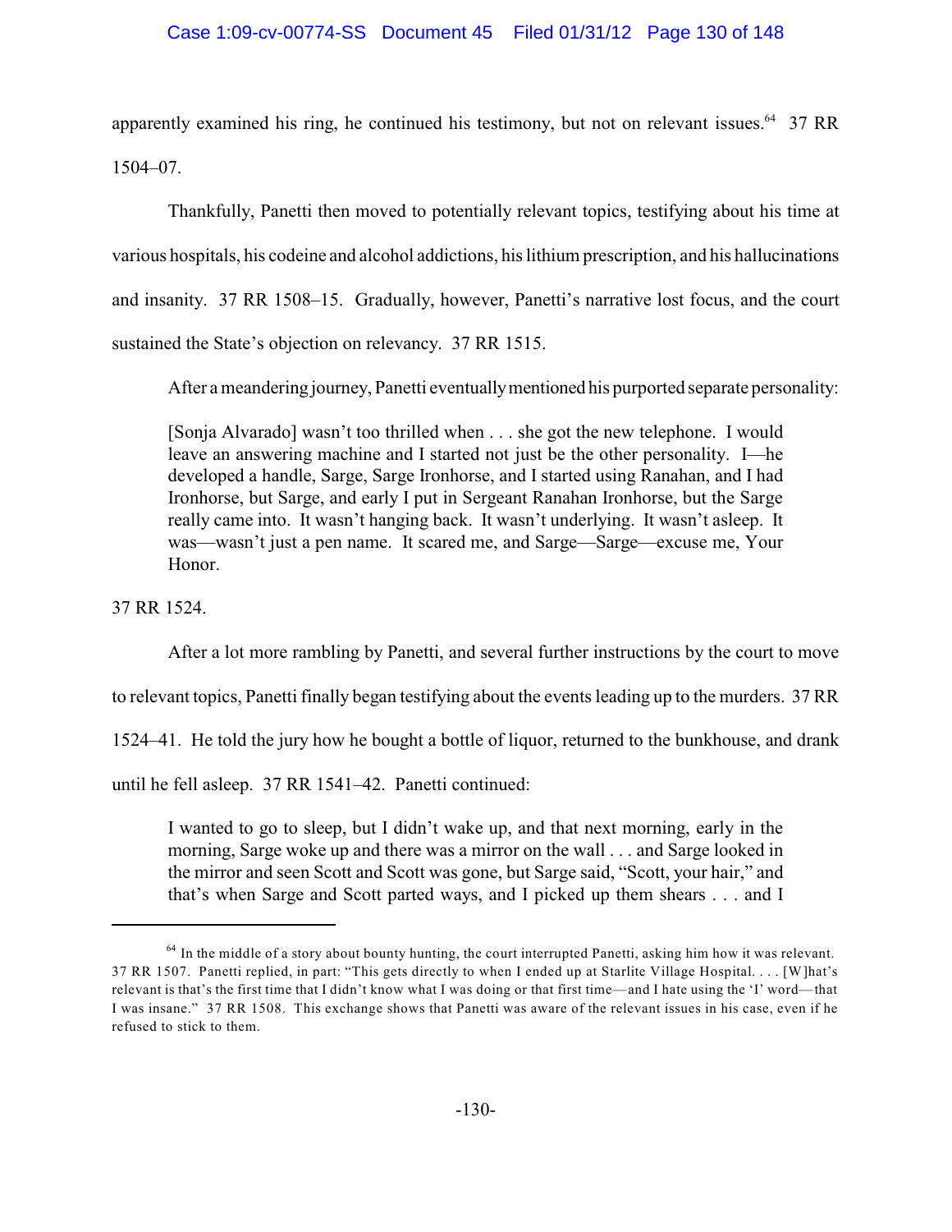apparently examined his ring, he continued his testimony, but not on relevant issues.[64] 37 RR 1504–07.

Thankfully, Panetti then moved to potentially relevant topics, testifying about his time at various hospitals, his codeine and alcohol addictions, his lithium prescription, and his hallucinations and insanity. 37 RR 1508–15. Gradually, however, Panetti's narrative lost focus, and the court sustained the State's objection on relevancy. 37 RR 1515.

After a meandering journey, Panetti eventually mentioned his purported separate personality:

> [Sonja Alvarado] wasn't too thrilled when . . . she got the new telephone. I would leave an answering machine and I started not just be the other personality. I—he developed a handle, Sarge, Sarge Ironhorse, and I started using Ranahan, and I had Ironhorse, but Sarge, and early I put in Sergeant Ranahan Ironhorse, but the Sarge really came into. It wasn't hanging back. It wasn't underlying. It wasn't asleep. It was—wasn't just a pen name. It scared me, and Sarge—Sarge—excuse me, Your Honor.

37 RR 1524.

After a lot more rambling by Panetti, and several further instructions by the court to move to relevant topics, Panetti finally began testifying about the events leading up to the murders. 37 RR 1524–41. He told the jury how he bought a bottle of liquor, returned to the bunkhouse, and drank until he fell asleep. 37 RR 1541–42. Panetti continued:

> I wanted to go to sleep, but I didn't wake up, and that next morning, early in the morning, Sarge woke up and there was a mirror on the wall . . . and Sarge looked in the mirror and seen Scott and Scott was gone, but Sarge said, "Scott, your hair," and that's when Sarge and Scott parted ways, and I picked up them shears . . . and I

---

[64] In the middle of a story about bounty hunting, the court interrupted Panetti, asking him how it was relevant. 37 RR 1507. Panetti replied, in part: "This gets directly to when I ended up at Starlite Village Hospital. . . . [W]hat's relevant is that's the first time that I didn't know what I was doing or that first time—and I hate using the 'I' word—that I was insane." 37 RR 1508. This exchange shows that Panetti was aware of the relevant issues in his case, even if he refused to stick to them.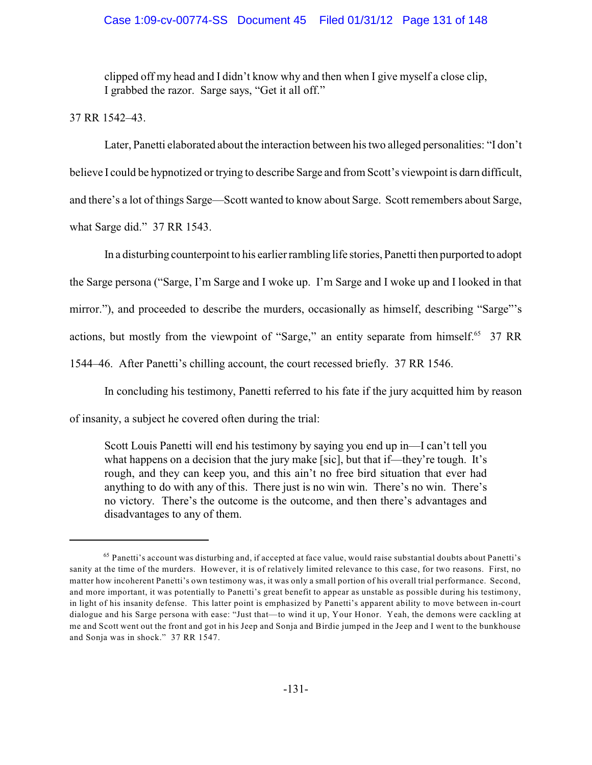> clipped off my head and I didn't know why and then when I give myself a close clip, I grabbed the razor. Sarge says, "Get it all off."

37 RR 1542–43.

Later, Panetti elaborated about the interaction between his two alleged personalities: "I don't believe I could be hypnotized or trying to describe Sarge and from Scott's viewpoint is darn difficult, and there's a lot of things Sarge—Scott wanted to know about Sarge. Scott remembers about Sarge, what Sarge did." 37 RR 1543.

In a disturbing counterpoint to his earlier rambling life stories, Panetti then purported to adopt the Sarge persona ("Sarge, I'm Sarge and I woke up. I'm Sarge and I woke up and I looked in that mirror."), and proceeded to describe the murders, occasionally as himself, describing "Sarge"'s actions, but mostly from the viewpoint of "Sarge," an entity separate from himself.[65] 37 RR 1544–46. After Panetti's chilling account, the court recessed briefly. 37 RR 1546.

In concluding his testimony, Panetti referred to his fate if the jury acquitted him by reason of insanity, a subject he covered often during the trial:

> Scott Louis Panetti will end his testimony by saying you end up in—I can't tell you what happens on a decision that the jury make [sic], but that if—they're tough. It's rough, and they can keep you, and this ain't no free bird situation that ever had anything to do with any of this. There just is no win win. There's no win. There's no victory. There's the outcome is the outcome, and then there's advantages and disadvantages to any of them.

---

[65] Panetti's account was disturbing and, if accepted at face value, would raise substantial doubts about Panetti's sanity at the time of the murders. However, it is of relatively limited relevance to this case, for two reasons. First, no matter how incoherent Panetti's own testimony was, it was only a small portion of his overall trial performance. Second, and more important, it was potentially to Panetti's great benefit to appear as unstable as possible during his testimony, in light of his insanity defense. This latter point is emphasized by Panetti's apparent ability to move between in-court dialogue and his Sarge persona with ease: "Just that—to wind it up, Your Honor. Yeah, the demons were cackling at me and Scott went out the front and got in his Jeep and Sonja and Birdie jumped in the Jeep and I went to the bunkhouse and Sonja was in shock." 37 RR 1547.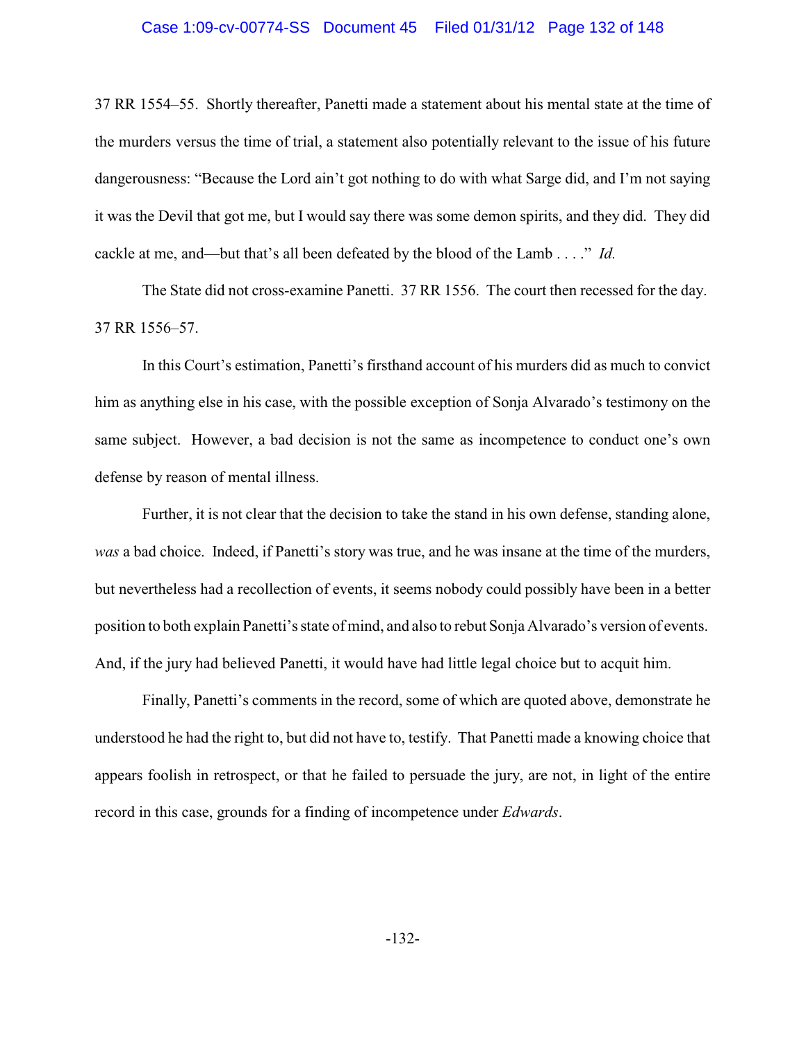37 RR 1554–55. Shortly thereafter, Panetti made a statement about his mental state at the time of the murders versus the time of trial, a statement also potentially relevant to the issue of his future dangerousness: "Because the Lord ain't got nothing to do with what Sarge did, and I'm not saying it was the Devil that got me, but I would say there was some demon spirits, and they did. They did cackle at me, and—but that's all been defeated by the blood of the Lamb . . . ." *Id.*

The State did not cross-examine Panetti. 37 RR 1556. The court then recessed for the day. 37 RR 1556–57.

In this Court's estimation, Panetti's firsthand account of his murders did as much to convict him as anything else in his case, with the possible exception of Sonja Alvarado's testimony on the same subject. However, a bad decision is not the same as incompetence to conduct one's own defense by reason of mental illness.

Further, it is not clear that the decision to take the stand in his own defense, standing alone, *was* a bad choice. Indeed, if Panetti's story was true, and he was insane at the time of the murders, but nevertheless had a recollection of events, it seems nobody could possibly have been in a better position to both explain Panetti's state of mind, and also to rebut Sonja Alvarado's version of events. And, if the jury had believed Panetti, it would have had little legal choice but to acquit him.

Finally, Panetti's comments in the record, some of which are quoted above, demonstrate he understood he had the right to, but did not have to, testify. That Panetti made a knowing choice that appears foolish in retrospect, or that he failed to persuade the jury, are not, in light of the entire record in this case, grounds for a finding of incompetence under *Edwards*.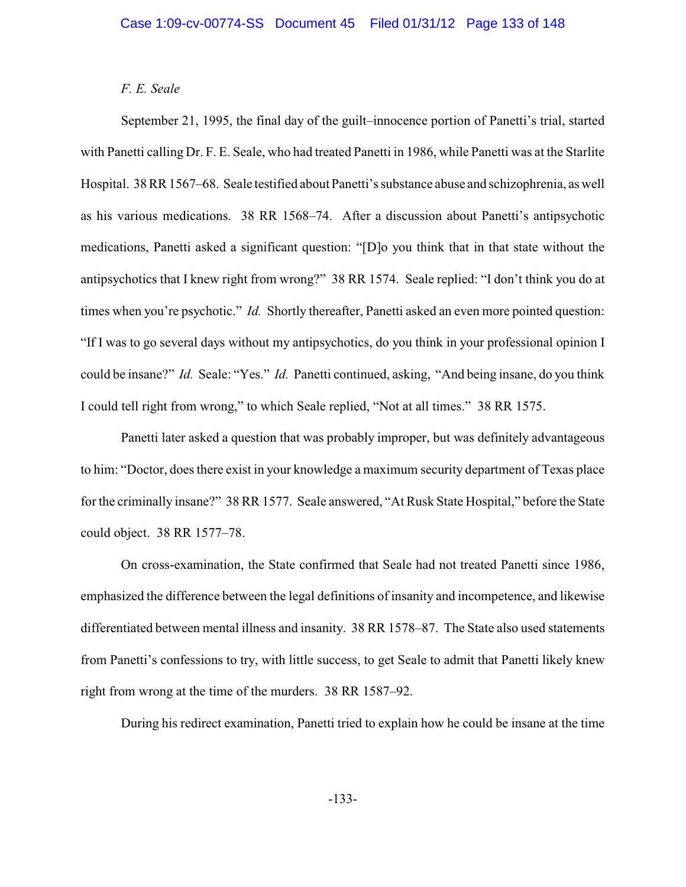*F. E. Seale*

September 21, 1995, the final day of the guilt–innocence portion of Panetti's trial, started with Panetti calling Dr. F. E. Seale, who had treated Panetti in 1986, while Panetti was at the Starlite Hospital. 38 RR 1567–68. Seale testified about Panetti's substance abuse and schizophrenia, as well as his various medications. 38 RR 1568–74. After a discussion about Panetti's antipsychotic medications, Panetti asked a significant question: "[D]o you think that in that state without the antipsychotics that I knew right from wrong?" 38 RR 1574. Seale replied: "I don't think you do at times when you're psychotic." *Id.* Shortly thereafter, Panetti asked an even more pointed question: "If I was to go several days without my antipsychotics, do you think in your professional opinion I could be insane?" *Id.* Seale: "Yes." *Id.* Panetti continued, asking, "And being insane, do you think I could tell right from wrong," to which Seale replied, "Not at all times." 38 RR 1575.

Panetti later asked a question that was probably improper, but was definitely advantageous to him: "Doctor, does there exist in your knowledge a maximum security department of Texas place for the criminally insane?" 38 RR 1577. Seale answered, "At Rusk State Hospital," before the State could object. 38 RR 1577–78.

On cross-examination, the State confirmed that Seale had not treated Panetti since 1986, emphasized the difference between the legal definitions of insanity and incompetence, and likewise differentiated between mental illness and insanity. 38 RR 1578–87. The State also used statements from Panetti's confessions to try, with little success, to get Seale to admit that Panetti likely knew right from wrong at the time of the murders. 38 RR 1587–92.

During his redirect examination, Panetti tried to explain how he could be insane at the time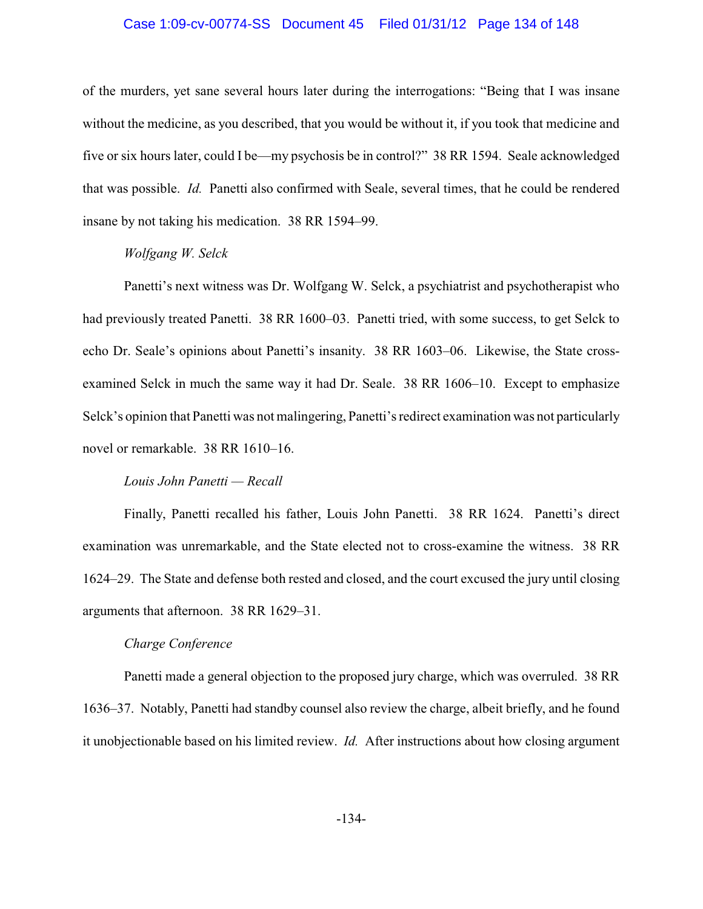of the murders, yet sane several hours later during the interrogations: "Being that I was insane without the medicine, as you described, that you would be without it, if you took that medicine and five or six hours later, could I be—my psychosis be in control?" 38 RR 1594. Seale acknowledged that was possible. *Id.* Panetti also confirmed with Seale, several times, that he could be rendered insane by not taking his medication. 38 RR 1594–99.

*Wolfgang W. Selck*

Panetti's next witness was Dr. Wolfgang W. Selck, a psychiatrist and psychotherapist who had previously treated Panetti. 38 RR 1600–03. Panetti tried, with some success, to get Selck to echo Dr. Seale's opinions about Panetti's insanity. 38 RR 1603–06. Likewise, the State cross-examined Selck in much the same way it had Dr. Seale. 38 RR 1606–10. Except to emphasize Selck's opinion that Panetti was not malingering, Panetti's redirect examination was not particularly novel or remarkable. 38 RR 1610–16.

*Louis John Panetti — Recall*

Finally, Panetti recalled his father, Louis John Panetti. 38 RR 1624. Panetti's direct examination was unremarkable, and the State elected not to cross-examine the witness. 38 RR 1624–29. The State and defense both rested and closed, and the court excused the jury until closing arguments that afternoon. 38 RR 1629–31.

*Charge Conference*

Panetti made a general objection to the proposed jury charge, which was overruled. 38 RR 1636–37. Notably, Panetti had standby counsel also review the charge, albeit briefly, and he found it unobjectionable based on his limited review. *Id.* After instructions about how closing argument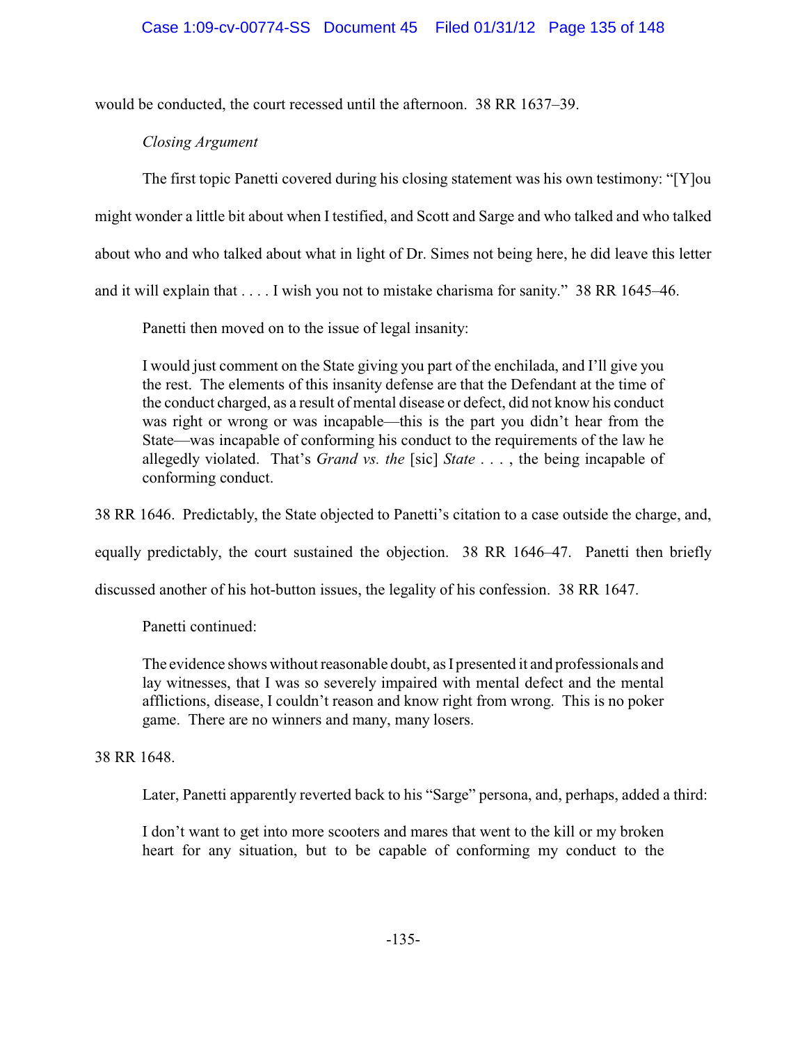would be conducted, the court recessed until the afternoon. 38 RR 1637–39.

*Closing Argument*

The first topic Panetti covered during his closing statement was his own testimony: "[Y]ou might wonder a little bit about when I testified, and Scott and Sarge and who talked and who talked about who and who talked about what in light of Dr. Simes not being here, he did leave this letter and it will explain that . . . . I wish you not to mistake charisma for sanity." 38 RR 1645–46.

Panetti then moved on to the issue of legal insanity:

> I would just comment on the State giving you part of the enchilada, and I'll give you the rest. The elements of this insanity defense are that the Defendant at the time of the conduct charged, as a result of mental disease or defect, did not know his conduct was right or wrong or was incapable—this is the part you didn't hear from the State—was incapable of conforming his conduct to the requirements of the law he allegedly violated. That's *Grand vs. the* [sic] *State* . . . , the being incapable of conforming conduct.

38 RR 1646. Predictably, the State objected to Panetti's citation to a case outside the charge, and, equally predictably, the court sustained the objection. 38 RR 1646–47. Panetti then briefly discussed another of his hot-button issues, the legality of his confession. 38 RR 1647.

Panetti continued:

> The evidence shows without reasonable doubt, as I presented it and professionals and lay witnesses, that I was so severely impaired with mental defect and the mental afflictions, disease, I couldn't reason and know right from wrong. This is no poker game. There are no winners and many, many losers.

38 RR 1648.

Later, Panetti apparently reverted back to his "Sarge" persona, and, perhaps, added a third:

> I don't want to get into more scooters and mares that went to the kill or my broken heart for any situation, but to be capable of conforming my conduct to the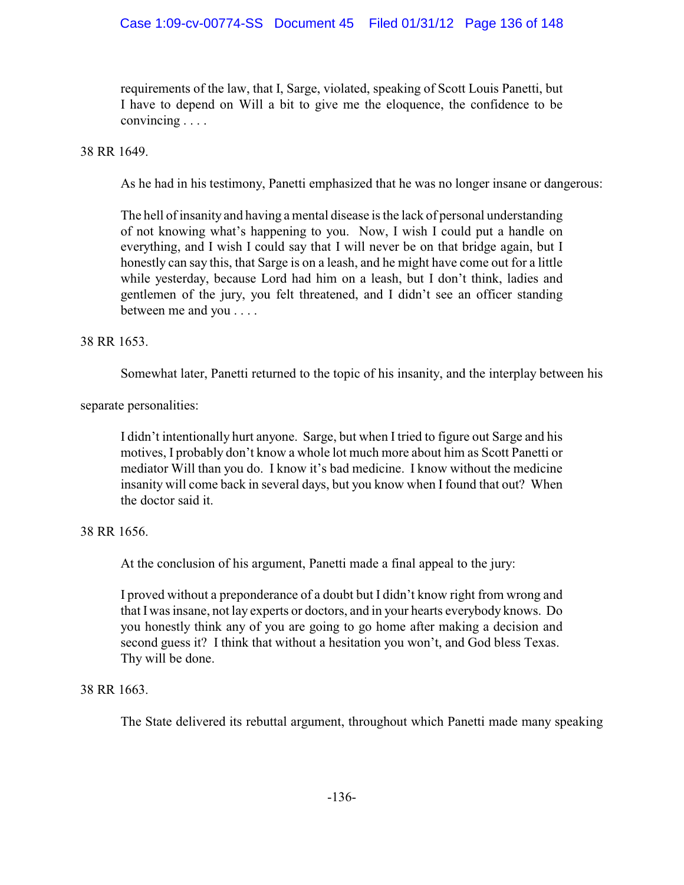> requirements of the law, that I, Sarge, violated, speaking of Scott Louis Panetti, but I have to depend on Will a bit to give me the eloquence, the confidence to be convincing . . . .

38 RR 1649.

As he had in his testimony, Panetti emphasized that he was no longer insane or dangerous:

> The hell of insanity and having a mental disease is the lack of personal understanding of not knowing what's happening to you. Now, I wish I could put a handle on everything, and I wish I could say that I will never be on that bridge again, but I honestly can say this, that Sarge is on a leash, and he might have come out for a little while yesterday, because Lord had him on a leash, but I don't think, ladies and gentlemen of the jury, you felt threatened, and I didn't see an officer standing between me and you . . . .

38 RR 1653.

Somewhat later, Panetti returned to the topic of his insanity, and the interplay between his separate personalities:

> I didn't intentionally hurt anyone. Sarge, but when I tried to figure out Sarge and his motives, I probably don't know a whole lot much more about him as Scott Panetti or mediator Will than you do. I know it's bad medicine. I know without the medicine insanity will come back in several days, but you know when I found that out? When the doctor said it.

38 RR 1656.

At the conclusion of his argument, Panetti made a final appeal to the jury:

> I proved without a preponderance of a doubt but I didn't know right from wrong and that I was insane, not lay experts or doctors, and in your hearts everybody knows. Do you honestly think any of you are going to go home after making a decision and second guess it? I think that without a hesitation you won't, and God bless Texas. Thy will be done.

38 RR 1663.

The State delivered its rebuttal argument, throughout which Panetti made many speaking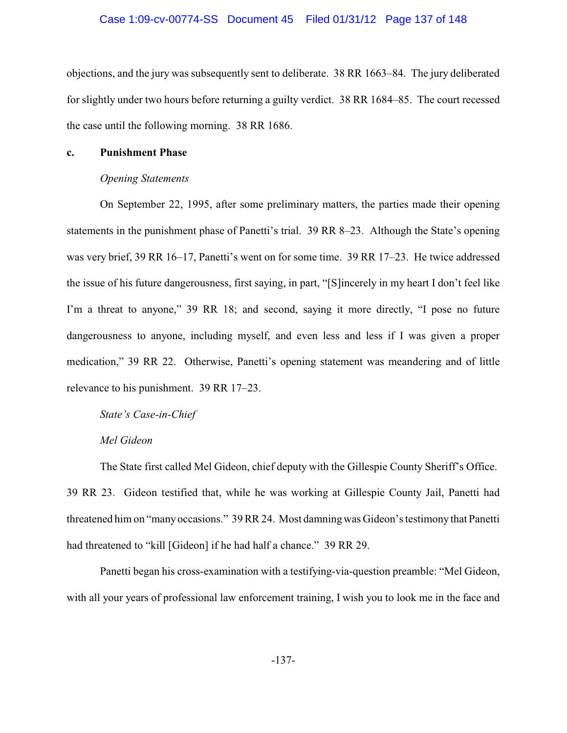objections, and the jury was subsequently sent to deliberate. 38 RR 1663–84. The jury deliberated for slightly under two hours before returning a guilty verdict. 38 RR 1684–85. The court recessed the case until the following morning. 38 RR 1686.

**c. Punishment Phase**

*Opening Statements*

On September 22, 1995, after some preliminary matters, the parties made their opening statements in the punishment phase of Panetti's trial. 39 RR 8–23. Although the State's opening was very brief, 39 RR 16–17, Panetti's went on for some time. 39 RR 17–23. He twice addressed the issue of his future dangerousness, first saying, in part, "[S]incerely in my heart I don't feel like I'm a threat to anyone," 39 RR 18; and second, saying it more directly, "I pose no future dangerousness to anyone, including myself, and even less and less if I was given a proper medication," 39 RR 22. Otherwise, Panetti's opening statement was meandering and of little relevance to his punishment. 39 RR 17–23.

*State's Case-in-Chief*

*Mel Gideon*

The State first called Mel Gideon, chief deputy with the Gillespie County Sheriff's Office. 39 RR 23. Gideon testified that, while he was working at Gillespie County Jail, Panetti had threatened him on "many occasions." 39 RR 24. Most damning was Gideon's testimony that Panetti had threatened to "kill [Gideon] if he had half a chance." 39 RR 29.

Panetti began his cross-examination with a testifying-via-question preamble: "Mel Gideon, with all your years of professional law enforcement training, I wish you to look me in the face and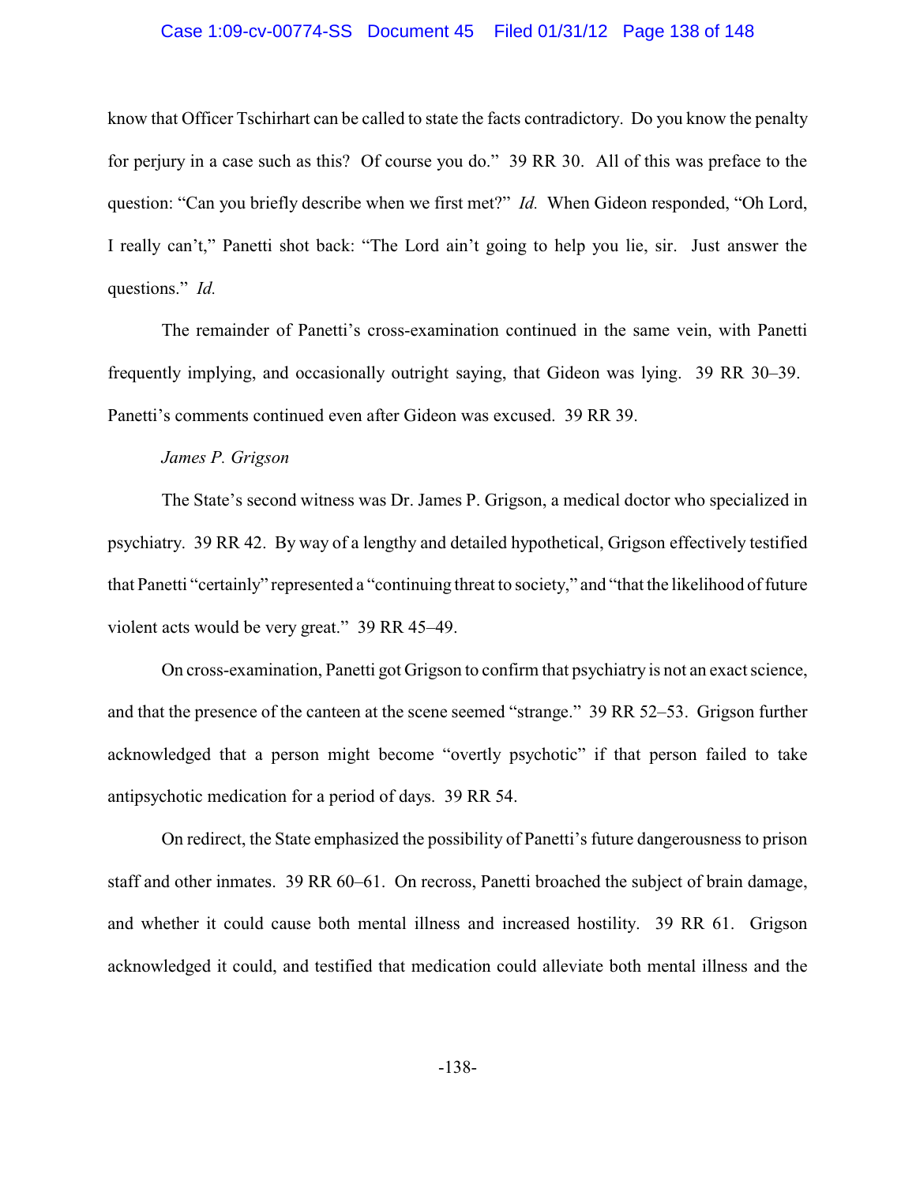know that Officer Tschirhart can be called to state the facts contradictory. Do you know the penalty for perjury in a case such as this? Of course you do." 39 RR 30. All of this was preface to the question: "Can you briefly describe when we first met?" *Id.* When Gideon responded, "Oh Lord, I really can't," Panetti shot back: "The Lord ain't going to help you lie, sir. Just answer the questions." *Id.*

The remainder of Panetti's cross-examination continued in the same vein, with Panetti frequently implying, and occasionally outright saying, that Gideon was lying. 39 RR 30–39. Panetti's comments continued even after Gideon was excused. 39 RR 39.

*James P. Grigson*

The State's second witness was Dr. James P. Grigson, a medical doctor who specialized in psychiatry. 39 RR 42. By way of a lengthy and detailed hypothetical, Grigson effectively testified that Panetti "certainly" represented a "continuing threat to society," and "that the likelihood of future violent acts would be very great." 39 RR 45–49.

On cross-examination, Panetti got Grigson to confirm that psychiatry is not an exact science, and that the presence of the canteen at the scene seemed "strange." 39 RR 52–53. Grigson further acknowledged that a person might become "overtly psychotic" if that person failed to take antipsychotic medication for a period of days. 39 RR 54.

On redirect, the State emphasized the possibility of Panetti's future dangerousness to prison staff and other inmates. 39 RR 60–61. On recross, Panetti broached the subject of brain damage, and whether it could cause both mental illness and increased hostility. 39 RR 61. Grigson acknowledged it could, and testified that medication could alleviate both mental illness and the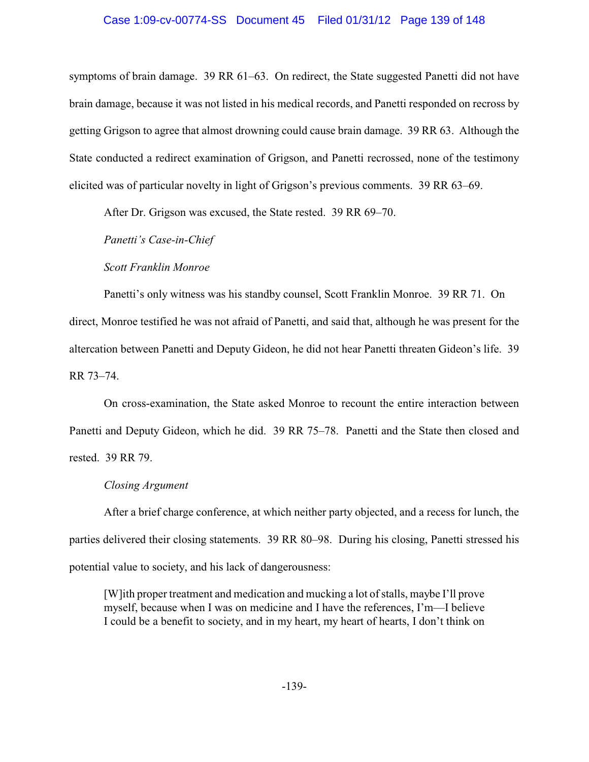symptoms of brain damage. 39 RR 61–63. On redirect, the State suggested Panetti did not have brain damage, because it was not listed in his medical records, and Panetti responded on recross by getting Grigson to agree that almost drowning could cause brain damage. 39 RR 63. Although the State conducted a redirect examination of Grigson, and Panetti recrossed, none of the testimony elicited was of particular novelty in light of Grigson's previous comments. 39 RR 63–69.

After Dr. Grigson was excused, the State rested. 39 RR 69–70.

*Panetti's Case-in-Chief*

*Scott Franklin Monroe*

Panetti's only witness was his standby counsel, Scott Franklin Monroe. 39 RR 71. On direct, Monroe testified he was not afraid of Panetti, and said that, although he was present for the altercation between Panetti and Deputy Gideon, he did not hear Panetti threaten Gideon's life. 39 RR 73–74.

On cross-examination, the State asked Monroe to recount the entire interaction between Panetti and Deputy Gideon, which he did. 39 RR 75–78. Panetti and the State then closed and rested. 39 RR 79.

*Closing Argument*

After a brief charge conference, at which neither party objected, and a recess for lunch, the parties delivered their closing statements. 39 RR 80–98. During his closing, Panetti stressed his potential value to society, and his lack of dangerousness:

> [W]ith proper treatment and medication and mucking a lot of stalls, maybe I'll prove myself, because when I was on medicine and I have the references, I'm—I believe I could be a benefit to society, and in my heart, my heart of hearts, I don't think on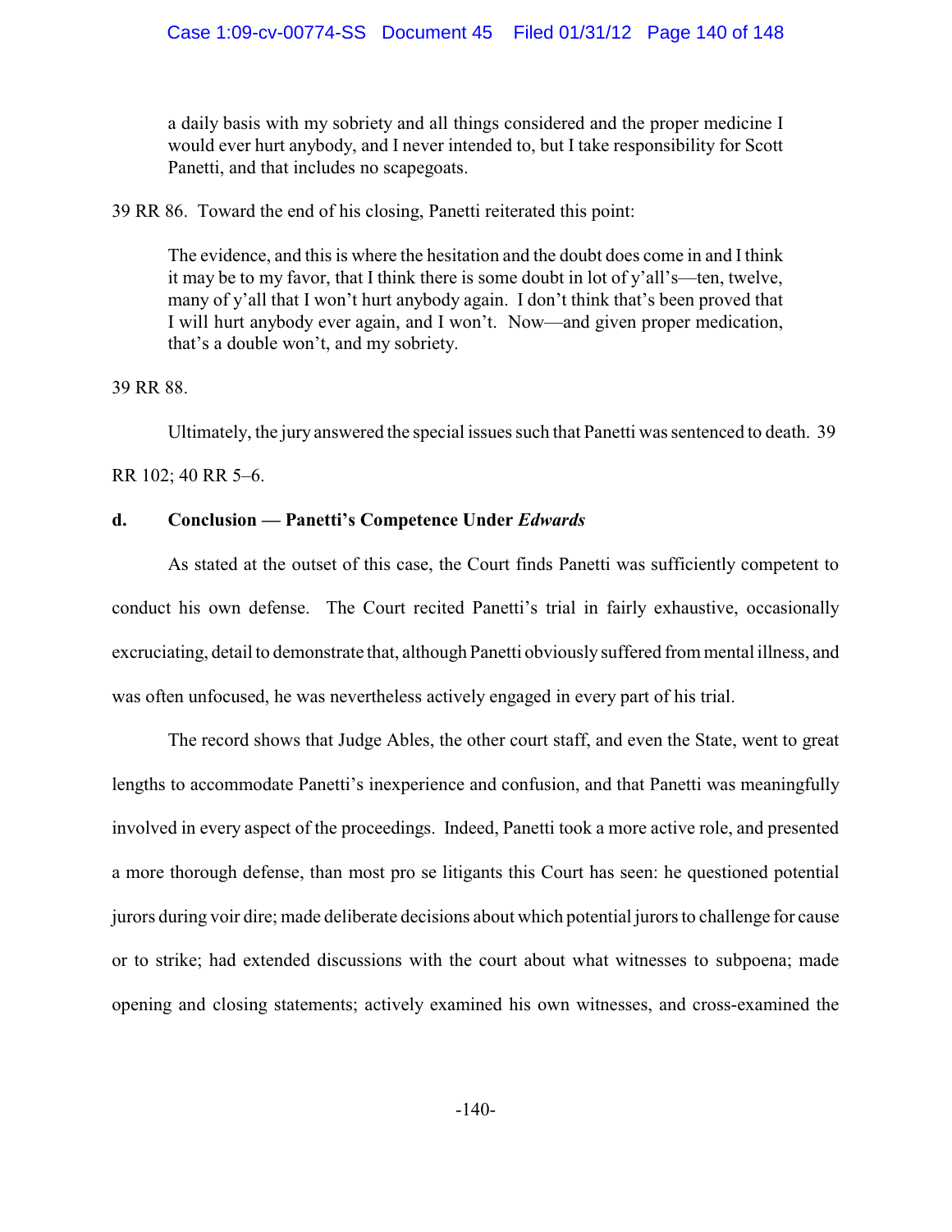> a daily basis with my sobriety and all things considered and the proper medicine I would ever hurt anybody, and I never intended to, but I take responsibility for Scott Panetti, and that includes no scapegoats.

39 RR 86. Toward the end of his closing, Panetti reiterated this point:

> The evidence, and this is where the hesitation and the doubt does come in and I think it may be to my favor, that I think there is some doubt in lot of y'all's—ten, twelve, many of y'all that I won't hurt anybody again. I don't think that's been proved that I will hurt anybody ever again, and I won't. Now—and given proper medication, that's a double won't, and my sobriety.

39 RR 88.

Ultimately, the jury answered the special issues such that Panetti was sentenced to death. 39 RR 102; 40 RR 5–6.

**d. Conclusion — Panetti's Competence Under *Edwards***

As stated at the outset of this case, the Court finds Panetti was sufficiently competent to conduct his own defense. The Court recited Panetti's trial in fairly exhaustive, occasionally excruciating, detail to demonstrate that, although Panetti obviously suffered from mental illness, and was often unfocused, he was nevertheless actively engaged in every part of his trial.

The record shows that Judge Ables, the other court staff, and even the State, went to great lengths to accommodate Panetti's inexperience and confusion, and that Panetti was meaningfully involved in every aspect of the proceedings. Indeed, Panetti took a more active role, and presented a more thorough defense, than most pro se litigants this Court has seen: he questioned potential jurors during voir dire; made deliberate decisions about which potential jurors to challenge for cause or to strike; had extended discussions with the court about what witnesses to subpoena; made opening and closing statements; actively examined his own witnesses, and cross-examined the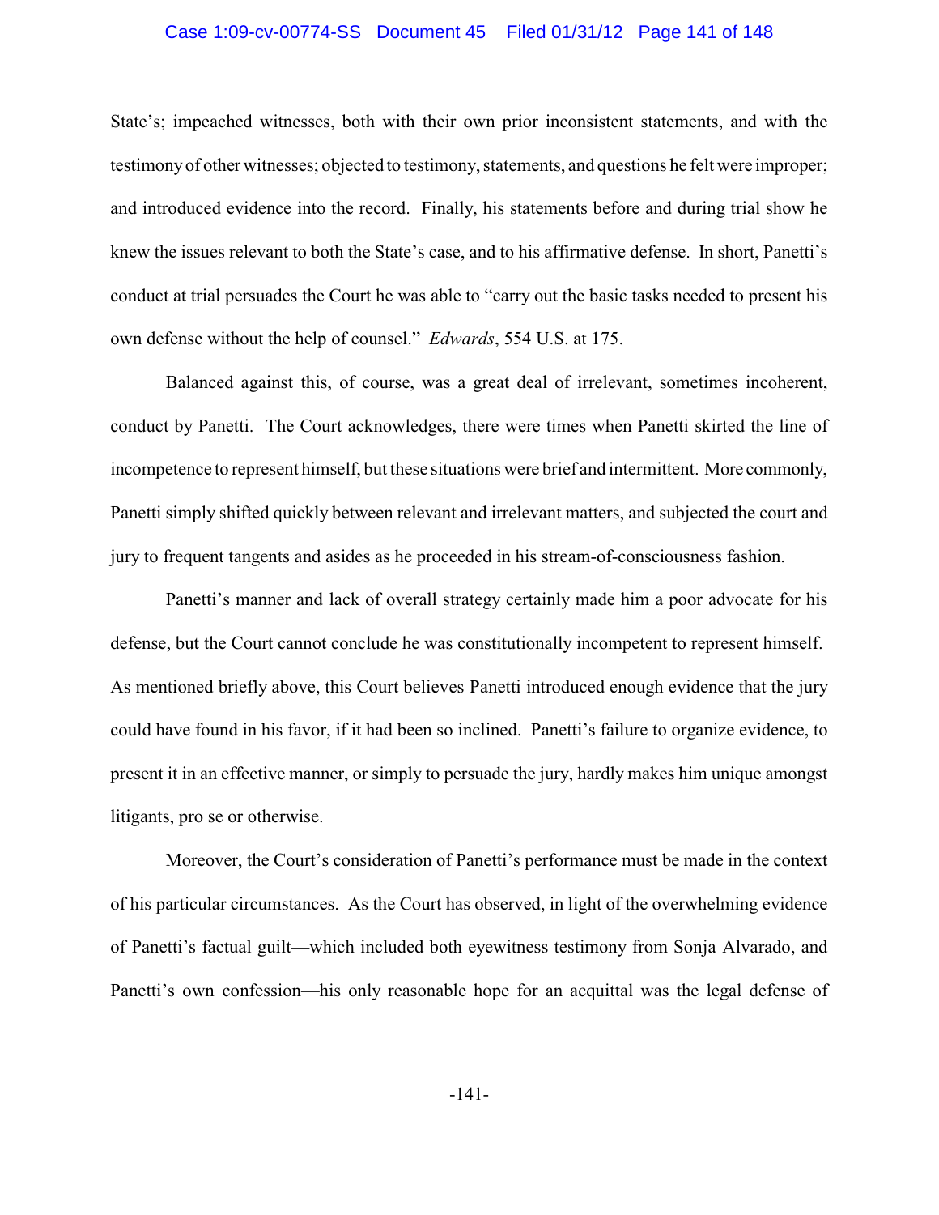State's; impeached witnesses, both with their own prior inconsistent statements, and with the testimony of other witnesses; objected to testimony, statements, and questions he felt were improper; and introduced evidence into the record. Finally, his statements before and during trial show he knew the issues relevant to both the State's case, and to his affirmative defense. In short, Panetti's conduct at trial persuades the Court he was able to "carry out the basic tasks needed to present his own defense without the help of counsel." *Edwards*, 554 U.S. at 175.

Balanced against this, of course, was a great deal of irrelevant, sometimes incoherent, conduct by Panetti. The Court acknowledges, there were times when Panetti skirted the line of incompetence to represent himself, but these situations were brief and intermittent. More commonly, Panetti simply shifted quickly between relevant and irrelevant matters, and subjected the court and jury to frequent tangents and asides as he proceeded in his stream-of-consciousness fashion.

Panetti's manner and lack of overall strategy certainly made him a poor advocate for his defense, but the Court cannot conclude he was constitutionally incompetent to represent himself. As mentioned briefly above, this Court believes Panetti introduced enough evidence that the jury could have found in his favor, if it had been so inclined. Panetti's failure to organize evidence, to present it in an effective manner, or simply to persuade the jury, hardly makes him unique amongst litigants, pro se or otherwise.

Moreover, the Court's consideration of Panetti's performance must be made in the context of his particular circumstances. As the Court has observed, in light of the overwhelming evidence of Panetti's factual guilt—which included both eyewitness testimony from Sonja Alvarado, and Panetti's own confession—his only reasonable hope for an acquittal was the legal defense of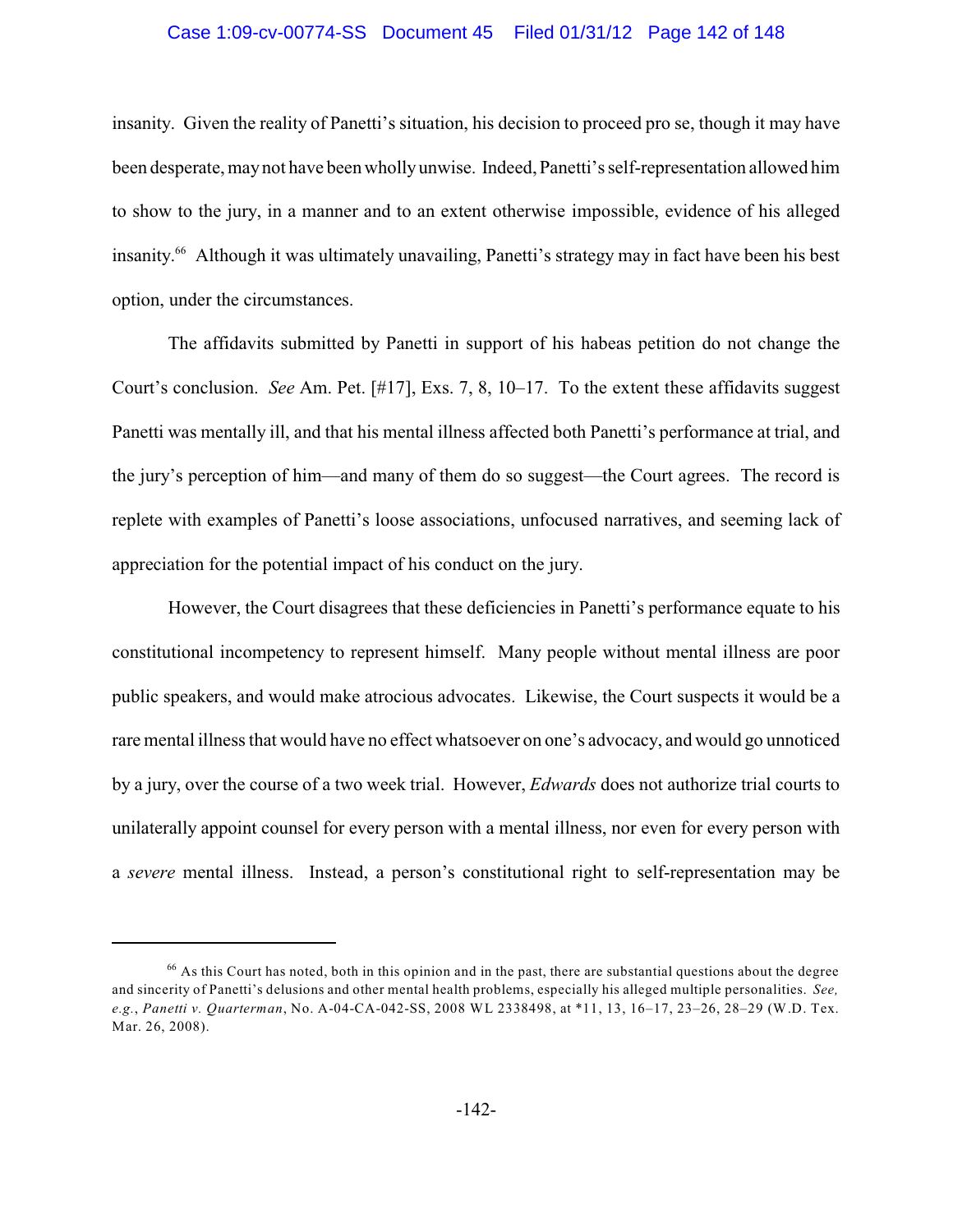insanity. Given the reality of Panetti's situation, his decision to proceed pro se, though it may have been desperate, may not have been wholly unwise. Indeed, Panetti's self-representation allowed him to show to the jury, in a manner and to an extent otherwise impossible, evidence of his alleged insanity.[66] Although it was ultimately unavailing, Panetti's strategy may in fact have been his best option, under the circumstances.

The affidavits submitted by Panetti in support of his habeas petition do not change the Court's conclusion. *See* Am. Pet. [#17], Exs. 7, 8, 10–17. To the extent these affidavits suggest Panetti was mentally ill, and that his mental illness affected both Panetti's performance at trial, and the jury's perception of him—and many of them do so suggest—the Court agrees. The record is replete with examples of Panetti's loose associations, unfocused narratives, and seeming lack of appreciation for the potential impact of his conduct on the jury.

However, the Court disagrees that these deficiencies in Panetti's performance equate to his constitutional incompetency to represent himself. Many people without mental illness are poor public speakers, and would make atrocious advocates. Likewise, the Court suspects it would be a rare mental illness that would have no effect whatsoever on one's advocacy, and would go unnoticed by a jury, over the course of a two week trial. However, *Edwards* does not authorize trial courts to unilaterally appoint counsel for every person with a mental illness, nor even for every person with a *severe* mental illness. Instead, a person's constitutional right to self-representation may be

---

[66] As this Court has noted, both in this opinion and in the past, there are substantial questions about the degree and sincerity of Panetti's delusions and other mental health problems, especially his alleged multiple personalities. *See, e.g.*, *Panetti v. Quarterman*, No. A-04-CA-042-SS, 2008 WL 2338498, at *11, 13, 16–17, 23–26, 28–29 (W.D. Tex. Mar. 26, 2008).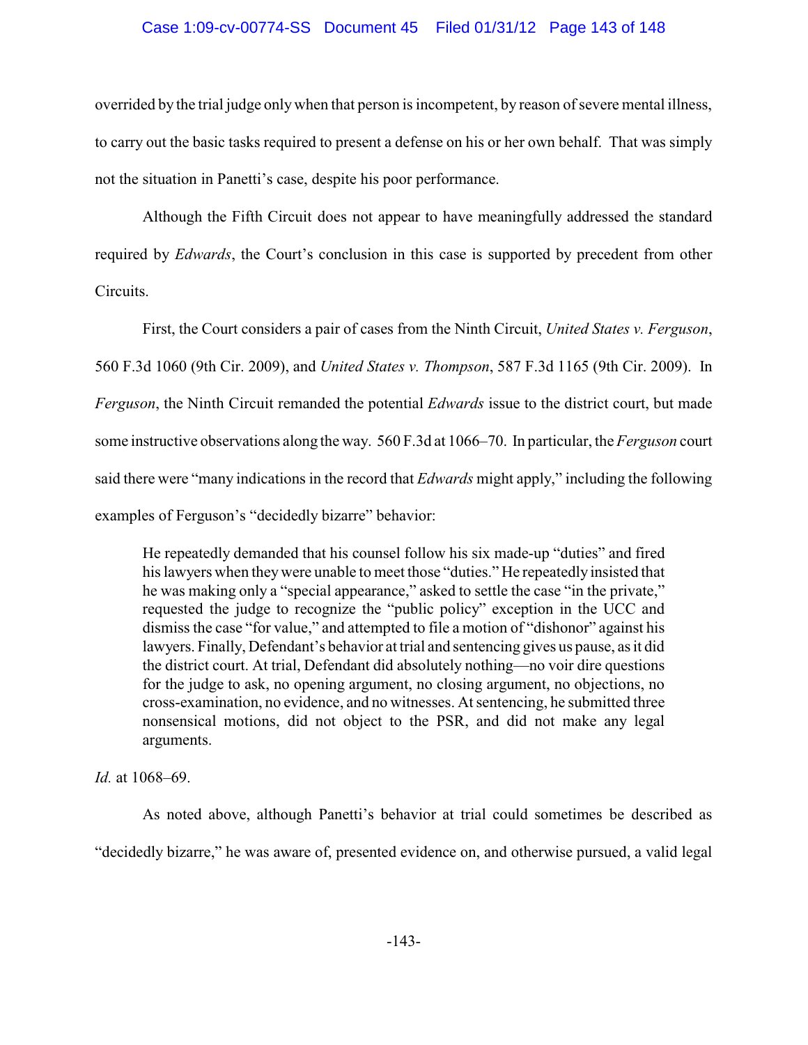overrided by the trial judge only when that person is incompetent, by reason of severe mental illness, to carry out the basic tasks required to present a defense on his or her own behalf. That was simply not the situation in Panetti's case, despite his poor performance.

Although the Fifth Circuit does not appear to have meaningfully addressed the standard required by *Edwards*, the Court's conclusion in this case is supported by precedent from other Circuits.

First, the Court considers a pair of cases from the Ninth Circuit, *United States v. Ferguson*, 560 F.3d 1060 (9th Cir. 2009), and *United States v. Thompson*, 587 F.3d 1165 (9th Cir. 2009). In *Ferguson*, the Ninth Circuit remanded the potential *Edwards* issue to the district court, but made some instructive observations along the way. 560 F.3d at 1066–70. In particular, the *Ferguson* court said there were "many indications in the record that *Edwards* might apply," including the following examples of Ferguson's "decidedly bizarre" behavior:

> He repeatedly demanded that his counsel follow his six made-up "duties" and fired his lawyers when they were unable to meet those "duties." He repeatedly insisted that he was making only a "special appearance," asked to settle the case "in the private," requested the judge to recognize the "public policy" exception in the UCC and dismiss the case "for value," and attempted to file a motion of "dishonor" against his lawyers. Finally, Defendant's behavior at trial and sentencing gives us pause, as it did the district court. At trial, Defendant did absolutely nothing—no voir dire questions for the judge to ask, no opening argument, no closing argument, no objections, no cross-examination, no evidence, and no witnesses. At sentencing, he submitted three nonsensical motions, did not object to the PSR, and did not make any legal arguments.

*Id.* at 1068–69.

As noted above, although Panetti's behavior at trial could sometimes be described as "decidedly bizarre," he was aware of, presented evidence on, and otherwise pursued, a valid legal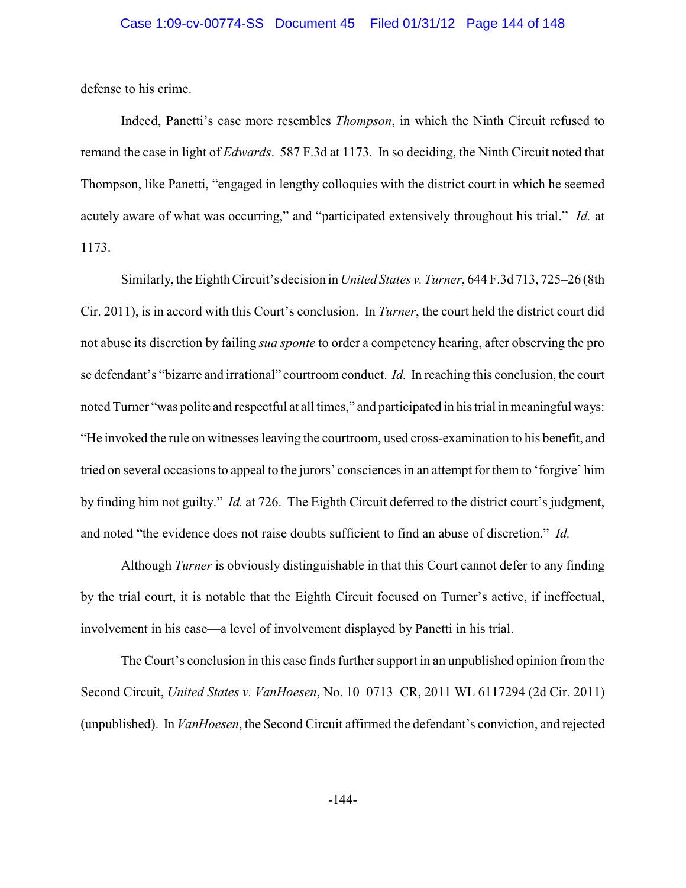defense to his crime.

Indeed, Panetti's case more resembles *Thompson*, in which the Ninth Circuit refused to remand the case in light of *Edwards*. 587 F.3d at 1173. In so deciding, the Ninth Circuit noted that Thompson, like Panetti, "engaged in lengthy colloquies with the district court in which he seemed acutely aware of what was occurring," and "participated extensively throughout his trial." *Id.* at 1173.

Similarly, the Eighth Circuit's decision in *United States v. Turner*, 644 F.3d 713, 725–26 (8th Cir. 2011), is in accord with this Court's conclusion. In *Turner*, the court held the district court did not abuse its discretion by failing *sua sponte* to order a competency hearing, after observing the pro se defendant's "bizarre and irrational" courtroom conduct. *Id.* In reaching this conclusion, the court noted Turner "was polite and respectful at all times," and participated in his trial in meaningful ways: "He invoked the rule on witnesses leaving the courtroom, used cross-examination to his benefit, and tried on several occasions to appeal to the jurors' consciences in an attempt for them to 'forgive' him by finding him not guilty." *Id.* at 726. The Eighth Circuit deferred to the district court's judgment, and noted "the evidence does not raise doubts sufficient to find an abuse of discretion." *Id.*

Although *Turner* is obviously distinguishable in that this Court cannot defer to any finding by the trial court, it is notable that the Eighth Circuit focused on Turner's active, if ineffectual, involvement in his case—a level of involvement displayed by Panetti in his trial.

The Court's conclusion in this case finds further support in an unpublished opinion from the Second Circuit, *United States v. VanHoesen*, No. 10–0713–CR, 2011 WL 6117294 (2d Cir. 2011) (unpublished). In *VanHoesen*, the Second Circuit affirmed the defendant's conviction, and rejected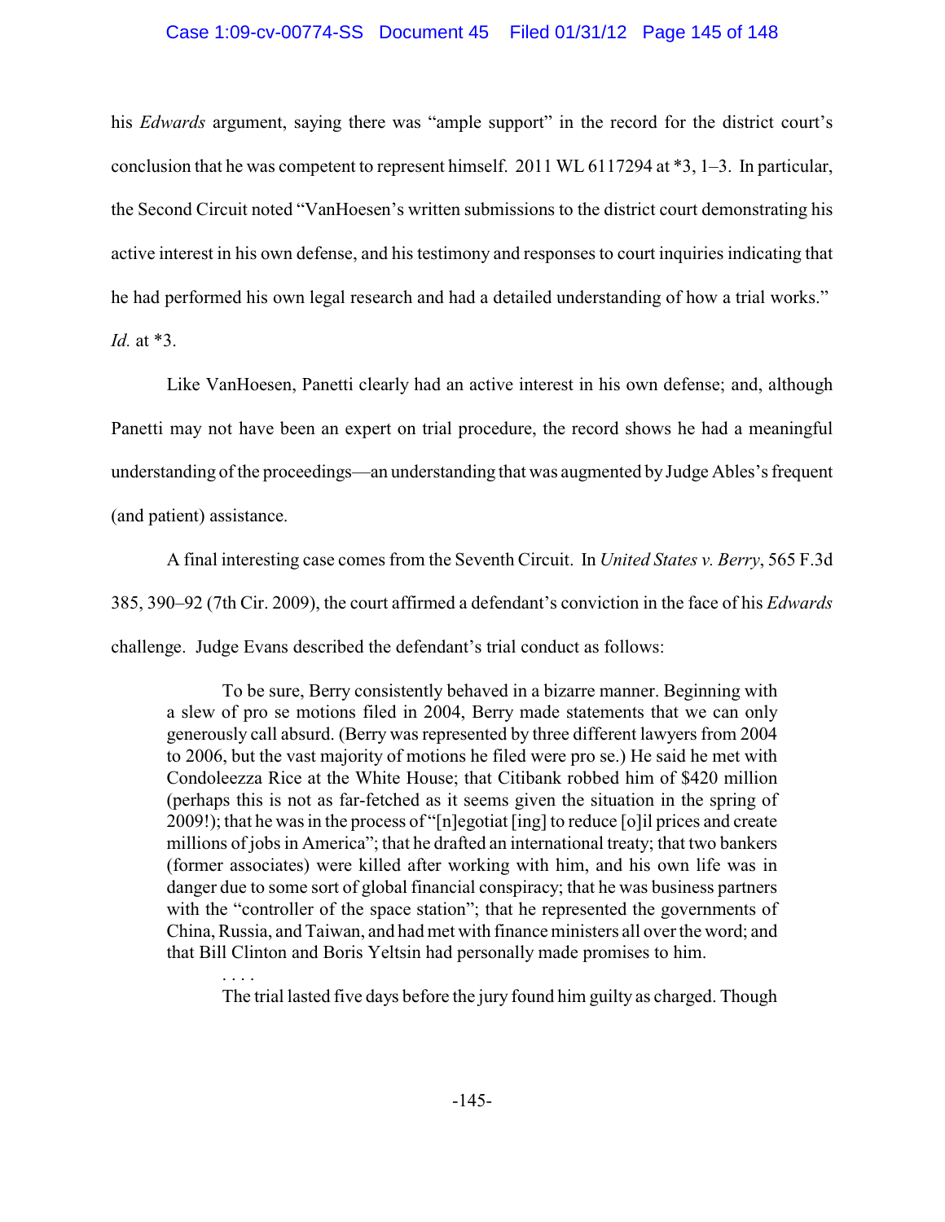his *Edwards* argument, saying there was "ample support" in the record for the district court's conclusion that he was competent to represent himself. 2011 WL 6117294 at *3, 1–3. In particular, the Second Circuit noted "VanHoesen's written submissions to the district court demonstrating his active interest in his own defense, and his testimony and responses to court inquiries indicating that he had performed his own legal research and had a detailed understanding of how a trial works." *Id.* at *3.

Like VanHoesen, Panetti clearly had an active interest in his own defense; and, although Panetti may not have been an expert on trial procedure, the record shows he had a meaningful understanding of the proceedings—an understanding that was augmented by Judge Ables's frequent (and patient) assistance.

A final interesting case comes from the Seventh Circuit. In *United States v. Berry*, 565 F.3d 385, 390–92 (7th Cir. 2009), the court affirmed a defendant's conviction in the face of his *Edwards* challenge. Judge Evans described the defendant's trial conduct as follows:

> To be sure, Berry consistently behaved in a bizarre manner. Beginning with a slew of pro se motions filed in 2004, Berry made statements that we can only generously call absurd. (Berry was represented by three different lawyers from 2004 to 2006, but the vast majority of motions he filed were pro se.) He said he met with Condoleezza Rice at the White House; that Citibank robbed him of $420 million (perhaps this is not as far-fetched as it seems given the situation in the spring of 2009!); that he was in the process of "[n]egotiat [ing] to reduce [o]il prices and create millions of jobs in America"; that he drafted an international treaty; that two bankers (former associates) were killed after working with him, and his own life was in danger due to some sort of global financial conspiracy; that he was business partners with the "controller of the space station"; that he represented the governments of China, Russia, and Taiwan, and had met with finance ministers all over the word; and that Bill Clinton and Boris Yeltsin had personally made promises to him.
>
> . . . .
>
> The trial lasted five days before the jury found him guilty as charged. Though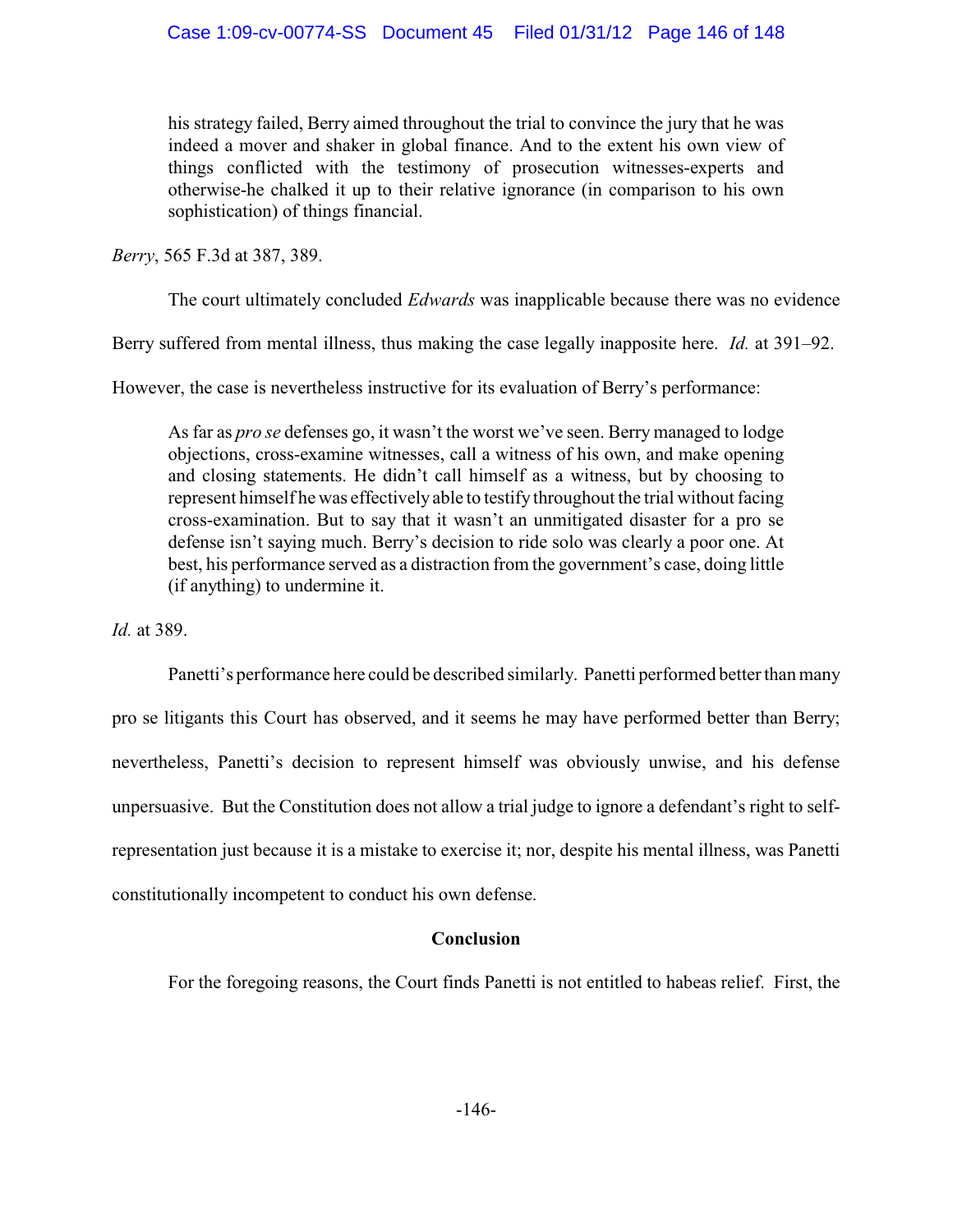> his strategy failed, Berry aimed throughout the trial to convince the jury that he was indeed a mover and shaker in global finance. And to the extent his own view of things conflicted with the testimony of prosecution witnesses-experts and otherwise-he chalked it up to their relative ignorance (in comparison to his own sophistication) of things financial.

*Berry*, 565 F.3d at 387, 389.

The court ultimately concluded *Edwards* was inapplicable because there was no evidence Berry suffered from mental illness, thus making the case legally inapposite here. *Id.* at 391–92. However, the case is nevertheless instructive for its evaluation of Berry's performance:

> As far as *pro se* defenses go, it wasn't the worst we've seen. Berry managed to lodge objections, cross-examine witnesses, call a witness of his own, and make opening and closing statements. He didn't call himself as a witness, but by choosing to represent himself he was effectively able to testify throughout the trial without facing cross-examination. But to say that it wasn't an unmitigated disaster for a pro se defense isn't saying much. Berry's decision to ride solo was clearly a poor one. At best, his performance served as a distraction from the government's case, doing little (if anything) to undermine it.

*Id.* at 389.

Panetti's performance here could be described similarly. Panetti performed better than many pro se litigants this Court has observed, and it seems he may have performed better than Berry; nevertheless, Panetti's decision to represent himself was obviously unwise, and his defense unpersuasive. But the Constitution does not allow a trial judge to ignore a defendant's right to self-representation just because it is a mistake to exercise it; nor, despite his mental illness, was Panetti constitutionally incompetent to conduct his own defense.

**Conclusion**

For the foregoing reasons, the Court finds Panetti is not entitled to habeas relief. First, the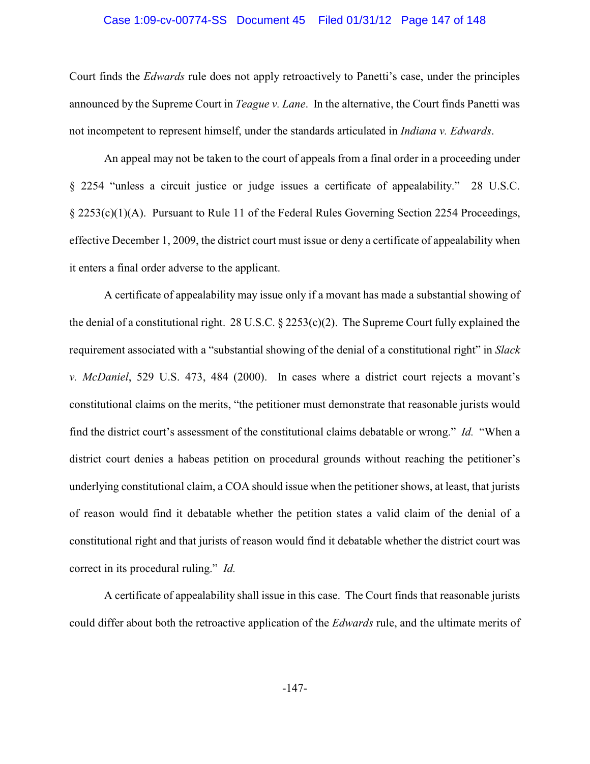Court finds the *Edwards* rule does not apply retroactively to Panetti's case, under the principles announced by the Supreme Court in *Teague v. Lane*. In the alternative, the Court finds Panetti was not incompetent to represent himself, under the standards articulated in *Indiana v. Edwards*.

An appeal may not be taken to the court of appeals from a final order in a proceeding under § 2254 "unless a circuit justice or judge issues a certificate of appealability." 28 U.S.C. § 2253(c)(1)(A). Pursuant to Rule 11 of the Federal Rules Governing Section 2254 Proceedings, effective December 1, 2009, the district court must issue or deny a certificate of appealability when it enters a final order adverse to the applicant.

A certificate of appealability may issue only if a movant has made a substantial showing of the denial of a constitutional right. 28 U.S.C. § 2253(c)(2). The Supreme Court fully explained the requirement associated with a "substantial showing of the denial of a constitutional right" in *Slack v. McDaniel*, 529 U.S. 473, 484 (2000). In cases where a district court rejects a movant's constitutional claims on the merits, "the petitioner must demonstrate that reasonable jurists would find the district court's assessment of the constitutional claims debatable or wrong." *Id.* "When a district court denies a habeas petition on procedural grounds without reaching the petitioner's underlying constitutional claim, a COA should issue when the petitioner shows, at least, that jurists of reason would find it debatable whether the petition states a valid claim of the denial of a constitutional right and that jurists of reason would find it debatable whether the district court was correct in its procedural ruling." *Id.*

A certificate of appealability shall issue in this case. The Court finds that reasonable jurists could differ about both the retroactive application of the *Edwards* rule, and the ultimate merits of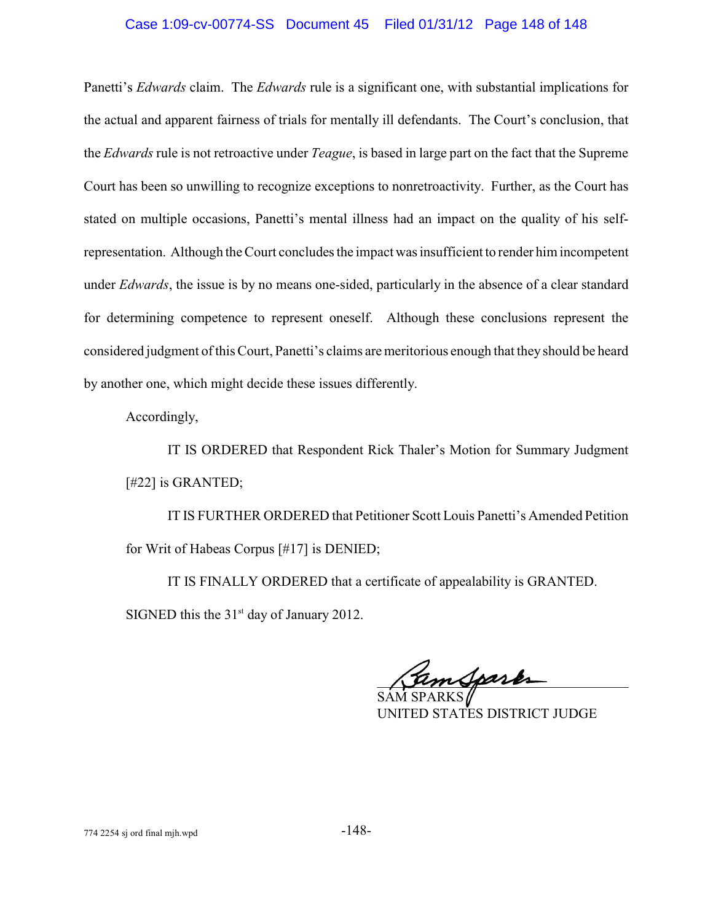Panetti's *Edwards* claim. The *Edwards* rule is a significant one, with substantial implications for the actual and apparent fairness of trials for mentally ill defendants. The Court's conclusion, that the *Edwards* rule is not retroactive under *Teague*, is based in large part on the fact that the Supreme Court has been so unwilling to recognize exceptions to nonretroactivity. Further, as the Court has stated on multiple occasions, Panetti's mental illness had an impact on the quality of his self-representation. Although the Court concludes the impact was insufficient to render him incompetent under *Edwards*, the issue is by no means one-sided, particularly in the absence of a clear standard for determining competence to represent oneself. Although these conclusions represent the considered judgment of this Court, Panetti's claims are meritorious enough that they should be heard by another one, which might decide these issues differently.

Accordingly,

IT IS ORDERED that Respondent Rick Thaler's Motion for Summary Judgment [#22] is GRANTED;

IT IS FURTHER ORDERED that Petitioner Scott Louis Panetti's Amended Petition for Writ of Habeas Corpus [#17] is DENIED;

IT IS FINALLY ORDERED that a certificate of appealability is GRANTED.

SIGNED this the 31st day of January 2012.

SAM SPARKS
UNITED STATES DISTRICT JUDGE

774 2254 sj ord final mjh.wpd